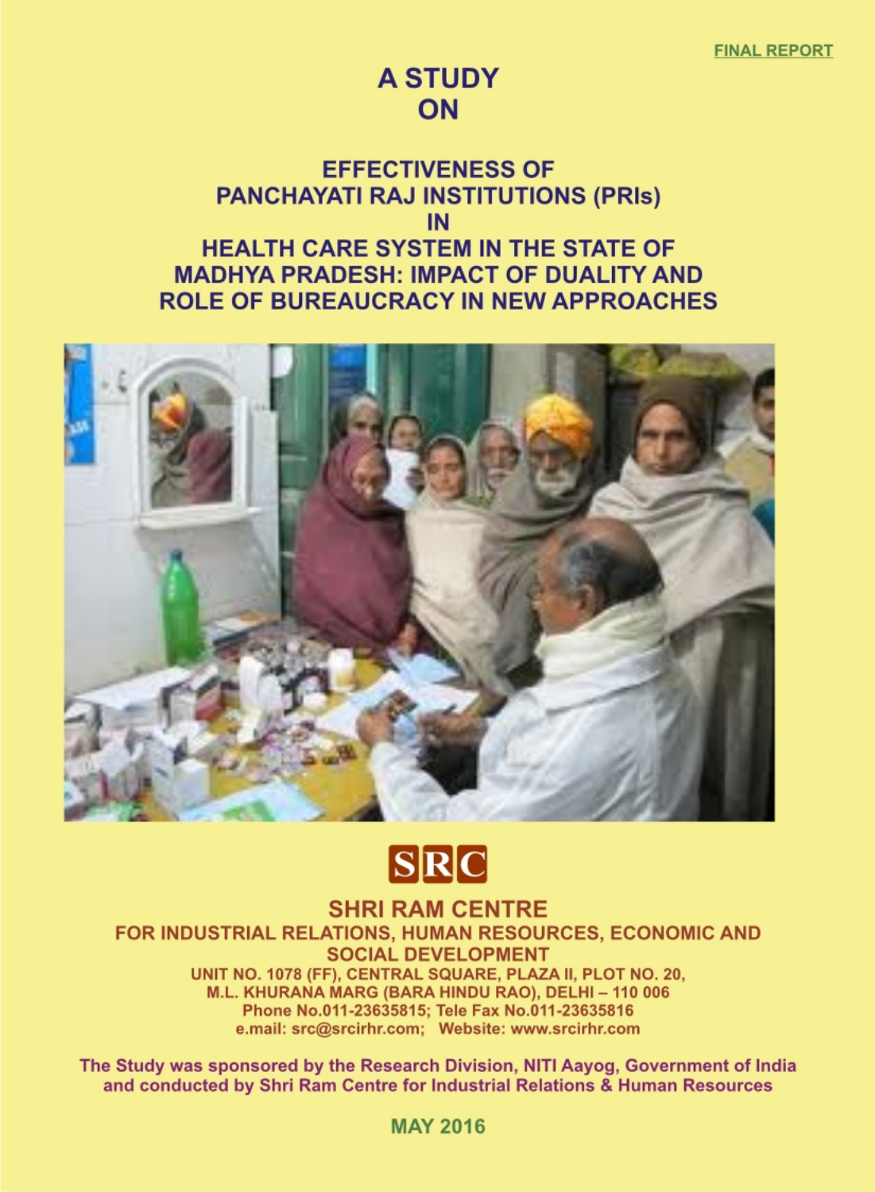**FINAL REPORT**

# A STUDY ON

# EFFECTIVENESS OF PANCHAYATI RAJ INSTITUTIONS (PRIs) IN HEALTH CARE SYSTEM IN THE STATE OF MADHYA PRADESH: IMPACT OF DUALITY AND ROLE OF BUREAUCRACY IN NEW APPROACHES

**SRC**

**SHRI RAM CENTRE**
**FOR INDUSTRIAL RELATIONS, HUMAN RESOURCES, ECONOMIC AND SOCIAL DEVELOPMENT**

UNIT NO. 1078 (FF), CENTRAL SQUARE, PLAZA II, PLOT NO. 20,
M.L. KHURANA MARG (BARA HINDU RAO), DELHI – 110 006
Phone No.011-23635815; Tele Fax No.011-23635816
e.mail: src@srcirhr.com; Website: www.srcirhr.com

**The Study was sponsored by the Research Division, NITI Aayog, Government of India and conducted by Shri Ram Centre for Industrial Relations & Human Resources**

**MAY 2016**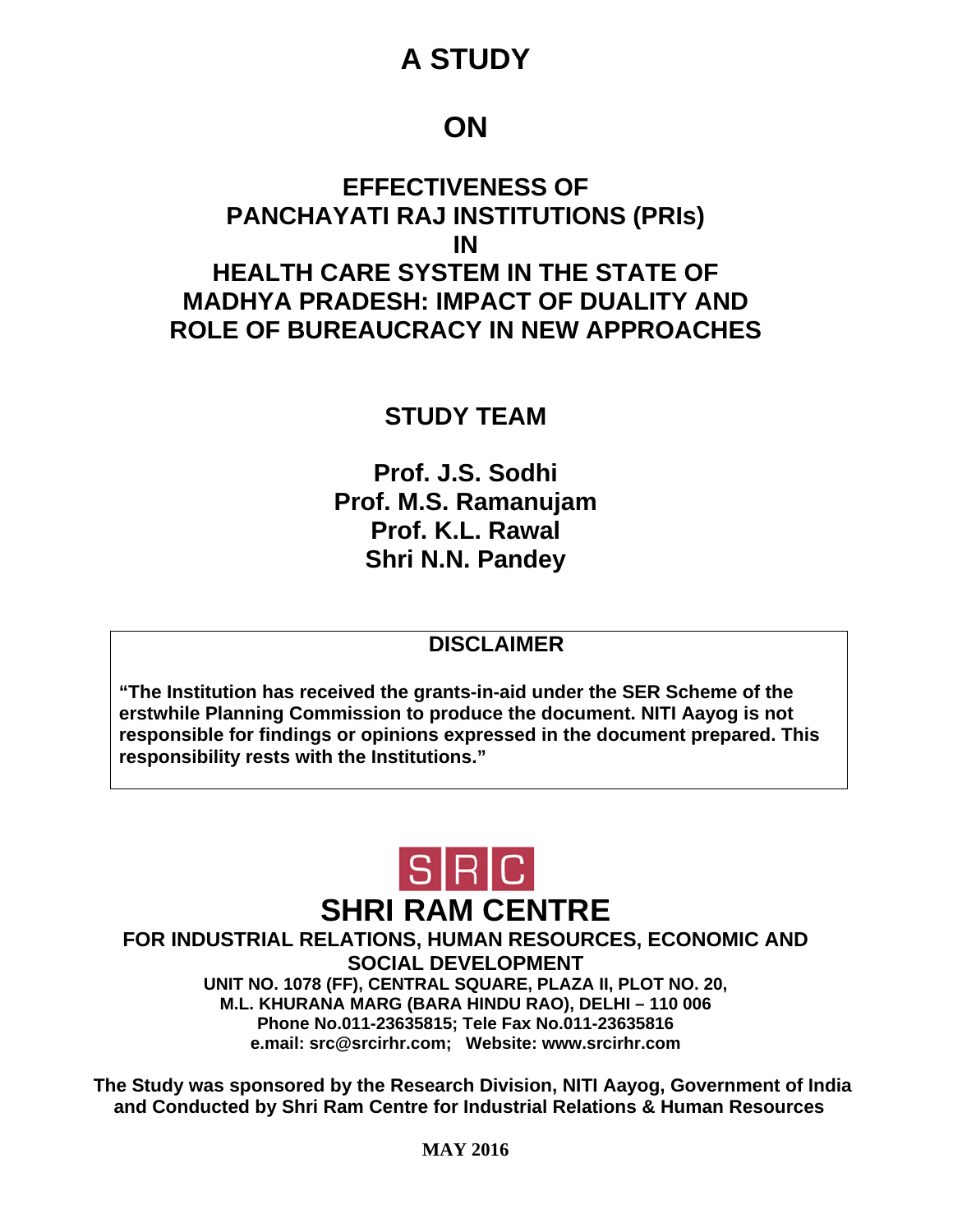# A STUDY

# ON

# EFFECTIVENESS OF PANCHAYATI RAJ INSTITUTIONS (PRIs) IN HEALTH CARE SYSTEM IN THE STATE OF MADHYA PRADESH: IMPACT OF DUALITY AND ROLE OF BUREAUCRACY IN NEW APPROACHES

## STUDY TEAM

**Prof. J.S. Sodhi**
**Prof. M.S. Ramanujam**
**Prof. K.L. Rawal**
**Shri N.N. Pandey**

**DISCLAIMER**

**"The Institution has received the grants-in-aid under the SER Scheme of the erstwhile Planning Commission to produce the document. NITI Aayog is not responsible for findings or opinions expressed in the document prepared. This responsibility rests with the Institutions."**

S|R|C

## SHRI RAM CENTRE

**FOR INDUSTRIAL RELATIONS, HUMAN RESOURCES, ECONOMIC AND SOCIAL DEVELOPMENT**

**UNIT NO. 1078 (FF), CENTRAL SQUARE, PLAZA II, PLOT NO. 20,**
**M.L. KHURANA MARG (BARA HINDU RAO), DELHI – 110 006**
**Phone No.011-23635815; Tele Fax No.011-23635816**
**e.mail: src@srcirhr.com; Website: www.srcirhr.com**

**The Study was sponsored by the Research Division, NITI Aayog, Government of India and Conducted by Shri Ram Centre for Industrial Relations & Human Resources**

**MAY 2016**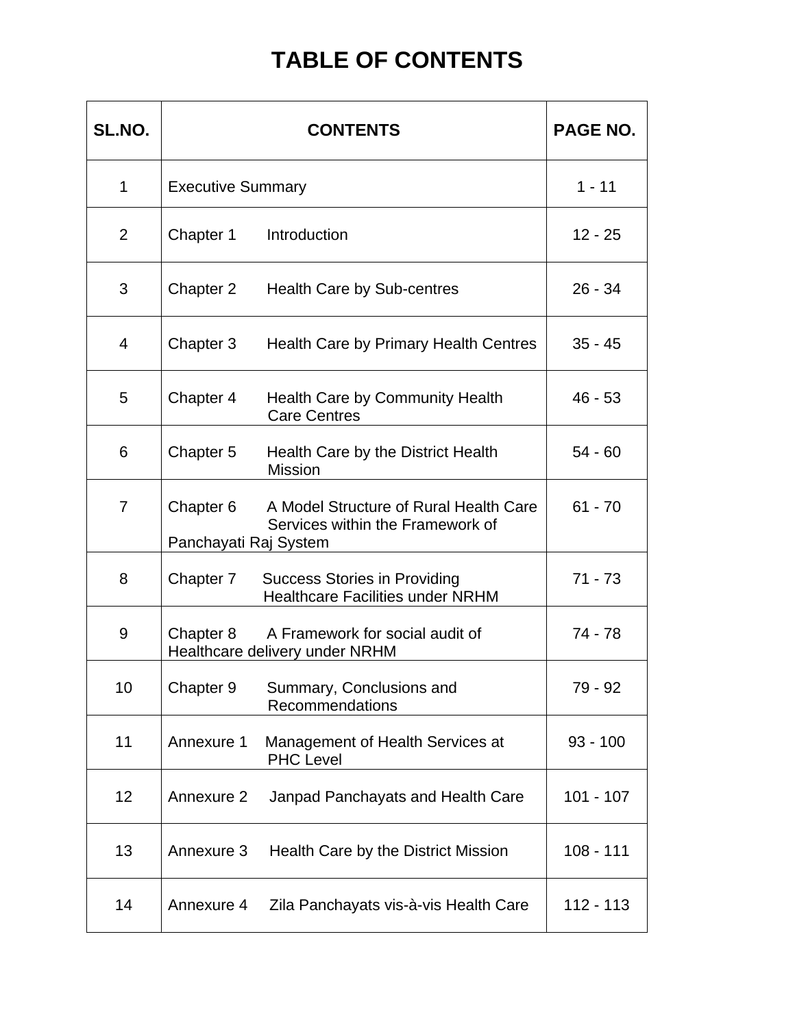# TABLE OF CONTENTS

| SL.NO. | CONTENTS | PAGE NO. |
|---|---|---|
| 1 | Executive Summary | 1 - 11 |
| 2 | Chapter 1 Introduction | 12 - 25 |
| 3 | Chapter 2 Health Care by Sub-centres | 26 - 34 |
| 4 | Chapter 3 Health Care by Primary Health Centres | 35 - 45 |
| 5 | Chapter 4 Health Care by Community Health Care Centres | 46 - 53 |
| 6 | Chapter 5 Health Care by the District Health Mission | 54 - 60 |
| 7 | Chapter 6 A Model Structure of Rural Health Care Services within the Framework of Panchayati Raj System | 61 - 70 |
| 8 | Chapter 7 Success Stories in Providing Healthcare Facilities under NRHM | 71 - 73 |
| 9 | Chapter 8 A Framework for social audit of Healthcare delivery under NRHM | 74 - 78 |
| 10 | Chapter 9 Summary, Conclusions and Recommendations | 79 - 92 |
| 11 | Annexure 1 Management of Health Services at PHC Level | 93 - 100 |
| 12 | Annexure 2 Janpad Panchayats and Health Care | 101 - 107 |
| 13 | Annexure 3 Health Care by the District Mission | 108 - 111 |
| 14 | Annexure 4 Zila Panchayats vis-à-vis Health Care | 112 - 113 |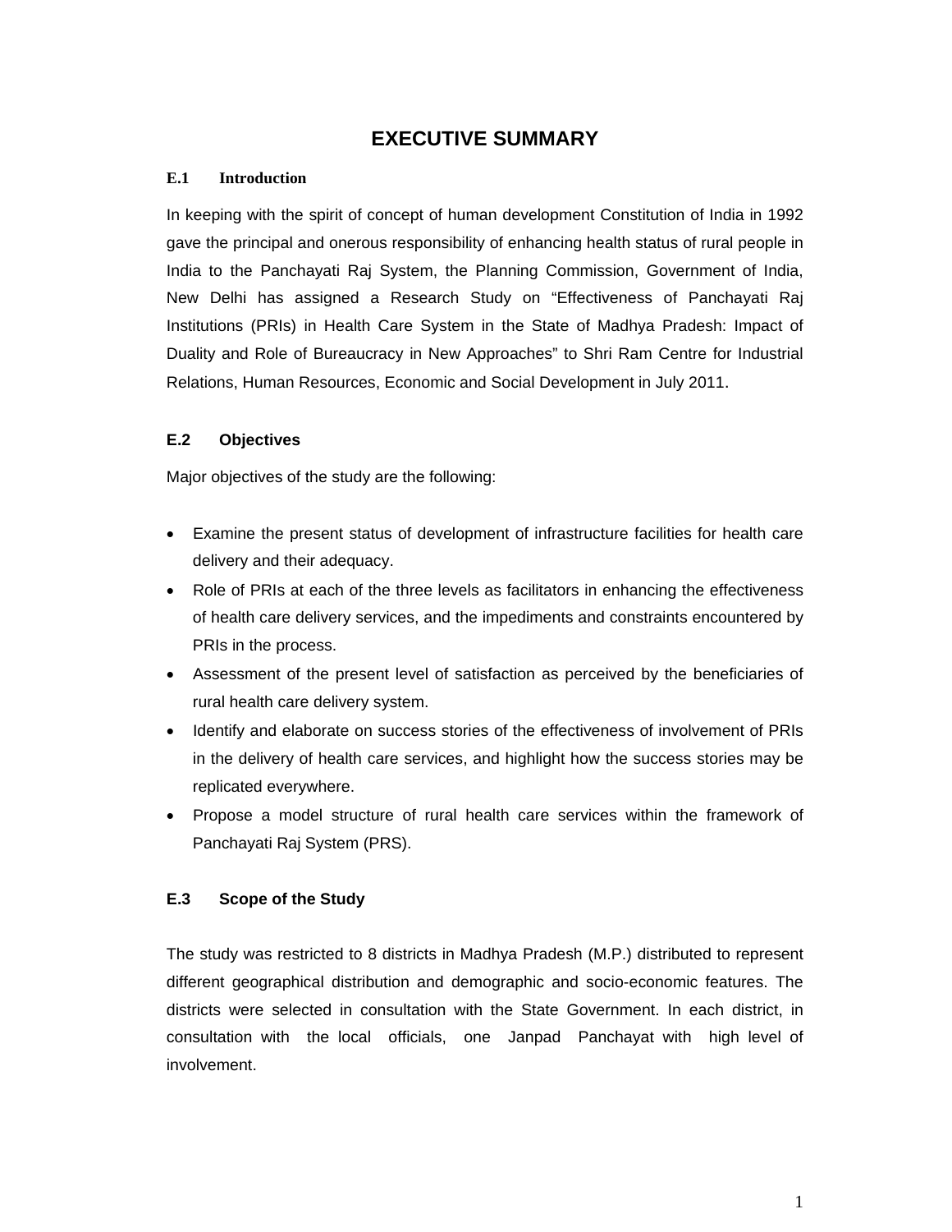# EXECUTIVE SUMMARY

### E.1 Introduction

In keeping with the spirit of concept of human development Constitution of India in 1992 gave the principal and onerous responsibility of enhancing health status of rural people in India to the Panchayati Raj System, the Planning Commission, Government of India, New Delhi has assigned a Research Study on "Effectiveness of Panchayati Raj Institutions (PRIs) in Health Care System in the State of Madhya Pradesh: Impact of Duality and Role of Bureaucracy in New Approaches" to Shri Ram Centre for Industrial Relations, Human Resources, Economic and Social Development in July 2011.

### E.2 Objectives

Major objectives of the study are the following:

- Examine the present status of development of infrastructure facilities for health care delivery and their adequacy.
- Role of PRIs at each of the three levels as facilitators in enhancing the effectiveness of health care delivery services, and the impediments and constraints encountered by PRIs in the process.
- Assessment of the present level of satisfaction as perceived by the beneficiaries of rural health care delivery system.
- Identify and elaborate on success stories of the effectiveness of involvement of PRIs in the delivery of health care services, and highlight how the success stories may be replicated everywhere.
- Propose a model structure of rural health care services within the framework of Panchayati Raj System (PRS).

### E.3 Scope of the Study

The study was restricted to 8 districts in Madhya Pradesh (M.P.) distributed to represent different geographical distribution and demographic and socio-economic features. The districts were selected in consultation with the State Government. In each district, in consultation with the local officials, one Janpad Panchayat with high level of involvement.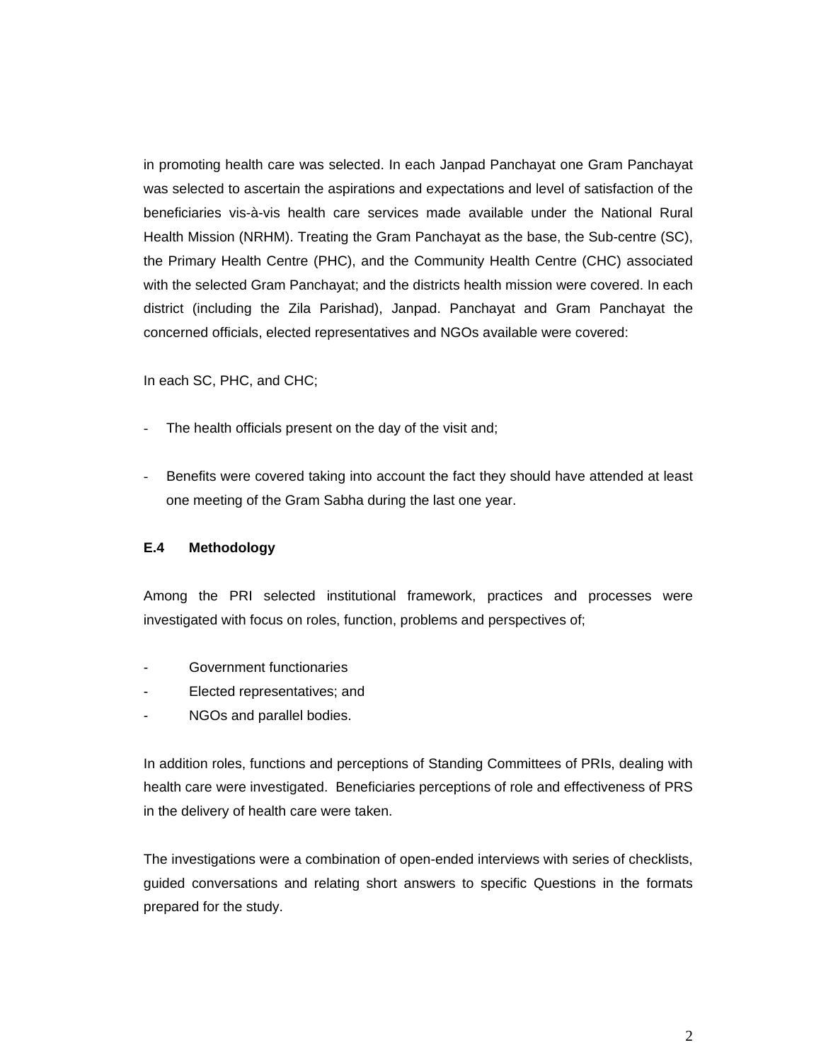in promoting health care was selected. In each Janpad Panchayat one Gram Panchayat was selected to ascertain the aspirations and expectations and level of satisfaction of the beneficiaries vis-à-vis health care services made available under the National Rural Health Mission (NRHM). Treating the Gram Panchayat as the base, the Sub-centre (SC), the Primary Health Centre (PHC), and the Community Health Centre (CHC) associated with the selected Gram Panchayat; and the districts health mission were covered. In each district (including the Zila Parishad), Janpad. Panchayat and Gram Panchayat the concerned officials, elected representatives and NGOs available were covered:

In each SC, PHC, and CHC;

- The health officials present on the day of the visit and;
- Benefits were covered taking into account the fact they should have attended at least one meeting of the Gram Sabha during the last one year.

### E.4 Methodology

Among the PRI selected institutional framework, practices and processes were investigated with focus on roles, function, problems and perspectives of;

- Government functionaries
- Elected representatives; and
- NGOs and parallel bodies.

In addition roles, functions and perceptions of Standing Committees of PRIs, dealing with health care were investigated. Beneficiaries perceptions of role and effectiveness of PRS in the delivery of health care were taken.

The investigations were a combination of open-ended interviews with series of checklists, guided conversations and relating short answers to specific Questions in the formats prepared for the study.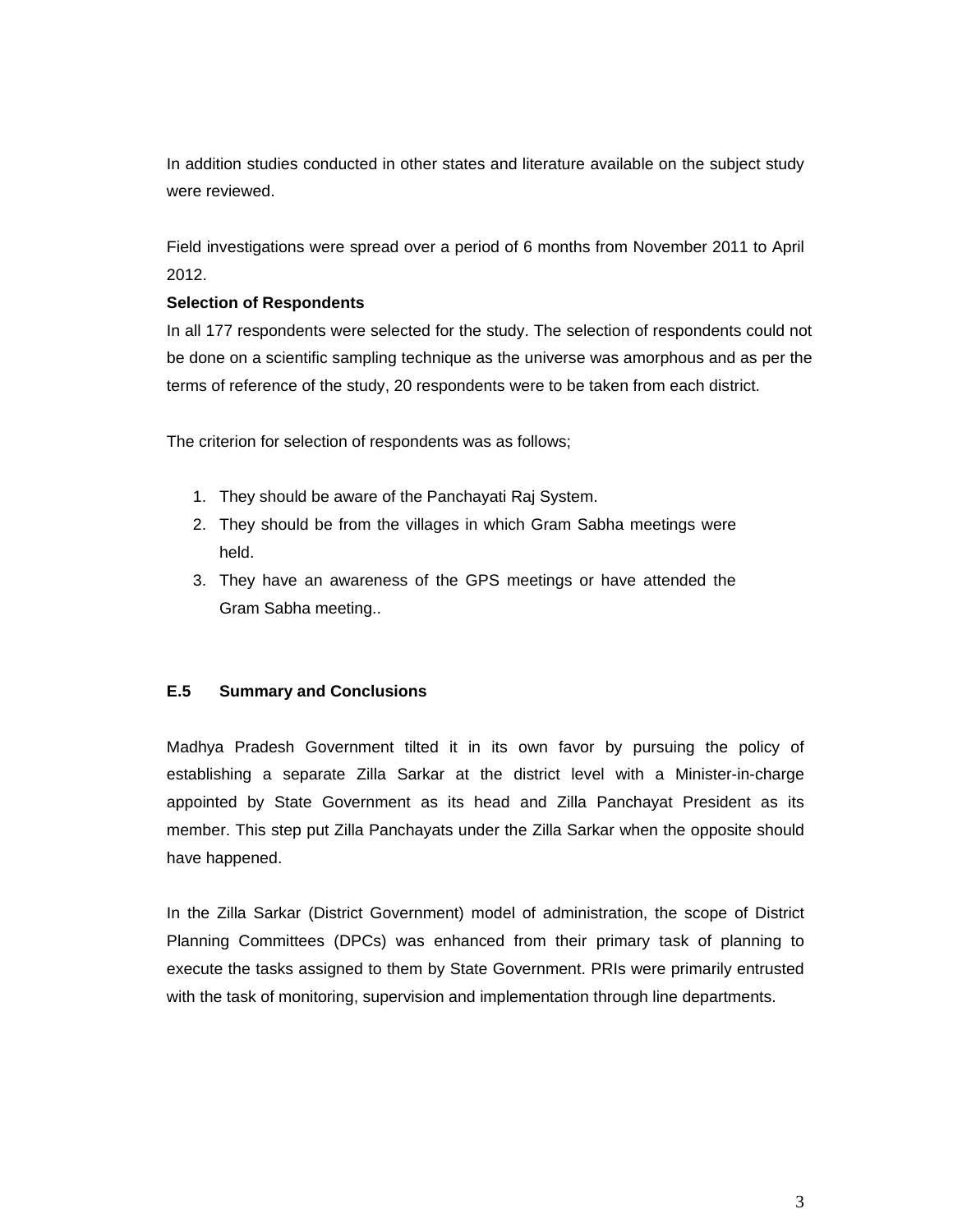In addition studies conducted in other states and literature available on the subject study were reviewed.

Field investigations were spread over a period of 6 months from November 2011 to April 2012.

**Selection of Respondents**

In all 177 respondents were selected for the study. The selection of respondents could not be done on a scientific sampling technique as the universe was amorphous and as per the terms of reference of the study, 20 respondents were to be taken from each district.

The criterion for selection of respondents was as follows;

1. They should be aware of the Panchayati Raj System.
2. They should be from the villages in which Gram Sabha meetings were held.
3. They have an awareness of the GPS meetings or have attended the Gram Sabha meeting..

## E.5 Summary and Conclusions

Madhya Pradesh Government tilted it in its own favor by pursuing the policy of establishing a separate Zilla Sarkar at the district level with a Minister-in-charge appointed by State Government as its head and Zilla Panchayat President as its member. This step put Zilla Panchayats under the Zilla Sarkar when the opposite should have happened.

In the Zilla Sarkar (District Government) model of administration, the scope of District Planning Committees (DPCs) was enhanced from their primary task of planning to execute the tasks assigned to them by State Government. PRIs were primarily entrusted with the task of monitoring, supervision and implementation through line departments.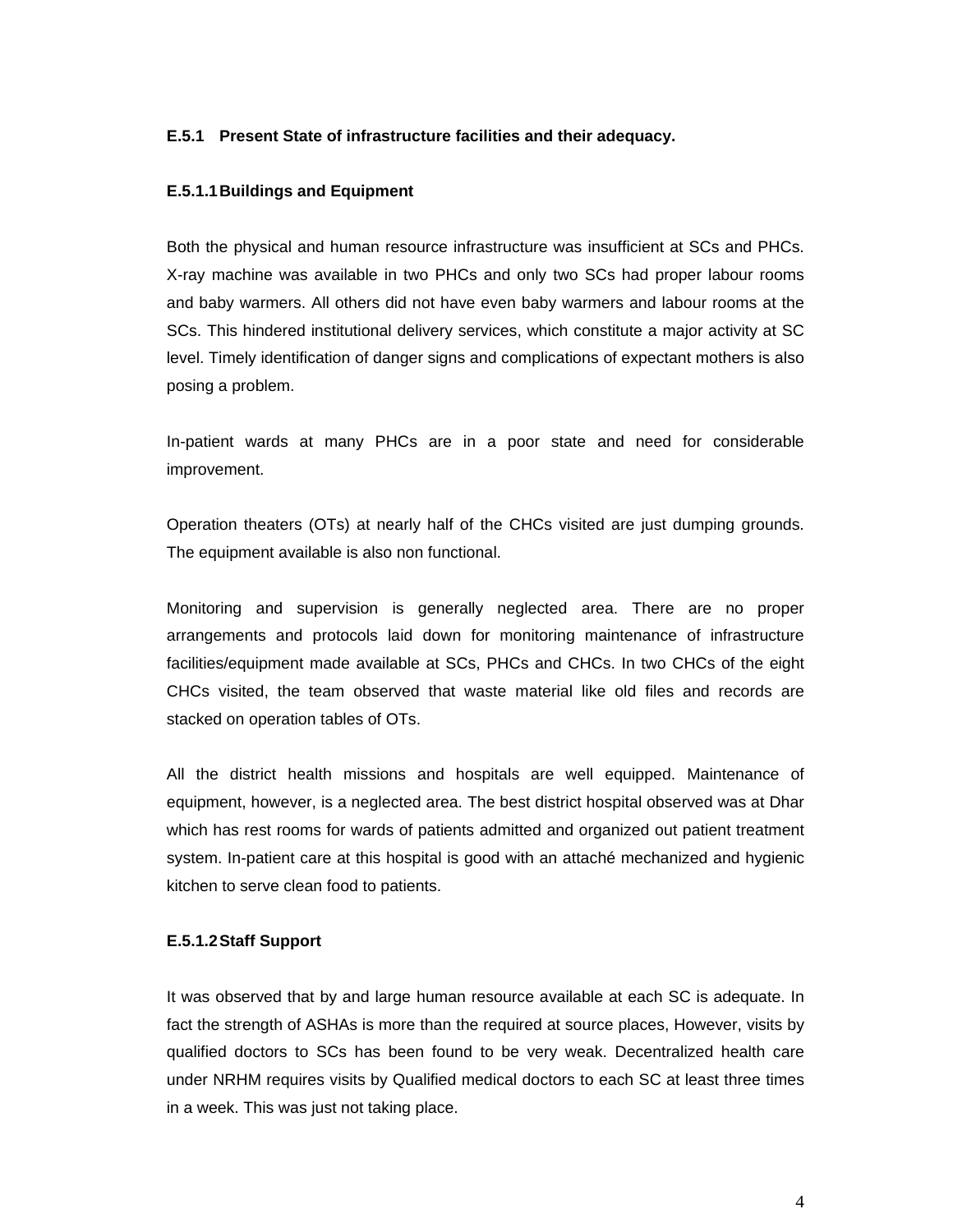### E.5.1 Present State of infrastructure facilities and their adequacy.

#### E.5.1.1 Buildings and Equipment

Both the physical and human resource infrastructure was insufficient at SCs and PHCs. X-ray machine was available in two PHCs and only two SCs had proper labour rooms and baby warmers. All others did not have even baby warmers and labour rooms at the SCs. This hindered institutional delivery services, which constitute a major activity at SC level. Timely identification of danger signs and complications of expectant mothers is also posing a problem.

In-patient wards at many PHCs are in a poor state and need for considerable improvement.

Operation theaters (OTs) at nearly half of the CHCs visited are just dumping grounds. The equipment available is also non functional.

Monitoring and supervision is generally neglected area. There are no proper arrangements and protocols laid down for monitoring maintenance of infrastructure facilities/equipment made available at SCs, PHCs and CHCs. In two CHCs of the eight CHCs visited, the team observed that waste material like old files and records are stacked on operation tables of OTs.

All the district health missions and hospitals are well equipped. Maintenance of equipment, however, is a neglected area. The best district hospital observed was at Dhar which has rest rooms for wards of patients admitted and organized out patient treatment system. In-patient care at this hospital is good with an attaché mechanized and hygienic kitchen to serve clean food to patients.

#### E.5.1.2 Staff Support

It was observed that by and large human resource available at each SC is adequate. In fact the strength of ASHAs is more than the required at source places, However, visits by qualified doctors to SCs has been found to be very weak. Decentralized health care under NRHM requires visits by Qualified medical doctors to each SC at least three times in a week. This was just not taking place.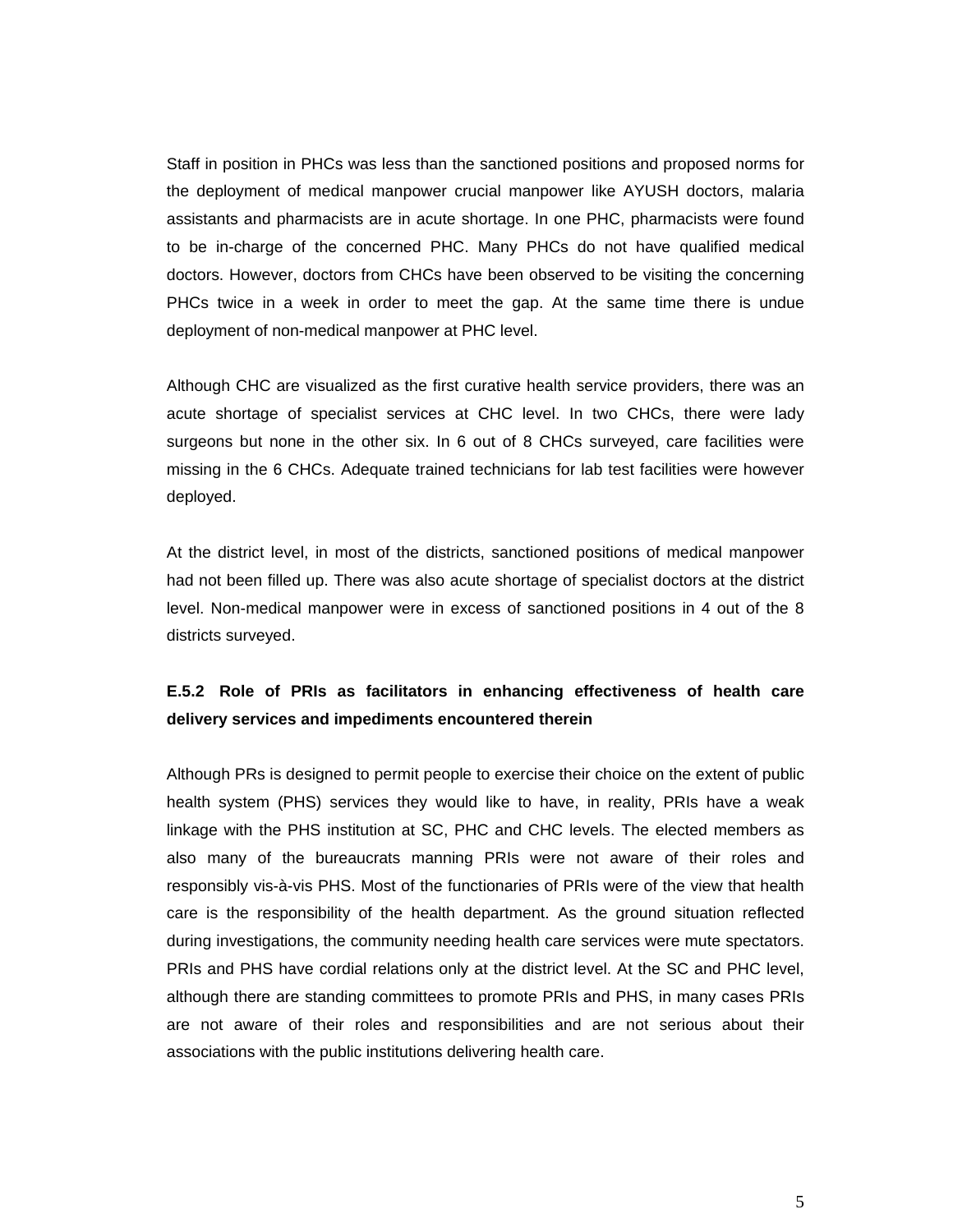Staff in position in PHCs was less than the sanctioned positions and proposed norms for the deployment of medical manpower crucial manpower like AYUSH doctors, malaria assistants and pharmacists are in acute shortage. In one PHC, pharmacists were found to be in-charge of the concerned PHC. Many PHCs do not have qualified medical doctors. However, doctors from CHCs have been observed to be visiting the concerning PHCs twice in a week in order to meet the gap. At the same time there is undue deployment of non-medical manpower at PHC level.

Although CHC are visualized as the first curative health service providers, there was an acute shortage of specialist services at CHC level. In two CHCs, there were lady surgeons but none in the other six. In 6 out of 8 CHCs surveyed, care facilities were missing in the 6 CHCs. Adequate trained technicians for lab test facilities were however deployed.

At the district level, in most of the districts, sanctioned positions of medical manpower had not been filled up. There was also acute shortage of specialist doctors at the district level. Non-medical manpower were in excess of sanctioned positions in 4 out of the 8 districts surveyed.

### E.5.2 Role of PRIs as facilitators in enhancing effectiveness of health care delivery services and impediments encountered therein

Although PRs is designed to permit people to exercise their choice on the extent of public health system (PHS) services they would like to have, in reality, PRIs have a weak linkage with the PHS institution at SC, PHC and CHC levels. The elected members as also many of the bureaucrats manning PRIs were not aware of their roles and responsibly vis-à-vis PHS. Most of the functionaries of PRIs were of the view that health care is the responsibility of the health department. As the ground situation reflected during investigations, the community needing health care services were mute spectators. PRIs and PHS have cordial relations only at the district level. At the SC and PHC level, although there are standing committees to promote PRIs and PHS, in many cases PRIs are not aware of their roles and responsibilities and are not serious about their associations with the public institutions delivering health care.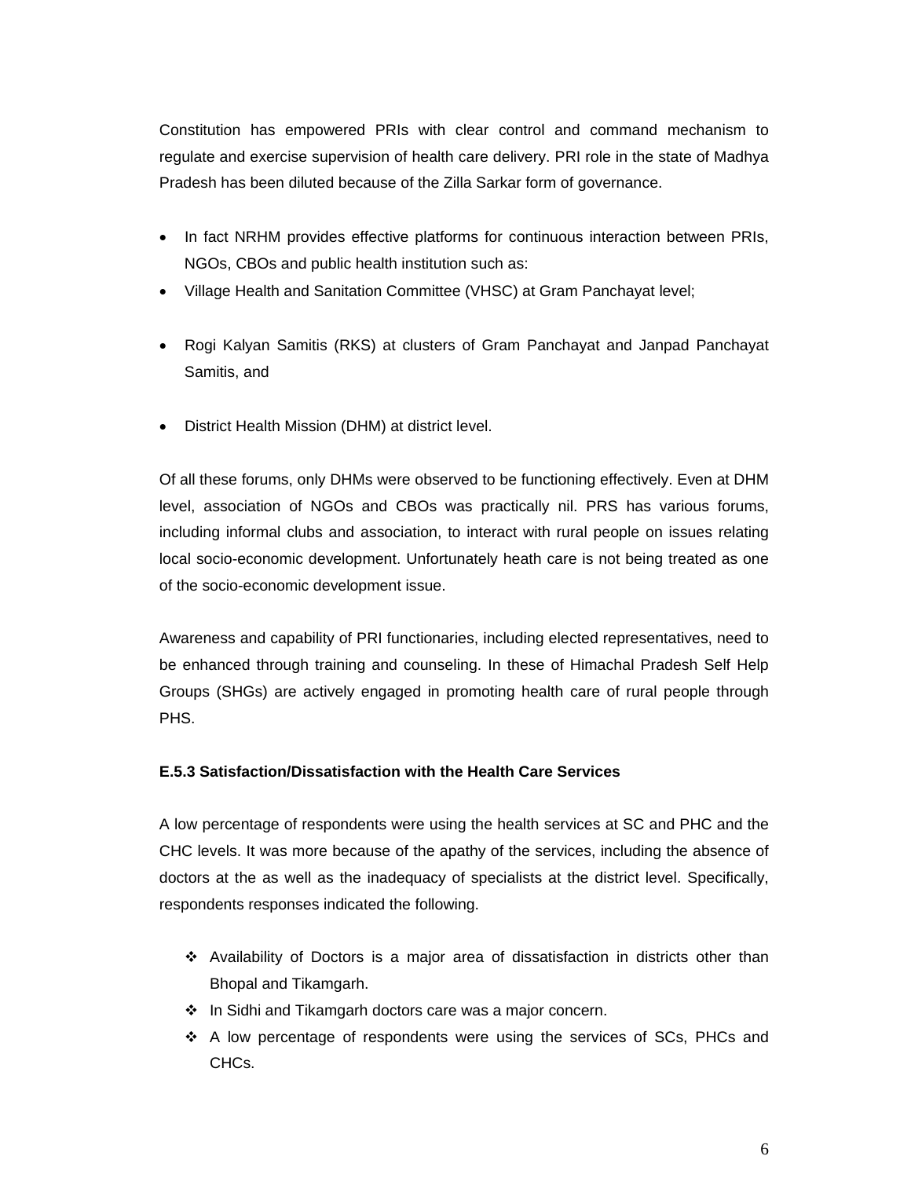Constitution has empowered PRIs with clear control and command mechanism to regulate and exercise supervision of health care delivery. PRI role in the state of Madhya Pradesh has been diluted because of the Zilla Sarkar form of governance.

- In fact NRHM provides effective platforms for continuous interaction between PRIs, NGOs, CBOs and public health institution such as:
- Village Health and Sanitation Committee (VHSC) at Gram Panchayat level;
- Rogi Kalyan Samitis (RKS) at clusters of Gram Panchayat and Janpad Panchayat Samitis, and
- District Health Mission (DHM) at district level.

Of all these forums, only DHMs were observed to be functioning effectively. Even at DHM level, association of NGOs and CBOs was practically nil. PRS has various forums, including informal clubs and association, to interact with rural people on issues relating local socio-economic development. Unfortunately heath care is not being treated as one of the socio-economic development issue.

Awareness and capability of PRI functionaries, including elected representatives, need to be enhanced through training and counseling. In these of Himachal Pradesh Self Help Groups (SHGs) are actively engaged in promoting health care of rural people through PHS.

**E.5.3 Satisfaction/Dissatisfaction with the Health Care Services**

A low percentage of respondents were using the health services at SC and PHC and the CHC levels. It was more because of the apathy of the services, including the absence of doctors at the as well as the inadequacy of specialists at the district level. Specifically, respondents responses indicated the following.

- Availability of Doctors is a major area of dissatisfaction in districts other than Bhopal and Tikamgarh.
- In Sidhi and Tikamgarh doctors care was a major concern.
- A low percentage of respondents were using the services of SCs, PHCs and CHCs.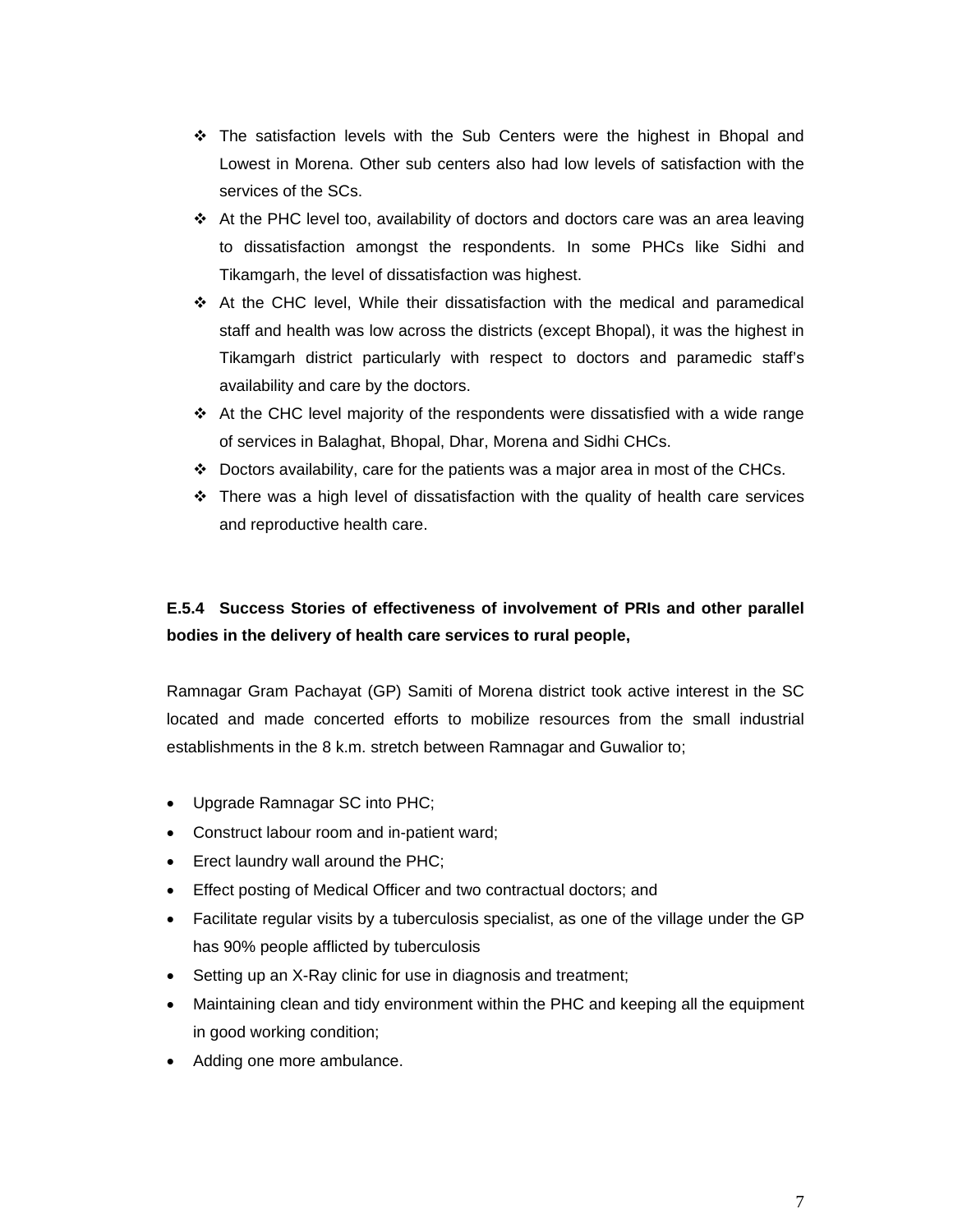- The satisfaction levels with the Sub Centers were the highest in Bhopal and Lowest in Morena. Other sub centers also had low levels of satisfaction with the services of the SCs.
- At the PHC level too, availability of doctors and doctors care was an area leaving to dissatisfaction amongst the respondents. In some PHCs like Sidhi and Tikamgarh, the level of dissatisfaction was highest.
- At the CHC level, While their dissatisfaction with the medical and paramedical staff and health was low across the districts (except Bhopal), it was the highest in Tikamgarh district particularly with respect to doctors and paramedic staff's availability and care by the doctors.
- At the CHC level majority of the respondents were dissatisfied with a wide range of services in Balaghat, Bhopal, Dhar, Morena and Sidhi CHCs.
- Doctors availability, care for the patients was a major area in most of the CHCs.
- There was a high level of dissatisfaction with the quality of health care services and reproductive health care.

### E.5.4 Success Stories of effectiveness of involvement of PRIs and other parallel bodies in the delivery of health care services to rural people,

Ramnagar Gram Pachayat (GP) Samiti of Morena district took active interest in the SC located and made concerted efforts to mobilize resources from the small industrial establishments in the 8 k.m. stretch between Ramnagar and Guwalior to;

- Upgrade Ramnagar SC into PHC;
- Construct labour room and in-patient ward;
- Erect laundry wall around the PHC;
- Effect posting of Medical Officer and two contractual doctors; and
- Facilitate regular visits by a tuberculosis specialist, as one of the village under the GP has 90% people afflicted by tuberculosis
- Setting up an X-Ray clinic for use in diagnosis and treatment;
- Maintaining clean and tidy environment within the PHC and keeping all the equipment in good working condition;
- Adding one more ambulance.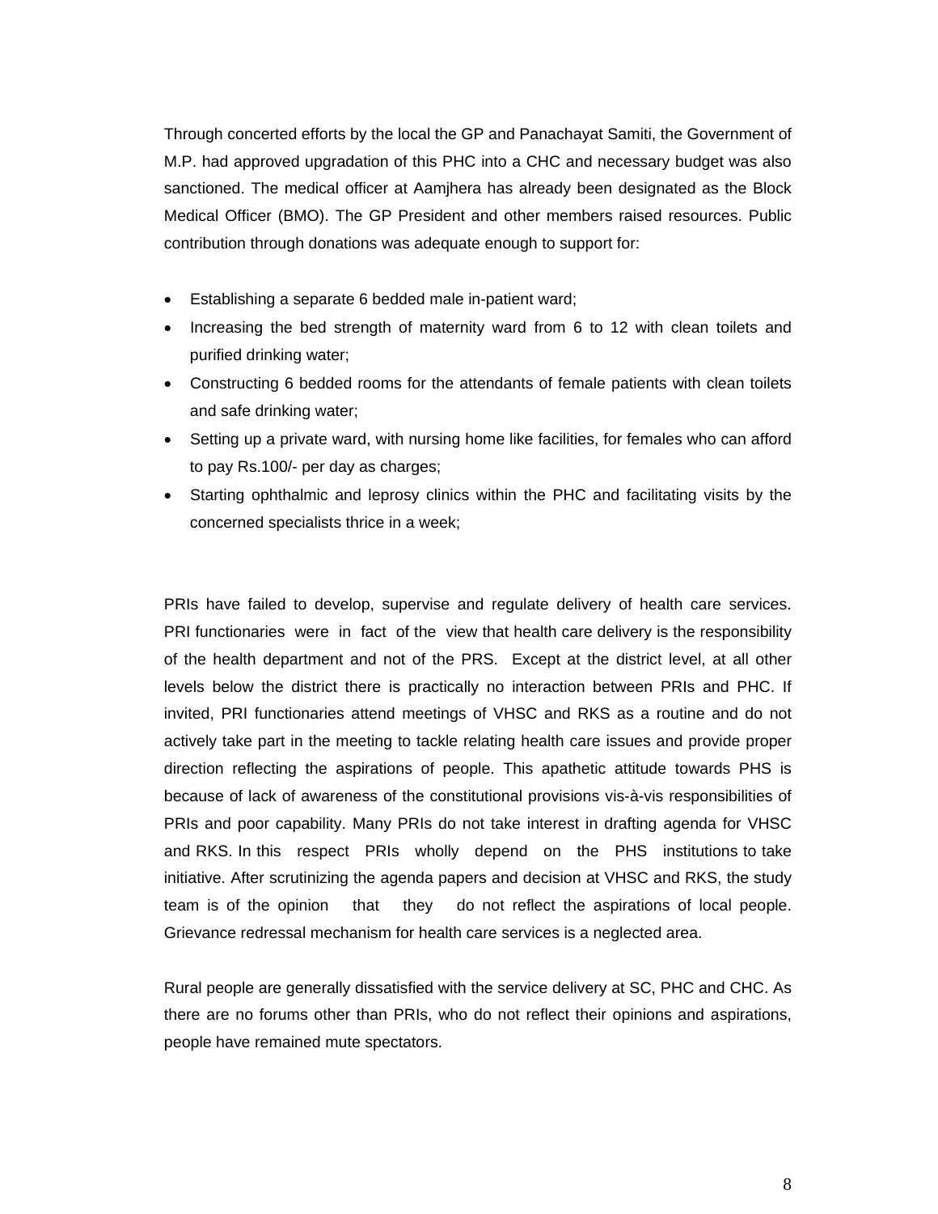Through concerted efforts by the local the GP and Panachayat Samiti, the Government of M.P. had approved upgradation of this PHC into a CHC and necessary budget was also sanctioned. The medical officer at Aamjhera has already been designated as the Block Medical Officer (BMO). The GP President and other members raised resources. Public contribution through donations was adequate enough to support for:

- Establishing a separate 6 bedded male in-patient ward;
- Increasing the bed strength of maternity ward from 6 to 12 with clean toilets and purified drinking water;
- Constructing 6 bedded rooms for the attendants of female patients with clean toilets and safe drinking water;
- Setting up a private ward, with nursing home like facilities, for females who can afford to pay Rs.100/- per day as charges;
- Starting ophthalmic and leprosy clinics within the PHC and facilitating visits by the concerned specialists thrice in a week;

PRIs have failed to develop, supervise and regulate delivery of health care services. PRI functionaries were in fact of the view that health care delivery is the responsibility of the health department and not of the PRS. Except at the district level, at all other levels below the district there is practically no interaction between PRIs and PHC. If invited, PRI functionaries attend meetings of VHSC and RKS as a routine and do not actively take part in the meeting to tackle relating health care issues and provide proper direction reflecting the aspirations of people. This apathetic attitude towards PHS is because of lack of awareness of the constitutional provisions vis-à-vis responsibilities of PRIs and poor capability. Many PRIs do not take interest in drafting agenda for VHSC and RKS. In this respect PRIs wholly depend on the PHS institutions to take initiative. After scrutinizing the agenda papers and decision at VHSC and RKS, the study team is of the opinion that they do not reflect the aspirations of local people. Grievance redressal mechanism for health care services is a neglected area.

Rural people are generally dissatisfied with the service delivery at SC, PHC and CHC. As there are no forums other than PRIs, who do not reflect their opinions and aspirations, people have remained mute spectators.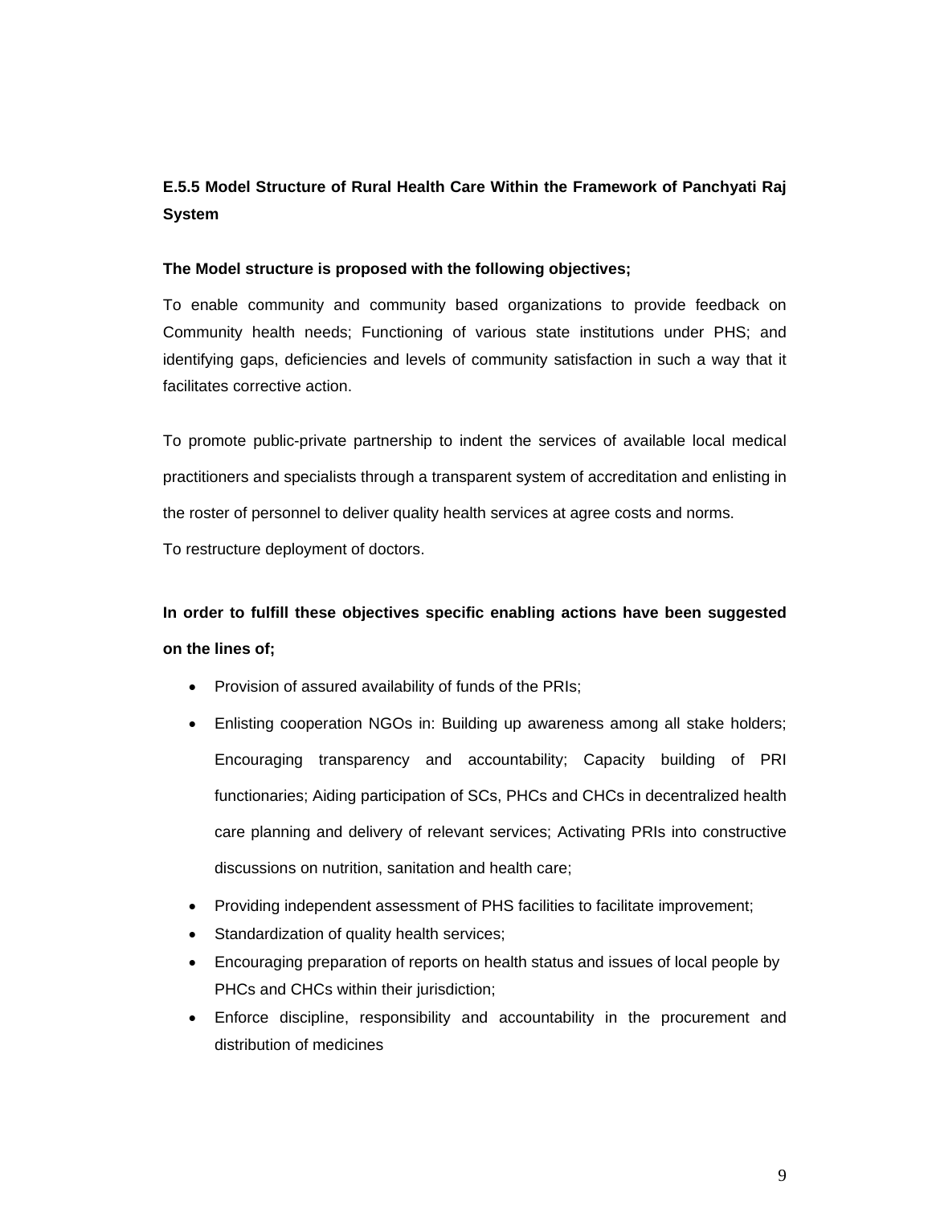### E.5.5 Model Structure of Rural Health Care Within the Framework of Panchyati Raj System

**The Model structure is proposed with the following objectives;**

To enable community and community based organizations to provide feedback on Community health needs; Functioning of various state institutions under PHS; and identifying gaps, deficiencies and levels of community satisfaction in such a way that it facilitates corrective action.

To promote public-private partnership to indent the services of available local medical practitioners and specialists through a transparent system of accreditation and enlisting in the roster of personnel to deliver quality health services at agree costs and norms.

To restructure deployment of doctors.

**In order to fulfill these objectives specific enabling actions have been suggested on the lines of;**

- Provision of assured availability of funds of the PRIs;
- Enlisting cooperation NGOs in: Building up awareness among all stake holders; Encouraging transparency and accountability; Capacity building of PRI functionaries; Aiding participation of SCs, PHCs and CHCs in decentralized health care planning and delivery of relevant services; Activating PRIs into constructive discussions on nutrition, sanitation and health care;
- Providing independent assessment of PHS facilities to facilitate improvement;
- Standardization of quality health services;
- Encouraging preparation of reports on health status and issues of local people by PHCs and CHCs within their jurisdiction;
- Enforce discipline, responsibility and accountability in the procurement and distribution of medicines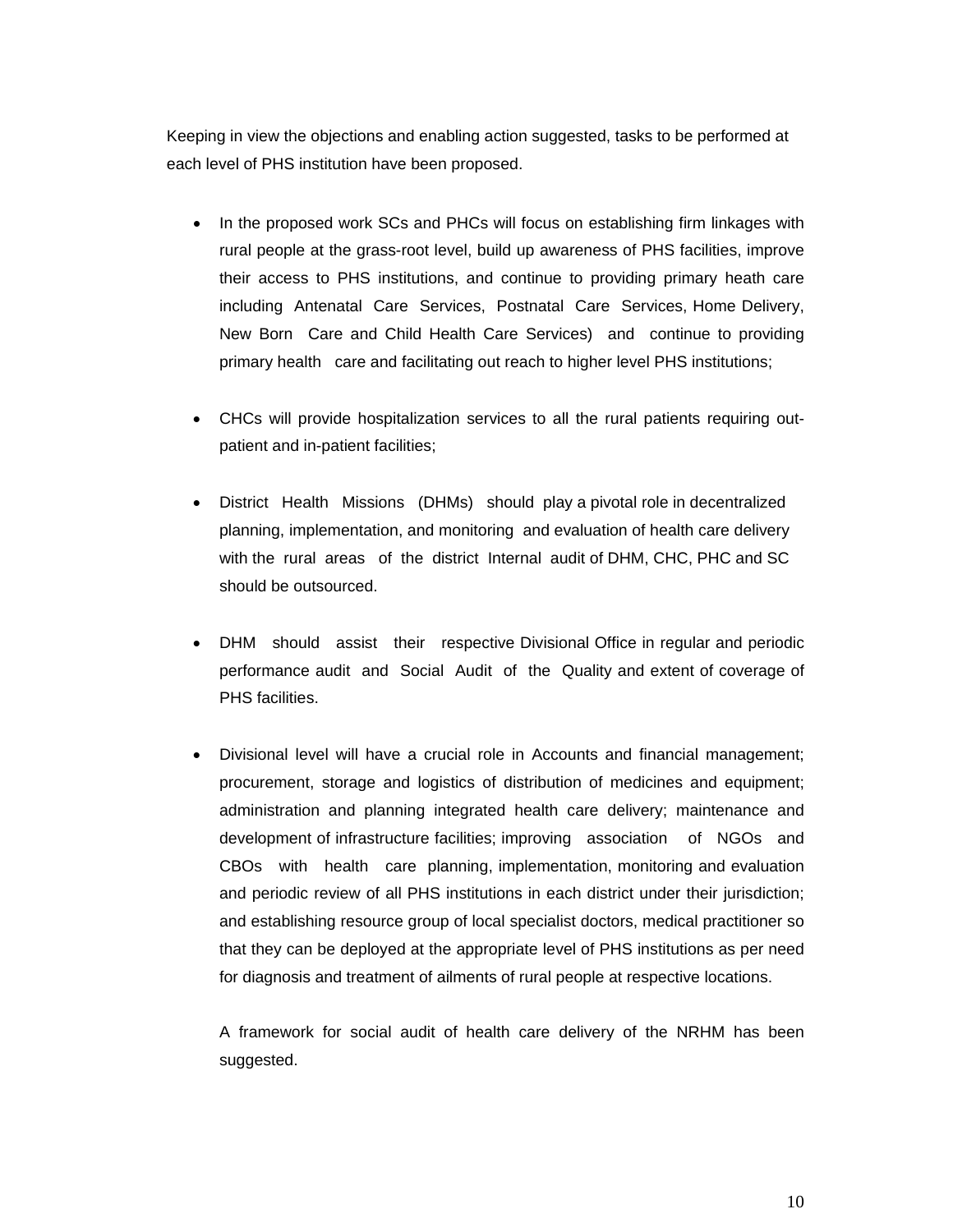Keeping in view the objections and enabling action suggested, tasks to be performed at each level of PHS institution have been proposed.

- In the proposed work SCs and PHCs will focus on establishing firm linkages with rural people at the grass-root level, build up awareness of PHS facilities, improve their access to PHS institutions, and continue to providing primary heath care including Antenatal Care Services, Postnatal Care Services, Home Delivery, New Born Care and Child Health Care Services) and continue to providing primary health care and facilitating out reach to higher level PHS institutions;

- CHCs will provide hospitalization services to all the rural patients requiring out-patient and in-patient facilities;

- District Health Missions (DHMs) should play a pivotal role in decentralized planning, implementation, and monitoring and evaluation of health care delivery with the rural areas of the district Internal audit of DHM, CHC, PHC and SC should be outsourced.

- DHM should assist their respective Divisional Office in regular and periodic performance audit and Social Audit of the Quality and extent of coverage of PHS facilities.

- Divisional level will have a crucial role in Accounts and financial management; procurement, storage and logistics of distribution of medicines and equipment; administration and planning integrated health care delivery; maintenance and development of infrastructure facilities; improving association of NGOs and CBOs with health care planning, implementation, monitoring and evaluation and periodic review of all PHS institutions in each district under their jurisdiction; and establishing resource group of local specialist doctors, medical practitioner so that they can be deployed at the appropriate level of PHS institutions as per need for diagnosis and treatment of ailments of rural people at respective locations.

  A framework for social audit of health care delivery of the NRHM has been suggested.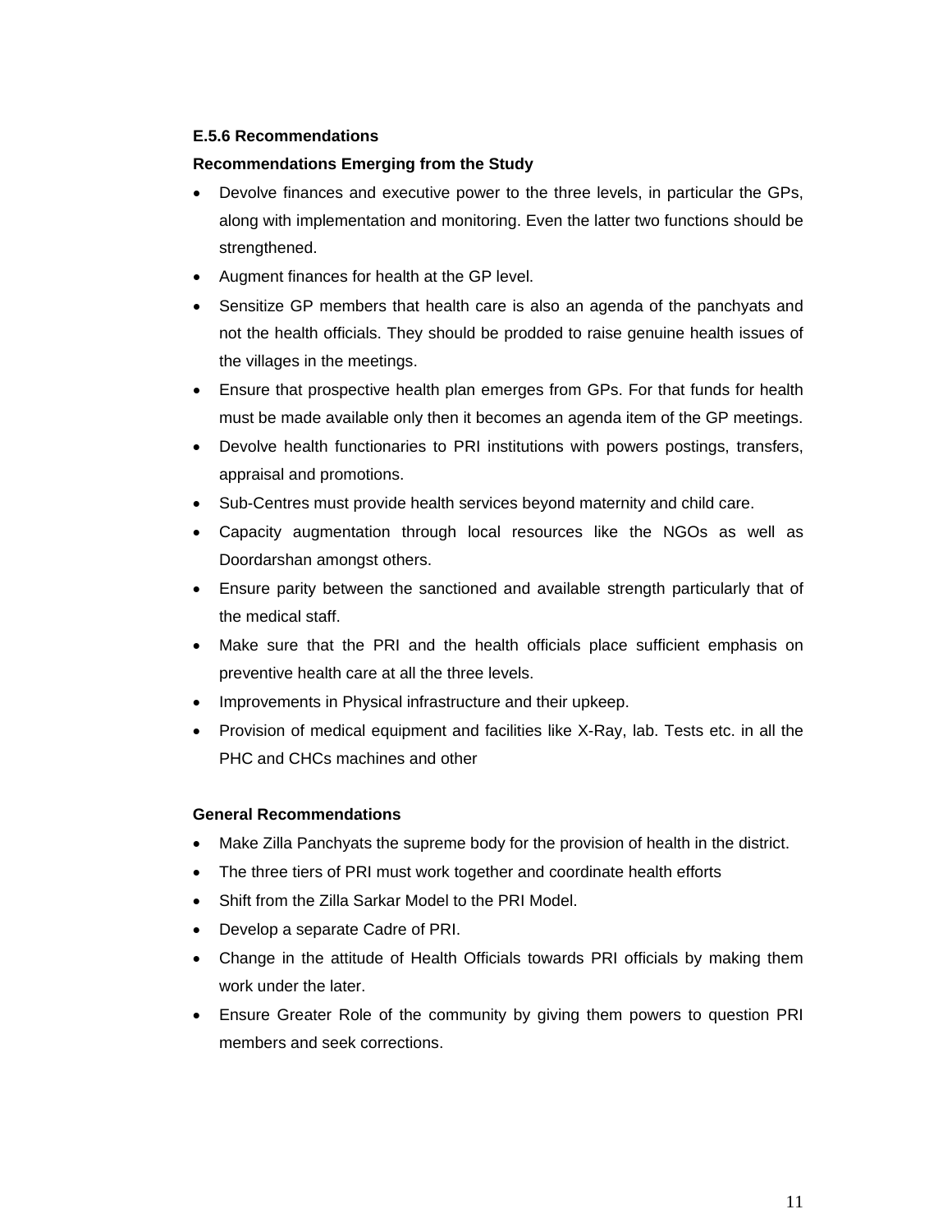### E.5.6 Recommendations

**Recommendations Emerging from the Study**

- Devolve finances and executive power to the three levels, in particular the GPs, along with implementation and monitoring. Even the latter two functions should be strengthened.
- Augment finances for health at the GP level.
- Sensitize GP members that health care is also an agenda of the panchyats and not the health officials. They should be prodded to raise genuine health issues of the villages in the meetings.
- Ensure that prospective health plan emerges from GPs. For that funds for health must be made available only then it becomes an agenda item of the GP meetings.
- Devolve health functionaries to PRI institutions with powers postings, transfers, appraisal and promotions.
- Sub-Centres must provide health services beyond maternity and child care.
- Capacity augmentation through local resources like the NGOs as well as Doordarshan amongst others.
- Ensure parity between the sanctioned and available strength particularly that of the medical staff.
- Make sure that the PRI and the health officials place sufficient emphasis on preventive health care at all the three levels.
- Improvements in Physical infrastructure and their upkeep.
- Provision of medical equipment and facilities like X-Ray, lab. Tests etc. in all the PHC and CHCs machines and other

**General Recommendations**

- Make Zilla Panchyats the supreme body for the provision of health in the district.
- The three tiers of PRI must work together and coordinate health efforts
- Shift from the Zilla Sarkar Model to the PRI Model.
- Develop a separate Cadre of PRI.
- Change in the attitude of Health Officials towards PRI officials by making them work under the later.
- Ensure Greater Role of the community by giving them powers to question PRI members and seek corrections.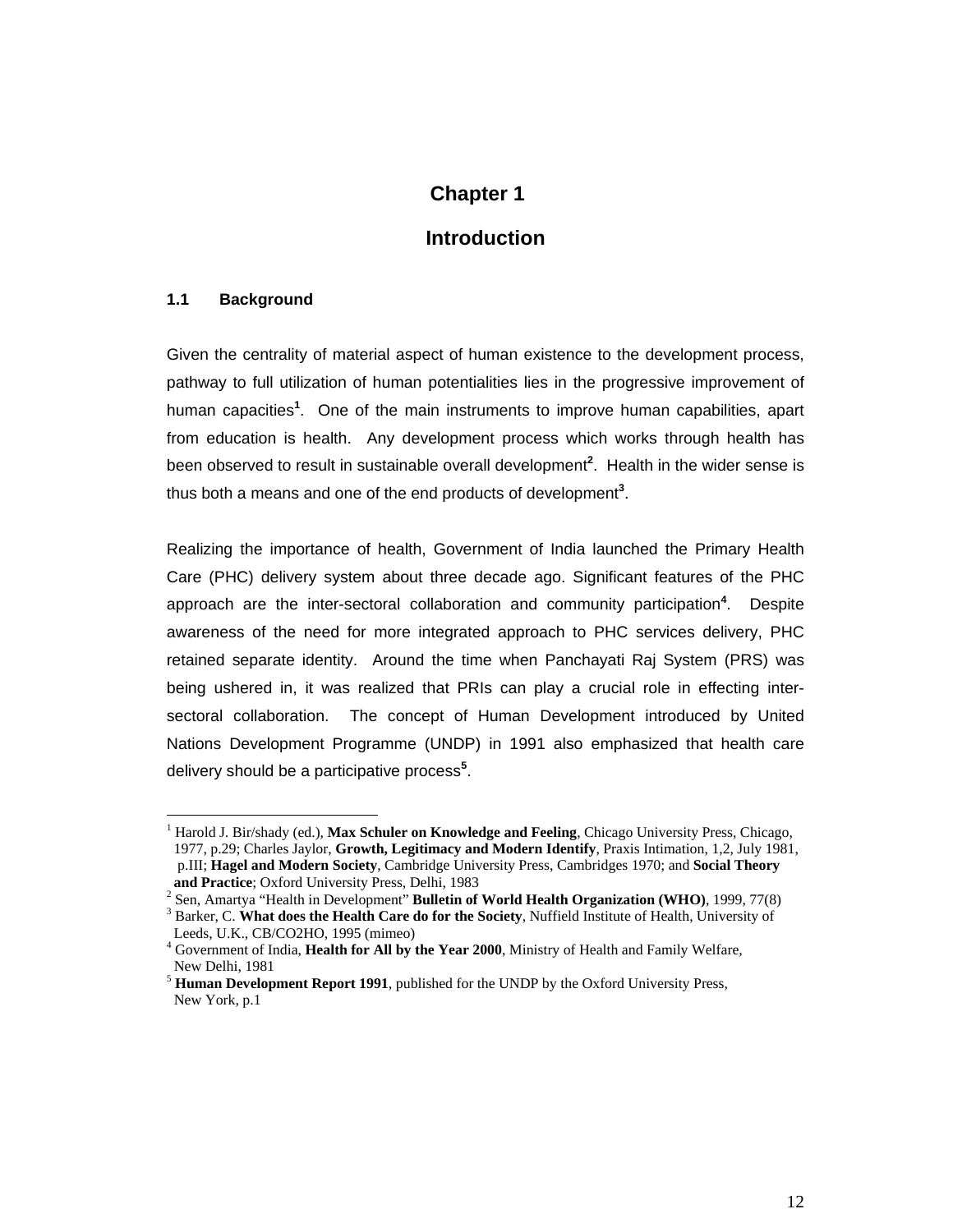# Chapter 1

# Introduction

### 1.1 Background

Given the centrality of material aspect of human existence to the development process, pathway to full utilization of human potentialities lies in the progressive improvement of human capacities[1]. One of the main instruments to improve human capabilities, apart from education is health. Any development process which works through health has been observed to result in sustainable overall development[2]. Health in the wider sense is thus both a means and one of the end products of development[3].

Realizing the importance of health, Government of India launched the Primary Health Care (PHC) delivery system about three decade ago. Significant features of the PHC approach are the inter-sectoral collaboration and community participation[4]. Despite awareness of the need for more integrated approach to PHC services delivery, PHC retained separate identity. Around the time when Panchayati Raj System (PRS) was being ushered in, it was realized that PRIs can play a crucial role in effecting inter-sectoral collaboration. The concept of Human Development introduced by United Nations Development Programme (UNDP) in 1991 also emphasized that health care delivery should be a participative process[5].

---

[1] Harold J. Bir/shady (ed.), **Max Schuler on Knowledge and Feeling**, Chicago University Press, Chicago, 1977, p.29; Charles Jaylor, **Growth, Legitimacy and Modern Identify**, Praxis Intimation, 1,2, July 1981, p.III; **Hagel and Modern Society**, Cambridge University Press, Cambridges 1970; and **Social Theory and Practice**; Oxford University Press, Delhi, 1983

[2] Sen, Amartya "Health in Development" **Bulletin of World Health Organization (WHO)**, 1999, 77(8)

[3] Barker, C. **What does the Health Care do for the Society**, Nuffield Institute of Health, University of Leeds, U.K., CB/CO2HO, 1995 (mimeo)

[4] Government of India, **Health for All by the Year 2000**, Ministry of Health and Family Welfare, New Delhi, 1981

[5] **Human Development Report 1991**, published for the UNDP by the Oxford University Press, New York, p.1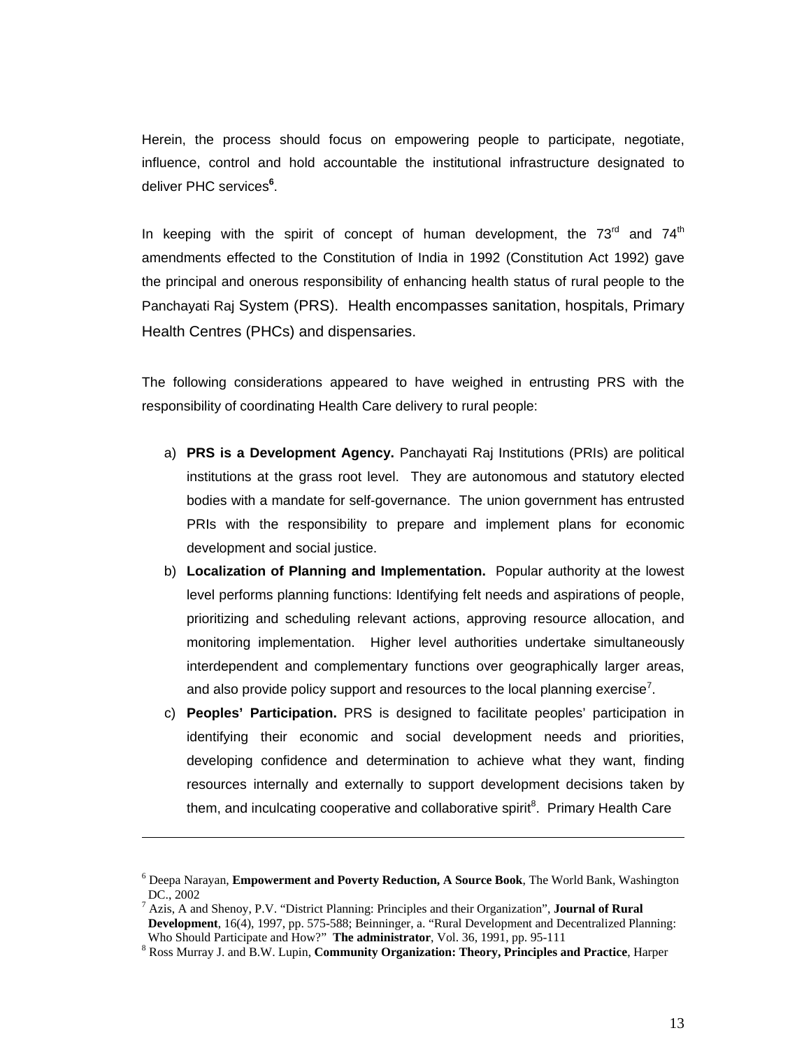Herein, the process should focus on empowering people to participate, negotiate, influence, control and hold accountable the institutional infrastructure designated to deliver PHC services[6].

In keeping with the spirit of concept of human development, the 73rd and 74th amendments effected to the Constitution of India in 1992 (Constitution Act 1992) gave the principal and onerous responsibility of enhancing health status of rural people to the Panchayati Raj System (PRS). Health encompasses sanitation, hospitals, Primary Health Centres (PHCs) and dispensaries.

The following considerations appeared to have weighed in entrusting PRS with the responsibility of coordinating Health Care delivery to rural people:

a) **PRS is a Development Agency.** Panchayati Raj Institutions (PRIs) are political institutions at the grass root level. They are autonomous and statutory elected bodies with a mandate for self-governance. The union government has entrusted PRIs with the responsibility to prepare and implement plans for economic development and social justice.

b) **Localization of Planning and Implementation.** Popular authority at the lowest level performs planning functions: Identifying felt needs and aspirations of people, prioritizing and scheduling relevant actions, approving resource allocation, and monitoring implementation. Higher level authorities undertake simultaneously interdependent and complementary functions over geographically larger areas, and also provide policy support and resources to the local planning exercise[7].

c) **Peoples' Participation.** PRS is designed to facilitate peoples' participation in identifying their economic and social development needs and priorities, developing confidence and determination to achieve what they want, finding resources internally and externally to support development decisions taken by them, and inculcating cooperative and collaborative spirit[8]. Primary Health Care

---

[6] Deepa Narayan, **Empowerment and Poverty Reduction, A Source Book**, The World Bank, Washington DC., 2002

[7] Azis, A and Shenoy, P.V. "District Planning: Principles and their Organization", **Journal of Rural Development**, 16(4), 1997, pp. 575-588; Beinninger, a. "Rural Development and Decentralized Planning: Who Should Participate and How?" **The administrator**, Vol. 36, 1991, pp. 95-111

[8] Ross Murray J. and B.W. Lupin, **Community Organization: Theory, Principles and Practice**, Harper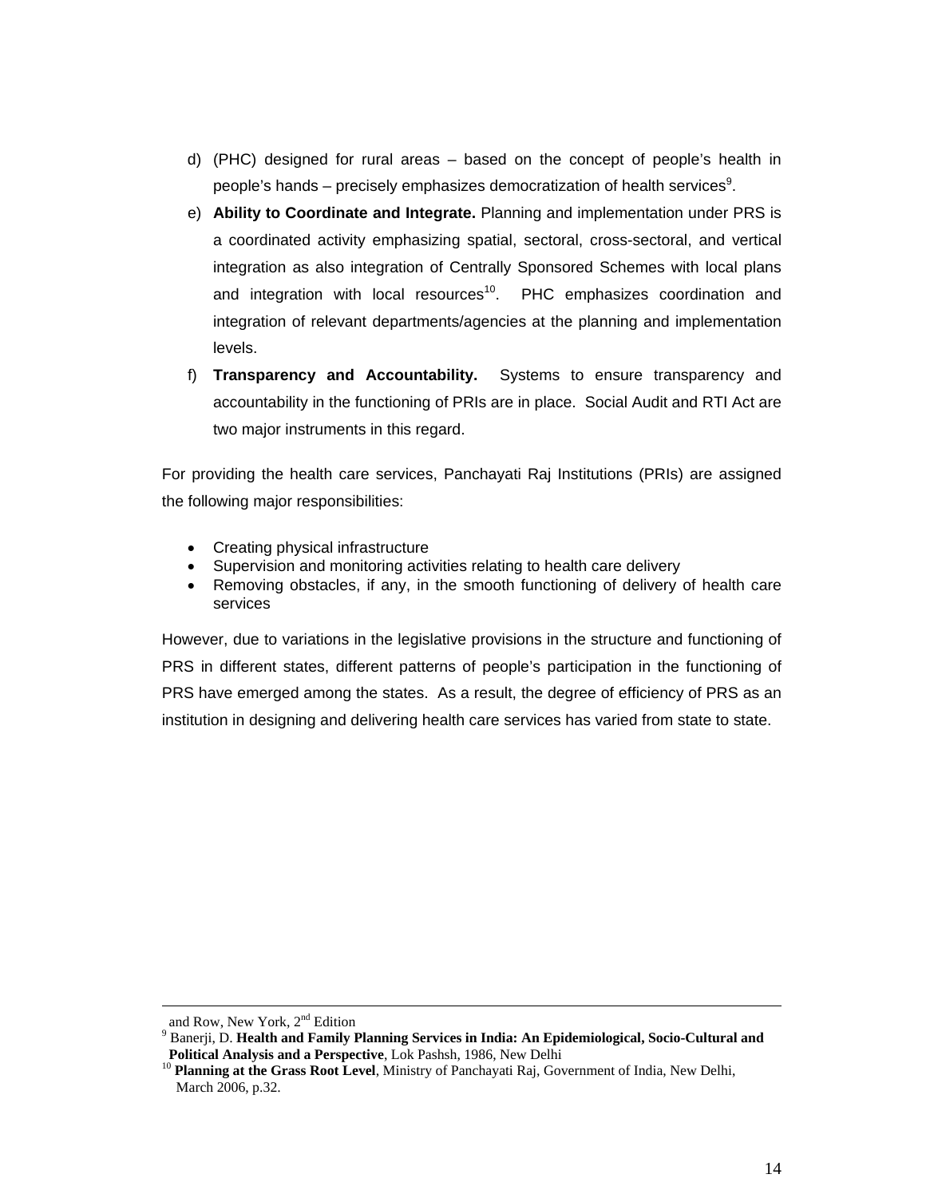d) (PHC) designed for rural areas – based on the concept of people's health in people's hands – precisely emphasizes democratization of health services[9].

e) **Ability to Coordinate and Integrate.** Planning and implementation under PRS is a coordinated activity emphasizing spatial, sectoral, cross-sectoral, and vertical integration as also integration of Centrally Sponsored Schemes with local plans and integration with local resources[10]. PHC emphasizes coordination and integration of relevant departments/agencies at the planning and implementation levels.

f) **Transparency and Accountability.** Systems to ensure transparency and accountability in the functioning of PRIs are in place. Social Audit and RTI Act are two major instruments in this regard.

For providing the health care services, Panchayati Raj Institutions (PRIs) are assigned the following major responsibilities:

- Creating physical infrastructure
- Supervision and monitoring activities relating to health care delivery
- Removing obstacles, if any, in the smooth functioning of delivery of health care services

However, due to variations in the legislative provisions in the structure and functioning of PRS in different states, different patterns of people's participation in the functioning of PRS have emerged among the states. As a result, the degree of efficiency of PRS as an institution in designing and delivering health care services has varied from state to state.

---

and Row, New York, 2nd Edition

[9] Banerji, D. **Health and Family Planning Services in India: An Epidemiological, Socio-Cultural and Political Analysis and a Perspective**, Lok Pashsh, 1986, New Delhi

[10] **Planning at the Grass Root Level**, Ministry of Panchayati Raj, Government of India, New Delhi, March 2006, p.32.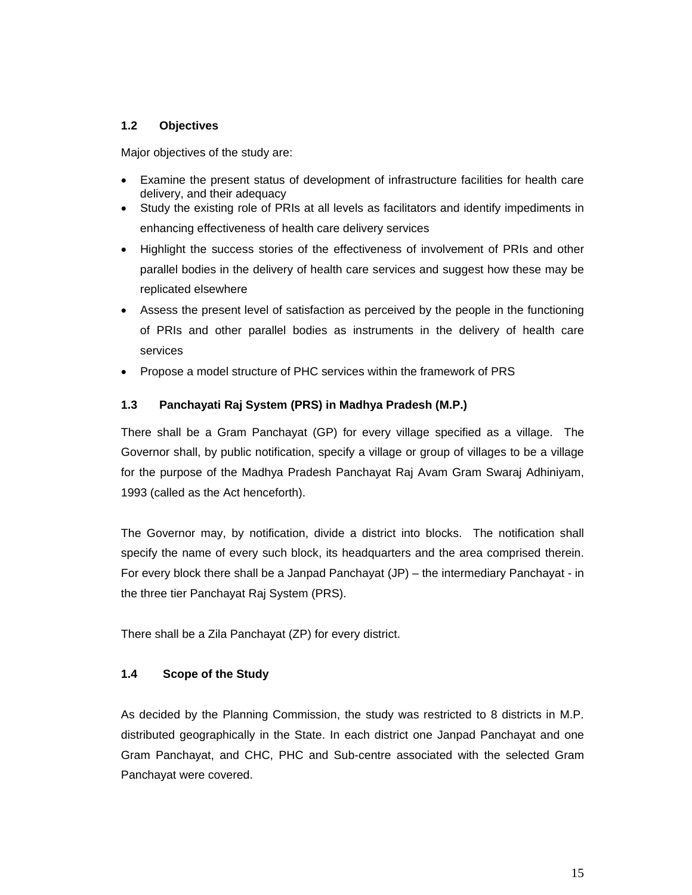### 1.2 Objectives

Major objectives of the study are:

- Examine the present status of development of infrastructure facilities for health care delivery, and their adequacy
- Study the existing role of PRIs at all levels as facilitators and identify impediments in enhancing effectiveness of health care delivery services
- Highlight the success stories of the effectiveness of involvement of PRIs and other parallel bodies in the delivery of health care services and suggest how these may be replicated elsewhere
- Assess the present level of satisfaction as perceived by the people in the functioning of PRIs and other parallel bodies as instruments in the delivery of health care services
- Propose a model structure of PHC services within the framework of PRS

### 1.3 Panchayati Raj System (PRS) in Madhya Pradesh (M.P.)

There shall be a Gram Panchayat (GP) for every village specified as a village. The Governor shall, by public notification, specify a village or group of villages to be a village for the purpose of the Madhya Pradesh Panchayat Raj Avam Gram Swaraj Adhiniyam, 1993 (called as the Act henceforth).

The Governor may, by notification, divide a district into blocks. The notification shall specify the name of every such block, its headquarters and the area comprised therein. For every block there shall be a Janpad Panchayat (JP) – the intermediary Panchayat - in the three tier Panchayat Raj System (PRS).

There shall be a Zila Panchayat (ZP) for every district.

### 1.4 Scope of the Study

As decided by the Planning Commission, the study was restricted to 8 districts in M.P. distributed geographically in the State. In each district one Janpad Panchayat and one Gram Panchayat, and CHC, PHC and Sub-centre associated with the selected Gram Panchayat were covered.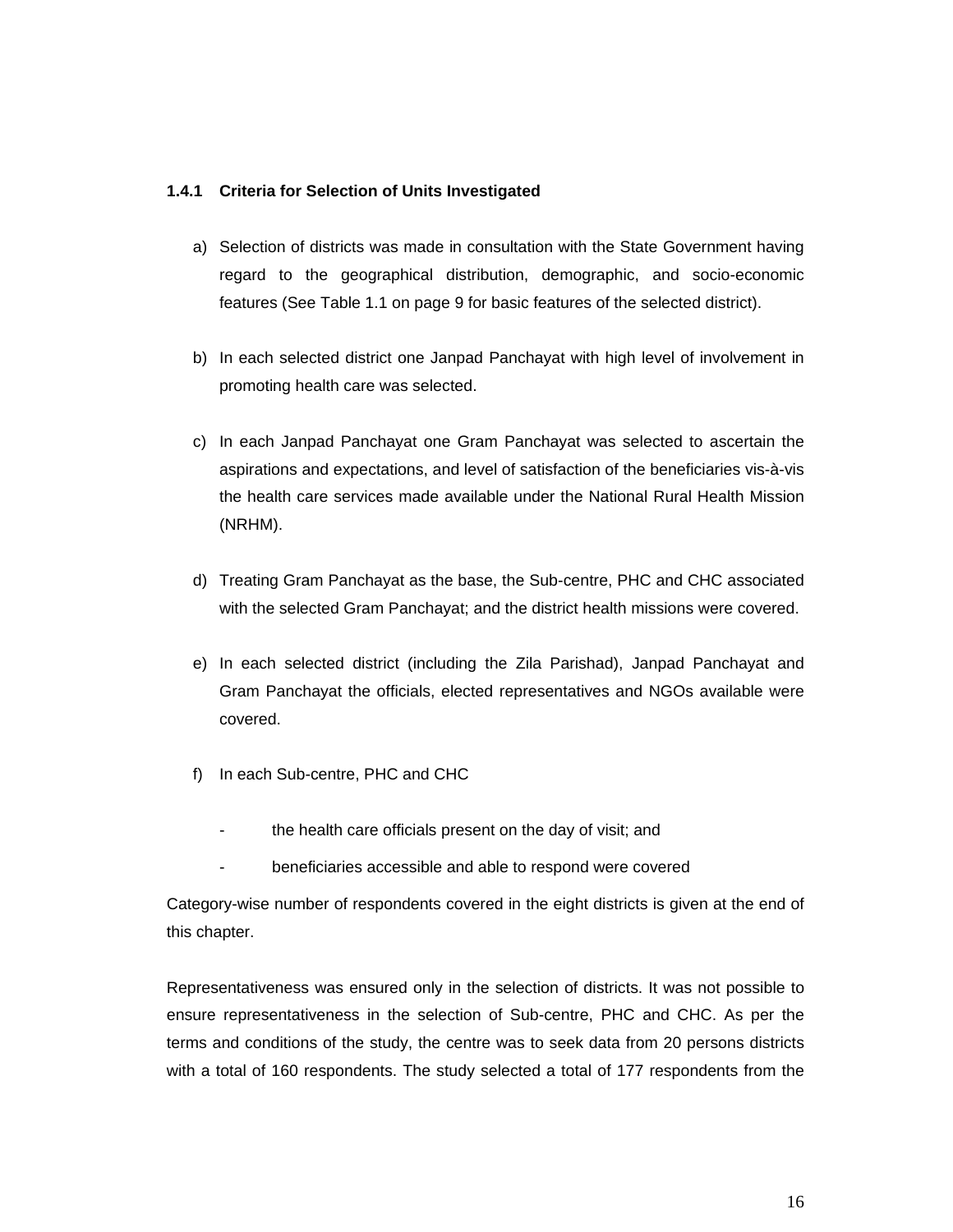### 1.4.1 Criteria for Selection of Units Investigated

a) Selection of districts was made in consultation with the State Government having regard to the geographical distribution, demographic, and socio-economic features (See Table 1.1 on page 9 for basic features of the selected district).

b) In each selected district one Janpad Panchayat with high level of involvement in promoting health care was selected.

c) In each Janpad Panchayat one Gram Panchayat was selected to ascertain the aspirations and expectations, and level of satisfaction of the beneficiaries vis-à-vis the health care services made available under the National Rural Health Mission (NRHM).

d) Treating Gram Panchayat as the base, the Sub-centre, PHC and CHC associated with the selected Gram Panchayat; and the district health missions were covered.

e) In each selected district (including the Zila Parishad), Janpad Panchayat and Gram Panchayat the officials, elected representatives and NGOs available were covered.

f) In each Sub-centre, PHC and CHC

- the health care officials present on the day of visit; and
- beneficiaries accessible and able to respond were covered

Category-wise number of respondents covered in the eight districts is given at the end of this chapter.

Representativeness was ensured only in the selection of districts. It was not possible to ensure representativeness in the selection of Sub-centre, PHC and CHC. As per the terms and conditions of the study, the centre was to seek data from 20 persons districts with a total of 160 respondents. The study selected a total of 177 respondents from the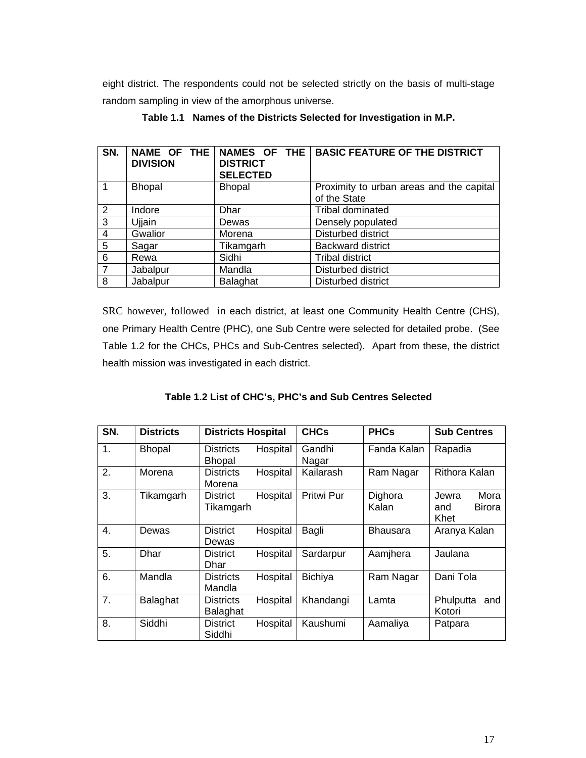eight district. The respondents could not be selected strictly on the basis of multi-stage random sampling in view of the amorphous universe.

**Table 1.1 Names of the Districts Selected for Investigation in M.P.**

| SN. | NAME OF THE DIVISION | NAMES OF THE DISTRICT SELECTED | BASIC FEATURE OF THE DISTRICT |
|---|---|---|---|
| 1 | Bhopal | Bhopal | Proximity to urban areas and the capital of the State |
| 2 | Indore | Dhar | Tribal dominated |
| 3 | Ujjain | Dewas | Densely populated |
| 4 | Gwalior | Morena | Disturbed district |
| 5 | Sagar | Tikamgarh | Backward district |
| 6 | Rewa | Sidhi | Tribal district |
| 7 | Jabalpur | Mandla | Disturbed district |
| 8 | Jabalpur | Balaghat | Disturbed district |

SRC however, followed in each district, at least one Community Health Centre (CHS), one Primary Health Centre (PHC), one Sub Centre were selected for detailed probe. (See Table 1.2 for the CHCs, PHCs and Sub-Centres selected). Apart from these, the district health mission was investigated in each district.

**Table 1.2 List of CHC's, PHC's and Sub Centres Selected**

| SN. | Districts | Districts Hospital | CHCs | PHCs | Sub Centres |
|---|---|---|---|---|---|
| 1. | Bhopal | Districts Hospital Bhopal | Gandhi Nagar | Fanda Kalan | Rapadia |
| 2. | Morena | Districts Hospital Morena | Kailarash | Ram Nagar | Rithora Kalan |
| 3. | Tikamgarh | District Hospital Tikamgarh | Pritwi Pur | Dighora Kalan | Jewra Mora and Birora Khet |
| 4. | Dewas | District Hospital Dewas | Bagli | Bhausara | Aranya Kalan |
| 5. | Dhar | District Hospital Dhar | Sardarpur | Aamjhera | Jaulana |
| 6. | Mandla | Districts Hospital Mandla | Bichiya | Ram Nagar | Dani Tola |
| 7. | Balaghat | Districts Hospital Balaghat | Khandangi | Lamta | Phulputta and Kotori |
| 8. | Siddhi | District Hospital Siddhi | Kaushumi | Aamaliya | Patpara |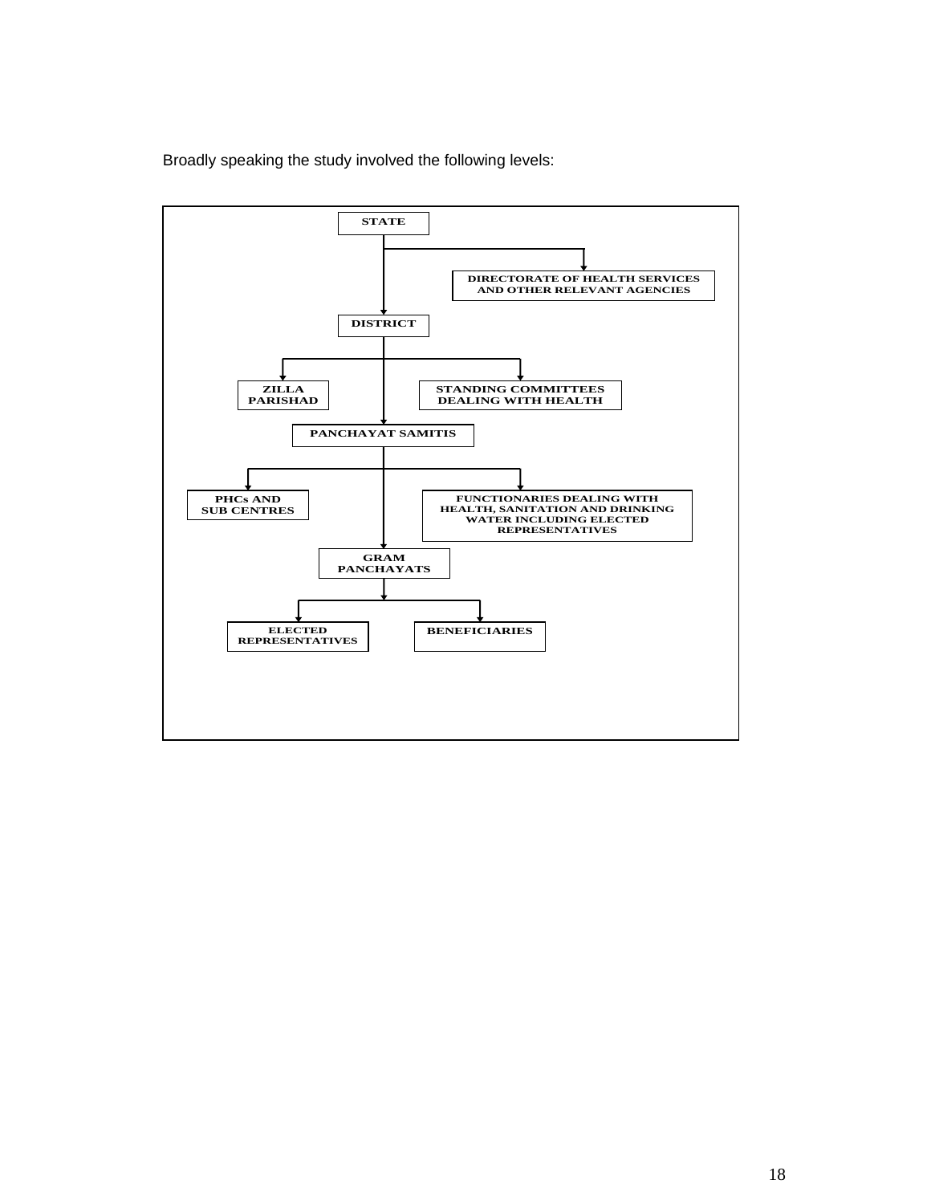Broadly speaking the study involved the following levels:

- STATE
  - DIRECTORATE OF HEALTH SERVICES AND OTHER RELEVANT AGENCIES
  - DISTRICT
    - ZILLA PARISHAD
    - STANDING COMMITTEES DEALING WITH HEALTH
    - PANCHAYAT SAMITIS
      - PHCs AND SUB CENTRES
      - FUNCTIONARIES DEALING WITH HEALTH, SANITATION AND DRINKING WATER INCLUDING ELECTED REPRESENTATIVES
      - GRAM PANCHAYATS
        - ELECTED REPRESENTATIVES
        - BENEFICIARIES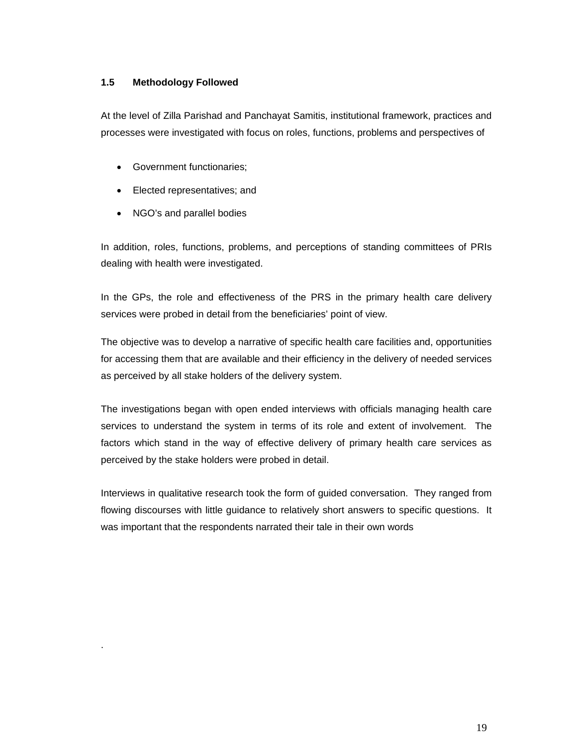### 1.5 Methodology Followed

At the level of Zilla Parishad and Panchayat Samitis, institutional framework, practices and processes were investigated with focus on roles, functions, problems and perspectives of

- Government functionaries;
- Elected representatives; and
- NGO's and parallel bodies

In addition, roles, functions, problems, and perceptions of standing committees of PRIs dealing with health were investigated.

In the GPs, the role and effectiveness of the PRS in the primary health care delivery services were probed in detail from the beneficiaries' point of view.

The objective was to develop a narrative of specific health care facilities and, opportunities for accessing them that are available and their efficiency in the delivery of needed services as perceived by all stake holders of the delivery system.

The investigations began with open ended interviews with officials managing health care services to understand the system in terms of its role and extent of involvement. The factors which stand in the way of effective delivery of primary health care services as perceived by the stake holders were probed in detail.

Interviews in qualitative research took the form of guided conversation. They ranged from flowing discourses with little guidance to relatively short answers to specific questions. It was important that the respondents narrated their tale in their own words

.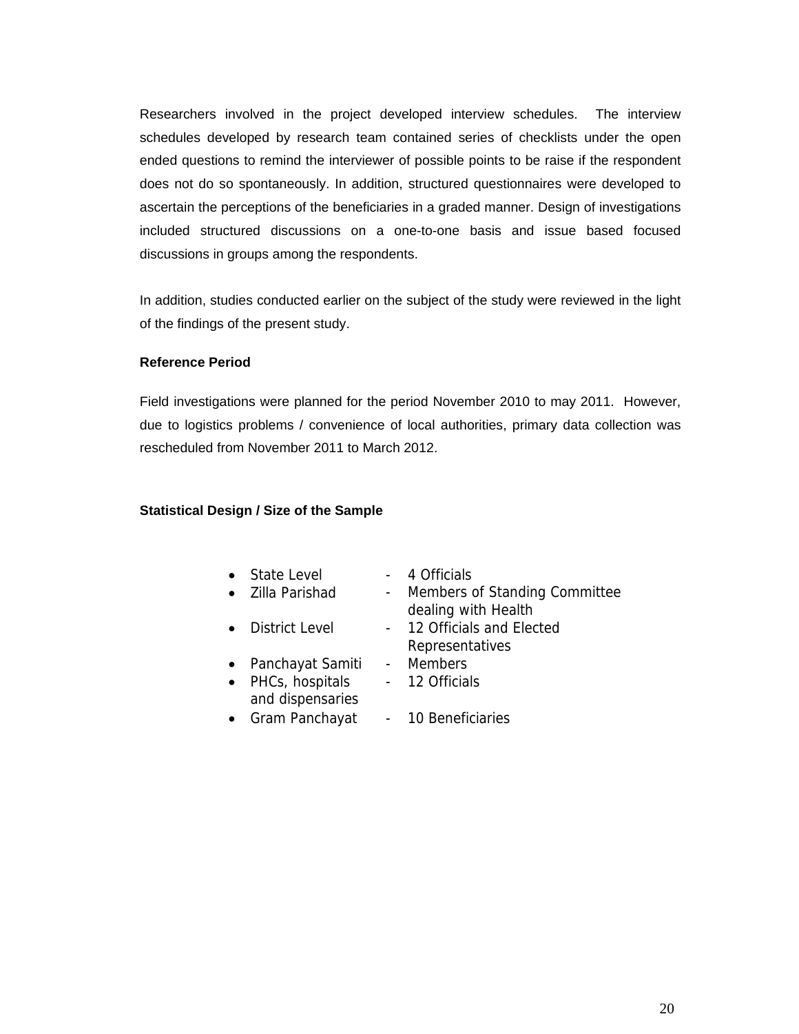Researchers involved in the project developed interview schedules. The interview schedules developed by research team contained series of checklists under the open ended questions to remind the interviewer of possible points to be raise if the respondent does not do so spontaneously. In addition, structured questionnaires were developed to ascertain the perceptions of the beneficiaries in a graded manner. Design of investigations included structured discussions on a one-to-one basis and issue based focused discussions in groups among the respondents.

In addition, studies conducted earlier on the subject of the study were reviewed in the light of the findings of the present study.

**Reference Period**

Field investigations were planned for the period November 2010 to may 2011. However, due to logistics problems / convenience of local authorities, primary data collection was rescheduled from November 2011 to March 2012.

**Statistical Design / Size of the Sample**

- State Level - 4 Officials
- Zilla Parishad - Members of Standing Committee dealing with Health
- District Level - 12 Officials and Elected Representatives
- Panchayat Samiti - Members
- PHCs, hospitals and dispensaries - 12 Officials
- Gram Panchayat - 10 Beneficiaries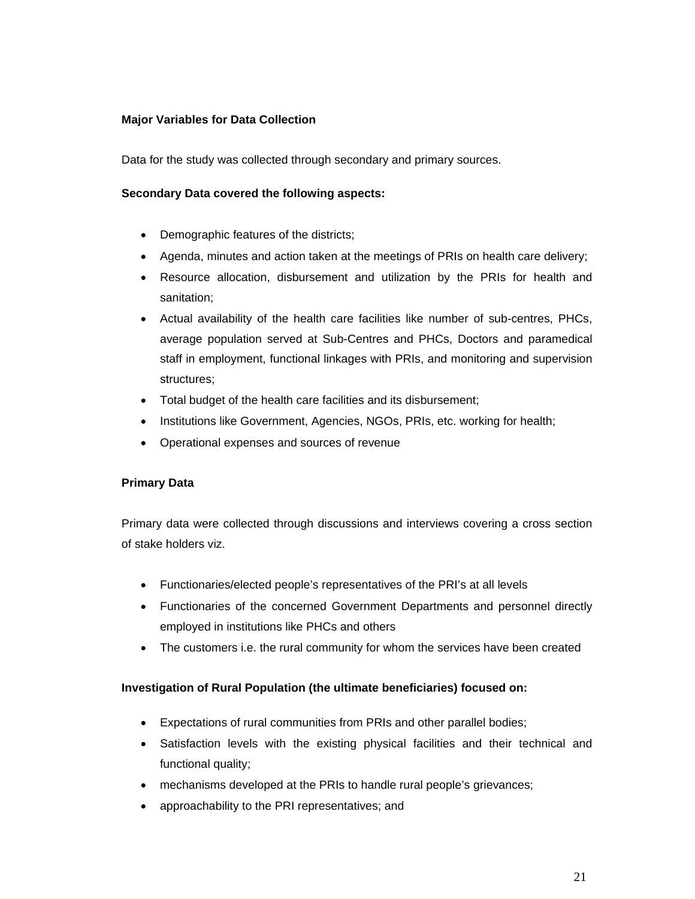**Major Variables for Data Collection**

Data for the study was collected through secondary and primary sources.

**Secondary Data covered the following aspects:**

- Demographic features of the districts;
- Agenda, minutes and action taken at the meetings of PRIs on health care delivery;
- Resource allocation, disbursement and utilization by the PRIs for health and sanitation;
- Actual availability of the health care facilities like number of sub-centres, PHCs, average population served at Sub-Centres and PHCs, Doctors and paramedical staff in employment, functional linkages with PRIs, and monitoring and supervision structures;
- Total budget of the health care facilities and its disbursement;
- Institutions like Government, Agencies, NGOs, PRIs, etc. working for health;
- Operational expenses and sources of revenue

**Primary Data**

Primary data were collected through discussions and interviews covering a cross section of stake holders viz.

- Functionaries/elected people's representatives of the PRI's at all levels
- Functionaries of the concerned Government Departments and personnel directly employed in institutions like PHCs and others
- The customers i.e. the rural community for whom the services have been created

**Investigation of Rural Population (the ultimate beneficiaries) focused on:**

- Expectations of rural communities from PRIs and other parallel bodies;
- Satisfaction levels with the existing physical facilities and their technical and functional quality;
- mechanisms developed at the PRIs to handle rural people's grievances;
- approachability to the PRI representatives; and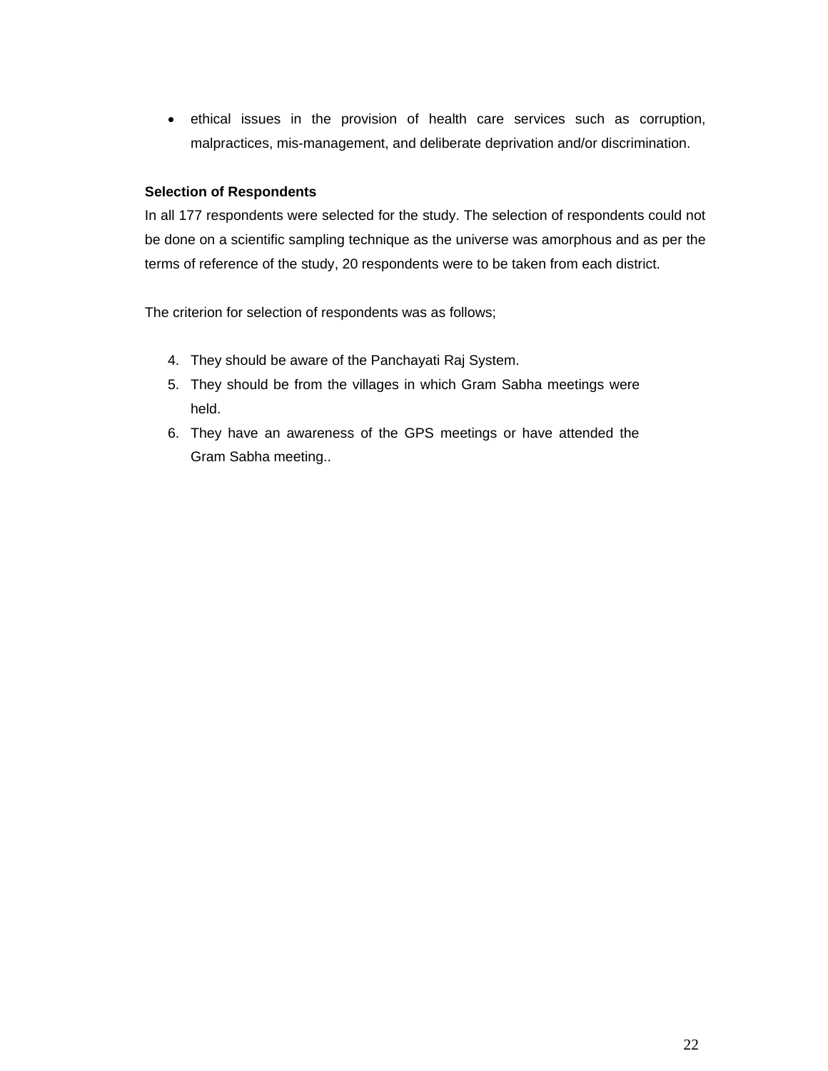- ethical issues in the provision of health care services such as corruption, malpractices, mis-management, and deliberate deprivation and/or discrimination.

**Selection of Respondents**

In all 177 respondents were selected for the study. The selection of respondents could not be done on a scientific sampling technique as the universe was amorphous and as per the terms of reference of the study, 20 respondents were to be taken from each district.

The criterion for selection of respondents was as follows;

4. They should be aware of the Panchayati Raj System.
5. They should be from the villages in which Gram Sabha meetings were held.
6. They have an awareness of the GPS meetings or have attended the Gram Sabha meeting..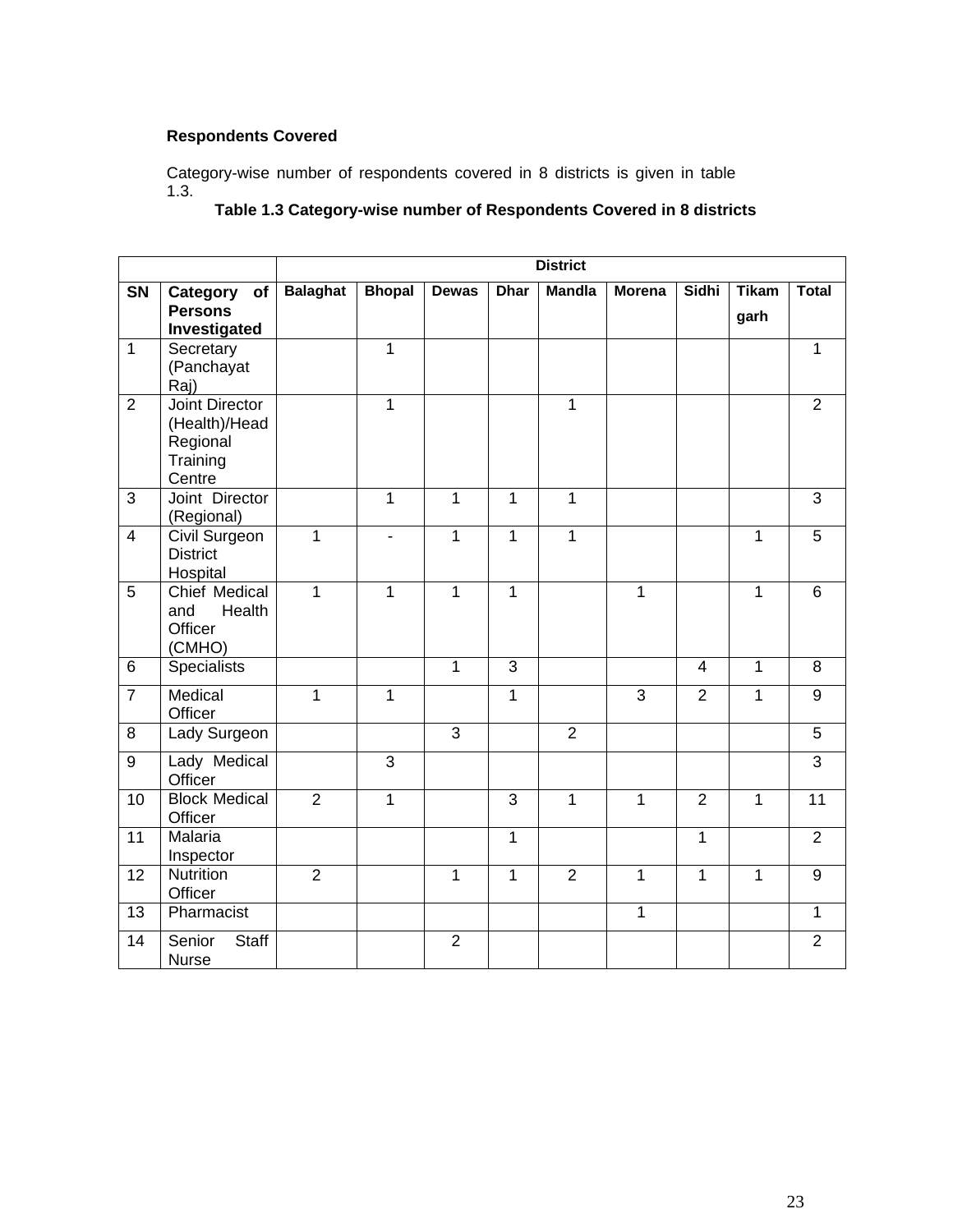**Respondents Covered**

Category-wise number of respondents covered in 8 districts is given in table 1.3.

**Table 1.3 Category-wise number of Respondents Covered in 8 districts**

| | | District | | | | | | | | |
|---|---|---|---|---|---|---|---|---|---|---|
| **SN** | **Category of Persons Investigated** | **Balaghat** | **Bhopal** | **Dewas** | **Dhar** | **Mandla** | **Morena** | **Sidhi** | **Tikam garh** | **Total** |
| 1 | Secretary (Panchayat Raj) | | 1 | | | | | | | 1 |
| 2 | Joint Director (Health)/Head Regional Training Centre | | 1 | | | 1 | | | | 2 |
| 3 | Joint Director (Regional) | | 1 | 1 | 1 | 1 | | | | 3 |
| 4 | Civil Surgeon District Hospital | 1 | - | 1 | 1 | 1 | | | 1 | 5 |
| 5 | Chief Medical and Health Officer (CMHO) | 1 | 1 | 1 | 1 | | 1 | | 1 | 6 |
| 6 | Specialists | | | 1 | 3 | | | 4 | 1 | 8 |
| 7 | Medical Officer | 1 | 1 | | 1 | | 3 | 2 | 1 | 9 |
| 8 | Lady Surgeon | | | 3 | | 2 | | | | 5 |
| 9 | Lady Medical Officer | | 3 | | | | | | | 3 |
| 10 | Block Medical Officer | 2 | 1 | | 3 | 1 | 1 | 2 | 1 | 11 |
| 11 | Malaria Inspector | | | | 1 | | | 1 | | 2 |
| 12 | Nutrition Officer | 2 | | 1 | 1 | 2 | 1 | 1 | 1 | 9 |
| 13 | Pharmacist | | | | | | 1 | | | 1 |
| 14 | Senior Staff Nurse | | | 2 | | | | | | 2 |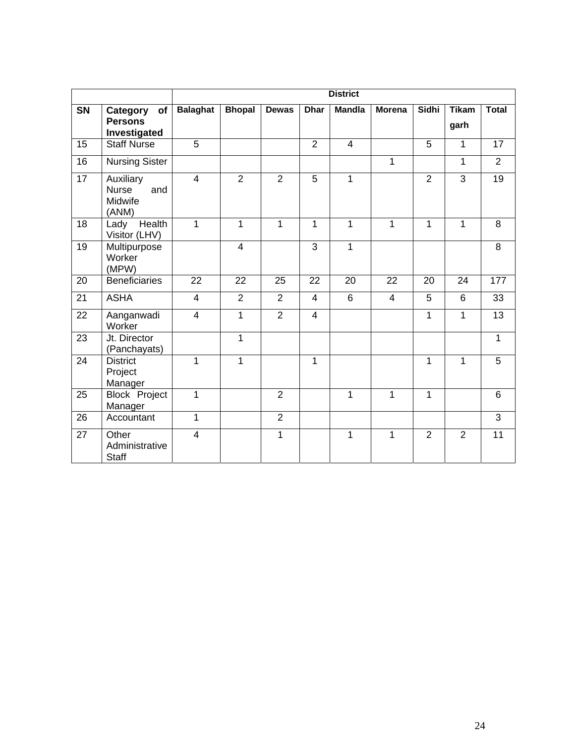| | | District | | | | | | | | |
|---|---|---|---|---|---|---|---|---|---|---|
| **SN** | **Category of Persons Investigated** | **Balaghat** | **Bhopal** | **Dewas** | **Dhar** | **Mandla** | **Morena** | **Sidhi** | **Tikamgarh** | **Total** |
| 15 | Staff Nurse | 5 | | | 2 | 4 | | 5 | 1 | 17 |
| 16 | Nursing Sister | | | | | | 1 | | 1 | 2 |
| 17 | Auxiliary Nurse and Midwife (ANM) | 4 | 2 | 2 | 5 | 1 | | 2 | 3 | 19 |
| 18 | Lady Health Visitor (LHV) | 1 | 1 | 1 | 1 | 1 | 1 | 1 | 1 | 8 |
| 19 | Multipurpose Worker (MPW) | | 4 | | 3 | 1 | | | | 8 |
| 20 | Beneficiaries | 22 | 22 | 25 | 22 | 20 | 22 | 20 | 24 | 177 |
| 21 | ASHA | 4 | 2 | 2 | 4 | 6 | 4 | 5 | 6 | 33 |
| 22 | Aanganwadi Worker | 4 | 1 | 2 | 4 | | | 1 | 1 | 13 |
| 23 | Jt. Director (Panchayats) | | 1 | | | | | | | 1 |
| 24 | District Project Manager | 1 | 1 | | 1 | | | 1 | 1 | 5 |
| 25 | Block Project Manager | 1 | | 2 | | 1 | 1 | 1 | | 6 |
| 26 | Accountant | 1 | | 2 | | | | | | 3 |
| 27 | Other Administrative Staff | 4 | | 1 | | 1 | 1 | 2 | 2 | 11 |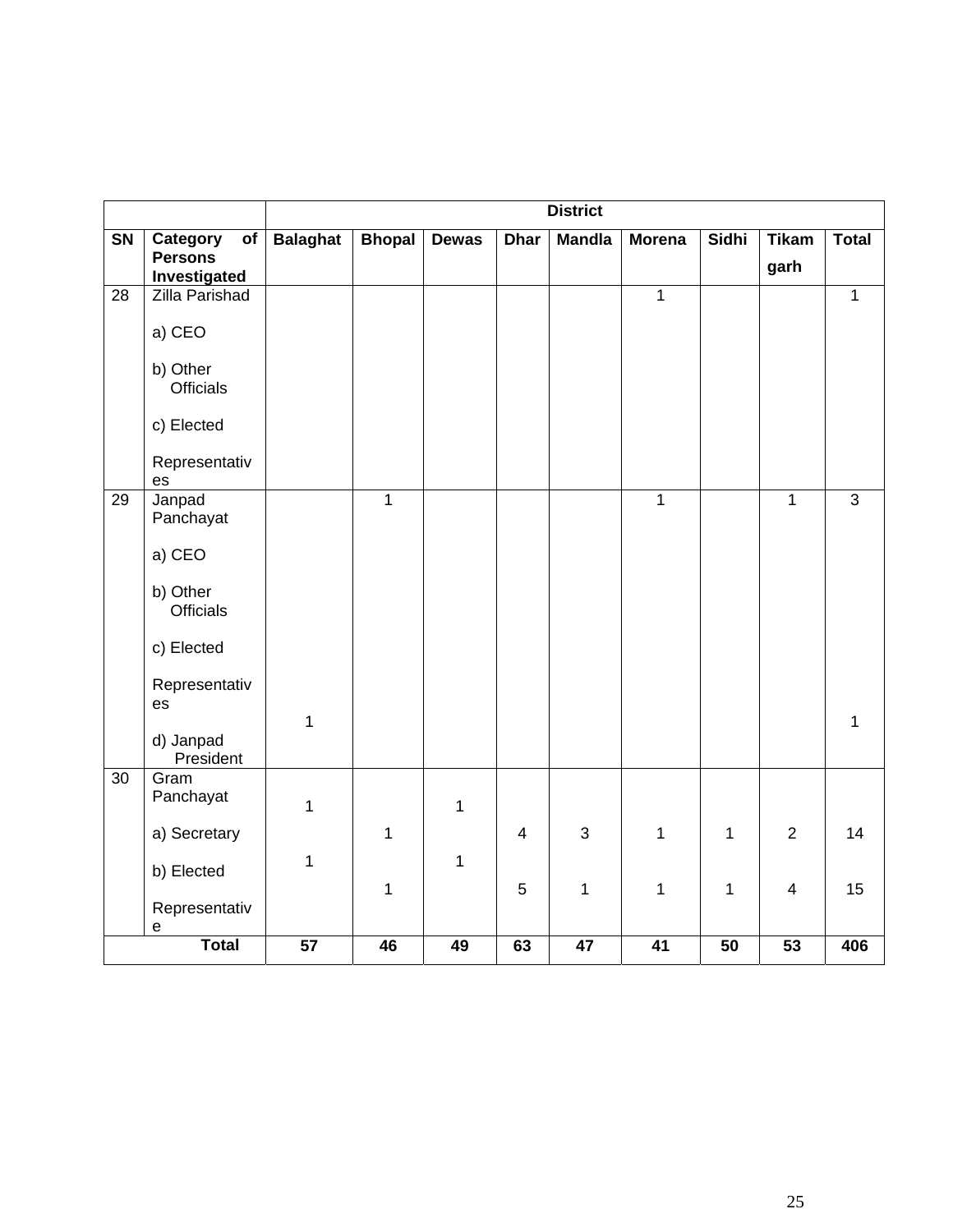| | | District | | | | | | | | |
|---|---|---|---|---|---|---|---|---|---|---|
| SN | Category of Persons Investigated | Balaghat | Bhopal | Dewas | Dhar | Mandla | Morena | Sidhi | Tikamgarh | Total |
| 28 | Zilla Parishad<br>a) CEO<br>b) Other Officials<br>c) Elected Representatives | | | | | | 1 | | | 1 |
| 29 | Janpad Panchayat<br>a) CEO<br>b) Other Officials<br>c) Elected Representatives<br>d) Janpad President | <br><br><br><br>1 | 1 | | | | 1 | | 1 | 3<br><br><br><br>1 |
| 30 | Gram Panchayat<br>a) Secretary<br>b) Elected Representative | 1<br><br>1 | <br>1<br><br>1 | 1<br><br>1 | <br>4<br><br>5 | <br>3<br><br>1 | <br>1<br><br>1 | <br>1<br><br>1 | <br>2<br><br>4 | <br>14<br><br>15 |
| | **Total** | **57** | **46** | **49** | **63** | **47** | **41** | **50** | **53** | **406** |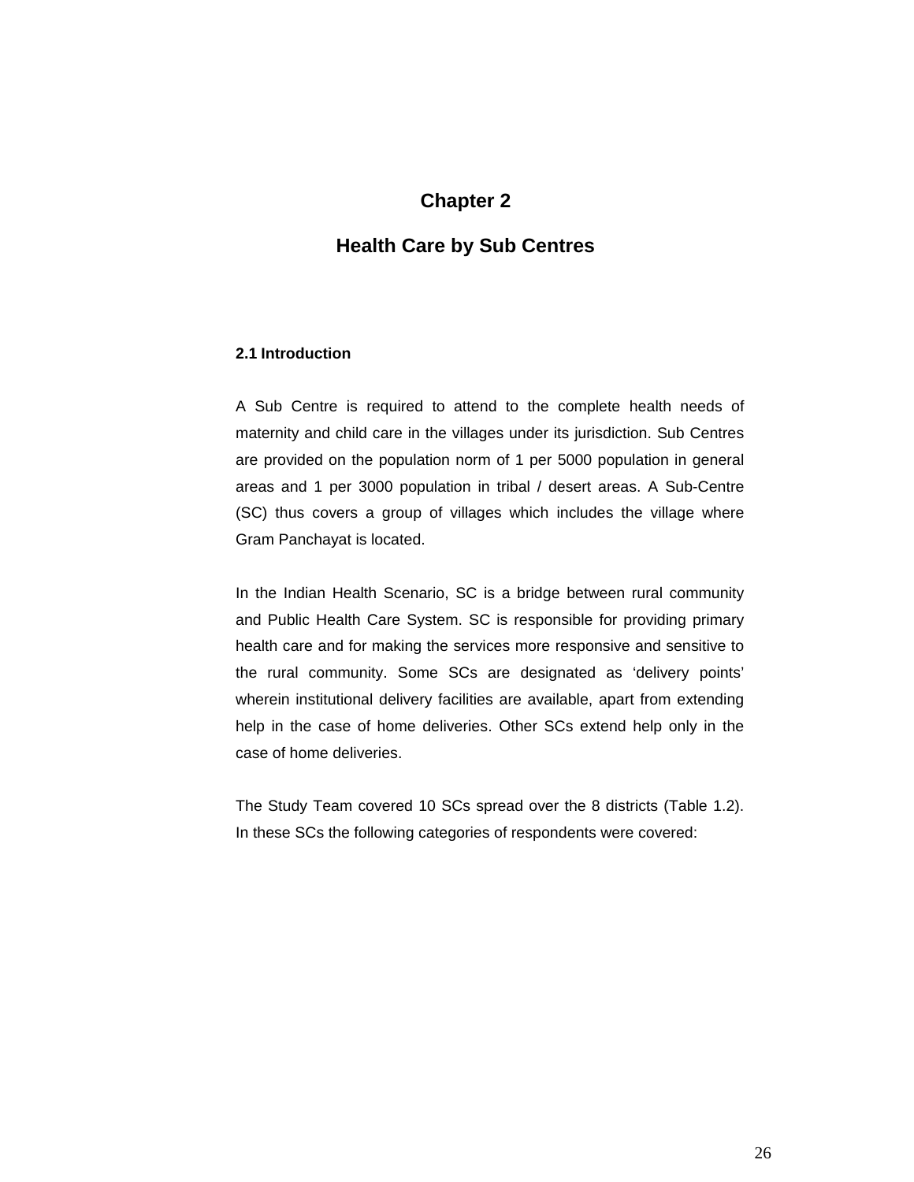# Chapter 2

# Health Care by Sub Centres

### 2.1 Introduction

A Sub Centre is required to attend to the complete health needs of maternity and child care in the villages under its jurisdiction. Sub Centres are provided on the population norm of 1 per 5000 population in general areas and 1 per 3000 population in tribal / desert areas. A Sub-Centre (SC) thus covers a group of villages which includes the village where Gram Panchayat is located.

In the Indian Health Scenario, SC is a bridge between rural community and Public Health Care System. SC is responsible for providing primary health care and for making the services more responsive and sensitive to the rural community. Some SCs are designated as 'delivery points' wherein institutional delivery facilities are available, apart from extending help in the case of home deliveries. Other SCs extend help only in the case of home deliveries.

The Study Team covered 10 SCs spread over the 8 districts (Table 1.2). In these SCs the following categories of respondents were covered: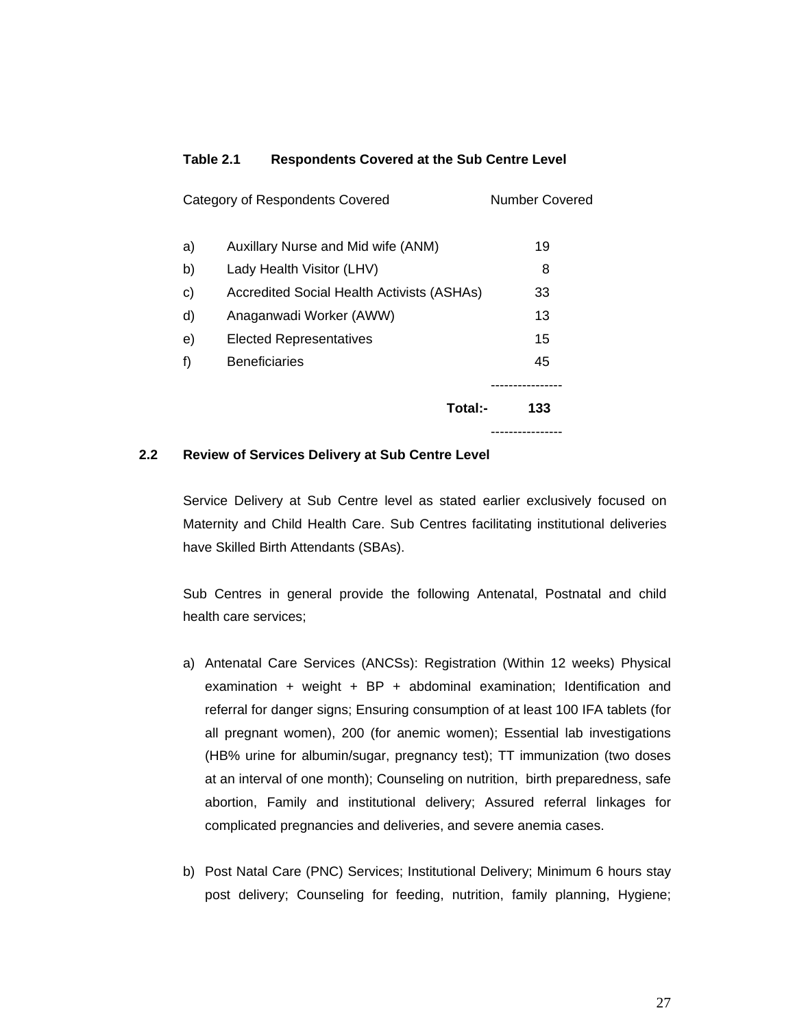**Table 2.1 Respondents Covered at the Sub Centre Level**

| | Category of Respondents Covered | Number Covered |
|---|---|---|
| a) | Auxillary Nurse and Mid wife (ANM) | 19 |
| b) | Lady Health Visitor (LHV) | 8 |
| c) | Accredited Social Health Activists (ASHAs) | 33 |
| d) | Anaganwadi Worker (AWW) | 13 |
| e) | Elected Representatives | 15 |
| f) | Beneficiaries | 45 |
| | **Total:-** | **133** |

## 2.2 Review of Services Delivery at Sub Centre Level

Service Delivery at Sub Centre level as stated earlier exclusively focused on Maternity and Child Health Care. Sub Centres facilitating institutional deliveries have Skilled Birth Attendants (SBAs).

Sub Centres in general provide the following Antenatal, Postnatal and child health care services;

a) Antenatal Care Services (ANCSs): Registration (Within 12 weeks) Physical examination + weight + BP + abdominal examination; Identification and referral for danger signs; Ensuring consumption of at least 100 IFA tablets (for all pregnant women), 200 (for anemic women); Essential lab investigations (HB% urine for albumin/sugar, pregnancy test); TT immunization (two doses at an interval of one month); Counseling on nutrition, birth preparedness, safe abortion, Family and institutional delivery; Assured referral linkages for complicated pregnancies and deliveries, and severe anemia cases.

b) Post Natal Care (PNC) Services; Institutional Delivery; Minimum 6 hours stay post delivery; Counseling for feeding, nutrition, family planning, Hygiene;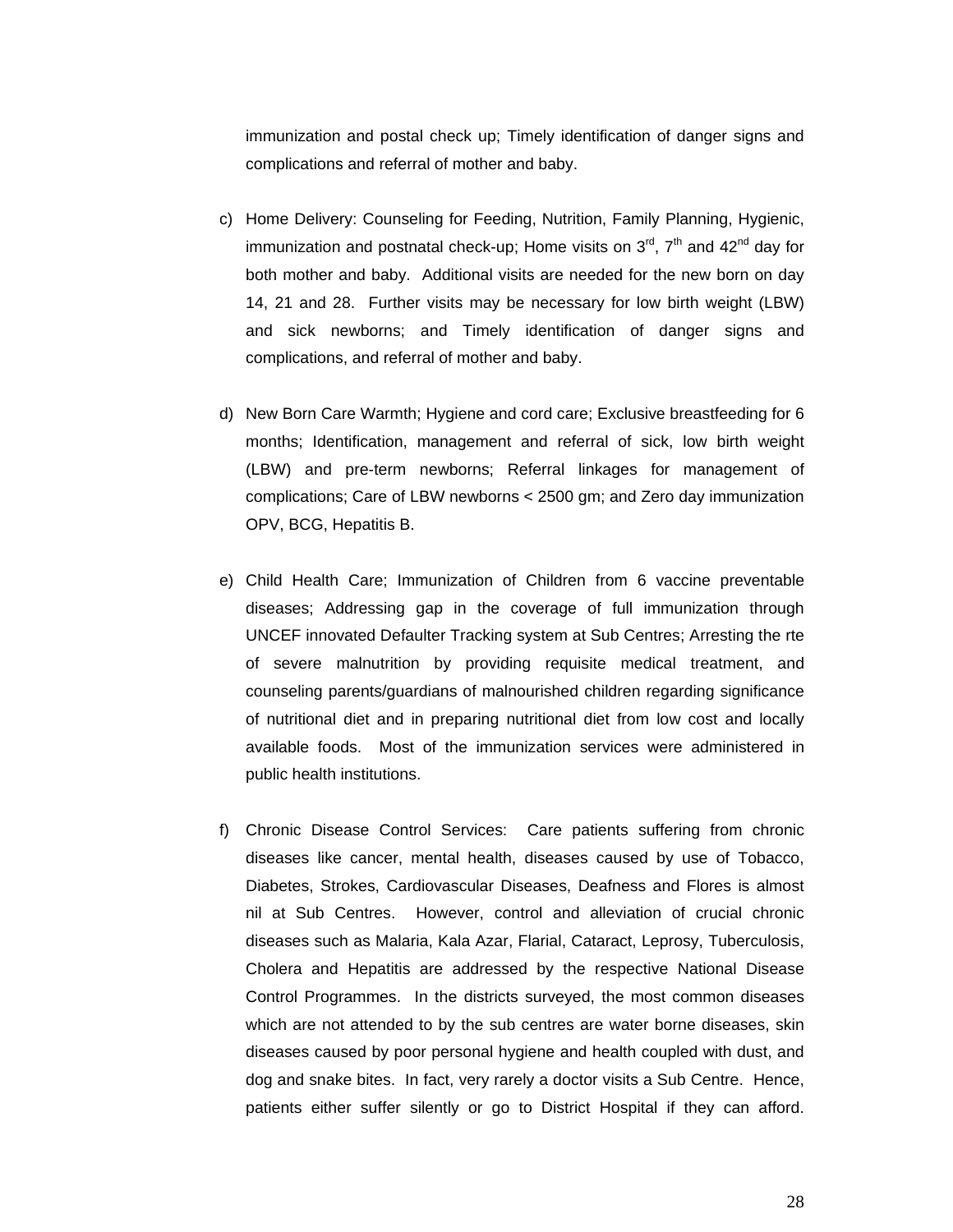immunization and postal check up; Timely identification of danger signs and complications and referral of mother and baby.

c) Home Delivery: Counseling for Feeding, Nutrition, Family Planning, Hygienic, immunization and postnatal check-up; Home visits on 3$^{rd}$, 7$^{th}$ and 42$^{nd}$ day for both mother and baby. Additional visits are needed for the new born on day 14, 21 and 28. Further visits may be necessary for low birth weight (LBW) and sick newborns; and Timely identification of danger signs and complications, and referral of mother and baby.

d) New Born Care Warmth; Hygiene and cord care; Exclusive breastfeeding for 6 months; Identification, management and referral of sick, low birth weight (LBW) and pre-term newborns; Referral linkages for management of complications; Care of LBW newborns < 2500 gm; and Zero day immunization OPV, BCG, Hepatitis B.

e) Child Health Care; Immunization of Children from 6 vaccine preventable diseases; Addressing gap in the coverage of full immunization through UNCEF innovated Defaulter Tracking system at Sub Centres; Arresting the rte of severe malnutrition by providing requisite medical treatment, and counseling parents/guardians of malnourished children regarding significance of nutritional diet and in preparing nutritional diet from low cost and locally available foods. Most of the immunization services were administered in public health institutions.

f) Chronic Disease Control Services: Care patients suffering from chronic diseases like cancer, mental health, diseases caused by use of Tobacco, Diabetes, Strokes, Cardiovascular Diseases, Deafness and Flores is almost nil at Sub Centres. However, control and alleviation of crucial chronic diseases such as Malaria, Kala Azar, Flarial, Cataract, Leprosy, Tuberculosis, Cholera and Hepatitis are addressed by the respective National Disease Control Programmes. In the districts surveyed, the most common diseases which are not attended to by the sub centres are water borne diseases, skin diseases caused by poor personal hygiene and health coupled with dust, and dog and snake bites. In fact, very rarely a doctor visits a Sub Centre. Hence, patients either suffer silently or go to District Hospital if they can afford.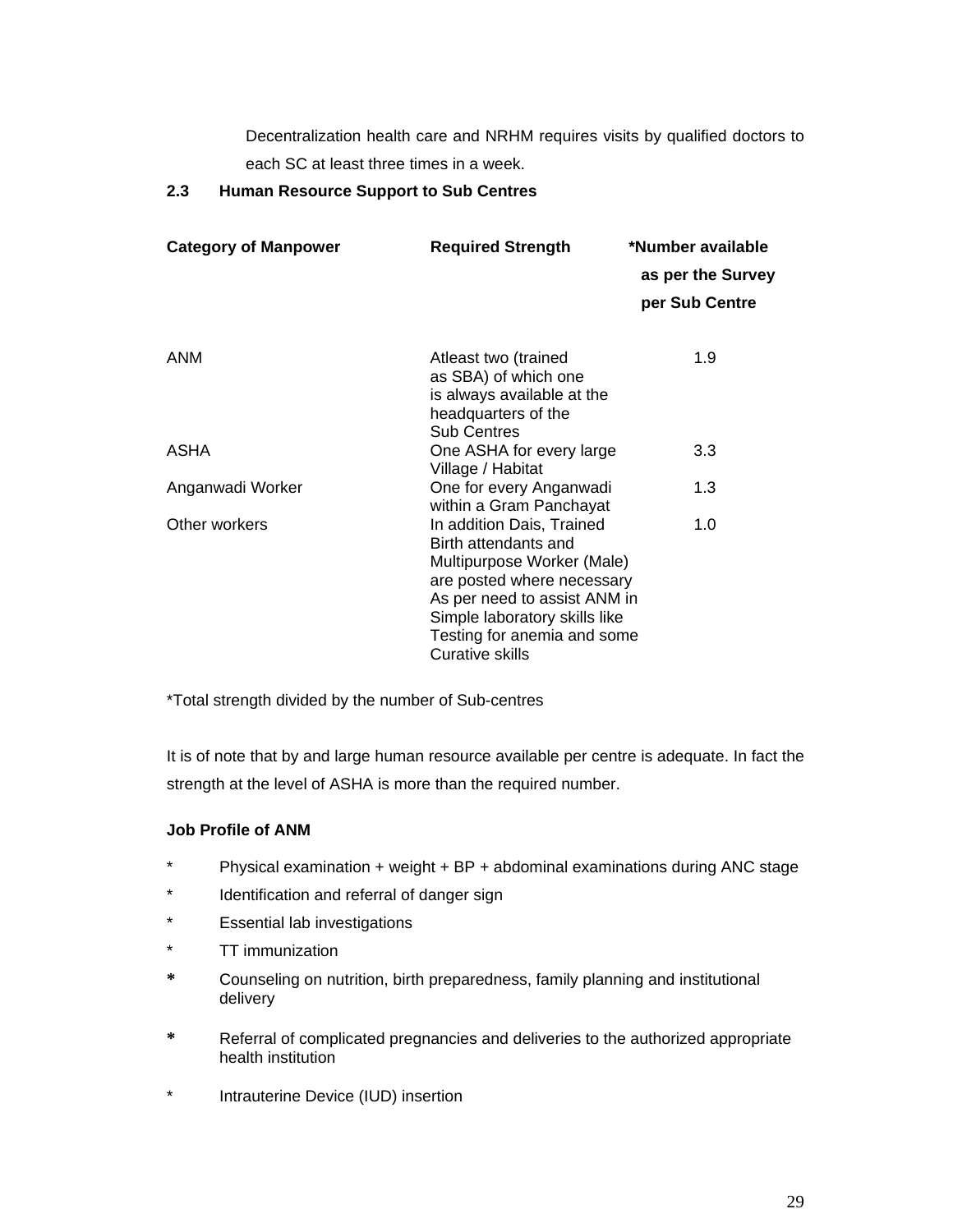Decentralization health care and NRHM requires visits by qualified doctors to each SC at least three times in a week.

### 2.3 Human Resource Support to Sub Centres

| Category of Manpower | Required Strength | *Number available as per the Survey per Sub Centre |
|---|---|---|
| ANM | Atleast two (trained as SBA) of which one is always available at the headquarters of the Sub Centres | 1.9 |
| ASHA | One ASHA for every large Village / Habitat | 3.3 |
| Anganwadi Worker | One for every Anganwadi within a Gram Panchayat | 1.3 |
| Other workers | In addition Dais, Trained Birth attendants and Multipurpose Worker (Male) are posted where necessary As per need to assist ANM in Simple laboratory skills like Testing for anemia and some Curative skills | 1.0 |

*Total strength divided by the number of Sub-centres

It is of note that by and large human resource available per centre is adequate. In fact the strength at the level of ASHA is more than the required number.

**Job Profile of ANM**

- Physical examination + weight + BP + abdominal examinations during ANC stage
- Identification and referral of danger sign
- Essential lab investigations
- TT immunization
- Counseling on nutrition, birth preparedness, family planning and institutional delivery
- Referral of complicated pregnancies and deliveries to the authorized appropriate health institution
- Intrauterine Device (IUD) insertion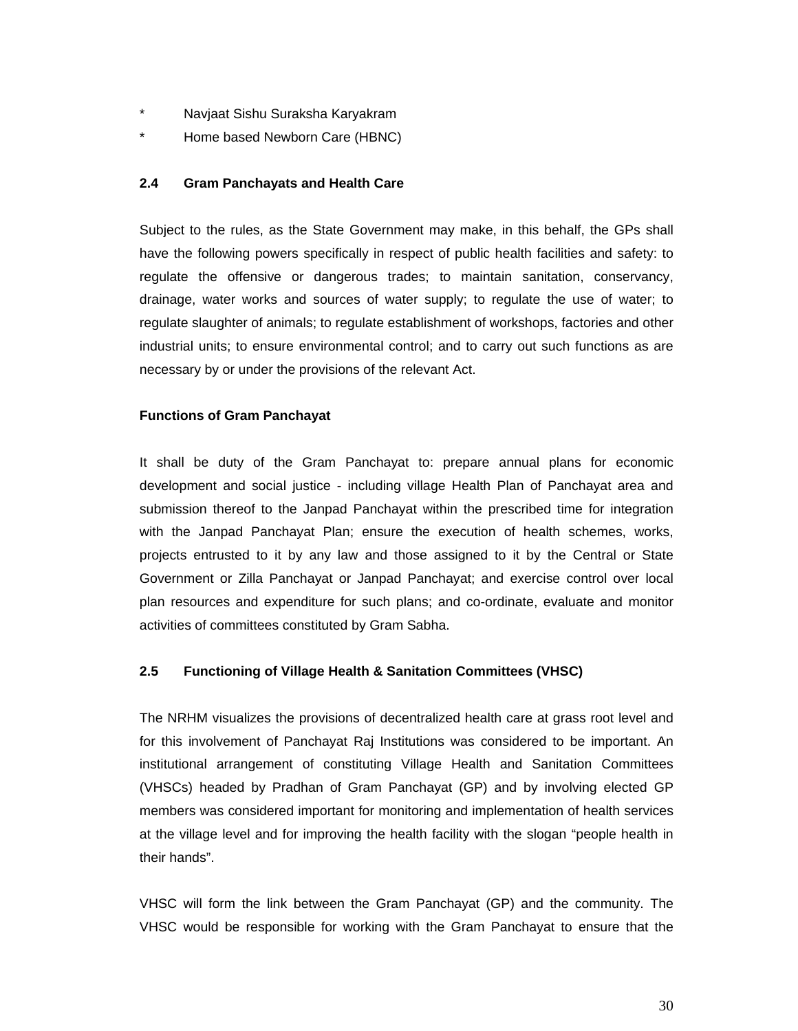* Navjaat Sishu Suraksha Karyakram
* Home based Newborn Care (HBNC)

### 2.4 Gram Panchayats and Health Care

Subject to the rules, as the State Government may make, in this behalf, the GPs shall have the following powers specifically in respect of public health facilities and safety: to regulate the offensive or dangerous trades; to maintain sanitation, conservancy, drainage, water works and sources of water supply; to regulate the use of water; to regulate slaughter of animals; to regulate establishment of workshops, factories and other industrial units; to ensure environmental control; and to carry out such functions as are necessary by or under the provisions of the relevant Act.

**Functions of Gram Panchayat**

It shall be duty of the Gram Panchayat to: prepare annual plans for economic development and social justice - including village Health Plan of Panchayat area and submission thereof to the Janpad Panchayat within the prescribed time for integration with the Janpad Panchayat Plan; ensure the execution of health schemes, works, projects entrusted to it by any law and those assigned to it by the Central or State Government or Zilla Panchayat or Janpad Panchayat; and exercise control over local plan resources and expenditure for such plans; and co-ordinate, evaluate and monitor activities of committees constituted by Gram Sabha.

### 2.5 Functioning of Village Health & Sanitation Committees (VHSC)

The NRHM visualizes the provisions of decentralized health care at grass root level and for this involvement of Panchayat Raj Institutions was considered to be important. An institutional arrangement of constituting Village Health and Sanitation Committees (VHSCs) headed by Pradhan of Gram Panchayat (GP) and by involving elected GP members was considered important for monitoring and implementation of health services at the village level and for improving the health facility with the slogan “people health in their hands”.

VHSC will form the link between the Gram Panchayat (GP) and the community. The VHSC would be responsible for working with the Gram Panchayat to ensure that the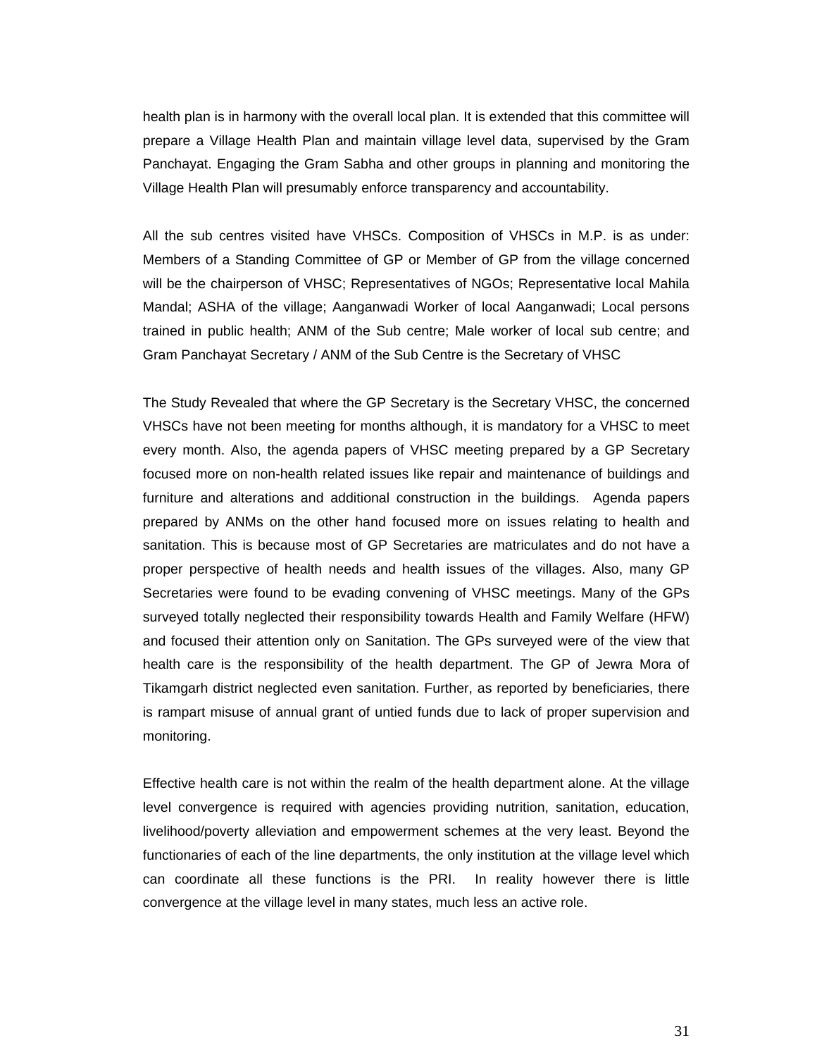health plan is in harmony with the overall local plan. It is extended that this committee will prepare a Village Health Plan and maintain village level data, supervised by the Gram Panchayat. Engaging the Gram Sabha and other groups in planning and monitoring the Village Health Plan will presumably enforce transparency and accountability.

All the sub centres visited have VHSCs. Composition of VHSCs in M.P. is as under: Members of a Standing Committee of GP or Member of GP from the village concerned will be the chairperson of VHSC; Representatives of NGOs; Representative local Mahila Mandal; ASHA of the village; Aanganwadi Worker of local Aanganwadi; Local persons trained in public health; ANM of the Sub centre; Male worker of local sub centre; and Gram Panchayat Secretary / ANM of the Sub Centre is the Secretary of VHSC

The Study Revealed that where the GP Secretary is the Secretary VHSC, the concerned VHSCs have not been meeting for months although, it is mandatory for a VHSC to meet every month. Also, the agenda papers of VHSC meeting prepared by a GP Secretary focused more on non-health related issues like repair and maintenance of buildings and furniture and alterations and additional construction in the buildings. Agenda papers prepared by ANMs on the other hand focused more on issues relating to health and sanitation. This is because most of GP Secretaries are matriculates and do not have a proper perspective of health needs and health issues of the villages. Also, many GP Secretaries were found to be evading convening of VHSC meetings. Many of the GPs surveyed totally neglected their responsibility towards Health and Family Welfare (HFW) and focused their attention only on Sanitation. The GPs surveyed were of the view that health care is the responsibility of the health department. The GP of Jewra Mora of Tikamgarh district neglected even sanitation. Further, as reported by beneficiaries, there is rampart misuse of annual grant of untied funds due to lack of proper supervision and monitoring.

Effective health care is not within the realm of the health department alone. At the village level convergence is required with agencies providing nutrition, sanitation, education, livelihood/poverty alleviation and empowerment schemes at the very least. Beyond the functionaries of each of the line departments, the only institution at the village level which can coordinate all these functions is the PRI. In reality however there is little convergence at the village level in many states, much less an active role.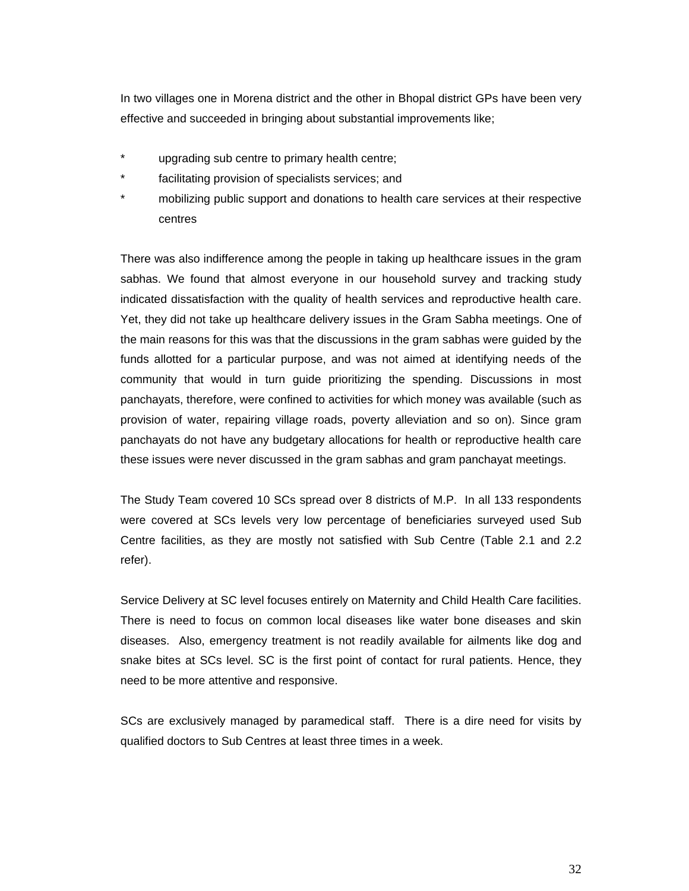In two villages one in Morena district and the other in Bhopal district GPs have been very effective and succeeded in bringing about substantial improvements like;

* upgrading sub centre to primary health centre;
* facilitating provision of specialists services; and
* mobilizing public support and donations to health care services at their respective centres

There was also indifference among the people in taking up healthcare issues in the gram sabhas. We found that almost everyone in our household survey and tracking study indicated dissatisfaction with the quality of health services and reproductive health care. Yet, they did not take up healthcare delivery issues in the Gram Sabha meetings. One of the main reasons for this was that the discussions in the gram sabhas were guided by the funds allotted for a particular purpose, and was not aimed at identifying needs of the community that would in turn guide prioritizing the spending. Discussions in most panchayats, therefore, were confined to activities for which money was available (such as provision of water, repairing village roads, poverty alleviation and so on). Since gram panchayats do not have any budgetary allocations for health or reproductive health care these issues were never discussed in the gram sabhas and gram panchayat meetings.

The Study Team covered 10 SCs spread over 8 districts of M.P. In all 133 respondents were covered at SCs levels very low percentage of beneficiaries surveyed used Sub Centre facilities, as they are mostly not satisfied with Sub Centre (Table 2.1 and 2.2 refer).

Service Delivery at SC level focuses entirely on Maternity and Child Health Care facilities. There is need to focus on common local diseases like water bone diseases and skin diseases. Also, emergency treatment is not readily available for ailments like dog and snake bites at SCs level. SC is the first point of contact for rural patients. Hence, they need to be more attentive and responsive.

SCs are exclusively managed by paramedical staff. There is a dire need for visits by qualified doctors to Sub Centres at least three times in a week.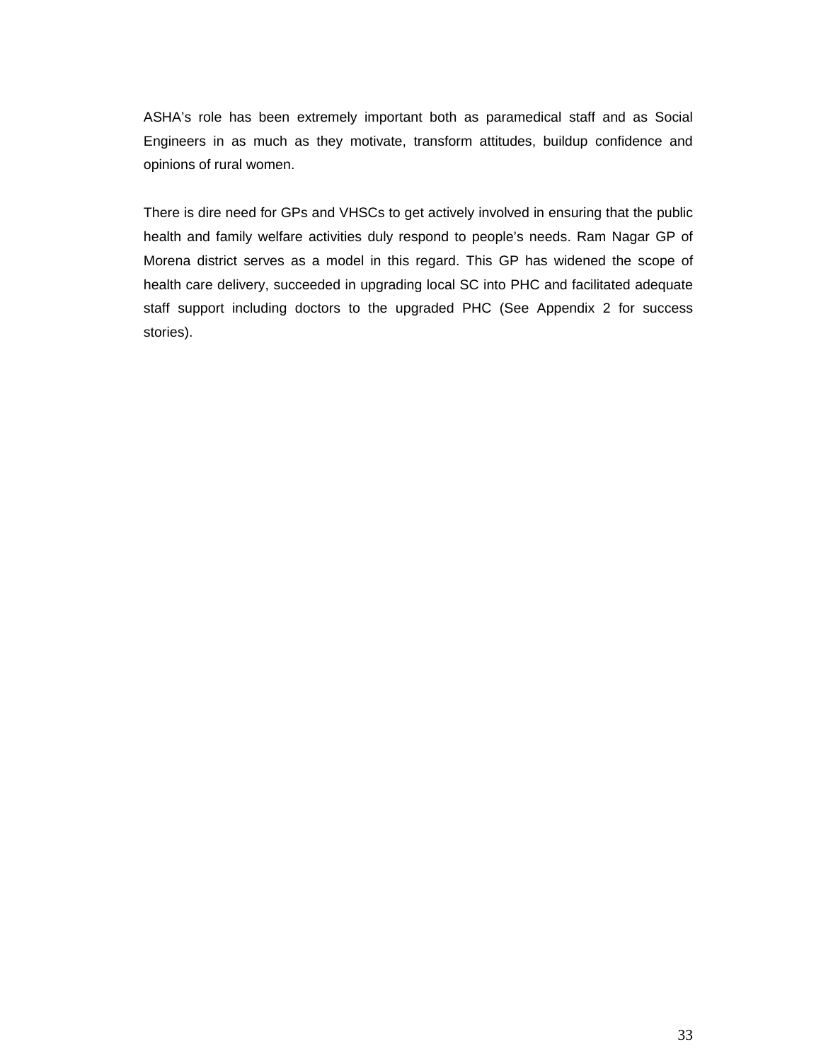ASHA's role has been extremely important both as paramedical staff and as Social Engineers in as much as they motivate, transform attitudes, buildup confidence and opinions of rural women.

There is dire need for GPs and VHSCs to get actively involved in ensuring that the public health and family welfare activities duly respond to people's needs. Ram Nagar GP of Morena district serves as a model in this regard. This GP has widened the scope of health care delivery, succeeded in upgrading local SC into PHC and facilitated adequate staff support including doctors to the upgraded PHC (See Appendix 2 for success stories).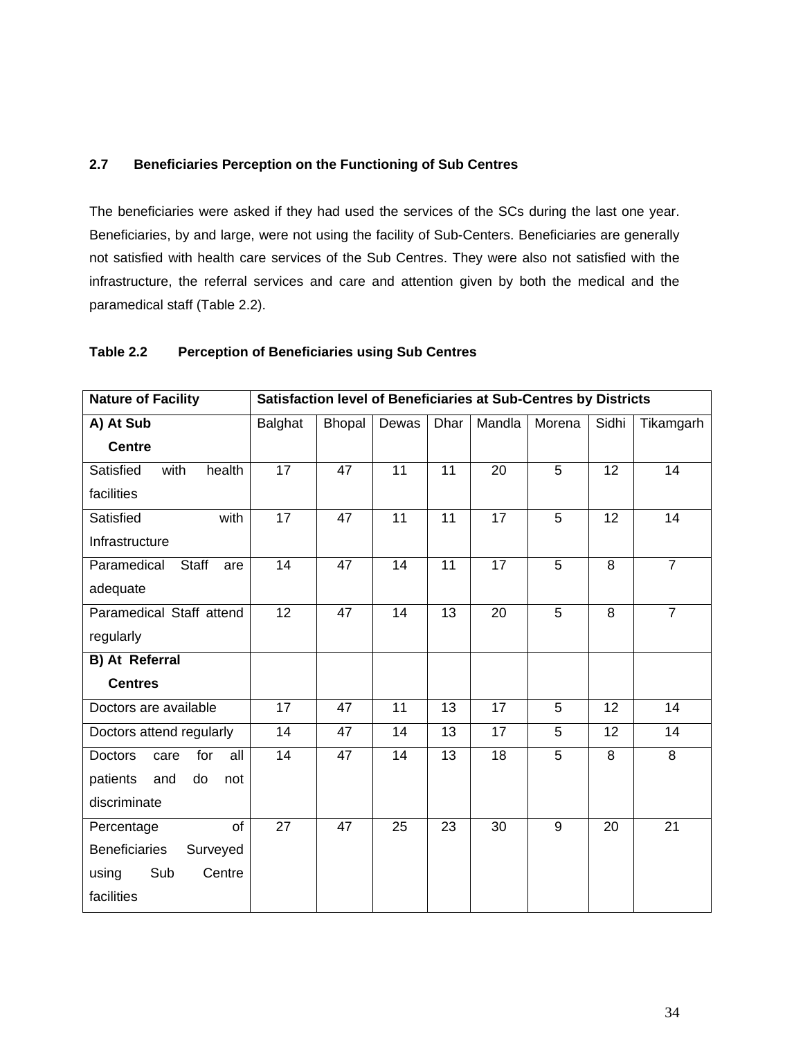## 2.7 Beneficiaries Perception on the Functioning of Sub Centres

The beneficiaries were asked if they had used the services of the SCs during the last one year. Beneficiaries, by and large, were not using the facility of Sub-Centers. Beneficiaries are generally not satisfied with health care services of the Sub Centres. They were also not satisfied with the infrastructure, the referral services and care and attention given by both the medical and the paramedical staff (Table 2.2).

**Table 2.2 Perception of Beneficiaries using Sub Centres**

| **Nature of Facility** | **Satisfaction level of Beneficiaries at Sub-Centres by Districts** | | | | | | | |
|---|---|---|---|---|---|---|---|---|
| **A) At Sub Centre** | Balghat | Bhopal | Dewas | Dhar | Mandla | Morena | Sidhi | Tikamgarh |
| Satisfied with health facilities | 17 | 47 | 11 | 11 | 20 | 5 | 12 | 14 |
| Satisfied with Infrastructure | 17 | 47 | 11 | 11 | 17 | 5 | 12 | 14 |
| Paramedical Staff are adequate | 14 | 47 | 14 | 11 | 17 | 5 | 8 | 7 |
| Paramedical Staff attend regularly | 12 | 47 | 14 | 13 | 20 | 5 | 8 | 7 |
| **B) At Referral Centres** | | | | | | | | |
| Doctors are available | 17 | 47 | 11 | 13 | 17 | 5 | 12 | 14 |
| Doctors attend regularly | 14 | 47 | 14 | 13 | 17 | 5 | 12 | 14 |
| Doctors care for all patients and do not discriminate | 14 | 47 | 14 | 13 | 18 | 5 | 8 | 8 |
| Percentage of Beneficiaries Surveyed using Sub Centre facilities | 27 | 47 | 25 | 23 | 30 | 9 | 20 | 21 |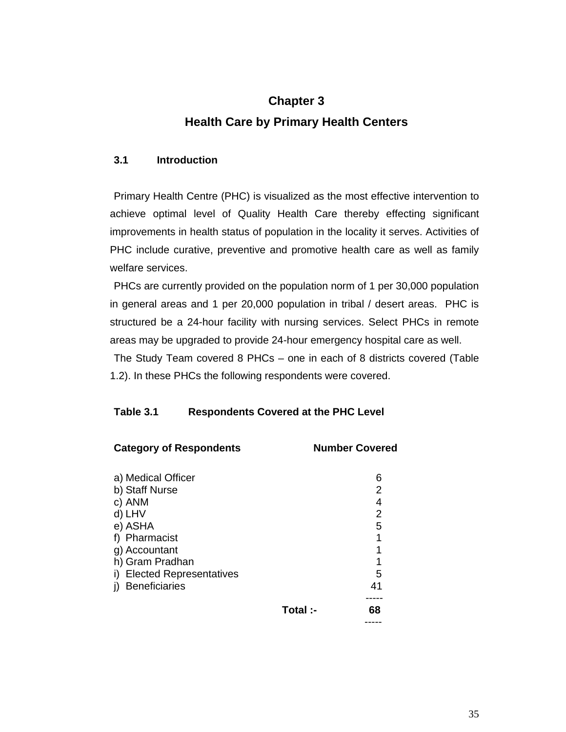# Chapter 3

# Health Care by Primary Health Centers

## 3.1 Introduction

Primary Health Centre (PHC) is visualized as the most effective intervention to achieve optimal level of Quality Health Care thereby effecting significant improvements in health status of population in the locality it serves. Activities of PHC include curative, preventive and promotive health care as well as family welfare services.

PHCs are currently provided on the population norm of 1 per 30,000 population in general areas and 1 per 20,000 population in tribal / desert areas. PHC is structured be a 24-hour facility with nursing services. Select PHCs in remote areas may be upgraded to provide 24-hour emergency hospital care as well.

The Study Team covered 8 PHCs – one in each of 8 districts covered (Table 1.2). In these PHCs the following respondents were covered.

**Table 3.1 Respondents Covered at the PHC Level**

| Category of Respondents | Number Covered |
|---|---|
| a) Medical Officer | 6 |
| b) Staff Nurse | 2 |
| c) ANM | 4 |
| d) LHV | 2 |
| e) ASHA | 5 |
| f) Pharmacist | 1 |
| g) Accountant | 1 |
| h) Gram Pradhan | 1 |
| i) Elected Representatives | 5 |
| j) Beneficiaries | 41 |
| **Total :-** | **68** |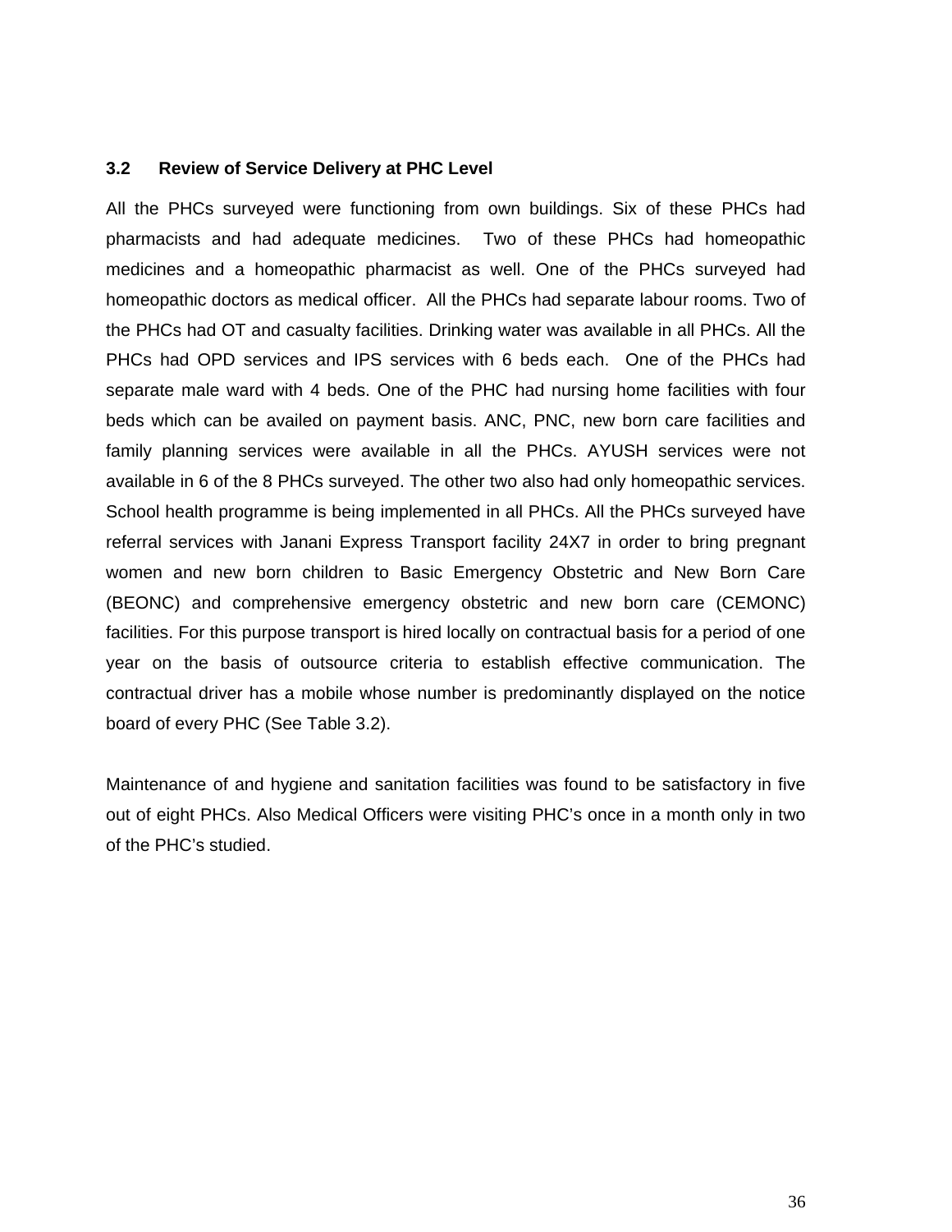### 3.2 Review of Service Delivery at PHC Level

All the PHCs surveyed were functioning from own buildings. Six of these PHCs had pharmacists and had adequate medicines. Two of these PHCs had homeopathic medicines and a homeopathic pharmacist as well. One of the PHCs surveyed had homeopathic doctors as medical officer. All the PHCs had separate labour rooms. Two of the PHCs had OT and casualty facilities. Drinking water was available in all PHCs. All the PHCs had OPD services and IPS services with 6 beds each. One of the PHCs had separate male ward with 4 beds. One of the PHC had nursing home facilities with four beds which can be availed on payment basis. ANC, PNC, new born care facilities and family planning services were available in all the PHCs. AYUSH services were not available in 6 of the 8 PHCs surveyed. The other two also had only homeopathic services. School health programme is being implemented in all PHCs. All the PHCs surveyed have referral services with Janani Express Transport facility 24X7 in order to bring pregnant women and new born children to Basic Emergency Obstetric and New Born Care (BEONC) and comprehensive emergency obstetric and new born care (CEMONC) facilities. For this purpose transport is hired locally on contractual basis for a period of one year on the basis of outsource criteria to establish effective communication. The contractual driver has a mobile whose number is predominantly displayed on the notice board of every PHC (See Table 3.2).

Maintenance of and hygiene and sanitation facilities was found to be satisfactory in five out of eight PHCs. Also Medical Officers were visiting PHC's once in a month only in two of the PHC's studied.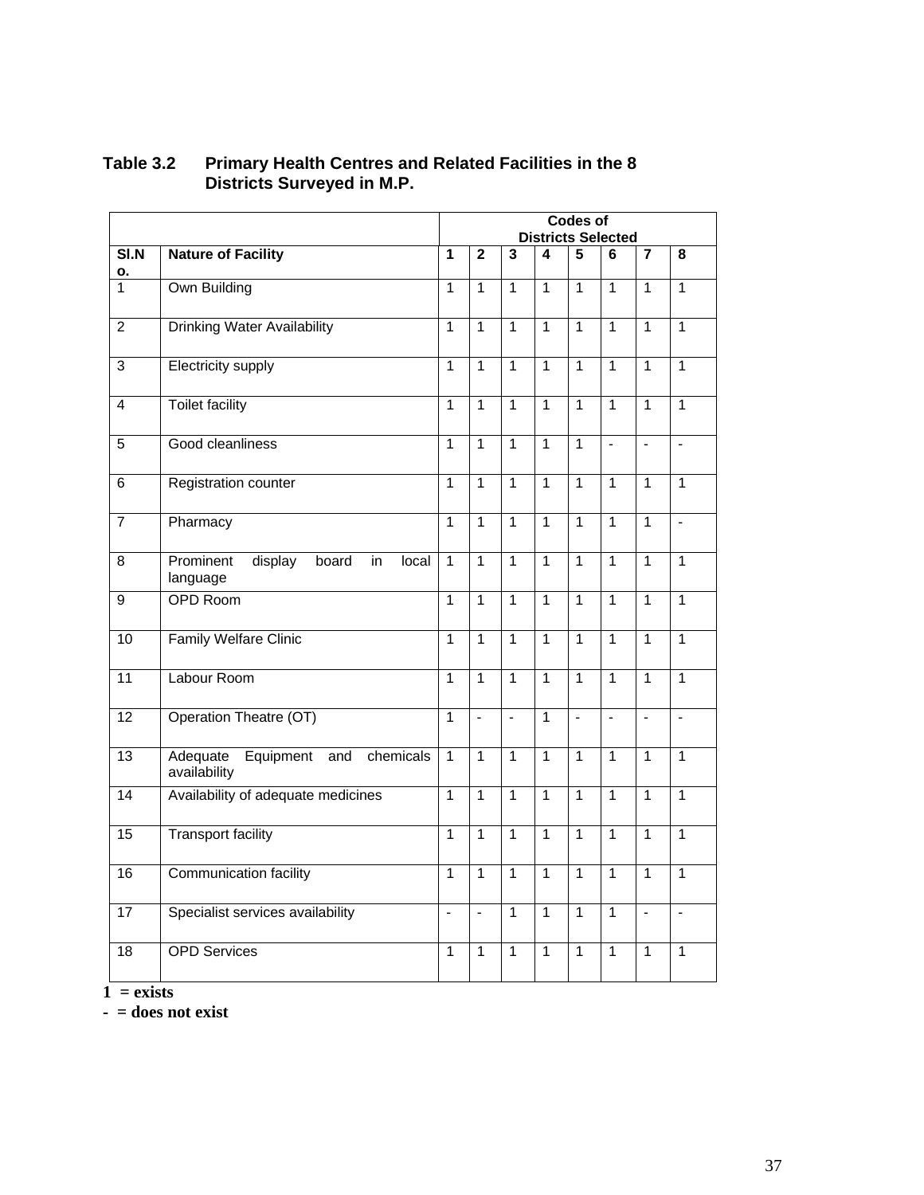**Table 3.2 Primary Health Centres and Related Facilities in the 8 Districts Surveyed in M.P.**

| | | Codes of Districts Selected | | | | | | | |
|---|---|---|---|---|---|---|---|---|---|
| Sl.No. | Nature of Facility | 1 | 2 | 3 | 4 | 5 | 6 | 7 | 8 |
| 1 | Own Building | 1 | 1 | 1 | 1 | 1 | 1 | 1 | 1 |
| 2 | Drinking Water Availability | 1 | 1 | 1 | 1 | 1 | 1 | 1 | 1 |
| 3 | Electricity supply | 1 | 1 | 1 | 1 | 1 | 1 | 1 | 1 |
| 4 | Toilet facility | 1 | 1 | 1 | 1 | 1 | 1 | 1 | 1 |
| 5 | Good cleanliness | 1 | 1 | 1 | 1 | 1 | - | - | - |
| 6 | Registration counter | 1 | 1 | 1 | 1 | 1 | 1 | 1 | 1 |
| 7 | Pharmacy | 1 | 1 | 1 | 1 | 1 | 1 | 1 | - |
| 8 | Prominent display board in local language | 1 | 1 | 1 | 1 | 1 | 1 | 1 | 1 |
| 9 | OPD Room | 1 | 1 | 1 | 1 | 1 | 1 | 1 | 1 |
| 10 | Family Welfare Clinic | 1 | 1 | 1 | 1 | 1 | 1 | 1 | 1 |
| 11 | Labour Room | 1 | 1 | 1 | 1 | 1 | 1 | 1 | 1 |
| 12 | Operation Theatre (OT) | 1 | - | - | 1 | - | - | - | - |
| 13 | Adequate Equipment and chemicals availability | 1 | 1 | 1 | 1 | 1 | 1 | 1 | 1 |
| 14 | Availability of adequate medicines | 1 | 1 | 1 | 1 | 1 | 1 | 1 | 1 |
| 15 | Transport facility | 1 | 1 | 1 | 1 | 1 | 1 | 1 | 1 |
| 16 | Communication facility | 1 | 1 | 1 | 1 | 1 | 1 | 1 | 1 |
| 17 | Specialist services availability | - | - | 1 | 1 | 1 | 1 | - | - |
| 18 | OPD Services | 1 | 1 | 1 | 1 | 1 | 1 | 1 | 1 |

**1 = exists**

**- = does not exist**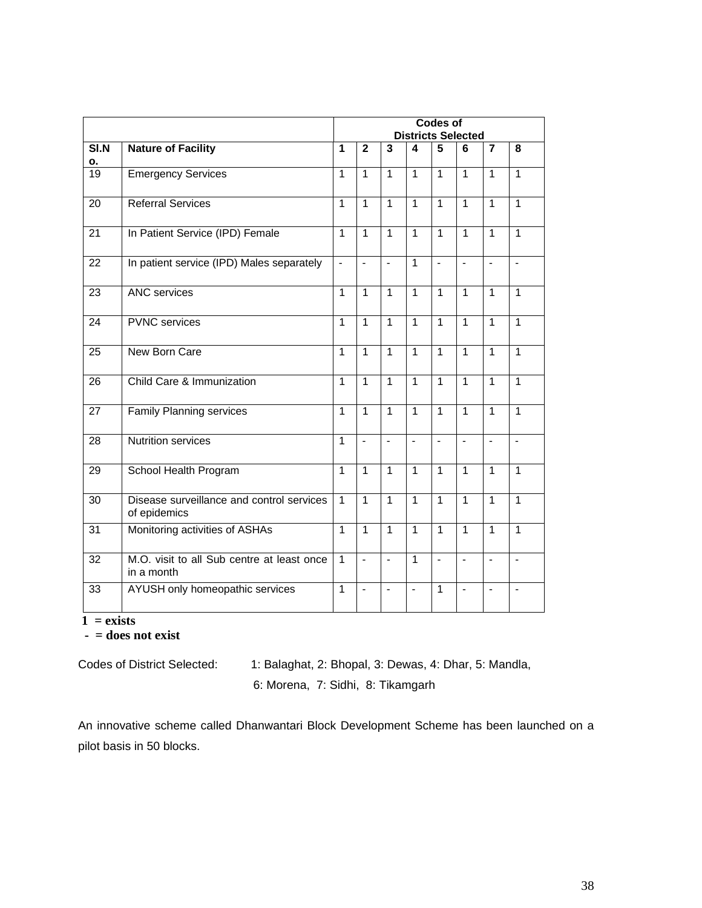| | | Codes of Districts Selected | | | | | | | |
|---|---|---|---|---|---|---|---|---|---|
| **Sl.No.** | **Nature of Facility** | **1** | **2** | **3** | **4** | **5** | **6** | **7** | **8** |
| 19 | Emergency Services | 1 | 1 | 1 | 1 | 1 | 1 | 1 | 1 |
| 20 | Referral Services | 1 | 1 | 1 | 1 | 1 | 1 | 1 | 1 |
| 21 | In Patient Service (IPD) Female | 1 | 1 | 1 | 1 | 1 | 1 | 1 | 1 |
| 22 | In patient service (IPD) Males separately | - | - | - | 1 | - | - | - | - |
| 23 | ANC services | 1 | 1 | 1 | 1 | 1 | 1 | 1 | 1 |
| 24 | PVNC services | 1 | 1 | 1 | 1 | 1 | 1 | 1 | 1 |
| 25 | New Born Care | 1 | 1 | 1 | 1 | 1 | 1 | 1 | 1 |
| 26 | Child Care & Immunization | 1 | 1 | 1 | 1 | 1 | 1 | 1 | 1 |
| 27 | Family Planning services | 1 | 1 | 1 | 1 | 1 | 1 | 1 | 1 |
| 28 | Nutrition services | 1 | - | - | - | - | - | - | - |
| 29 | School Health Program | 1 | 1 | 1 | 1 | 1 | 1 | 1 | 1 |
| 30 | Disease surveillance and control services of epidemics | 1 | 1 | 1 | 1 | 1 | 1 | 1 | 1 |
| 31 | Monitoring activities of ASHAs | 1 | 1 | 1 | 1 | 1 | 1 | 1 | 1 |
| 32 | M.O. visit to all Sub centre at least once in a month | 1 | - | - | 1 | - | - | - | - |
| 33 | AYUSH only homeopathic services | 1 | - | - | - | 1 | - | - | - |

**1 = exists**
**- = does not exist**

Codes of District Selected: 1: Balaghat, 2: Bhopal, 3: Dewas, 4: Dhar, 5: Mandla, 6: Morena, 7: Sidhi, 8: Tikamgarh

An innovative scheme called Dhanwantari Block Development Scheme has been launched on a pilot basis in 50 blocks.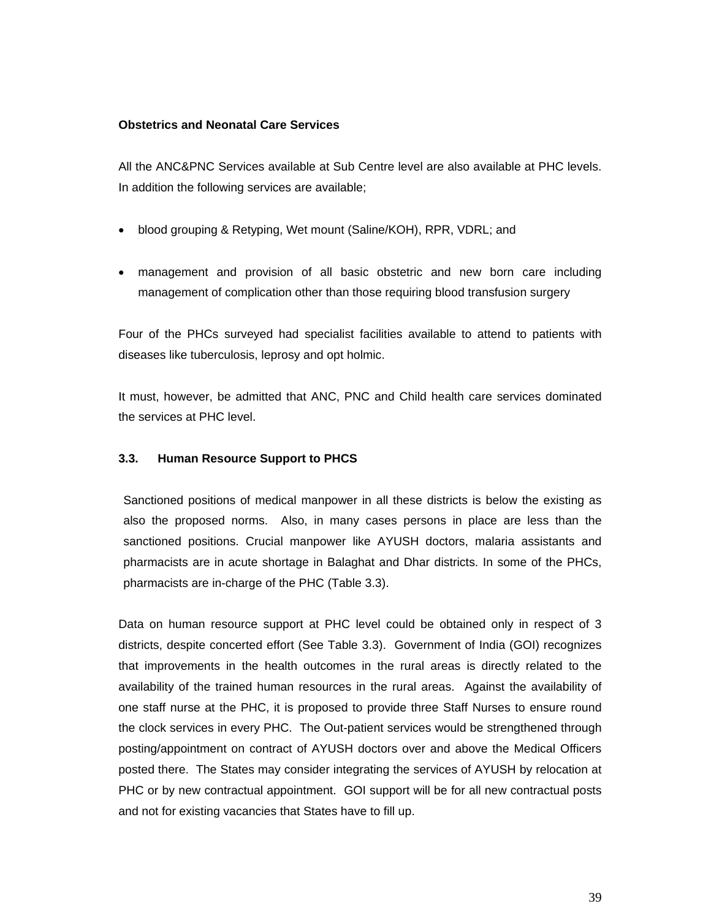**Obstetrics and Neonatal Care Services**

All the ANC&PNC Services available at Sub Centre level are also available at PHC levels. In addition the following services are available;

- blood grouping & Retyping, Wet mount (Saline/KOH), RPR, VDRL; and
- management and provision of all basic obstetric and new born care including management of complication other than those requiring blood transfusion surgery

Four of the PHCs surveyed had specialist facilities available to attend to patients with diseases like tuberculosis, leprosy and opt holmic.

It must, however, be admitted that ANC, PNC and Child health care services dominated the services at PHC level.

### 3.3. Human Resource Support to PHCS

Sanctioned positions of medical manpower in all these districts is below the existing as also the proposed norms. Also, in many cases persons in place are less than the sanctioned positions. Crucial manpower like AYUSH doctors, malaria assistants and pharmacists are in acute shortage in Balaghat and Dhar districts. In some of the PHCs, pharmacists are in-charge of the PHC (Table 3.3).

Data on human resource support at PHC level could be obtained only in respect of 3 districts, despite concerted effort (See Table 3.3). Government of India (GOI) recognizes that improvements in the health outcomes in the rural areas is directly related to the availability of the trained human resources in the rural areas. Against the availability of one staff nurse at the PHC, it is proposed to provide three Staff Nurses to ensure round the clock services in every PHC. The Out-patient services would be strengthened through posting/appointment on contract of AYUSH doctors over and above the Medical Officers posted there. The States may consider integrating the services of AYUSH by relocation at PHC or by new contractual appointment. GOI support will be for all new contractual posts and not for existing vacancies that States have to fill up.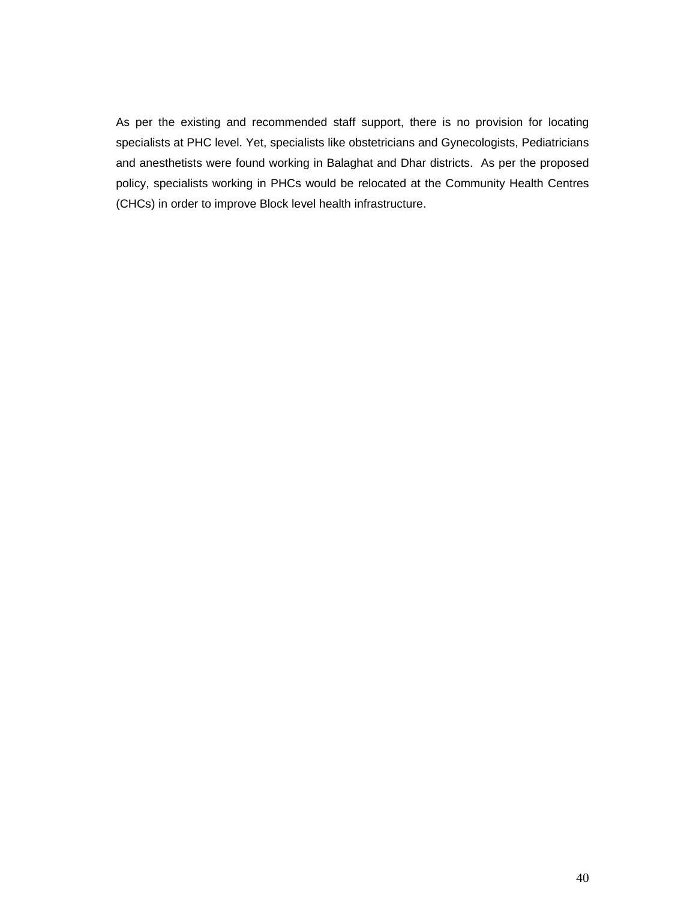As per the existing and recommended staff support, there is no provision for locating specialists at PHC level. Yet, specialists like obstetricians and Gynecologists, Pediatricians and anesthetists were found working in Balaghat and Dhar districts. As per the proposed policy, specialists working in PHCs would be relocated at the Community Health Centres (CHCs) in order to improve Block level health infrastructure.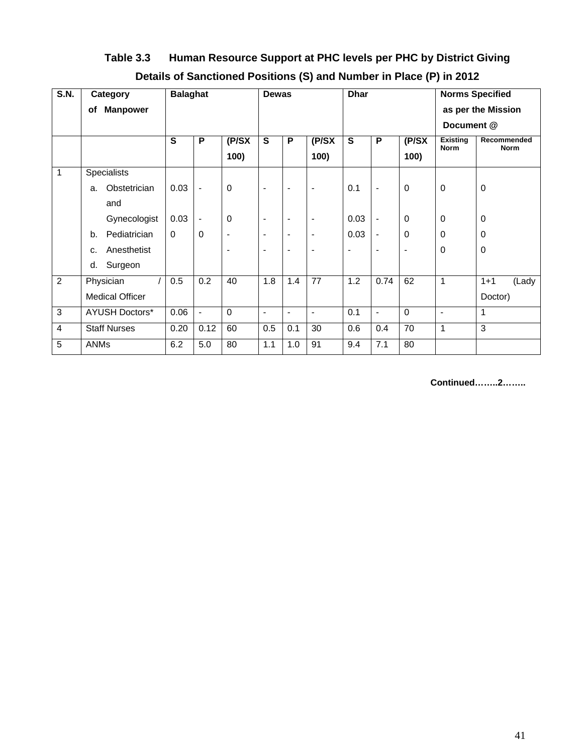**Table 3.3 Human Resource Support at PHC levels per PHC by District Giving Details of Sanctioned Positions (S) and Number in Place (P) in 2012**

| S.N. | Category of Manpower | Balaghat | | | Dewas | | | Dhar | | | Norms Specified as per the Mission Document @ | |
|---|---|---|---|---|---|---|---|---|---|---|---|---|
| | | S | P | (P/SX 100) | S | P | (P/SX 100) | S | P | (P/SX 100) | Existing Norm | Recommended Norm |
| 1 | Specialists | | | | | | | | | | | |
| | a. Obstetrician and | 0.03 | - | 0 | - | - | - | 0.1 | - | 0 | 0 | 0 |
| | Gynecologist | 0.03 | - | 0 | - | - | - | 0.03 | - | 0 | 0 | 0 |
| | b. Pediatrician | 0 | 0 | - | - | - | - | 0.03 | - | 0 | 0 | 0 |
| | c. Anesthetist | | | - | - | - | - | - | - | - | 0 | 0 |
| | d. Surgeon | | | | | | | | | | | |
| 2 | Physician / Medical Officer | 0.5 | 0.2 | 40 | 1.8 | 1.4 | 77 | 1.2 | 0.74 | 62 | 1 | 1+1 (Lady Doctor) |
| 3 | AYUSH Doctors* | 0.06 | - | 0 | - | - | - | 0.1 | - | 0 | - | 1 |
| 4 | Staff Nurses | 0.20 | 0.12 | 60 | 0.5 | 0.1 | 30 | 0.6 | 0.4 | 70 | 1 | 3 |
| 5 | ANMs | 6.2 | 5.0 | 80 | 1.1 | 1.0 | 91 | 9.4 | 7.1 | 80 | | |

**Continued……..2……..**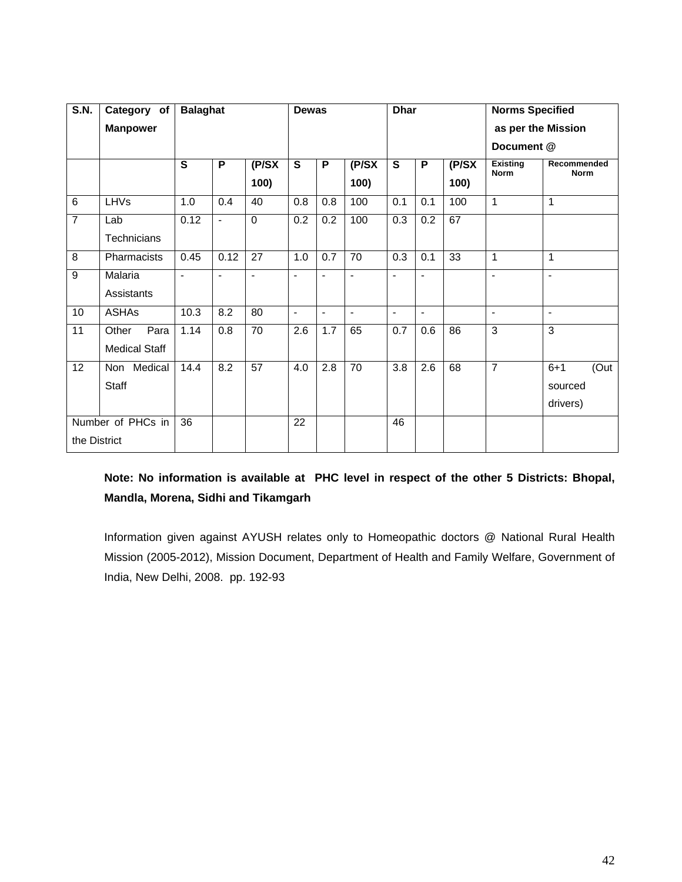| S.N. | Category of Manpower | Balaghat | | | Dewas | | | Dhar | | | Norms Specified as per the Mission Document @ | |
|---|---|---|---|---|---|---|---|---|---|---|---|---|
| | | S | P | (P/SX 100) | S | P | (P/SX 100) | S | P | (P/SX 100) | Existing Norm | Recommended Norm |
| 6 | LHVs | 1.0 | 0.4 | 40 | 0.8 | 0.8 | 100 | 0.1 | 0.1 | 100 | 1 | 1 |
| 7 | Lab Technicians | 0.12 | - | 0 | 0.2 | 0.2 | 100 | 0.3 | 0.2 | 67 | | |
| 8 | Pharmacists | 0.45 | 0.12 | 27 | 1.0 | 0.7 | 70 | 0.3 | 0.1 | 33 | 1 | 1 |
| 9 | Malaria Assistants | - | - | - | - | - | - | - | - | | - | - |
| 10 | ASHAs | 10.3 | 8.2 | 80 | - | - | - | - | - | | - | - |
| 11 | Other Para Medical Staff | 1.14 | 0.8 | 70 | 2.6 | 1.7 | 65 | 0.7 | 0.6 | 86 | 3 | 3 |
| 12 | Non Medical Staff | 14.4 | 8.2 | 57 | 4.0 | 2.8 | 70 | 3.8 | 2.6 | 68 | 7 | 6+1 (Out sourced drivers) |
| Number of PHCs in the District | | 36 | | | 22 | | | 46 | | | | |

**Note: No information is available at PHC level in respect of the other 5 Districts: Bhopal, Mandla, Morena, Sidhi and Tikamgarh**

Information given against AYUSH relates only to Homeopathic doctors @ National Rural Health Mission (2005-2012), Mission Document, Department of Health and Family Welfare, Government of India, New Delhi, 2008. pp. 192-93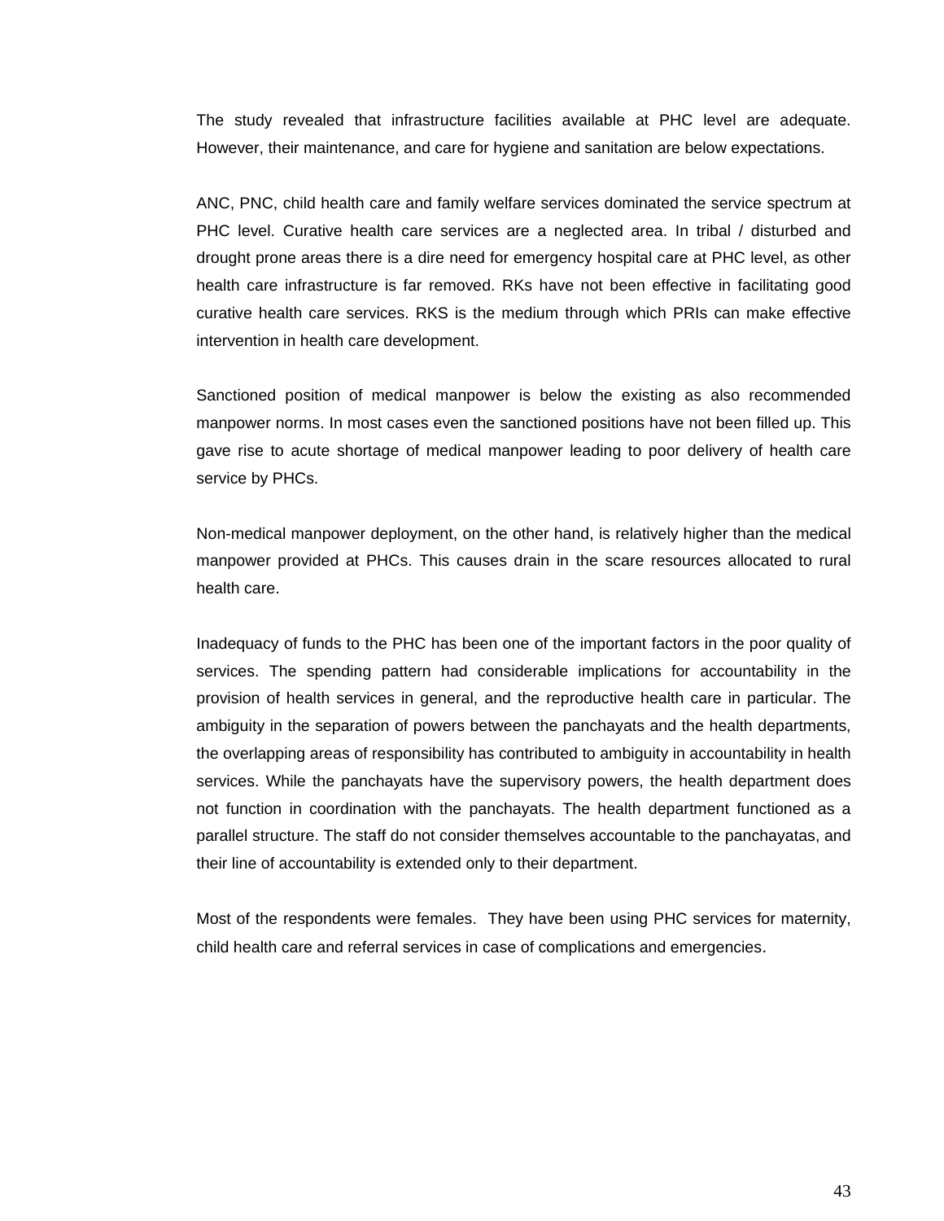The study revealed that infrastructure facilities available at PHC level are adequate. However, their maintenance, and care for hygiene and sanitation are below expectations.

ANC, PNC, child health care and family welfare services dominated the service spectrum at PHC level. Curative health care services are a neglected area. In tribal / disturbed and drought prone areas there is a dire need for emergency hospital care at PHC level, as other health care infrastructure is far removed. RKs have not been effective in facilitating good curative health care services. RKS is the medium through which PRIs can make effective intervention in health care development.

Sanctioned position of medical manpower is below the existing as also recommended manpower norms. In most cases even the sanctioned positions have not been filled up. This gave rise to acute shortage of medical manpower leading to poor delivery of health care service by PHCs.

Non-medical manpower deployment, on the other hand, is relatively higher than the medical manpower provided at PHCs. This causes drain in the scare resources allocated to rural health care.

Inadequacy of funds to the PHC has been one of the important factors in the poor quality of services. The spending pattern had considerable implications for accountability in the provision of health services in general, and the reproductive health care in particular. The ambiguity in the separation of powers between the panchayats and the health departments, the overlapping areas of responsibility has contributed to ambiguity in accountability in health services. While the panchayats have the supervisory powers, the health department does not function in coordination with the panchayats. The health department functioned as a parallel structure. The staff do not consider themselves accountable to the panchayatas, and their line of accountability is extended only to their department.

Most of the respondents were females. They have been using PHC services for maternity, child health care and referral services in case of complications and emergencies.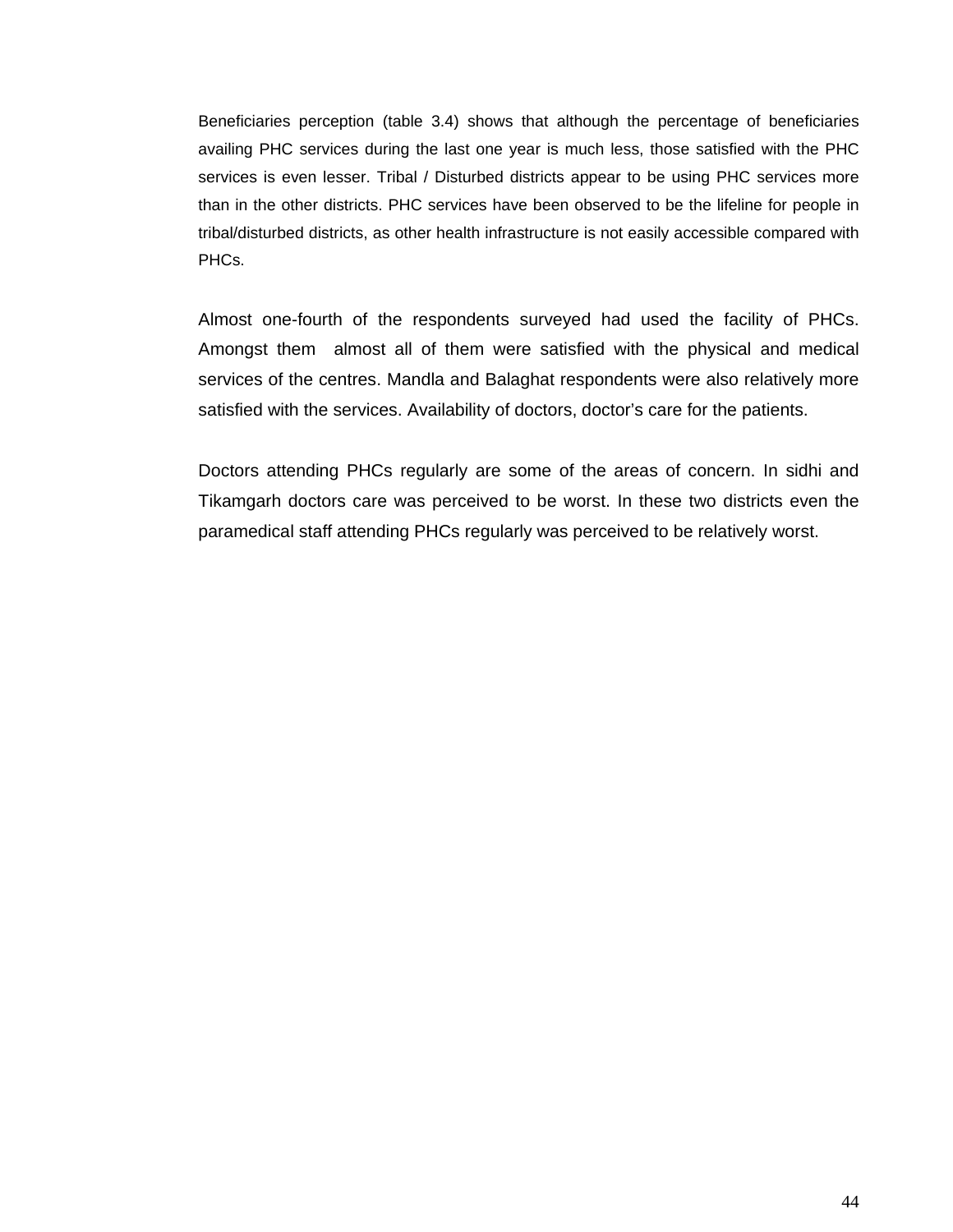Beneficiaries perception (table 3.4) shows that although the percentage of beneficiaries availing PHC services during the last one year is much less, those satisfied with the PHC services is even lesser. Tribal / Disturbed districts appear to be using PHC services more than in the other districts. PHC services have been observed to be the lifeline for people in tribal/disturbed districts, as other health infrastructure is not easily accessible compared with PHCs.

Almost one-fourth of the respondents surveyed had used the facility of PHCs. Amongst them almost all of them were satisfied with the physical and medical services of the centres. Mandla and Balaghat respondents were also relatively more satisfied with the services. Availability of doctors, doctor's care for the patients.

Doctors attending PHCs regularly are some of the areas of concern. In sidhi and Tikamgarh doctors care was perceived to be worst. In these two districts even the paramedical staff attending PHCs regularly was perceived to be relatively worst.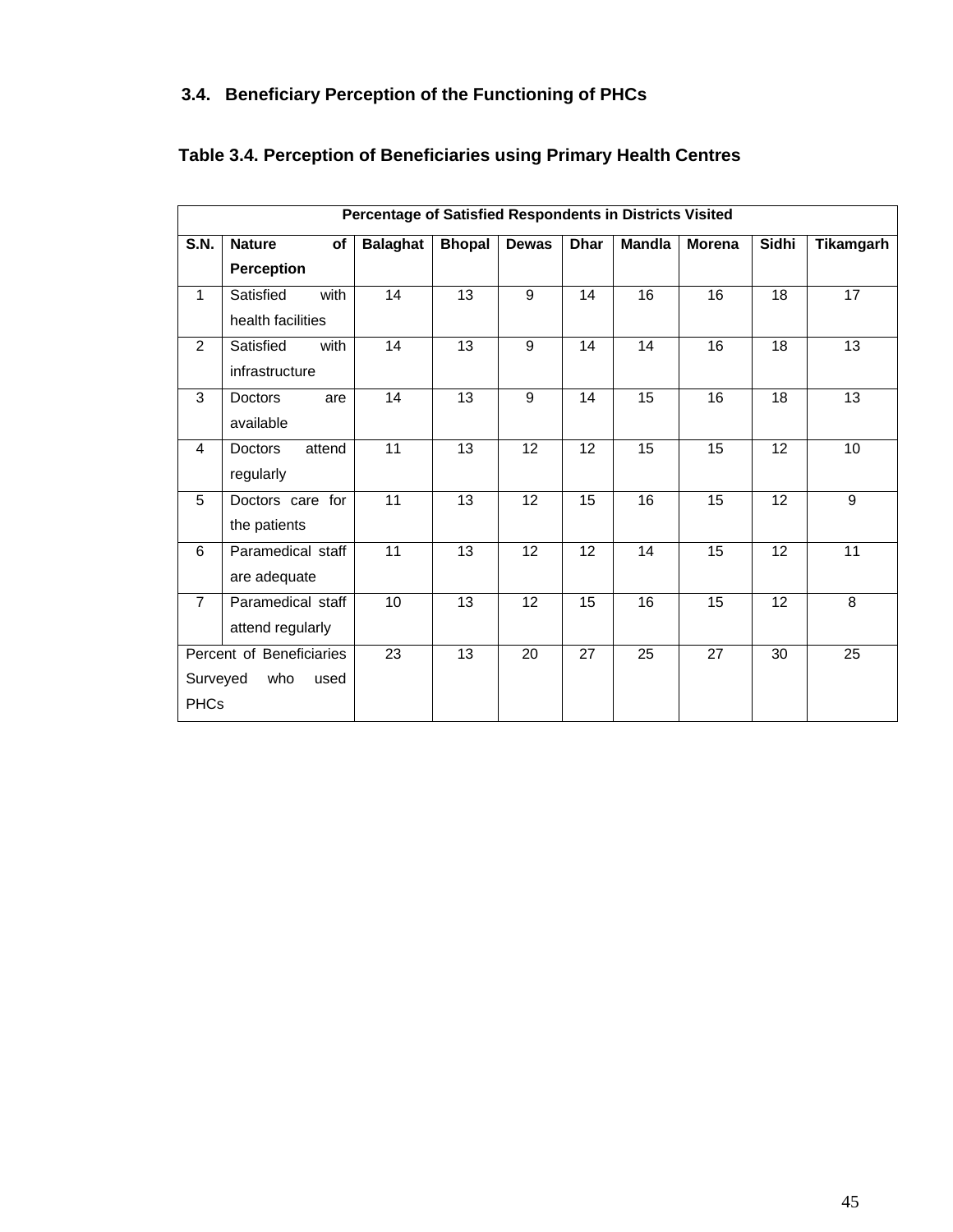### 3.4. Beneficiary Perception of the Functioning of PHCs

**Table 3.4. Perception of Beneficiaries using Primary Health Centres**

| Percentage of Satisfied Respondents in Districts Visited | | | | | | | | | |
|---|---|---|---|---|---|---|---|---|---|
| **S.N.** | **Nature of Perception** | **Balaghat** | **Bhopal** | **Dewas** | **Dhar** | **Mandla** | **Morena** | **Sidhi** | **Tikamgarh** |
| 1 | Satisfied with health facilities | 14 | 13 | 9 | 14 | 16 | 16 | 18 | 17 |
| 2 | Satisfied with infrastructure | 14 | 13 | 9 | 14 | 14 | 16 | 18 | 13 |
| 3 | Doctors are available | 14 | 13 | 9 | 14 | 15 | 16 | 18 | 13 |
| 4 | Doctors attend regularly | 11 | 13 | 12 | 12 | 15 | 15 | 12 | 10 |
| 5 | Doctors care for the patients | 11 | 13 | 12 | 15 | 16 | 15 | 12 | 9 |
| 6 | Paramedical staff are adequate | 11 | 13 | 12 | 12 | 14 | 15 | 12 | 11 |
| 7 | Paramedical staff attend regularly | 10 | 13 | 12 | 15 | 16 | 15 | 12 | 8 |
| Percent of Beneficiaries Surveyed who used PHCs | | 23 | 13 | 20 | 27 | 25 | 27 | 30 | 25 |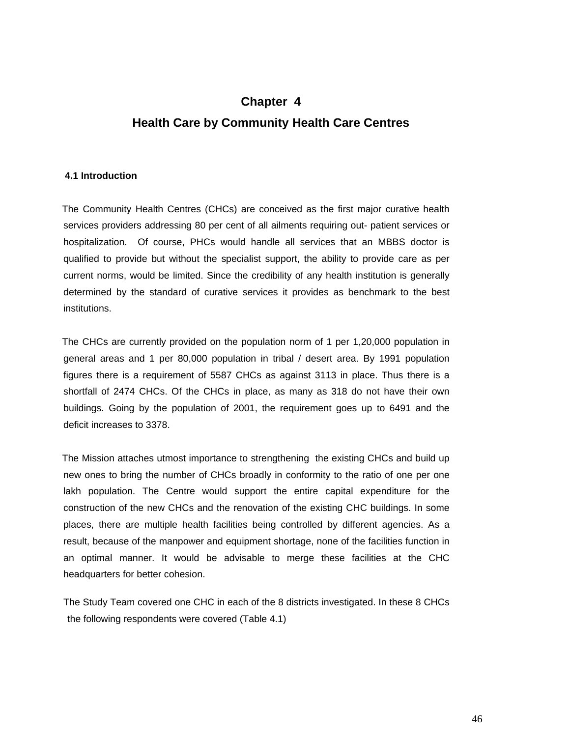# Chapter 4

# Health Care by Community Health Care Centres

## 4.1 Introduction

The Community Health Centres (CHCs) are conceived as the first major curative health services providers addressing 80 per cent of all ailments requiring out- patient services or hospitalization. Of course, PHCs would handle all services that an MBBS doctor is qualified to provide but without the specialist support, the ability to provide care as per current norms, would be limited. Since the credibility of any health institution is generally determined by the standard of curative services it provides as benchmark to the best institutions.

The CHCs are currently provided on the population norm of 1 per 1,20,000 population in general areas and 1 per 80,000 population in tribal / desert area. By 1991 population figures there is a requirement of 5587 CHCs as against 3113 in place. Thus there is a shortfall of 2474 CHCs. Of the CHCs in place, as many as 318 do not have their own buildings. Going by the population of 2001, the requirement goes up to 6491 and the deficit increases to 3378.

The Mission attaches utmost importance to strengthening the existing CHCs and build up new ones to bring the number of CHCs broadly in conformity to the ratio of one per one lakh population. The Centre would support the entire capital expenditure for the construction of the new CHCs and the renovation of the existing CHC buildings. In some places, there are multiple health facilities being controlled by different agencies. As a result, because of the manpower and equipment shortage, none of the facilities function in an optimal manner. It would be advisable to merge these facilities at the CHC headquarters for better cohesion.

The Study Team covered one CHC in each of the 8 districts investigated. In these 8 CHCs the following respondents were covered (Table 4.1)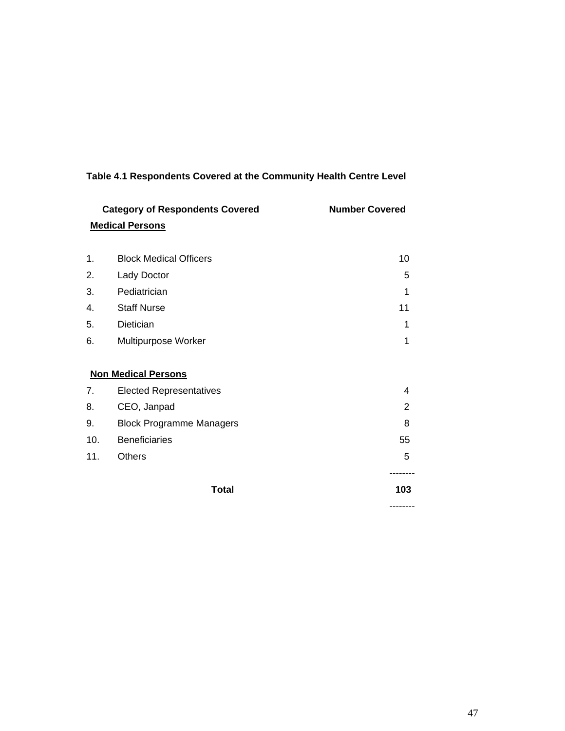**Table 4.1 Respondents Covered at the Community Health Centre Level**

| | Category of Respondents Covered | Number Covered |
|---|---|---|
| | **Medical Persons** | |
| 1. | Block Medical Officers | 10 |
| 2. | Lady Doctor | 5 |
| 3. | Pediatrician | 1 |
| 4. | Staff Nurse | 11 |
| 5. | Dietician | 1 |
| 6. | Multipurpose Worker | 1 |
| | **Non Medical Persons** | |
| 7. | Elected Representatives | 4 |
| 8. | CEO, Janpad | 2 |
| 9. | Block Programme Managers | 8 |
| 10. | Beneficiaries | 55 |
| 11. | Others | 5 |
| | **Total** | **103** |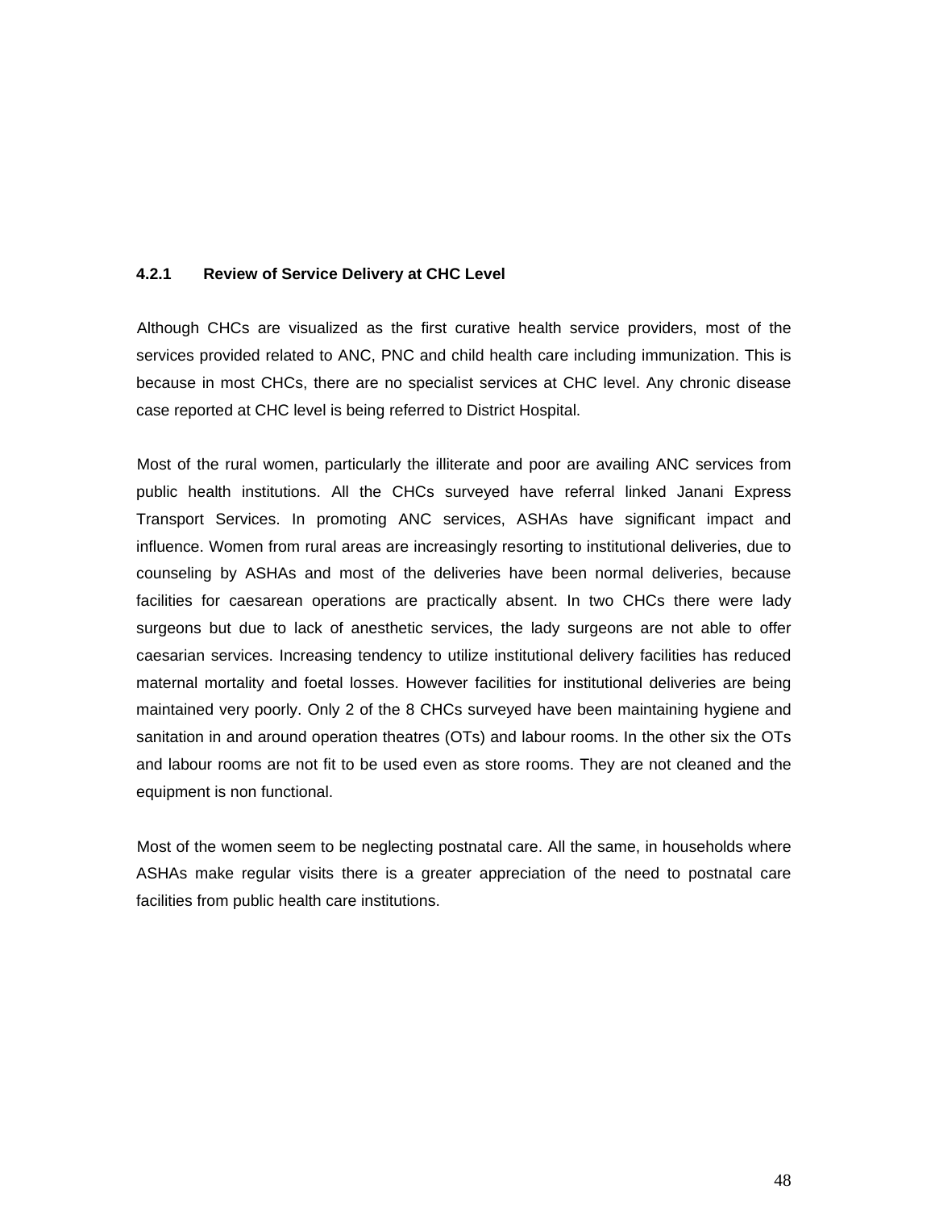### 4.2.1 Review of Service Delivery at CHC Level

Although CHCs are visualized as the first curative health service providers, most of the services provided related to ANC, PNC and child health care including immunization. This is because in most CHCs, there are no specialist services at CHC level. Any chronic disease case reported at CHC level is being referred to District Hospital.

Most of the rural women, particularly the illiterate and poor are availing ANC services from public health institutions. All the CHCs surveyed have referral linked Janani Express Transport Services. In promoting ANC services, ASHAs have significant impact and influence. Women from rural areas are increasingly resorting to institutional deliveries, due to counseling by ASHAs and most of the deliveries have been normal deliveries, because facilities for caesarean operations are practically absent. In two CHCs there were lady surgeons but due to lack of anesthetic services, the lady surgeons are not able to offer caesarian services. Increasing tendency to utilize institutional delivery facilities has reduced maternal mortality and foetal losses. However facilities for institutional deliveries are being maintained very poorly. Only 2 of the 8 CHCs surveyed have been maintaining hygiene and sanitation in and around operation theatres (OTs) and labour rooms. In the other six the OTs and labour rooms are not fit to be used even as store rooms. They are not cleaned and the equipment is non functional.

Most of the women seem to be neglecting postnatal care. All the same, in households where ASHAs make regular visits there is a greater appreciation of the need to postnatal care facilities from public health care institutions.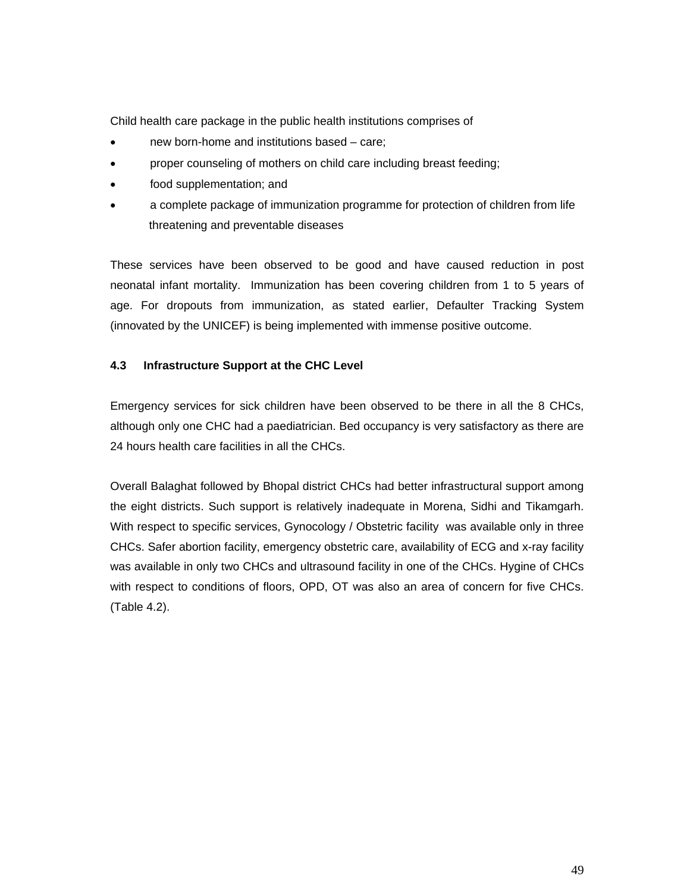Child health care package in the public health institutions comprises of

- new born-home and institutions based – care;
- proper counseling of mothers on child care including breast feeding;
- food supplementation; and
- a complete package of immunization programme for protection of children from life threatening and preventable diseases

These services have been observed to be good and have caused reduction in post neonatal infant mortality. Immunization has been covering children from 1 to 5 years of age. For dropouts from immunization, as stated earlier, Defaulter Tracking System (innovated by the UNICEF) is being implemented with immense positive outcome.

### 4.3 Infrastructure Support at the CHC Level

Emergency services for sick children have been observed to be there in all the 8 CHCs, although only one CHC had a paediatrician. Bed occupancy is very satisfactory as there are 24 hours health care facilities in all the CHCs.

Overall Balaghat followed by Bhopal district CHCs had better infrastructural support among the eight districts. Such support is relatively inadequate in Morena, Sidhi and Tikamgarh. With respect to specific services, Gynocology / Obstetric facility was available only in three CHCs. Safer abortion facility, emergency obstetric care, availability of ECG and x-ray facility was available in only two CHCs and ultrasound facility in one of the CHCs. Hygine of CHCs with respect to conditions of floors, OPD, OT was also an area of concern for five CHCs. (Table 4.2).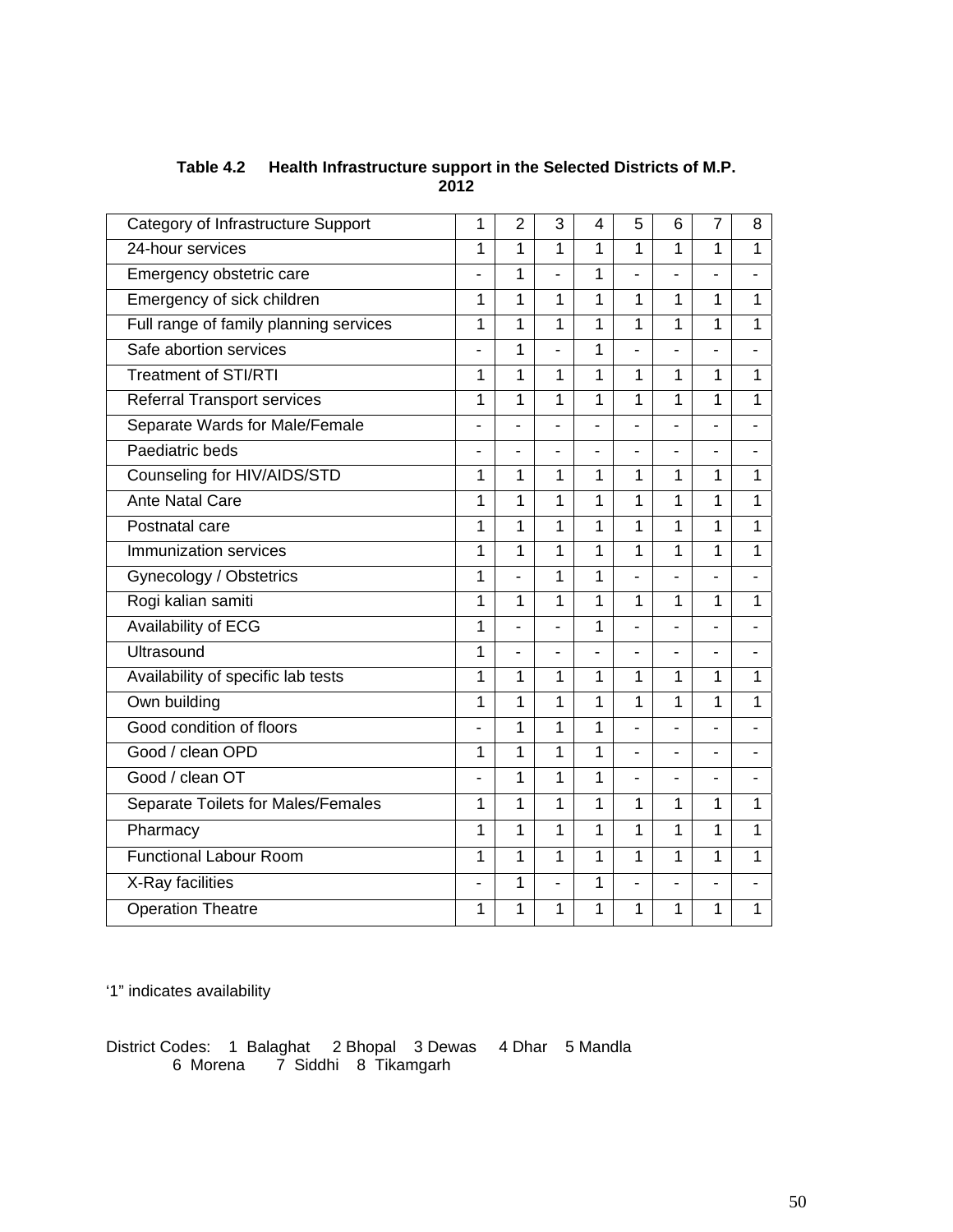**Table 4.2 Health Infrastructure support in the Selected Districts of M.P. 2012**

| Category of Infrastructure Support | 1 | 2 | 3 | 4 | 5 | 6 | 7 | 8 |
|---|---|---|---|---|---|---|---|---|
| 24-hour services | 1 | 1 | 1 | 1 | 1 | 1 | 1 | 1 |
| Emergency obstetric care | - | 1 | - | 1 | - | - | - | - |
| Emergency of sick children | 1 | 1 | 1 | 1 | 1 | 1 | 1 | 1 |
| Full range of family planning services | 1 | 1 | 1 | 1 | 1 | 1 | 1 | 1 |
| Safe abortion services | - | 1 | - | 1 | - | - | - | - |
| Treatment of STI/RTI | 1 | 1 | 1 | 1 | 1 | 1 | 1 | 1 |
| Referral Transport services | 1 | 1 | 1 | 1 | 1 | 1 | 1 | 1 |
| Separate Wards for Male/Female | - | - | - | - | - | - | - | - |
| Paediatric beds | - | - | - | - | - | - | - | - |
| Counseling for HIV/AIDS/STD | 1 | 1 | 1 | 1 | 1 | 1 | 1 | 1 |
| Ante Natal Care | 1 | 1 | 1 | 1 | 1 | 1 | 1 | 1 |
| Postnatal care | 1 | 1 | 1 | 1 | 1 | 1 | 1 | 1 |
| Immunization services | 1 | 1 | 1 | 1 | 1 | 1 | 1 | 1 |
| Gynecology / Obstetrics | 1 | - | 1 | 1 | - | - | - | - |
| Rogi kalian samiti | 1 | 1 | 1 | 1 | 1 | 1 | 1 | 1 |
| Availability of ECG | 1 | - | - | 1 | - | - | - | - |
| Ultrasound | 1 | - | - | - | - | - | - | - |
| Availability of specific lab tests | 1 | 1 | 1 | 1 | 1 | 1 | 1 | 1 |
| Own building | 1 | 1 | 1 | 1 | 1 | 1 | 1 | 1 |
| Good condition of floors | - | 1 | 1 | 1 | - | - | - | - |
| Good / clean OPD | 1 | 1 | 1 | 1 | - | - | - | - |
| Good / clean OT | - | 1 | 1 | 1 | - | - | - | - |
| Separate Toilets for Males/Females | 1 | 1 | 1 | 1 | 1 | 1 | 1 | 1 |
| Pharmacy | 1 | 1 | 1 | 1 | 1 | 1 | 1 | 1 |
| Functional Labour Room | 1 | 1 | 1 | 1 | 1 | 1 | 1 | 1 |
| X-Ray facilities | - | 1 | - | 1 | - | - | - | - |
| Operation Theatre | 1 | 1 | 1 | 1 | 1 | 1 | 1 | 1 |

'1" indicates availability

District Codes: 1 Balaghat 2 Bhopal 3 Dewas 4 Dhar 5 Mandla 6 Morena 7 Siddhi 8 Tikamgarh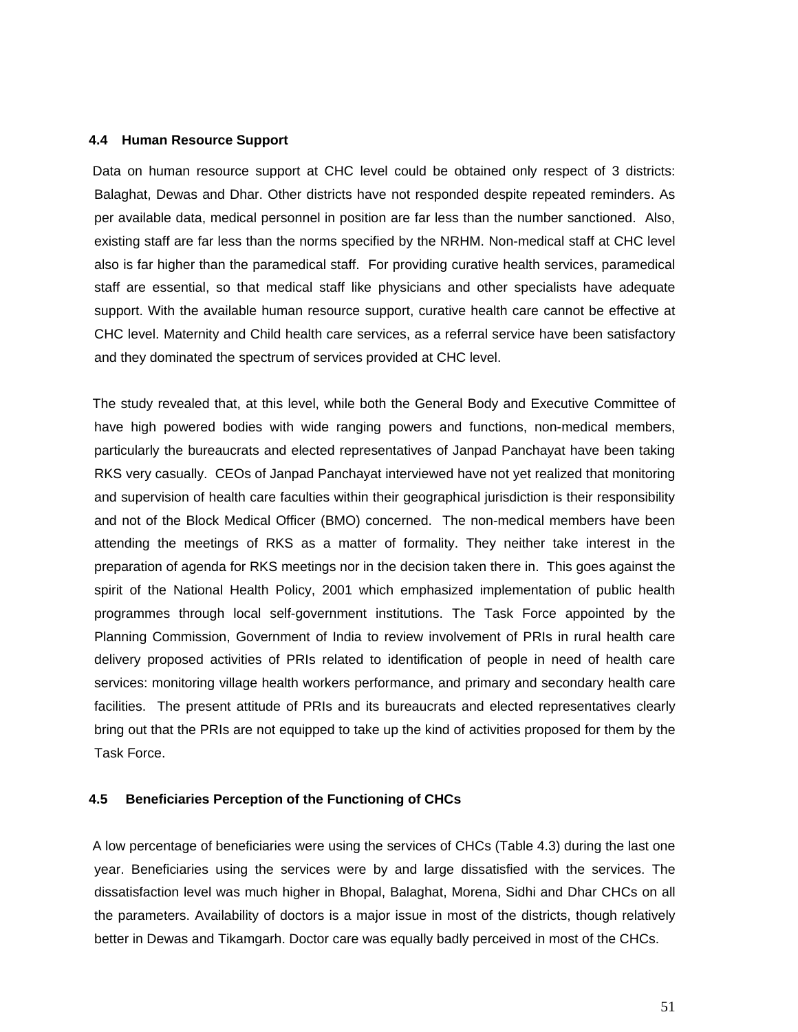### 4.4 Human Resource Support

Data on human resource support at CHC level could be obtained only respect of 3 districts: Balaghat, Dewas and Dhar. Other districts have not responded despite repeated reminders. As per available data, medical personnel in position are far less than the number sanctioned. Also, existing staff are far less than the norms specified by the NRHM. Non-medical staff at CHC level also is far higher than the paramedical staff. For providing curative health services, paramedical staff are essential, so that medical staff like physicians and other specialists have adequate support. With the available human resource support, curative health care cannot be effective at CHC level. Maternity and Child health care services, as a referral service have been satisfactory and they dominated the spectrum of services provided at CHC level.

The study revealed that, at this level, while both the General Body and Executive Committee of have high powered bodies with wide ranging powers and functions, non-medical members, particularly the bureaucrats and elected representatives of Janpad Panchayat have been taking RKS very casually. CEOs of Janpad Panchayat interviewed have not yet realized that monitoring and supervision of health care faculties within their geographical jurisdiction is their responsibility and not of the Block Medical Officer (BMO) concerned. The non-medical members have been attending the meetings of RKS as a matter of formality. They neither take interest in the preparation of agenda for RKS meetings nor in the decision taken there in. This goes against the spirit of the National Health Policy, 2001 which emphasized implementation of public health programmes through local self-government institutions. The Task Force appointed by the Planning Commission, Government of India to review involvement of PRIs in rural health care delivery proposed activities of PRIs related to identification of people in need of health care services: monitoring village health workers performance, and primary and secondary health care facilities. The present attitude of PRIs and its bureaucrats and elected representatives clearly bring out that the PRIs are not equipped to take up the kind of activities proposed for them by the Task Force.

### 4.5 Beneficiaries Perception of the Functioning of CHCs

A low percentage of beneficiaries were using the services of CHCs (Table 4.3) during the last one year. Beneficiaries using the services were by and large dissatisfied with the services. The dissatisfaction level was much higher in Bhopal, Balaghat, Morena, Sidhi and Dhar CHCs on all the parameters. Availability of doctors is a major issue in most of the districts, though relatively better in Dewas and Tikamgarh. Doctor care was equally badly perceived in most of the CHCs.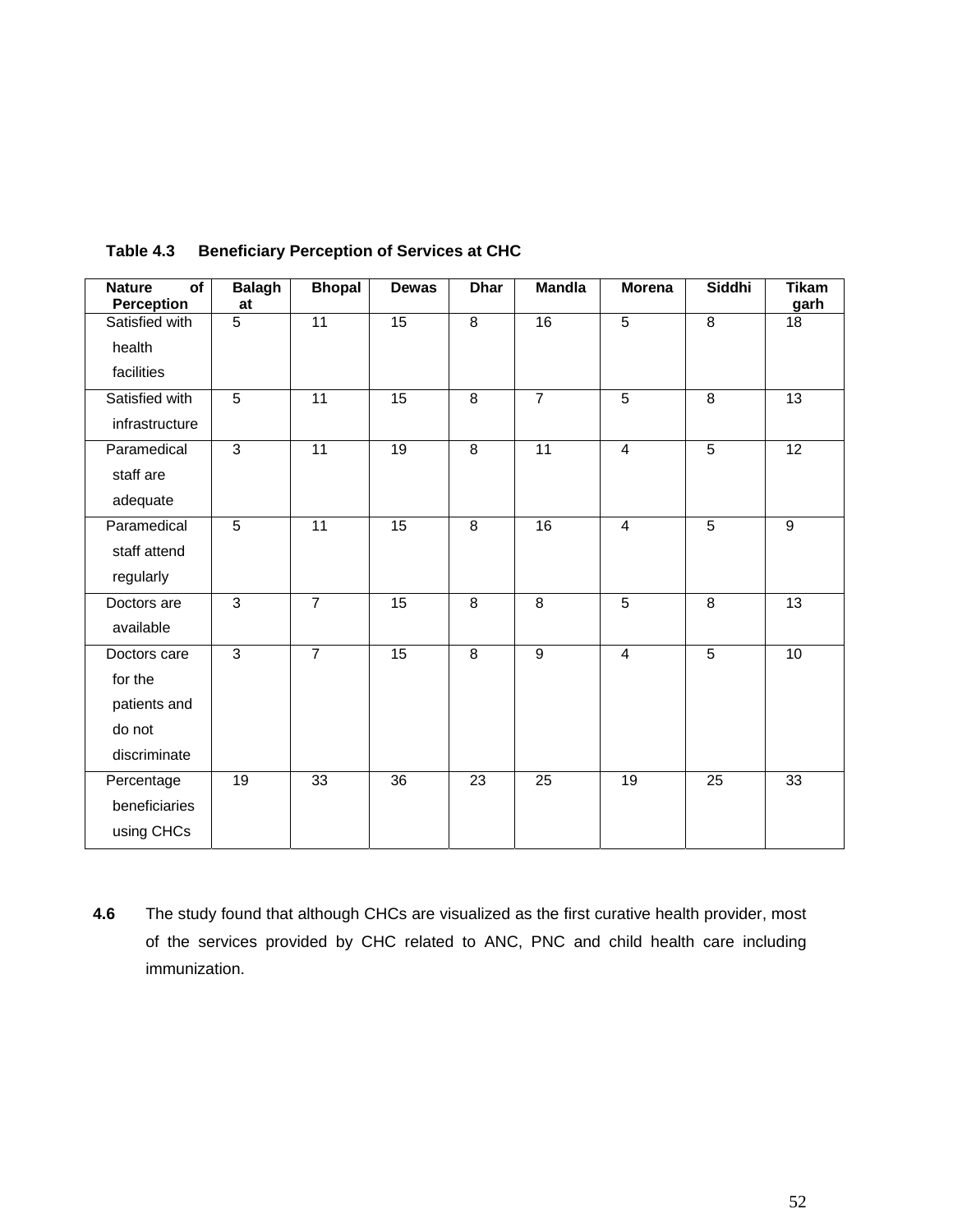**Table 4.3 Beneficiary Perception of Services at CHC**

| Nature of Perception | Balaghat | Bhopal | Dewas | Dhar | Mandla | Morena | Siddhi | Tikamgarh |
|---|---|---|---|---|---|---|---|---|
| Satisfied with health facilities | 5 | 11 | 15 | 8 | 16 | 5 | 8 | 18 |
| Satisfied with infrastructure | 5 | 11 | 15 | 8 | 7 | 5 | 8 | 13 |
| Paramedical staff are adequate | 3 | 11 | 19 | 8 | 11 | 4 | 5 | 12 |
| Paramedical staff attend regularly | 5 | 11 | 15 | 8 | 16 | 4 | 5 | 9 |
| Doctors are available | 3 | 7 | 15 | 8 | 8 | 5 | 8 | 13 |
| Doctors care for the patients and do not discriminate | 3 | 7 | 15 | 8 | 9 | 4 | 5 | 10 |
| Percentage beneficiaries using CHCs | 19 | 33 | 36 | 23 | 25 | 19 | 25 | 33 |

**4.6** The study found that although CHCs are visualized as the first curative health provider, most of the services provided by CHC related to ANC, PNC and child health care including immunization.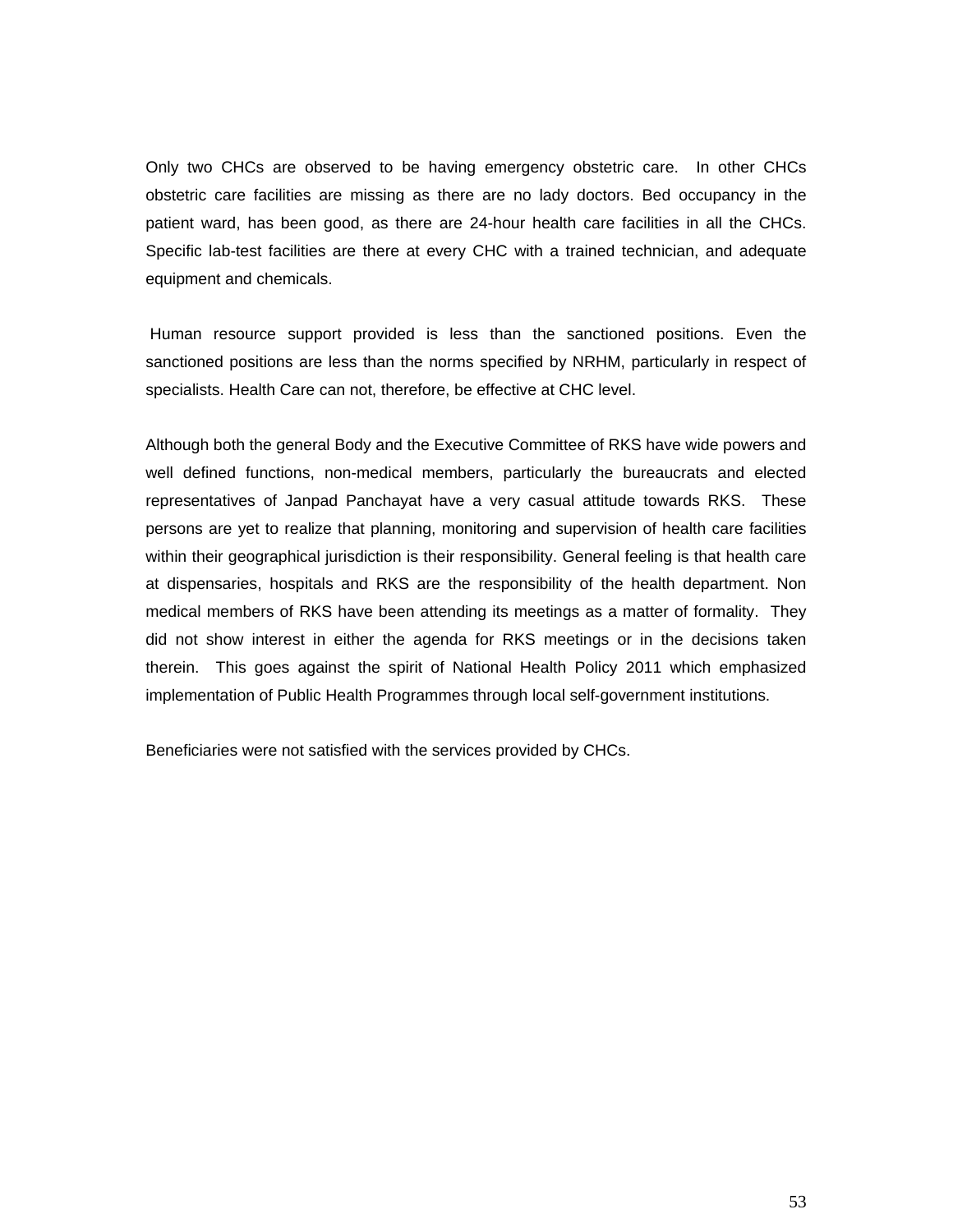Only two CHCs are observed to be having emergency obstetric care. In other CHCs obstetric care facilities are missing as there are no lady doctors. Bed occupancy in the patient ward, has been good, as there are 24-hour health care facilities in all the CHCs. Specific lab-test facilities are there at every CHC with a trained technician, and adequate equipment and chemicals.

Human resource support provided is less than the sanctioned positions. Even the sanctioned positions are less than the norms specified by NRHM, particularly in respect of specialists. Health Care can not, therefore, be effective at CHC level.

Although both the general Body and the Executive Committee of RKS have wide powers and well defined functions, non-medical members, particularly the bureaucrats and elected representatives of Janpad Panchayat have a very casual attitude towards RKS. These persons are yet to realize that planning, monitoring and supervision of health care facilities within their geographical jurisdiction is their responsibility. General feeling is that health care at dispensaries, hospitals and RKS are the responsibility of the health department. Non medical members of RKS have been attending its meetings as a matter of formality. They did not show interest in either the agenda for RKS meetings or in the decisions taken therein. This goes against the spirit of National Health Policy 2011 which emphasized implementation of Public Health Programmes through local self-government institutions.

Beneficiaries were not satisfied with the services provided by CHCs.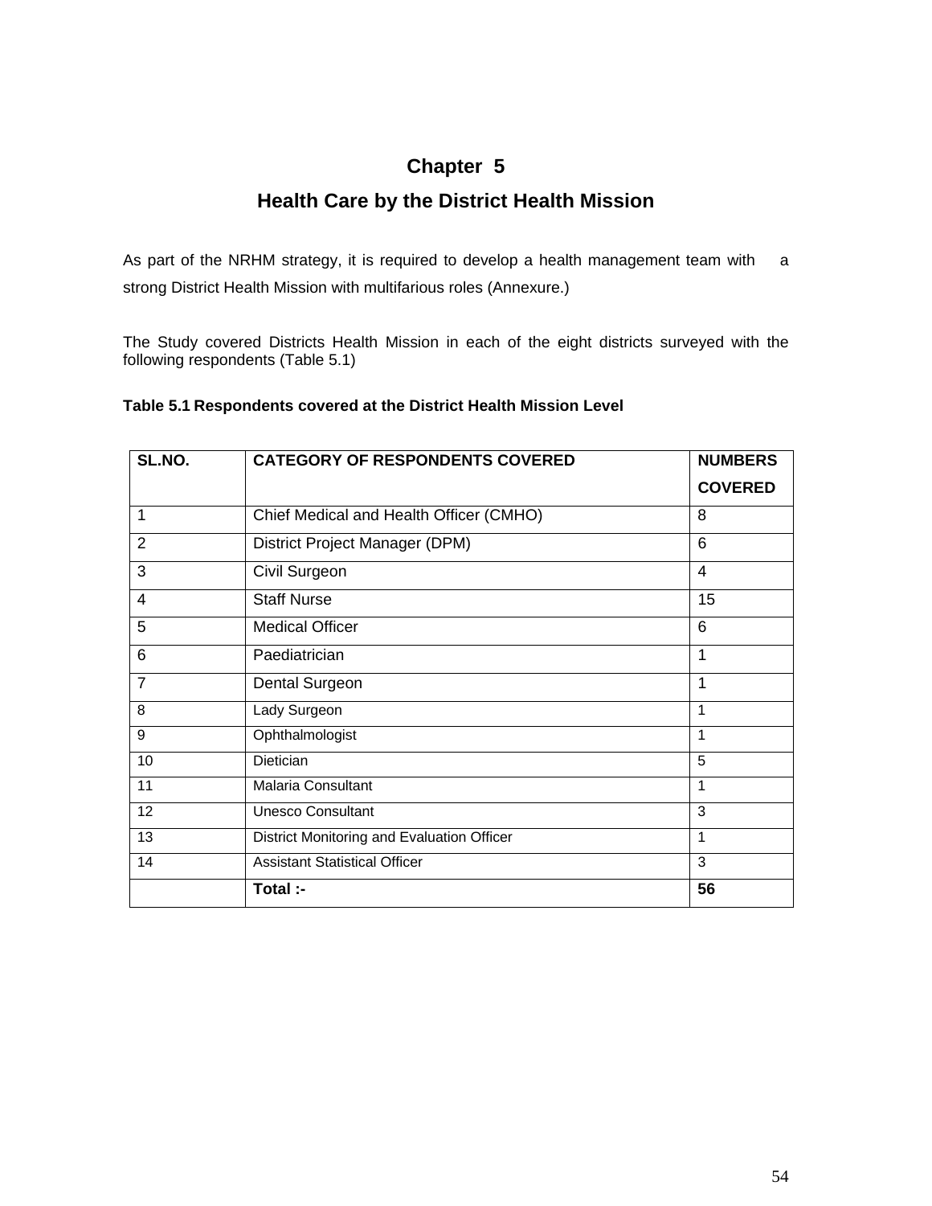# Chapter 5

## Health Care by the District Health Mission

As part of the NRHM strategy, it is required to develop a health management team with a strong District Health Mission with multifarious roles (Annexure.)

The Study covered Districts Health Mission in each of the eight districts surveyed with the following respondents (Table 5.1)

**Table 5.1 Respondents covered at the District Health Mission Level**

| SL.NO. | CATEGORY OF RESPONDENTS COVERED | NUMBERS COVERED |
|---|---|---|
| 1 | Chief Medical and Health Officer (CMHO) | 8 |
| 2 | District Project Manager (DPM) | 6 |
| 3 | Civil Surgeon | 4 |
| 4 | Staff Nurse | 15 |
| 5 | Medical Officer | 6 |
| 6 | Paediatrician | 1 |
| 7 | Dental Surgeon | 1 |
| 8 | Lady Surgeon | 1 |
| 9 | Ophthalmologist | 1 |
| 10 | Dietician | 5 |
| 11 | Malaria Consultant | 1 |
| 12 | Unesco Consultant | 3 |
| 13 | District Monitoring and Evaluation Officer | 1 |
| 14 | Assistant Statistical Officer | 3 |
| | **Total :-** | **56** |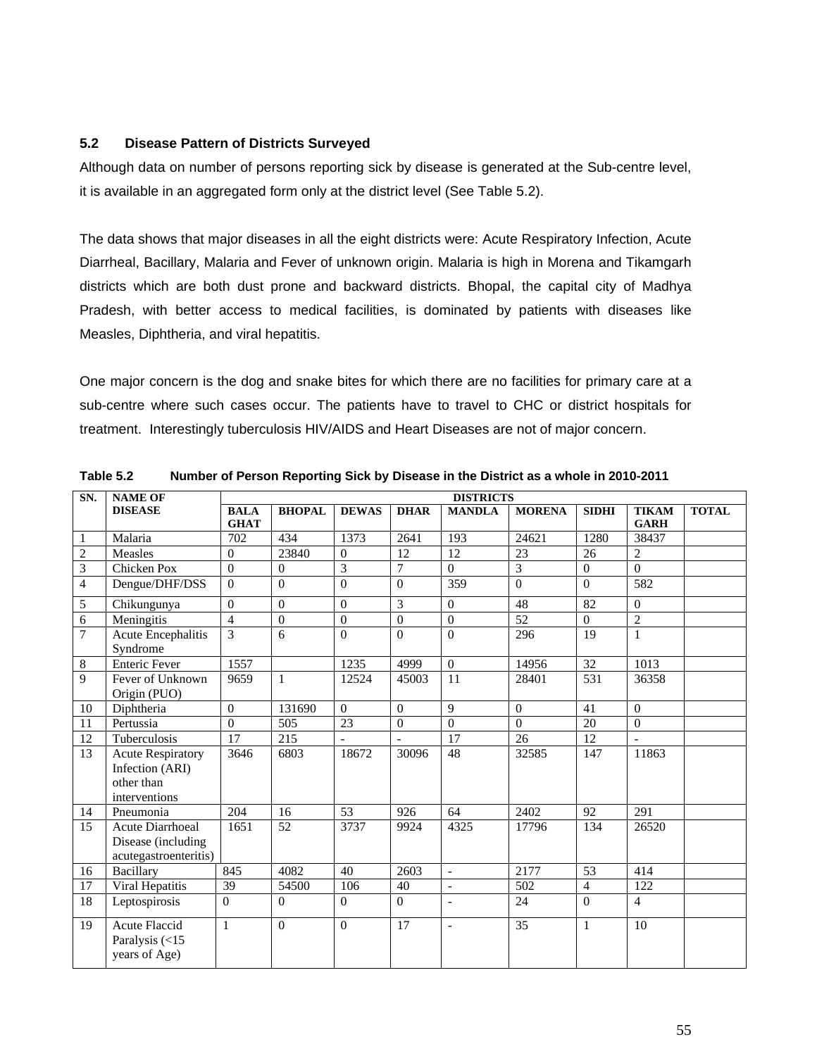### 5.2 Disease Pattern of Districts Surveyed

Although data on number of persons reporting sick by disease is generated at the Sub-centre level, it is available in an aggregated form only at the district level (See Table 5.2).

The data shows that major diseases in all the eight districts were: Acute Respiratory Infection, Acute Diarrheal, Bacillary, Malaria and Fever of unknown origin. Malaria is high in Morena and Tikamgarh districts which are both dust prone and backward districts. Bhopal, the capital city of Madhya Pradesh, with better access to medical facilities, is dominated by patients with diseases like Measles, Diphtheria, and viral hepatitis.

One major concern is the dog and snake bites for which there are no facilities for primary care at a sub-centre where such cases occur. The patients have to travel to CHC or district hospitals for treatment. Interestingly tuberculosis HIV/AIDS and Heart Diseases are not of major concern.

**Table 5.2 Number of Person Reporting Sick by Disease in the District as a whole in 2010-2011**

| SN. | NAME OF DISEASE | DISTRICTS | | | | | | | | |
|---|---|---|---|---|---|---|---|---|---|---|
| | | BALA GHAT | BHOPAL | DEWAS | DHAR | MANDLA | MORENA | SIDHI | TIKAM GARH | TOTAL |
| 1 | Malaria | 702 | 434 | 1373 | 2641 | 193 | 24621 | 1280 | 38437 | |
| 2 | Measles | 0 | 23840 | 0 | 12 | 12 | 23 | 26 | 2 | |
| 3 | Chicken Pox | 0 | 0 | 3 | 7 | 0 | 3 | 0 | 0 | |
| 4 | Dengue/DHF/DSS | 0 | 0 | 0 | 0 | 359 | 0 | 0 | 582 | |
| 5 | Chikungunya | 0 | 0 | 0 | 3 | 0 | 48 | 82 | 0 | |
| 6 | Meningitis | 4 | 0 | 0 | 0 | 0 | 52 | 0 | 2 | |
| 7 | Acute Encephalitis Syndrome | 3 | 6 | 0 | 0 | 0 | 296 | 19 | 1 | |
| 8 | Enteric Fever | 1557 | | 1235 | 4999 | 0 | 14956 | 32 | 1013 | |
| 9 | Fever of Unknown Origin (PUO) | 9659 | 1 | 12524 | 45003 | 11 | 28401 | 531 | 36358 | |
| 10 | Diphtheria | 0 | 131690 | 0 | 0 | 9 | 0 | 41 | 0 | |
| 11 | Pertussia | 0 | 505 | 23 | 0 | 0 | 0 | 20 | 0 | |
| 12 | Tuberculosis | 17 | 215 | - | - | 17 | 26 | 12 | - | |
| 13 | Acute Respiratory Infection (ARI) other than interventions | 3646 | 6803 | 18672 | 30096 | 48 | 32585 | 147 | 11863 | |
| 14 | Pneumonia | 204 | 16 | 53 | 926 | 64 | 2402 | 92 | 291 | |
| 15 | Acute Diarrhoeal Disease (including acutegastroenteritis) | 1651 | 52 | 3737 | 9924 | 4325 | 17796 | 134 | 26520 | |
| 16 | Bacillary | 845 | 4082 | 40 | 2603 | - | 2177 | 53 | 414 | |
| 17 | Viral Hepatitis | 39 | 54500 | 106 | 40 | - | 502 | 4 | 122 | |
| 18 | Leptospirosis | 0 | 0 | 0 | 0 | - | 24 | 0 | 4 | |
| 19 | Acute Flaccid Paralysis (<15 years of Age) | 1 | 0 | 0 | 17 | - | 35 | 1 | 10 | |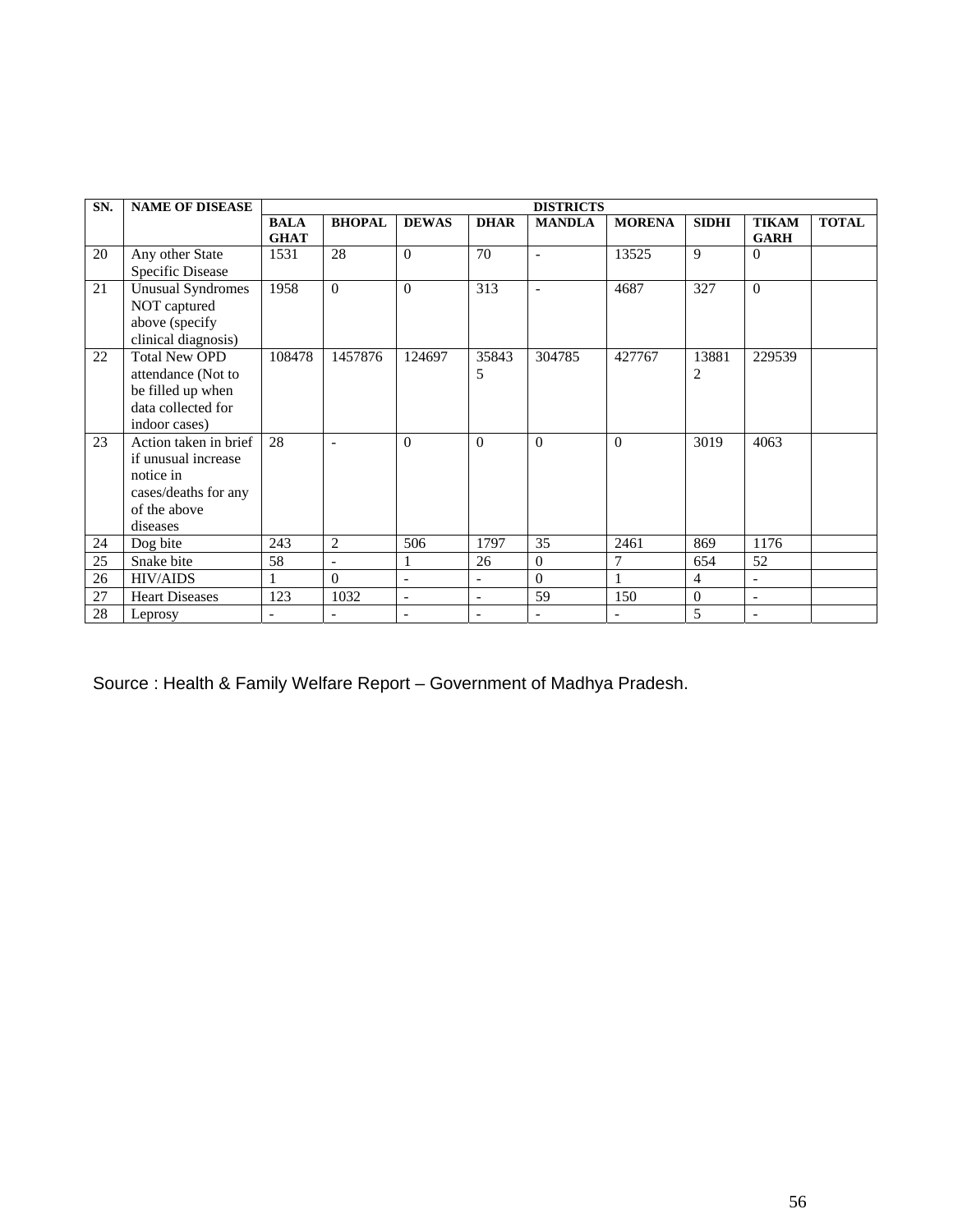| SN. | NAME OF DISEASE | DISTRICTS | | | | | | | | |
|---|---|---|---|---|---|---|---|---|---|---|
| | | BALA GHAT | BHOPAL | DEWAS | DHAR | MANDLA | MORENA | SIDHI | TIKAM GARH | TOTAL |
| 20 | Any other State Specific Disease | 1531 | 28 | 0 | 70 | - | 13525 | 9 | 0 | |
| 21 | Unusual Syndromes NOT captured above (specify clinical diagnosis) | 1958 | 0 | 0 | 313 | - | 4687 | 327 | 0 | |
| 22 | Total New OPD attendance (Not to be filled up when data collected for indoor cases) | 108478 | 1457876 | 124697 | 358435 | 304785 | 427767 | 138812 | 229539 | |
| 23 | Action taken in brief if unusual increase notice in cases/deaths for any of the above diseases | 28 | - | 0 | 0 | 0 | 0 | 3019 | 4063 | |
| 24 | Dog bite | 243 | 2 | 506 | 1797 | 35 | 2461 | 869 | 1176 | |
| 25 | Snake bite | 58 | - | 1 | 26 | 0 | 7 | 654 | 52 | |
| 26 | HIV/AIDS | 1 | 0 | - | - | 0 | 1 | 4 | - | |
| 27 | Heart Diseases | 123 | 1032 | - | - | 59 | 150 | 0 | - | |
| 28 | Leprosy | - | - | - | - | - | - | 5 | - | |

Source : Health & Family Welfare Report – Government of Madhya Pradesh.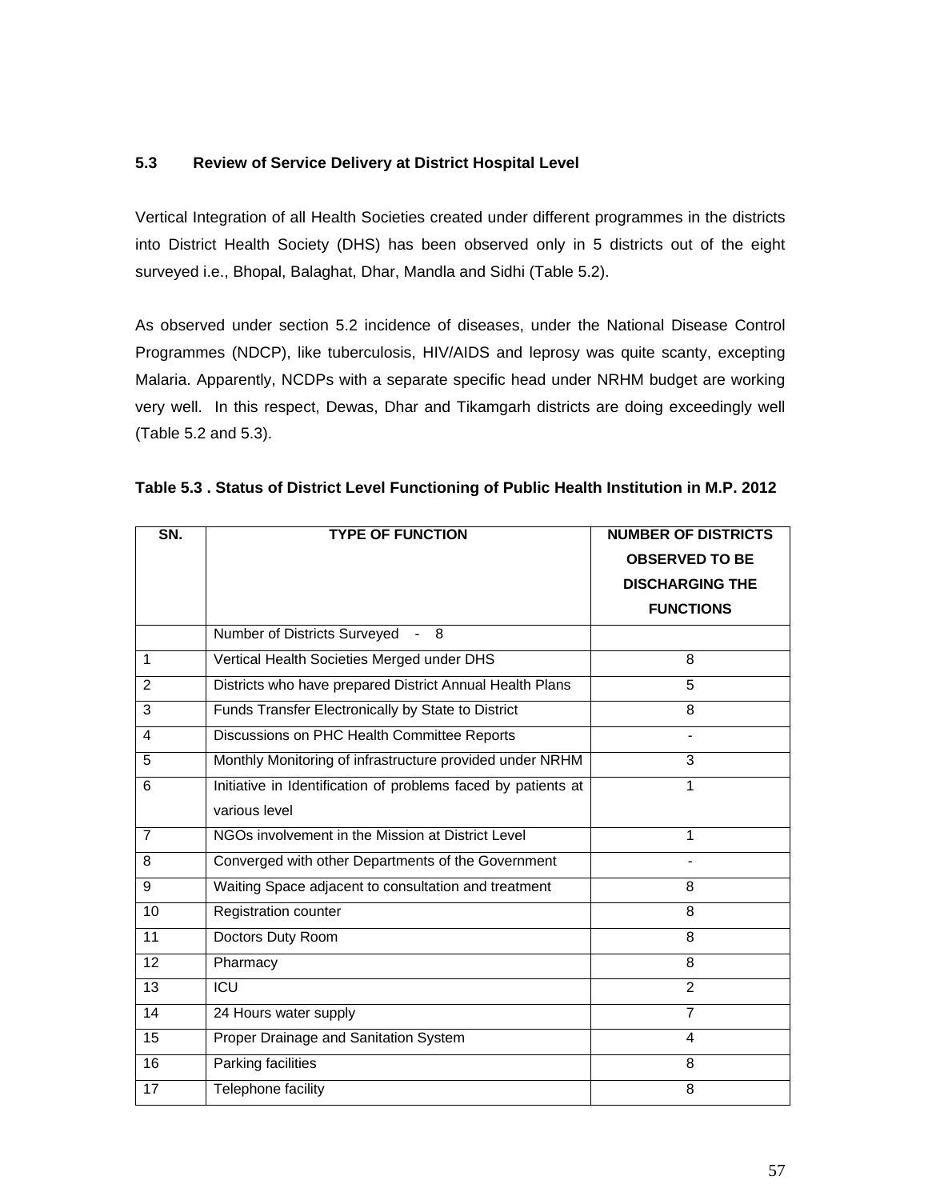### 5.3 Review of Service Delivery at District Hospital Level

Vertical Integration of all Health Societies created under different programmes in the districts into District Health Society (DHS) has been observed only in 5 districts out of the eight surveyed i.e., Bhopal, Balaghat, Dhar, Mandla and Sidhi (Table 5.2).

As observed under section 5.2 incidence of diseases, under the National Disease Control Programmes (NDCP), like tuberculosis, HIV/AIDS and leprosy was quite scanty, excepting Malaria. Apparently, NCDPs with a separate specific head under NRHM budget are working very well. In this respect, Dewas, Dhar and Tikamgarh districts are doing exceedingly well (Table 5.2 and 5.3).

**Table 5.3 . Status of District Level Functioning of Public Health Institution in M.P. 2012**

| SN. | TYPE OF FUNCTION | NUMBER OF DISTRICTS OBSERVED TO BE DISCHARGING THE FUNCTIONS |
|---|---|---|
| | Number of Districts Surveyed - 8 | |
| 1 | Vertical Health Societies Merged under DHS | 8 |
| 2 | Districts who have prepared District Annual Health Plans | 5 |
| 3 | Funds Transfer Electronically by State to District | 8 |
| 4 | Discussions on PHC Health Committee Reports | - |
| 5 | Monthly Monitoring of infrastructure provided under NRHM | 3 |
| 6 | Initiative in Identification of problems faced by patients at various level | 1 |
| 7 | NGOs involvement in the Mission at District Level | 1 |
| 8 | Converged with other Departments of the Government | - |
| 9 | Waiting Space adjacent to consultation and treatment | 8 |
| 10 | Registration counter | 8 |
| 11 | Doctors Duty Room | 8 |
| 12 | Pharmacy | 8 |
| 13 | ICU | 2 |
| 14 | 24 Hours water supply | 7 |
| 15 | Proper Drainage and Sanitation System | 4 |
| 16 | Parking facilities | 8 |
| 17 | Telephone facility | 8 |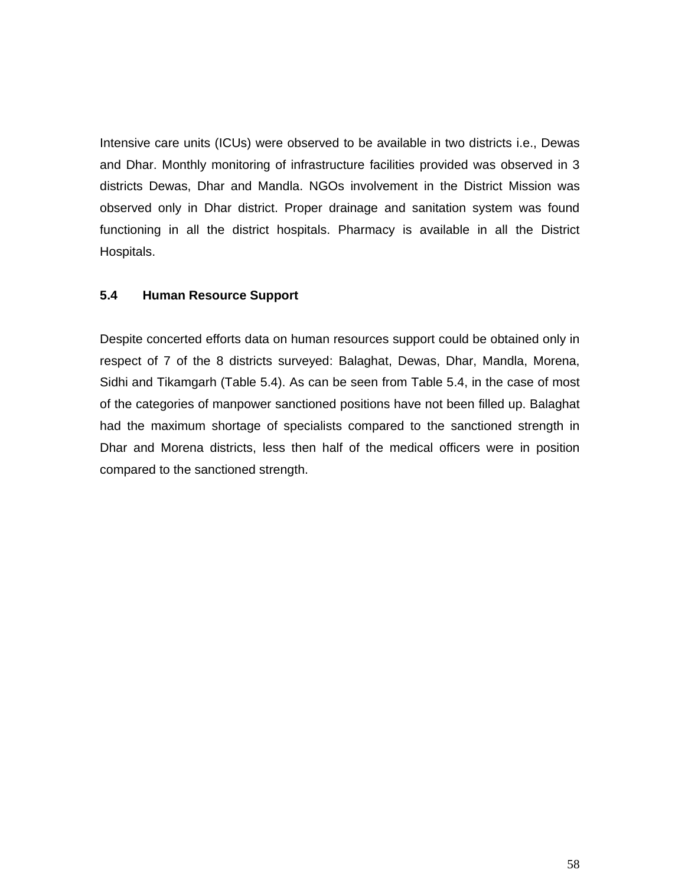Intensive care units (ICUs) were observed to be available in two districts i.e., Dewas and Dhar. Monthly monitoring of infrastructure facilities provided was observed in 3 districts Dewas, Dhar and Mandla. NGOs involvement in the District Mission was observed only in Dhar district. Proper drainage and sanitation system was found functioning in all the district hospitals. Pharmacy is available in all the District Hospitals.

### 5.4 Human Resource Support

Despite concerted efforts data on human resources support could be obtained only in respect of 7 of the 8 districts surveyed: Balaghat, Dewas, Dhar, Mandla, Morena, Sidhi and Tikamgarh (Table 5.4). As can be seen from Table 5.4, in the case of most of the categories of manpower sanctioned positions have not been filled up. Balaghat had the maximum shortage of specialists compared to the sanctioned strength in Dhar and Morena districts, less then half of the medical officers were in position compared to the sanctioned strength.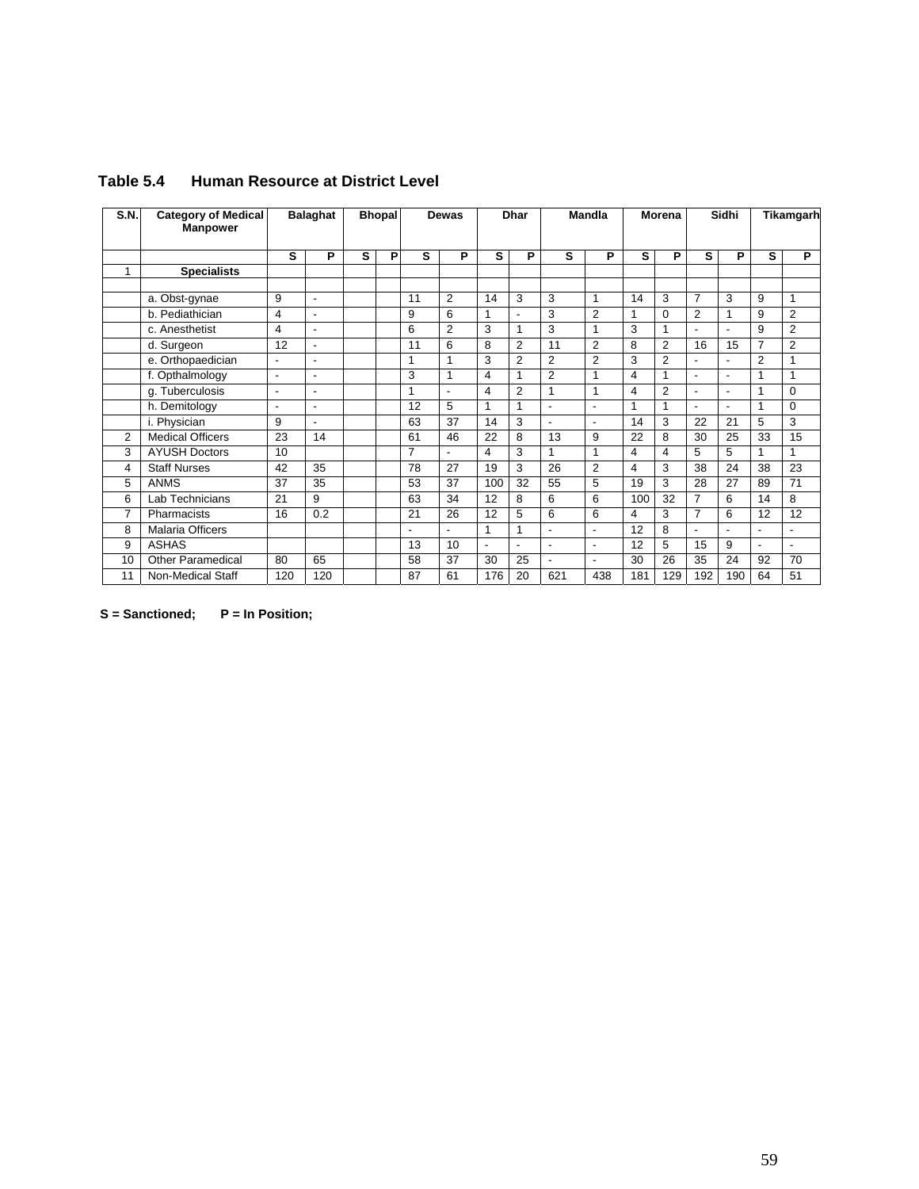## Table 5.4 Human Resource at District Level

| S.N. | Category of Medical Manpower | Balaghat | | Bhopal | | Dewas | | Dhar | | Mandla | | Morena | | Sidhi | | Tikamgarh | |
|---|---|---|---|---|---|---|---|---|---|---|---|---|---|---|---|---|---|
| | | S | P | S | P | S | P | S | P | S | P | S | P | S | P | S | P |
| 1 | **Specialists** | | | | | | | | | | | | | | | | |
| | | | | | | | | | | | | | | | | | |
| | a. Obst-gynae | 9 | - | | | 11 | 2 | 14 | 3 | 3 | 1 | 14 | 3 | 7 | 3 | 9 | 1 |
| | b. Pediathician | 4 | - | | | 9 | 6 | 1 | - | 3 | 2 | 1 | 0 | 2 | 1 | 9 | 2 |
| | c. Anesthetist | 4 | - | | | 6 | 2 | 3 | 1 | 3 | 1 | 3 | 1 | - | - | 9 | 2 |
| | d. Surgeon | 12 | - | | | 11 | 6 | 8 | 2 | 11 | 2 | 8 | 2 | 16 | 15 | 7 | 2 |
| | e. Orthopaedician | - | - | | | 1 | 1 | 3 | 2 | 2 | 2 | 3 | 2 | - | - | 2 | 1 |
| | f. Opthalmology | - | - | | | 3 | 1 | 4 | 1 | 2 | 1 | 4 | 1 | - | - | 1 | 1 |
| | g. Tuberculosis | - | - | | | 1 | - | 4 | 2 | 1 | 1 | 4 | 2 | - | - | 1 | 0 |
| | h. Demitology | - | - | | | 12 | 5 | 1 | 1 | - | - | 1 | 1 | - | - | 1 | 0 |
| | i. Physician | 9 | - | | | 63 | 37 | 14 | 3 | - | - | 14 | 3 | 22 | 21 | 5 | 3 |
| 2 | Medical Officers | 23 | 14 | | | 61 | 46 | 22 | 8 | 13 | 9 | 22 | 8 | 30 | 25 | 33 | 15 |
| 3 | AYUSH Doctors | 10 | | | | 7 | - | 4 | 3 | 1 | 1 | 4 | 4 | 5 | 5 | 1 | 1 |
| 4 | Staff Nurses | 42 | 35 | | | 78 | 27 | 19 | 3 | 26 | 2 | 4 | 3 | 38 | 24 | 38 | 23 |
| 5 | ANMS | 37 | 35 | | | 53 | 37 | 100 | 32 | 55 | 5 | 19 | 3 | 28 | 27 | 89 | 71 |
| 6 | Lab Technicians | 21 | 9 | | | 63 | 34 | 12 | 8 | 6 | 6 | 100 | 32 | 7 | 6 | 14 | 8 |
| 7 | Pharmacists | 16 | 0.2 | | | 21 | 26 | 12 | 5 | 6 | 6 | 4 | 3 | 7 | 6 | 12 | 12 |
| 8 | Malaria Officers | | | | | - | - | 1 | 1 | - | - | 12 | 8 | - | - | - | - |
| 9 | ASHAS | | | | | 13 | 10 | - | - | - | - | 12 | 5 | 15 | 9 | - | - |
| 10 | Other Paramedical | 80 | 65 | | | 58 | 37 | 30 | 25 | - | - | 30 | 26 | 35 | 24 | 92 | 70 |
| 11 | Non-Medical Staff | 120 | 120 | | | 87 | 61 | 176 | 20 | 621 | 438 | 181 | 129 | 192 | 190 | 64 | 51 |

**S = Sanctioned; P = In Position;**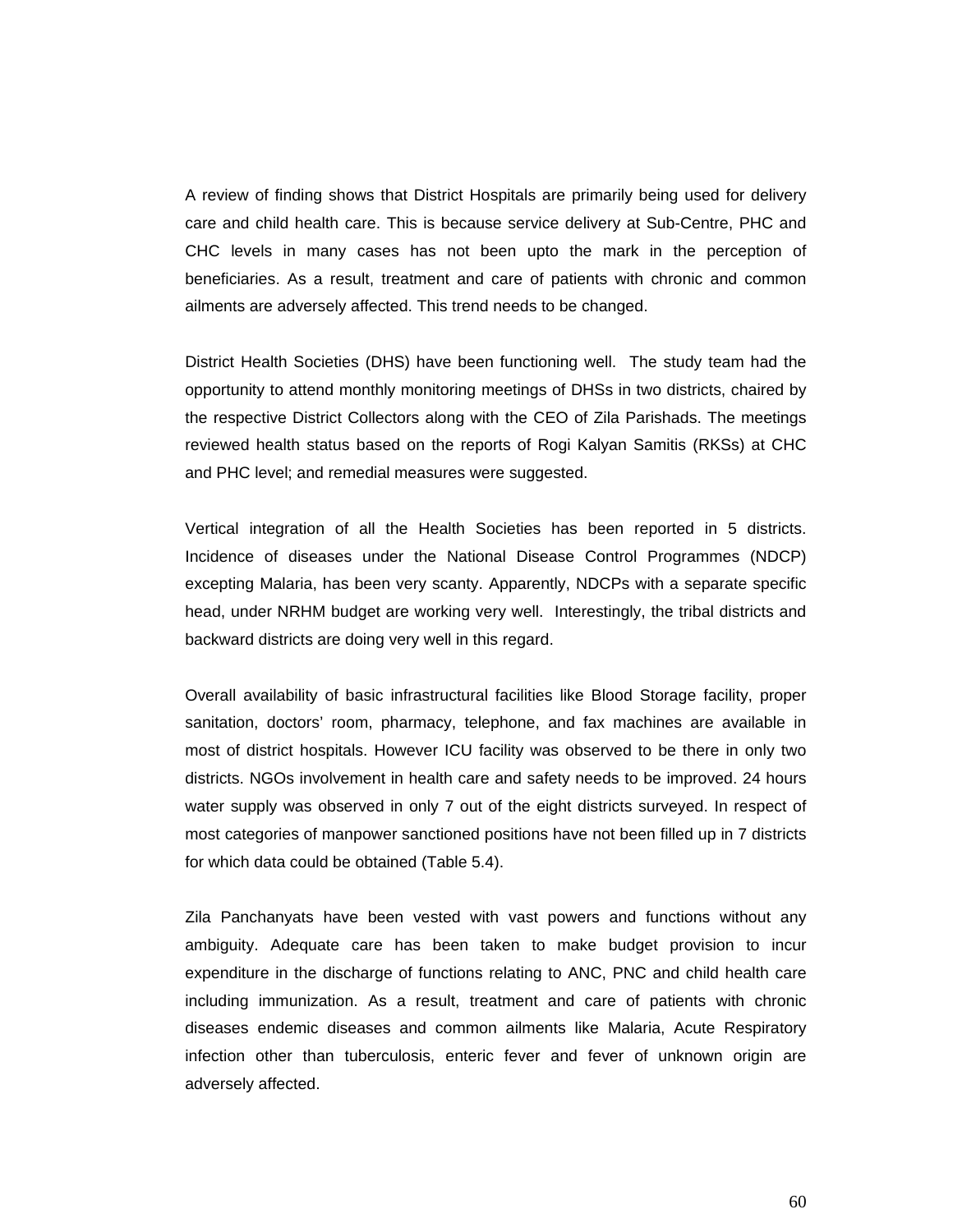A review of finding shows that District Hospitals are primarily being used for delivery care and child health care. This is because service delivery at Sub-Centre, PHC and CHC levels in many cases has not been upto the mark in the perception of beneficiaries. As a result, treatment and care of patients with chronic and common ailments are adversely affected. This trend needs to be changed.

District Health Societies (DHS) have been functioning well. The study team had the opportunity to attend monthly monitoring meetings of DHSs in two districts, chaired by the respective District Collectors along with the CEO of Zila Parishads. The meetings reviewed health status based on the reports of Rogi Kalyan Samitis (RKSs) at CHC and PHC level; and remedial measures were suggested.

Vertical integration of all the Health Societies has been reported in 5 districts. Incidence of diseases under the National Disease Control Programmes (NDCP) excepting Malaria, has been very scanty. Apparently, NDCPs with a separate specific head, under NRHM budget are working very well. Interestingly, the tribal districts and backward districts are doing very well in this regard.

Overall availability of basic infrastructural facilities like Blood Storage facility, proper sanitation, doctors' room, pharmacy, telephone, and fax machines are available in most of district hospitals. However ICU facility was observed to be there in only two districts. NGOs involvement in health care and safety needs to be improved. 24 hours water supply was observed in only 7 out of the eight districts surveyed. In respect of most categories of manpower sanctioned positions have not been filled up in 7 districts for which data could be obtained (Table 5.4).

Zila Panchanyats have been vested with vast powers and functions without any ambiguity. Adequate care has been taken to make budget provision to incur expenditure in the discharge of functions relating to ANC, PNC and child health care including immunization. As a result, treatment and care of patients with chronic diseases endemic diseases and common ailments like Malaria, Acute Respiratory infection other than tuberculosis, enteric fever and fever of unknown origin are adversely affected.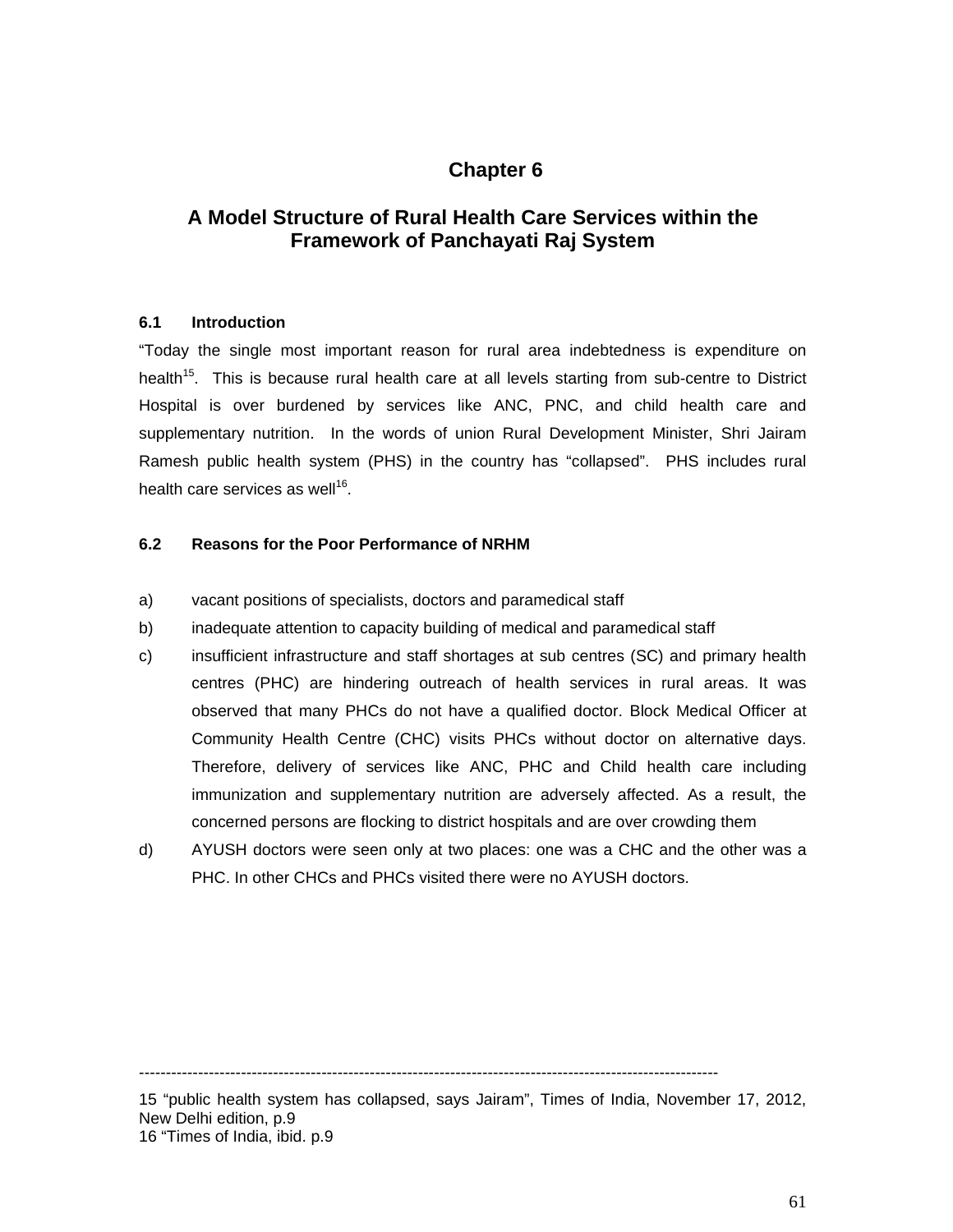# Chapter 6

# A Model Structure of Rural Health Care Services within the Framework of Panchayati Raj System

### 6.1 Introduction

"Today the single most important reason for rural area indebtedness is expenditure on health[15]. This is because rural health care at all levels starting from sub-centre to District Hospital is over burdened by services like ANC, PNC, and child health care and supplementary nutrition. In the words of union Rural Development Minister, Shri Jairam Ramesh public health system (PHS) in the country has "collapsed". PHS includes rural health care services as well[16].

### 6.2 Reasons for the Poor Performance of NRHM

a) vacant positions of specialists, doctors and paramedical staff

b) inadequate attention to capacity building of medical and paramedical staff

c) insufficient infrastructure and staff shortages at sub centres (SC) and primary health centres (PHC) are hindering outreach of health services in rural areas. It was observed that many PHCs do not have a qualified doctor. Block Medical Officer at Community Health Centre (CHC) visits PHCs without doctor on alternative days. Therefore, delivery of services like ANC, PHC and Child health care including immunization and supplementary nutrition are adversely affected. As a result, the concerned persons are flocking to district hospitals and are over crowding them

d) AYUSH doctors were seen only at two places: one was a CHC and the other was a PHC. In other CHCs and PHCs visited there were no AYUSH doctors.

---

15 "public health system has collapsed, says Jairam", Times of India, November 17, 2012, New Delhi edition, p.9

16 "Times of India, ibid. p.9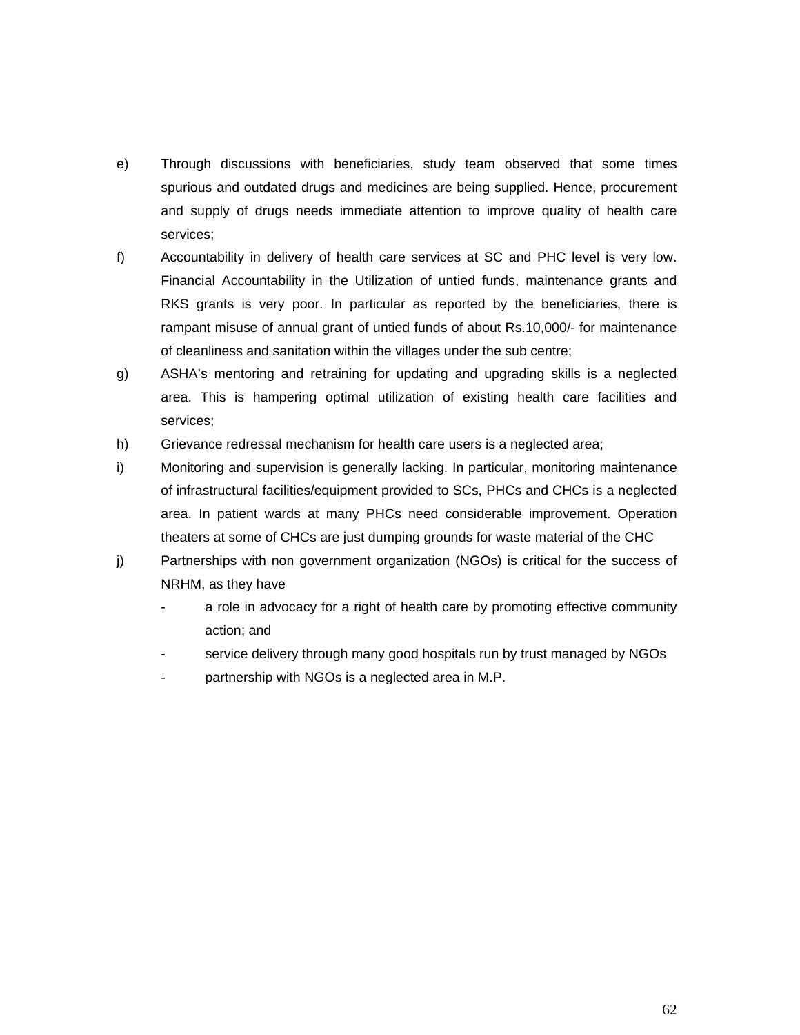e) Through discussions with beneficiaries, study team observed that some times spurious and outdated drugs and medicines are being supplied. Hence, procurement and supply of drugs needs immediate attention to improve quality of health care services;

f) Accountability in delivery of health care services at SC and PHC level is very low. Financial Accountability in the Utilization of untied funds, maintenance grants and RKS grants is very poor. In particular as reported by the beneficiaries, there is rampant misuse of annual grant of untied funds of about Rs.10,000/- for maintenance of cleanliness and sanitation within the villages under the sub centre;

g) ASHA's mentoring and retraining for updating and upgrading skills is a neglected area. This is hampering optimal utilization of existing health care facilities and services;

h) Grievance redressal mechanism for health care users is a neglected area;

i) Monitoring and supervision is generally lacking. In particular, monitoring maintenance of infrastructural facilities/equipment provided to SCs, PHCs and CHCs is a neglected area. In patient wards at many PHCs need considerable improvement. Operation theaters at some of CHCs are just dumping grounds for waste material of the CHC

j) Partnerships with non government organization (NGOs) is critical for the success of NRHM, as they have
   - a role in advocacy for a right of health care by promoting effective community action; and
   - service delivery through many good hospitals run by trust managed by NGOs
   - partnership with NGOs is a neglected area in M.P.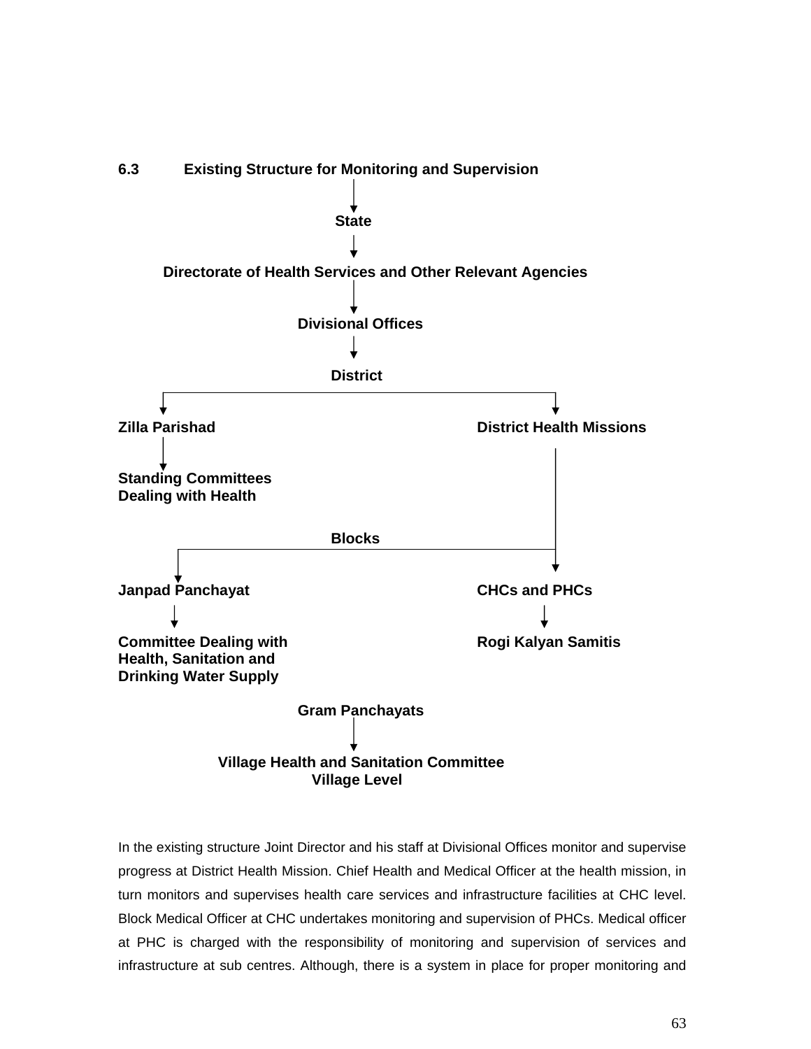### 6.3 Existing Structure for Monitoring and Supervision

State

↓

Directorate of Health Services and Other Relevant Agencies

↓

Divisional Offices

↓

District

- Zilla Parishad
  - ↓ Standing Committees Dealing with Health
- District Health Missions

Blocks

- Janpad Panchayat
  - ↓ Committee Dealing with Health, Sanitation and Drinking Water Supply
- CHCs and PHCs
  - ↓ Rogi Kalyan Samitis

Gram Panchayats

↓

Village Health and Sanitation Committee
Village Level

In the existing structure Joint Director and his staff at Divisional Offices monitor and supervise progress at District Health Mission. Chief Health and Medical Officer at the health mission, in turn monitors and supervises health care services and infrastructure facilities at CHC level. Block Medical Officer at CHC undertakes monitoring and supervision of PHCs. Medical officer at PHC is charged with the responsibility of monitoring and supervision of services and infrastructure at sub centres. Although, there is a system in place for proper monitoring and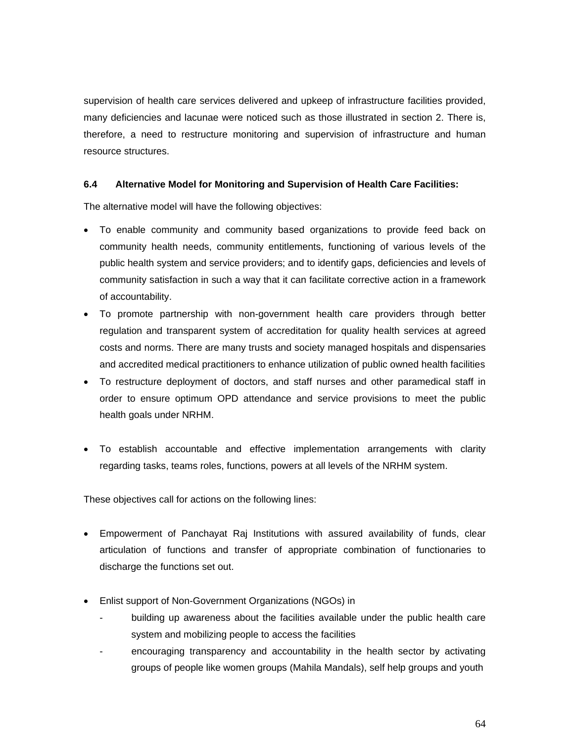supervision of health care services delivered and upkeep of infrastructure facilities provided, many deficiencies and lacunae were noticed such as those illustrated in section 2. There is, therefore, a need to restructure monitoring and supervision of infrastructure and human resource structures.

### 6.4 Alternative Model for Monitoring and Supervision of Health Care Facilities:

The alternative model will have the following objectives:

- To enable community and community based organizations to provide feed back on community health needs, community entitlements, functioning of various levels of the public health system and service providers; and to identify gaps, deficiencies and levels of community satisfaction in such a way that it can facilitate corrective action in a framework of accountability.
- To promote partnership with non-government health care providers through better regulation and transparent system of accreditation for quality health services at agreed costs and norms. There are many trusts and society managed hospitals and dispensaries and accredited medical practitioners to enhance utilization of public owned health facilities
- To restructure deployment of doctors, and staff nurses and other paramedical staff in order to ensure optimum OPD attendance and service provisions to meet the public health goals under NRHM.
- To establish accountable and effective implementation arrangements with clarity regarding tasks, teams roles, functions, powers at all levels of the NRHM system.

These objectives call for actions on the following lines:

- Empowerment of Panchayat Raj Institutions with assured availability of funds, clear articulation of functions and transfer of appropriate combination of functionaries to discharge the functions set out.
- Enlist support of Non-Government Organizations (NGOs) in
  - building up awareness about the facilities available under the public health care system and mobilizing people to access the facilities
  - encouraging transparency and accountability in the health sector by activating groups of people like women groups (Mahila Mandals), self help groups and youth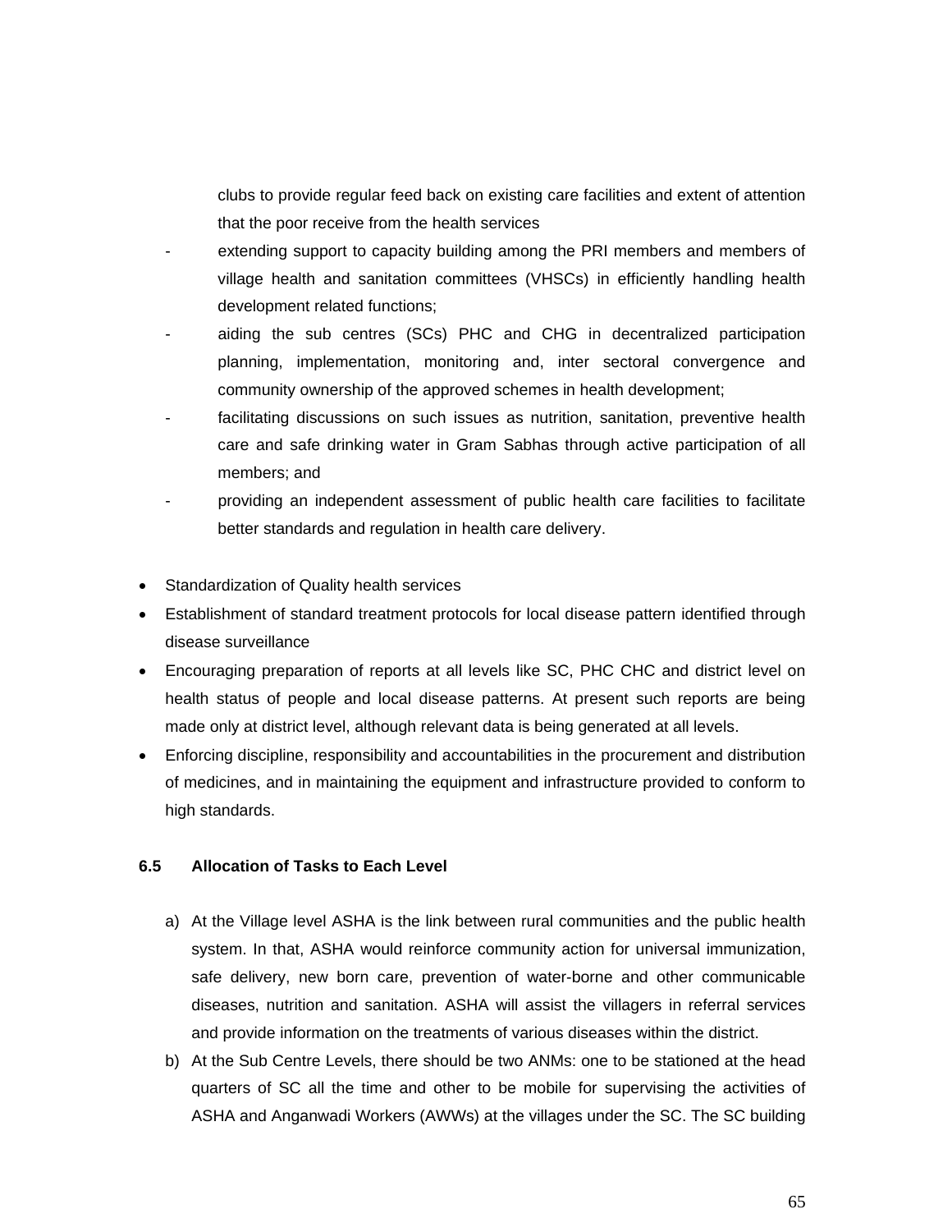clubs to provide regular feed back on existing care facilities and extent of attention that the poor receive from the health services

- extending support to capacity building among the PRI members and members of village health and sanitation committees (VHSCs) in efficiently handling health development related functions;
- aiding the sub centres (SCs) PHC and CHG in decentralized participation planning, implementation, monitoring and, inter sectoral convergence and community ownership of the approved schemes in health development;
- facilitating discussions on such issues as nutrition, sanitation, preventive health care and safe drinking water in Gram Sabhas through active participation of all members; and
- providing an independent assessment of public health care facilities to facilitate better standards and regulation in health care delivery.

- Standardization of Quality health services
- Establishment of standard treatment protocols for local disease pattern identified through disease surveillance
- Encouraging preparation of reports at all levels like SC, PHC CHC and district level on health status of people and local disease patterns. At present such reports are being made only at district level, although relevant data is being generated at all levels.
- Enforcing discipline, responsibility and accountabilities in the procurement and distribution of medicines, and in maintaining the equipment and infrastructure provided to conform to high standards.

### 6.5 Allocation of Tasks to Each Level

a) At the Village level ASHA is the link between rural communities and the public health system. In that, ASHA would reinforce community action for universal immunization, safe delivery, new born care, prevention of water-borne and other communicable diseases, nutrition and sanitation. ASHA will assist the villagers in referral services and provide information on the treatments of various diseases within the district.

b) At the Sub Centre Levels, there should be two ANMs: one to be stationed at the head quarters of SC all the time and other to be mobile for supervising the activities of ASHA and Anganwadi Workers (AWWs) at the villages under the SC. The SC building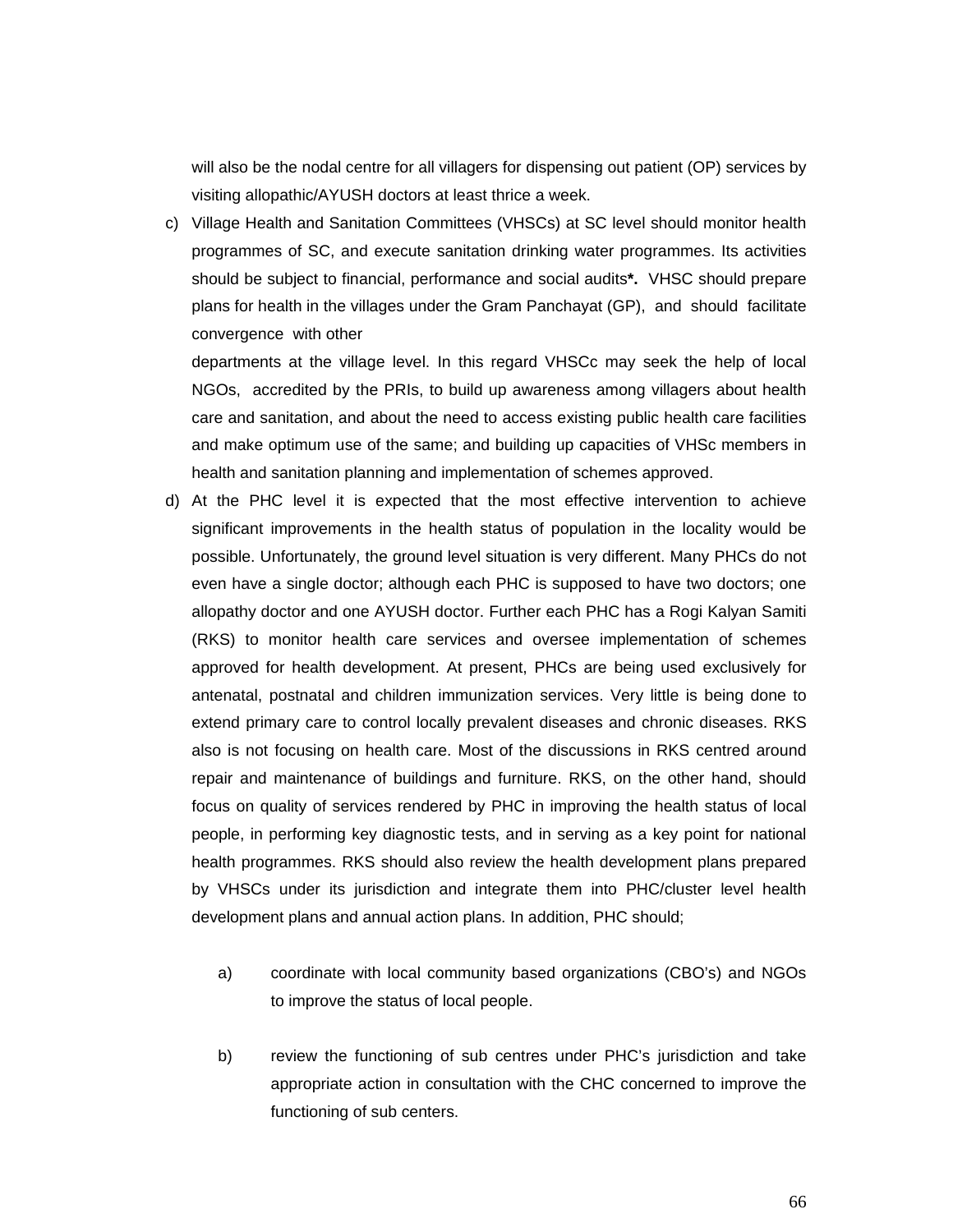will also be the nodal centre for all villagers for dispensing out patient (OP) services by visiting allopathic/AYUSH doctors at least thrice a week.

c) Village Health and Sanitation Committees (VHSCs) at SC level should monitor health programmes of SC, and execute sanitation drinking water programmes. Its activities should be subject to financial, performance and social audits**\***. VHSC should prepare plans for health in the villages under the Gram Panchayat (GP), and should facilitate convergence with other departments at the village level. In this regard VHSCc may seek the help of local NGOs, accredited by the PRIs, to build up awareness among villagers about health care and sanitation, and about the need to access existing public health care facilities and make optimum use of the same; and building up capacities of VHSc members in health and sanitation planning and implementation of schemes approved.

d) At the PHC level it is expected that the most effective intervention to achieve significant improvements in the health status of population in the locality would be possible. Unfortunately, the ground level situation is very different. Many PHCs do not even have a single doctor; although each PHC is supposed to have two doctors; one allopathy doctor and one AYUSH doctor. Further each PHC has a Rogi Kalyan Samiti (RKS) to monitor health care services and oversee implementation of schemes approved for health development. At present, PHCs are being used exclusively for antenatal, postnatal and children immunization services. Very little is being done to extend primary care to control locally prevalent diseases and chronic diseases. RKS also is not focusing on health care. Most of the discussions in RKS centred around repair and maintenance of buildings and furniture. RKS, on the other hand, should focus on quality of services rendered by PHC in improving the health status of local people, in performing key diagnostic tests, and in serving as a key point for national health programmes. RKS should also review the health development plans prepared by VHSCs under its jurisdiction and integrate them into PHC/cluster level health development plans and annual action plans. In addition, PHC should;

   a) coordinate with local community based organizations (CBO's) and NGOs to improve the status of local people.

   b) review the functioning of sub centres under PHC's jurisdiction and take appropriate action in consultation with the CHC concerned to improve the functioning of sub centers.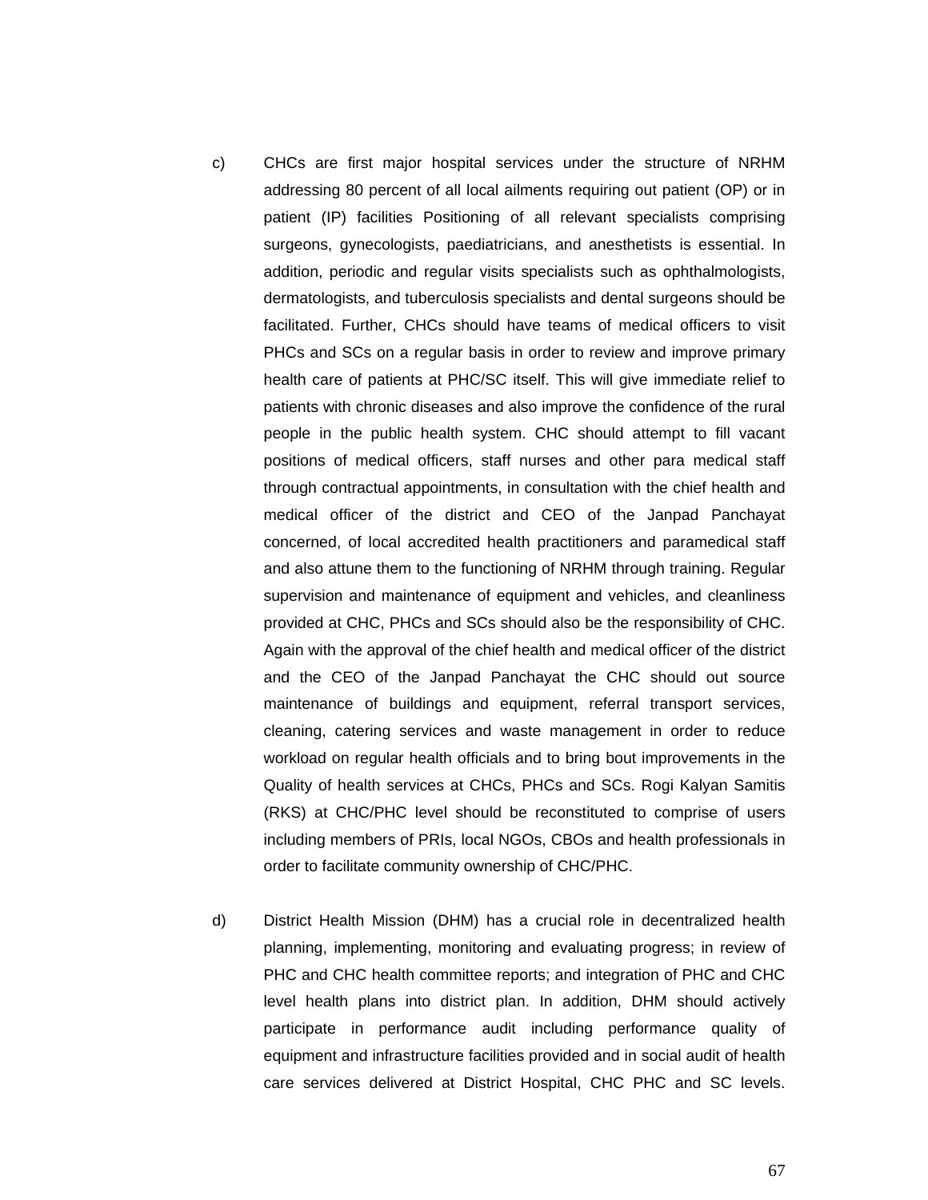c) CHCs are first major hospital services under the structure of NRHM addressing 80 percent of all local ailments requiring out patient (OP) or in patient (IP) facilities Positioning of all relevant specialists comprising surgeons, gynecologists, paediatricians, and anesthetists is essential. In addition, periodic and regular visits specialists such as ophthalmologists, dermatologists, and tuberculosis specialists and dental surgeons should be facilitated. Further, CHCs should have teams of medical officers to visit PHCs and SCs on a regular basis in order to review and improve primary health care of patients at PHC/SC itself. This will give immediate relief to patients with chronic diseases and also improve the confidence of the rural people in the public health system. CHC should attempt to fill vacant positions of medical officers, staff nurses and other para medical staff through contractual appointments, in consultation with the chief health and medical officer of the district and CEO of the Janpad Panchayat concerned, of local accredited health practitioners and paramedical staff and also attune them to the functioning of NRHM through training. Regular supervision and maintenance of equipment and vehicles, and cleanliness provided at CHC, PHCs and SCs should also be the responsibility of CHC. Again with the approval of the chief health and medical officer of the district and the CEO of the Janpad Panchayat the CHC should out source maintenance of buildings and equipment, referral transport services, cleaning, catering services and waste management in order to reduce workload on regular health officials and to bring bout improvements in the Quality of health services at CHCs, PHCs and SCs. Rogi Kalyan Samitis (RKS) at CHC/PHC level should be reconstituted to comprise of users including members of PRIs, local NGOs, CBOs and health professionals in order to facilitate community ownership of CHC/PHC.

d) District Health Mission (DHM) has a crucial role in decentralized health planning, implementing, monitoring and evaluating progress; in review of PHC and CHC health committee reports; and integration of PHC and CHC level health plans into district plan. In addition, DHM should actively participate in performance audit including performance quality of equipment and infrastructure facilities provided and in social audit of health care services delivered at District Hospital, CHC PHC and SC levels.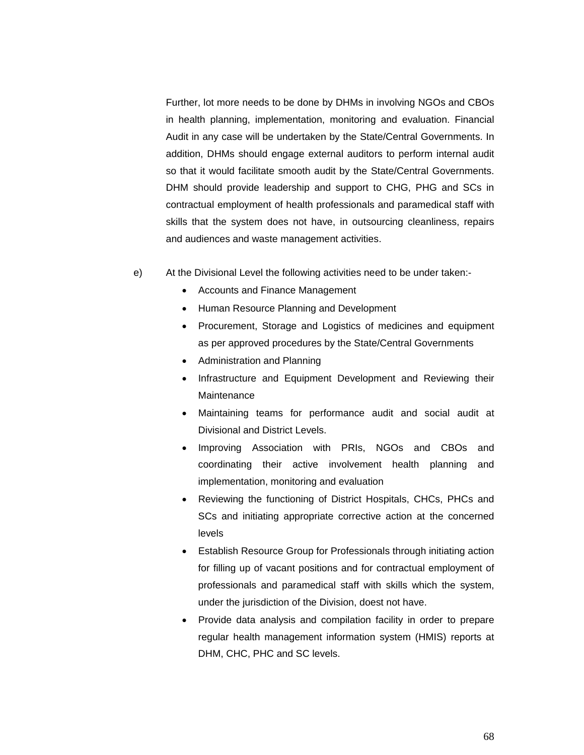Further, lot more needs to be done by DHMs in involving NGOs and CBOs in health planning, implementation, monitoring and evaluation. Financial Audit in any case will be undertaken by the State/Central Governments. In addition, DHMs should engage external auditors to perform internal audit so that it would facilitate smooth audit by the State/Central Governments. DHM should provide leadership and support to CHG, PHG and SCs in contractual employment of health professionals and paramedical staff with skills that the system does not have, in outsourcing cleanliness, repairs and audiences and waste management activities.

e) At the Divisional Level the following activities need to be under taken:-

- Accounts and Finance Management
- Human Resource Planning and Development
- Procurement, Storage and Logistics of medicines and equipment as per approved procedures by the State/Central Governments
- Administration and Planning
- Infrastructure and Equipment Development and Reviewing their Maintenance
- Maintaining teams for performance audit and social audit at Divisional and District Levels.
- Improving Association with PRIs, NGOs and CBOs and coordinating their active involvement health planning and implementation, monitoring and evaluation
- Reviewing the functioning of District Hospitals, CHCs, PHCs and SCs and initiating appropriate corrective action at the concerned levels
- Establish Resource Group for Professionals through initiating action for filling up of vacant positions and for contractual employment of professionals and paramedical staff with skills which the system, under the jurisdiction of the Division, doest not have.
- Provide data analysis and compilation facility in order to prepare regular health management information system (HMIS) reports at DHM, CHC, PHC and SC levels.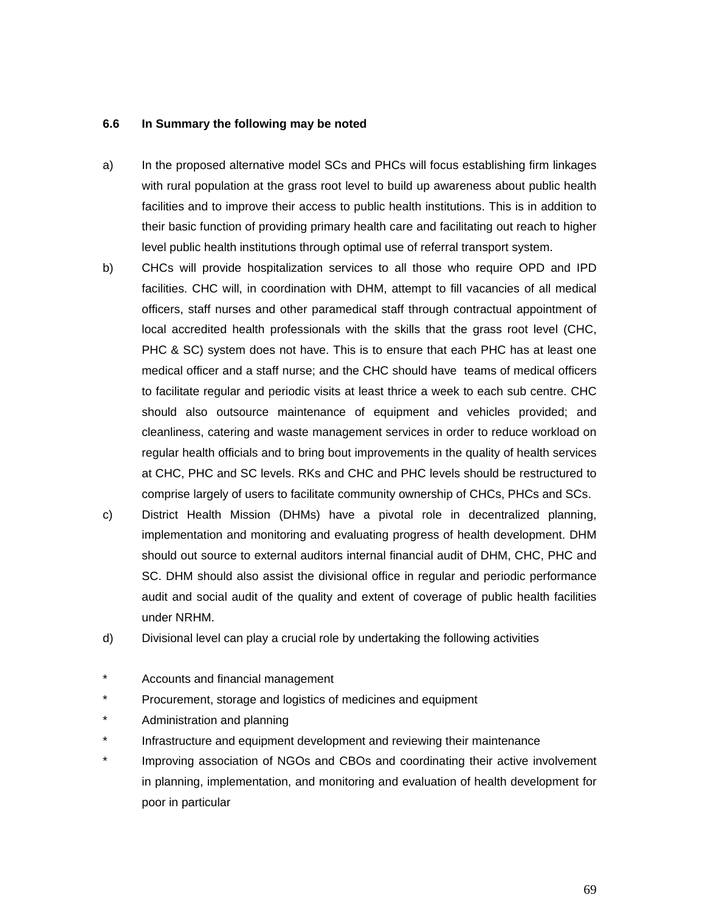### 6.6 In Summary the following may be noted

a) In the proposed alternative model SCs and PHCs will focus establishing firm linkages with rural population at the grass root level to build up awareness about public health facilities and to improve their access to public health institutions. This is in addition to their basic function of providing primary health care and facilitating out reach to higher level public health institutions through optimal use of referral transport system.

b) CHCs will provide hospitalization services to all those who require OPD and IPD facilities. CHC will, in coordination with DHM, attempt to fill vacancies of all medical officers, staff nurses and other paramedical staff through contractual appointment of local accredited health professionals with the skills that the grass root level (CHC, PHC & SC) system does not have. This is to ensure that each PHC has at least one medical officer and a staff nurse; and the CHC should have teams of medical officers to facilitate regular and periodic visits at least thrice a week to each sub centre. CHC should also outsource maintenance of equipment and vehicles provided; and cleanliness, catering and waste management services in order to reduce workload on regular health officials and to bring bout improvements in the quality of health services at CHC, PHC and SC levels. RKs and CHC and PHC levels should be restructured to comprise largely of users to facilitate community ownership of CHCs, PHCs and SCs.

c) District Health Mission (DHMs) have a pivotal role in decentralized planning, implementation and monitoring and evaluating progress of health development. DHM should out source to external auditors internal financial audit of DHM, CHC, PHC and SC. DHM should also assist the divisional office in regular and periodic performance audit and social audit of the quality and extent of coverage of public health facilities under NRHM.

d) Divisional level can play a crucial role by undertaking the following activities

* Accounts and financial management
* Procurement, storage and logistics of medicines and equipment
* Administration and planning
* Infrastructure and equipment development and reviewing their maintenance
* Improving association of NGOs and CBOs and coordinating their active involvement in planning, implementation, and monitoring and evaluation of health development for poor in particular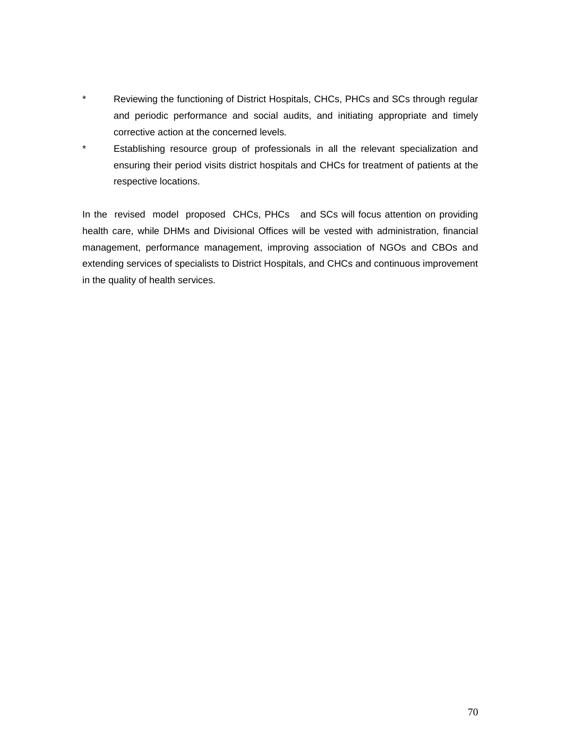* Reviewing the functioning of District Hospitals, CHCs, PHCs and SCs through regular and periodic performance and social audits, and initiating appropriate and timely corrective action at the concerned levels.
* Establishing resource group of professionals in all the relevant specialization and ensuring their period visits district hospitals and CHCs for treatment of patients at the respective locations.

In the revised model proposed CHCs, PHCs and SCs will focus attention on providing health care, while DHMs and Divisional Offices will be vested with administration, financial management, performance management, improving association of NGOs and CBOs and extending services of specialists to District Hospitals, and CHCs and continuous improvement in the quality of health services.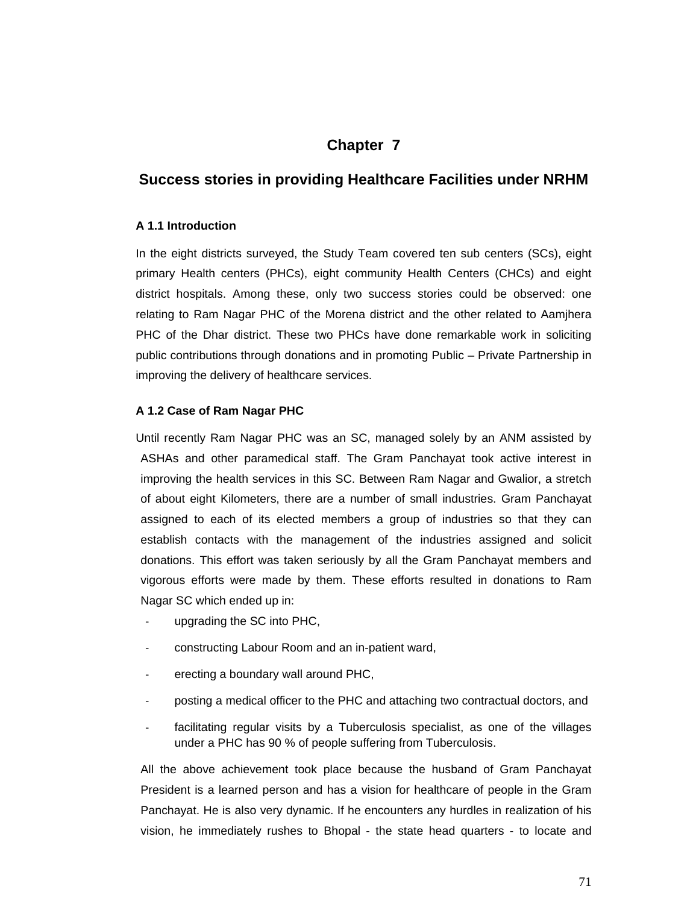# Chapter 7

## Success stories in providing Healthcare Facilities under NRHM

### A 1.1 Introduction

In the eight districts surveyed, the Study Team covered ten sub centers (SCs), eight primary Health centers (PHCs), eight community Health Centers (CHCs) and eight district hospitals. Among these, only two success stories could be observed: one relating to Ram Nagar PHC of the Morena district and the other related to Aamjhera PHC of the Dhar district. These two PHCs have done remarkable work in soliciting public contributions through donations and in promoting Public – Private Partnership in improving the delivery of healthcare services.

### A 1.2 Case of Ram Nagar PHC

Until recently Ram Nagar PHC was an SC, managed solely by an ANM assisted by ASHAs and other paramedical staff. The Gram Panchayat took active interest in improving the health services in this SC. Between Ram Nagar and Gwalior, a stretch of about eight Kilometers, there are a number of small industries. Gram Panchayat assigned to each of its elected members a group of industries so that they can establish contacts with the management of the industries assigned and solicit donations. This effort was taken seriously by all the Gram Panchayat members and vigorous efforts were made by them. These efforts resulted in donations to Ram Nagar SC which ended up in:

- upgrading the SC into PHC,
- constructing Labour Room and an in-patient ward,
- erecting a boundary wall around PHC,
- posting a medical officer to the PHC and attaching two contractual doctors, and
- facilitating regular visits by a Tuberculosis specialist, as one of the villages under a PHC has 90 % of people suffering from Tuberculosis.

All the above achievement took place because the husband of Gram Panchayat President is a learned person and has a vision for healthcare of people in the Gram Panchayat. He is also very dynamic. If he encounters any hurdles in realization of his vision, he immediately rushes to Bhopal - the state head quarters - to locate and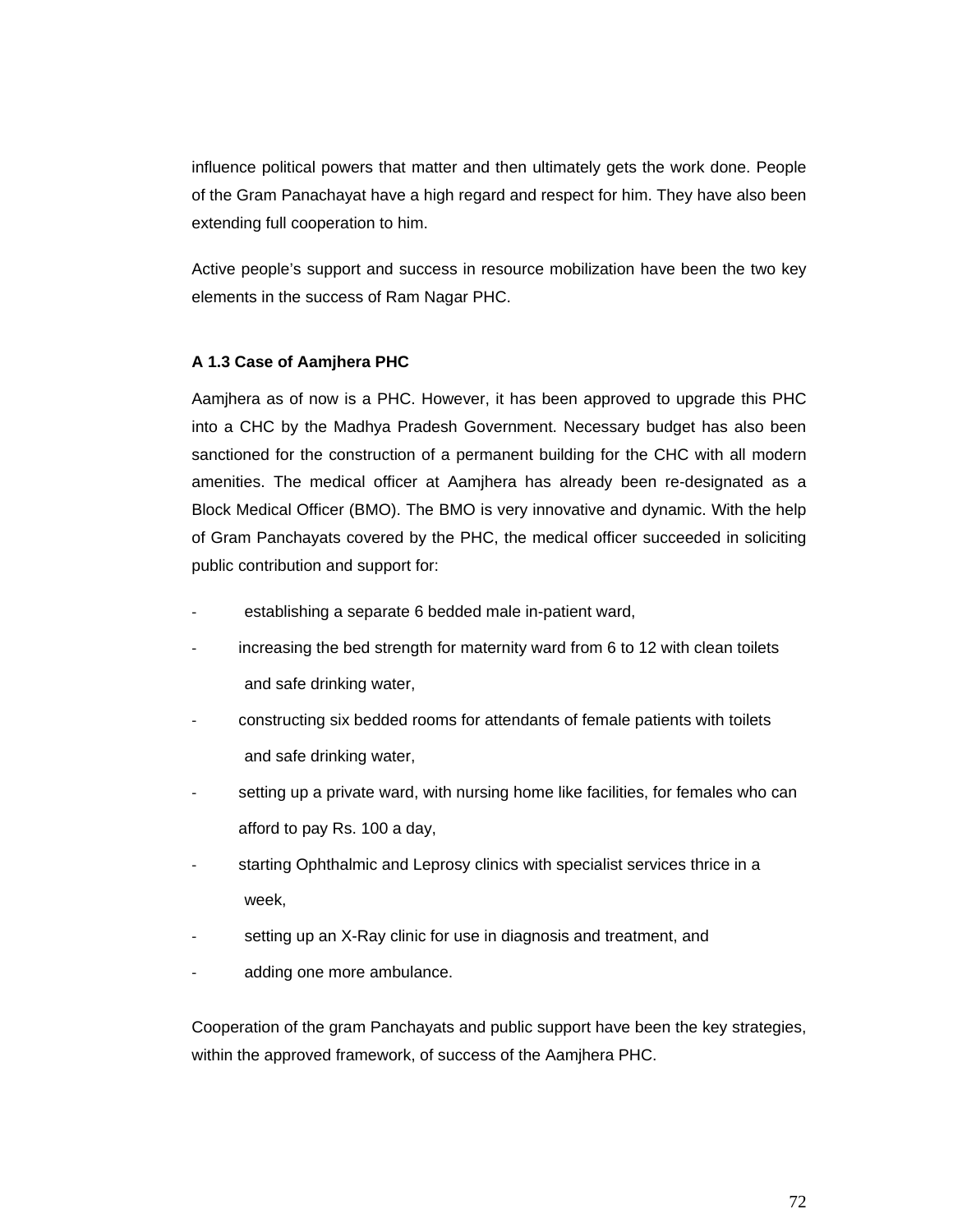influence political powers that matter and then ultimately gets the work done. People of the Gram Panachayat have a high regard and respect for him. They have also been extending full cooperation to him.

Active people's support and success in resource mobilization have been the two key elements in the success of Ram Nagar PHC.

**A 1.3 Case of Aamjhera PHC**

Aamjhera as of now is a PHC. However, it has been approved to upgrade this PHC into a CHC by the Madhya Pradesh Government. Necessary budget has also been sanctioned for the construction of a permanent building for the CHC with all modern amenities. The medical officer at Aamjhera has already been re-designated as a Block Medical Officer (BMO). The BMO is very innovative and dynamic. With the help of Gram Panchayats covered by the PHC, the medical officer succeeded in soliciting public contribution and support for:

- establishing a separate 6 bedded male in-patient ward,
- increasing the bed strength for maternity ward from 6 to 12 with clean toilets and safe drinking water,
- constructing six bedded rooms for attendants of female patients with toilets and safe drinking water,
- setting up a private ward, with nursing home like facilities, for females who can afford to pay Rs. 100 a day,
- starting Ophthalmic and Leprosy clinics with specialist services thrice in a week,
- setting up an X-Ray clinic for use in diagnosis and treatment, and
- adding one more ambulance.

Cooperation of the gram Panchayats and public support have been the key strategies, within the approved framework, of success of the Aamjhera PHC.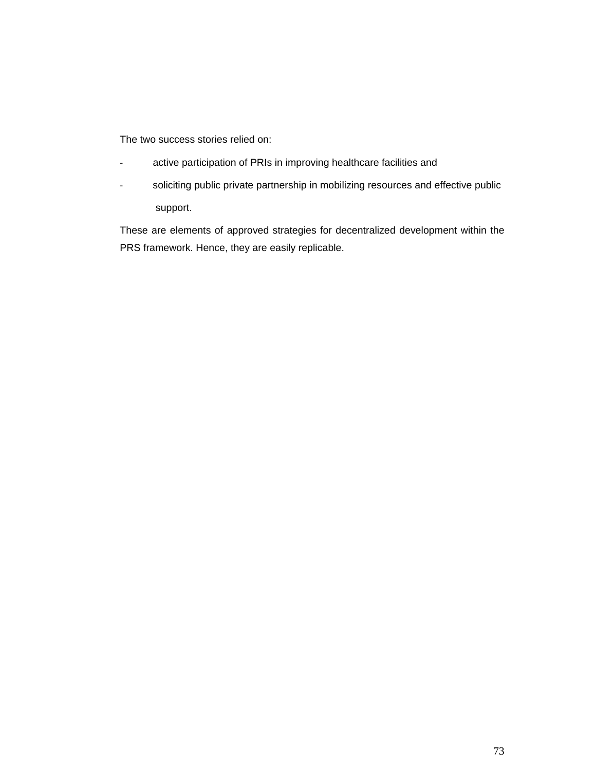The two success stories relied on:

- active participation of PRIs in improving healthcare facilities and
- soliciting public private partnership in mobilizing resources and effective public support.

These are elements of approved strategies for decentralized development within the PRS framework. Hence, they are easily replicable.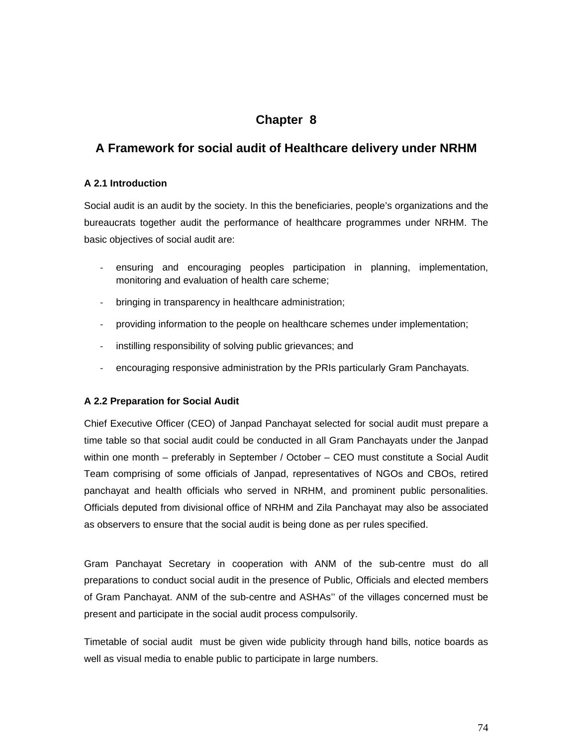# Chapter 8

## A Framework for social audit of Healthcare delivery under NRHM

### A 2.1 Introduction

Social audit is an audit by the society. In this the beneficiaries, people's organizations and the bureaucrats together audit the performance of healthcare programmes under NRHM. The basic objectives of social audit are:

- ensuring and encouraging peoples participation in planning, implementation, monitoring and evaluation of health care scheme;
- bringing in transparency in healthcare administration;
- providing information to the people on healthcare schemes under implementation;
- instilling responsibility of solving public grievances; and
- encouraging responsive administration by the PRIs particularly Gram Panchayats.

### A 2.2 Preparation for Social Audit

Chief Executive Officer (CEO) of Janpad Panchayat selected for social audit must prepare a time table so that social audit could be conducted in all Gram Panchayats under the Janpad within one month – preferably in September / October – CEO must constitute a Social Audit Team comprising of some officials of Janpad, representatives of NGOs and CBOs, retired panchayat and health officials who served in NRHM, and prominent public personalities. Officials deputed from divisional office of NRHM and Zila Panchayat may also be associated as observers to ensure that the social audit is being done as per rules specified.

Gram Panchayat Secretary in cooperation with ANM of the sub-centre must do all preparations to conduct social audit in the presence of Public, Officials and elected members of Gram Panchayat. ANM of the sub-centre and ASHAs'' of the villages concerned must be present and participate in the social audit process compulsorily.

Timetable of social audit must be given wide publicity through hand bills, notice boards as well as visual media to enable public to participate in large numbers.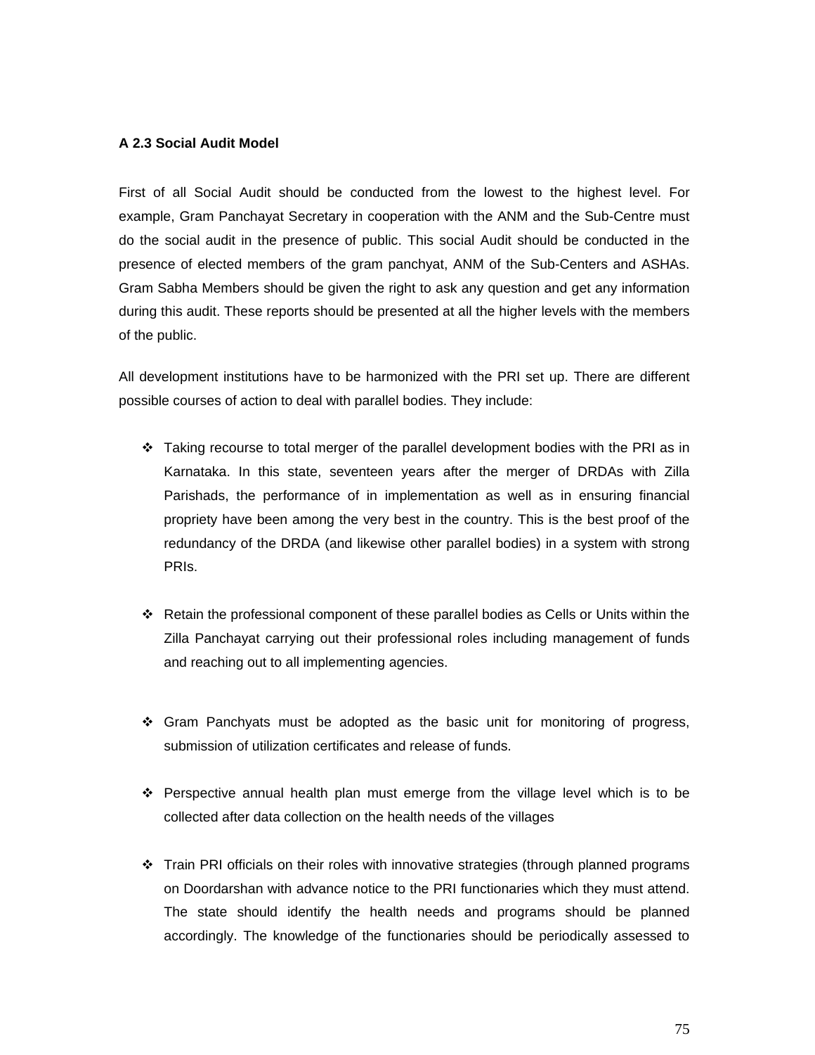**A 2.3 Social Audit Model**

First of all Social Audit should be conducted from the lowest to the highest level. For example, Gram Panchayat Secretary in cooperation with the ANM and the Sub-Centre must do the social audit in the presence of public. This social Audit should be conducted in the presence of elected members of the gram panchyat, ANM of the Sub-Centers and ASHAs. Gram Sabha Members should be given the right to ask any question and get any information during this audit. These reports should be presented at all the higher levels with the members of the public.

All development institutions have to be harmonized with the PRI set up. There are different possible courses of action to deal with parallel bodies. They include:

- Taking recourse to total merger of the parallel development bodies with the PRI as in Karnataka. In this state, seventeen years after the merger of DRDAs with Zilla Parishads, the performance of in implementation as well as in ensuring financial propriety have been among the very best in the country. This is the best proof of the redundancy of the DRDA (and likewise other parallel bodies) in a system with strong PRIs.

- Retain the professional component of these parallel bodies as Cells or Units within the Zilla Panchayat carrying out their professional roles including management of funds and reaching out to all implementing agencies.

- Gram Panchyats must be adopted as the basic unit for monitoring of progress, submission of utilization certificates and release of funds.

- Perspective annual health plan must emerge from the village level which is to be collected after data collection on the health needs of the villages

- Train PRI officials on their roles with innovative strategies (through planned programs on Doordarshan with advance notice to the PRI functionaries which they must attend. The state should identify the health needs and programs should be planned accordingly. The knowledge of the functionaries should be periodically assessed to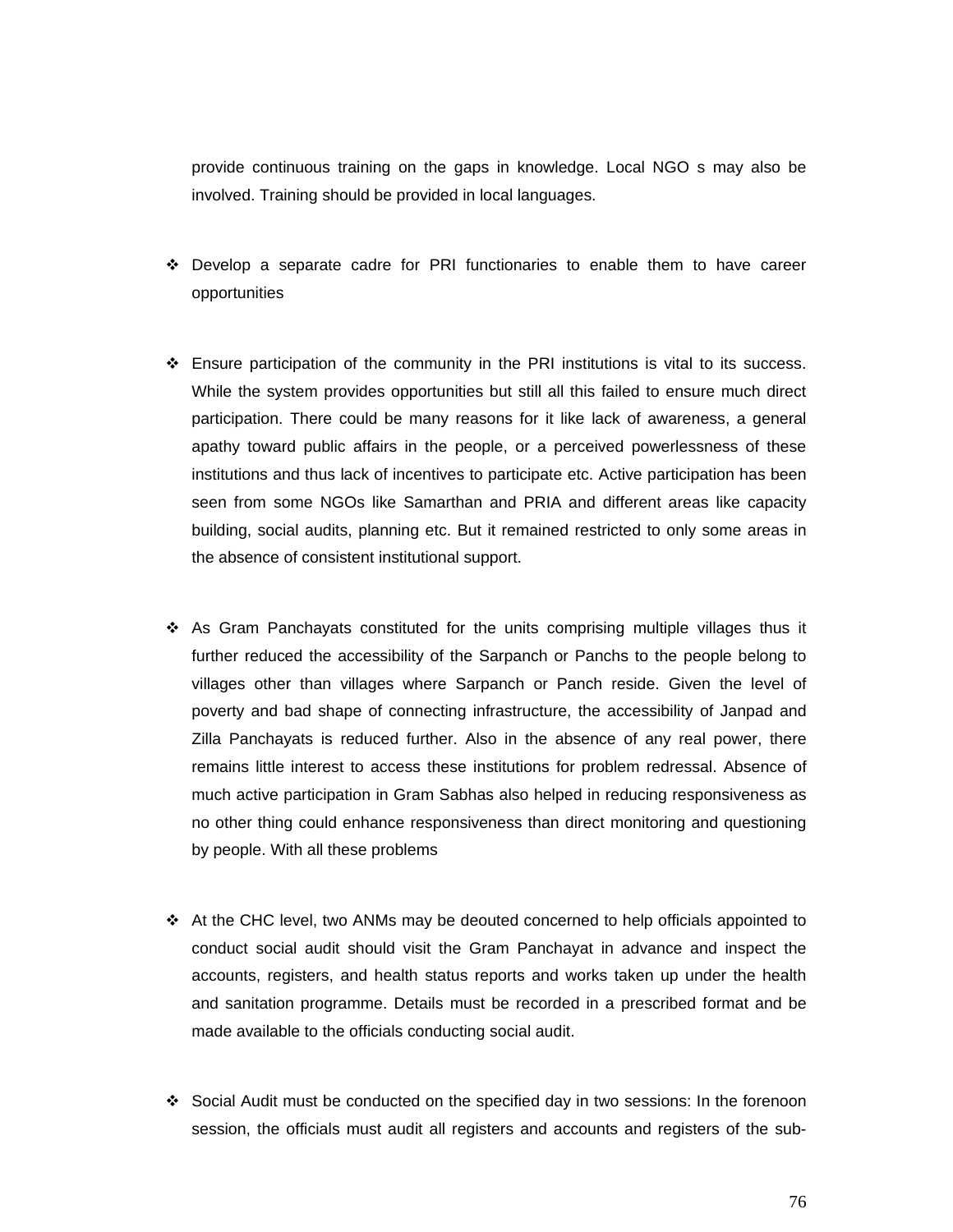provide continuous training on the gaps in knowledge. Local NGO s may also be involved. Training should be provided in local languages.

- Develop a separate cadre for PRI functionaries to enable them to have career opportunities

- Ensure participation of the community in the PRI institutions is vital to its success. While the system provides opportunities but still all this failed to ensure much direct participation. There could be many reasons for it like lack of awareness, a general apathy toward public affairs in the people, or a perceived powerlessness of these institutions and thus lack of incentives to participate etc. Active participation has been seen from some NGOs like Samarthan and PRIA and different areas like capacity building, social audits, planning etc. But it remained restricted to only some areas in the absence of consistent institutional support.

- As Gram Panchayats constituted for the units comprising multiple villages thus it further reduced the accessibility of the Sarpanch or Panchs to the people belong to villages other than villages where Sarpanch or Panch reside. Given the level of poverty and bad shape of connecting infrastructure, the accessibility of Janpad and Zilla Panchayats is reduced further. Also in the absence of any real power, there remains little interest to access these institutions for problem redressal. Absence of much active participation in Gram Sabhas also helped in reducing responsiveness as no other thing could enhance responsiveness than direct monitoring and questioning by people. With all these problems

- At the CHC level, two ANMs may be deouted concerned to help officials appointed to conduct social audit should visit the Gram Panchayat in advance and inspect the accounts, registers, and health status reports and works taken up under the health and sanitation programme. Details must be recorded in a prescribed format and be made available to the officials conducting social audit.

- Social Audit must be conducted on the specified day in two sessions: In the forenoon session, the officials must audit all registers and accounts and registers of the sub-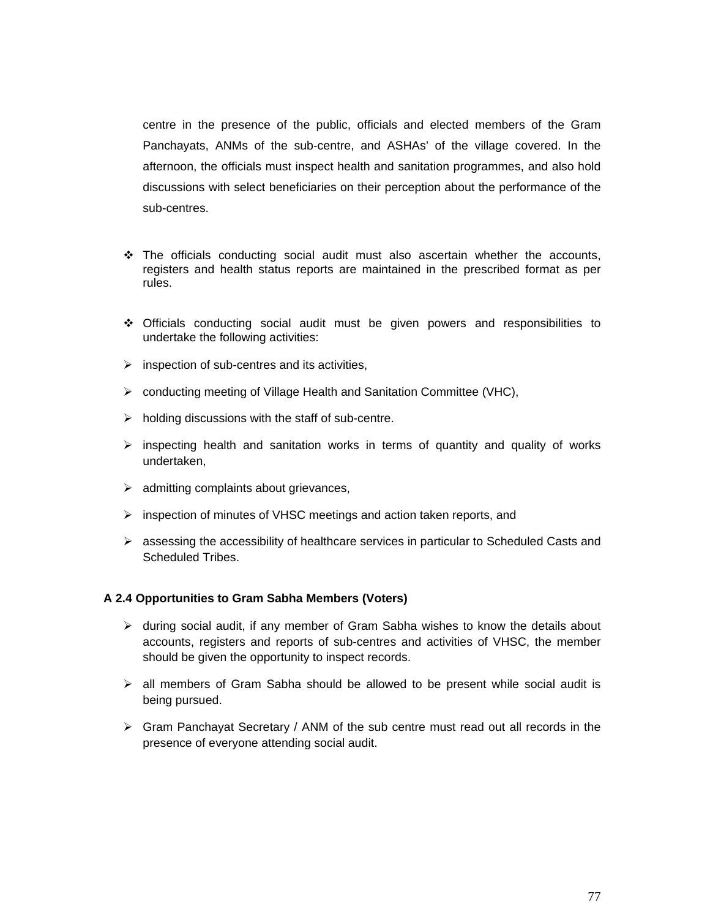centre in the presence of the public, officials and elected members of the Gram Panchayats, ANMs of the sub-centre, and ASHAs' of the village covered. In the afternoon, the officials must inspect health and sanitation programmes, and also hold discussions with select beneficiaries on their perception about the performance of the sub-centres.

- The officials conducting social audit must also ascertain whether the accounts, registers and health status reports are maintained in the prescribed format as per rules.

- Officials conducting social audit must be given powers and responsibilities to undertake the following activities:

- inspection of sub-centres and its activities,
- conducting meeting of Village Health and Sanitation Committee (VHC),
- holding discussions with the staff of sub-centre.
- inspecting health and sanitation works in terms of quantity and quality of works undertaken,
- admitting complaints about grievances,
- inspection of minutes of VHSC meetings and action taken reports, and
- assessing the accessibility of healthcare services in particular to Scheduled Casts and Scheduled Tribes.

### A 2.4 Opportunities to Gram Sabha Members (Voters)

- during social audit, if any member of Gram Sabha wishes to know the details about accounts, registers and reports of sub-centres and activities of VHSC, the member should be given the opportunity to inspect records.
- all members of Gram Sabha should be allowed to be present while social audit is being pursued.
- Gram Panchayat Secretary / ANM of the sub centre must read out all records in the presence of everyone attending social audit.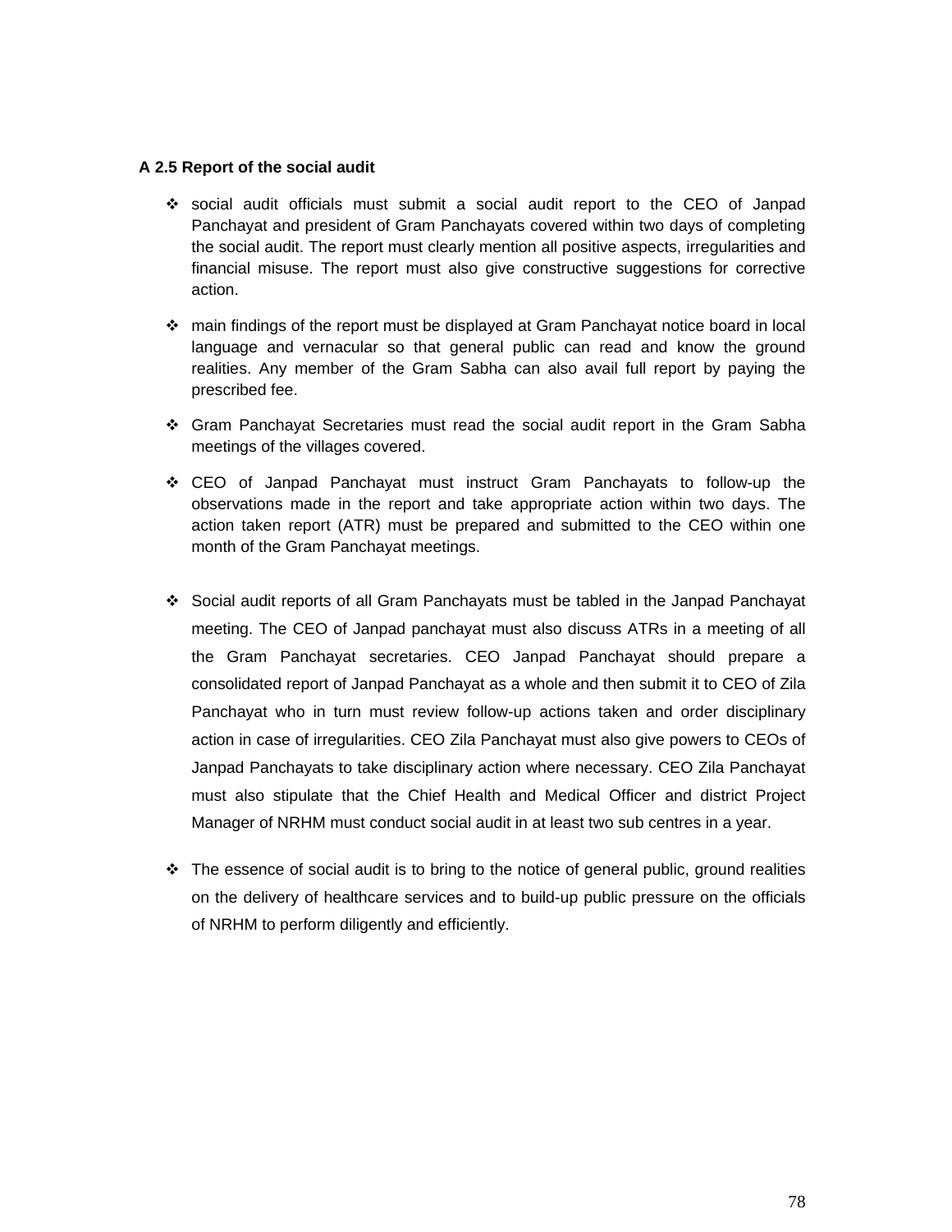**A 2.5 Report of the social audit**

- social audit officials must submit a social audit report to the CEO of Janpad Panchayat and president of Gram Panchayats covered within two days of completing the social audit. The report must clearly mention all positive aspects, irregularities and financial misuse. The report must also give constructive suggestions for corrective action.
- main findings of the report must be displayed at Gram Panchayat notice board in local language and vernacular so that general public can read and know the ground realities. Any member of the Gram Sabha can also avail full report by paying the prescribed fee.
- Gram Panchayat Secretaries must read the social audit report in the Gram Sabha meetings of the villages covered.
- CEO of Janpad Panchayat must instruct Gram Panchayats to follow-up the observations made in the report and take appropriate action within two days. The action taken report (ATR) must be prepared and submitted to the CEO within one month of the Gram Panchayat meetings.
- Social audit reports of all Gram Panchayats must be tabled in the Janpad Panchayat meeting. The CEO of Janpad panchayat must also discuss ATRs in a meeting of all the Gram Panchayat secretaries. CEO Janpad Panchayat should prepare a consolidated report of Janpad Panchayat as a whole and then submit it to CEO of Zila Panchayat who in turn must review follow-up actions taken and order disciplinary action in case of irregularities. CEO Zila Panchayat must also give powers to CEOs of Janpad Panchayats to take disciplinary action where necessary. CEO Zila Panchayat must also stipulate that the Chief Health and Medical Officer and district Project Manager of NRHM must conduct social audit in at least two sub centres in a year.
- The essence of social audit is to bring to the notice of general public, ground realities on the delivery of healthcare services and to build-up public pressure on the officials of NRHM to perform diligently and efficiently.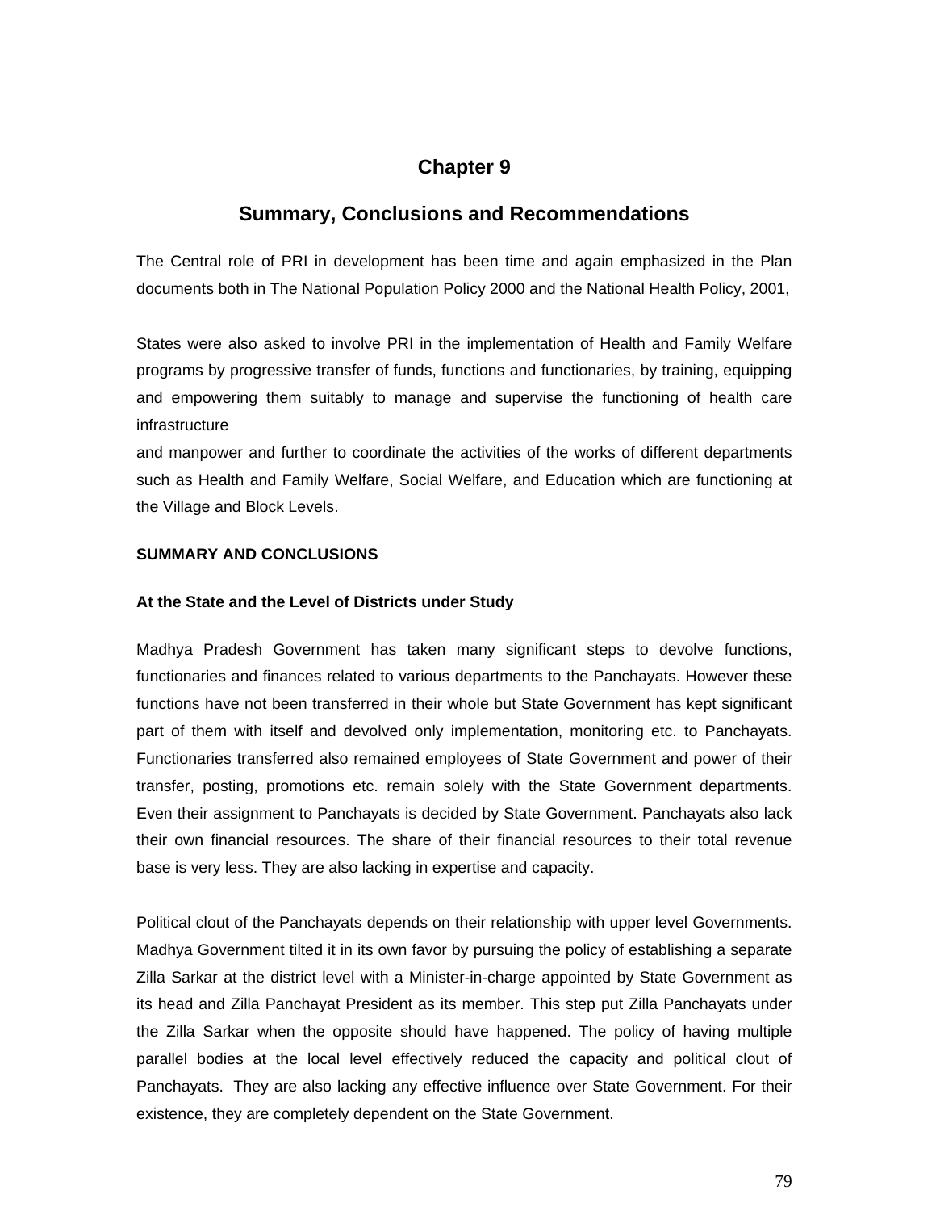# Chapter 9

## Summary, Conclusions and Recommendations

The Central role of PRI in development has been time and again emphasized in the Plan documents both in The National Population Policy 2000 and the National Health Policy, 2001,

States were also asked to involve PRI in the implementation of Health and Family Welfare programs by progressive transfer of funds, functions and functionaries, by training, equipping and empowering them suitably to manage and supervise the functioning of health care infrastructure
and manpower and further to coordinate the activities of the works of different departments such as Health and Family Welfare, Social Welfare, and Education which are functioning at the Village and Block Levels.

**SUMMARY AND CONCLUSIONS**

**At the State and the Level of Districts under Study**

Madhya Pradesh Government has taken many significant steps to devolve functions, functionaries and finances related to various departments to the Panchayats. However these functions have not been transferred in their whole but State Government has kept significant part of them with itself and devolved only implementation, monitoring etc. to Panchayats. Functionaries transferred also remained employees of State Government and power of their transfer, posting, promotions etc. remain solely with the State Government departments. Even their assignment to Panchayats is decided by State Government. Panchayats also lack their own financial resources. The share of their financial resources to their total revenue base is very less. They are also lacking in expertise and capacity.

Political clout of the Panchayats depends on their relationship with upper level Governments. Madhya Government tilted it in its own favor by pursuing the policy of establishing a separate Zilla Sarkar at the district level with a Minister-in-charge appointed by State Government as its head and Zilla Panchayat President as its member. This step put Zilla Panchayats under the Zilla Sarkar when the opposite should have happened. The policy of having multiple parallel bodies at the local level effectively reduced the capacity and political clout of Panchayats. They are also lacking any effective influence over State Government. For their existence, they are completely dependent on the State Government.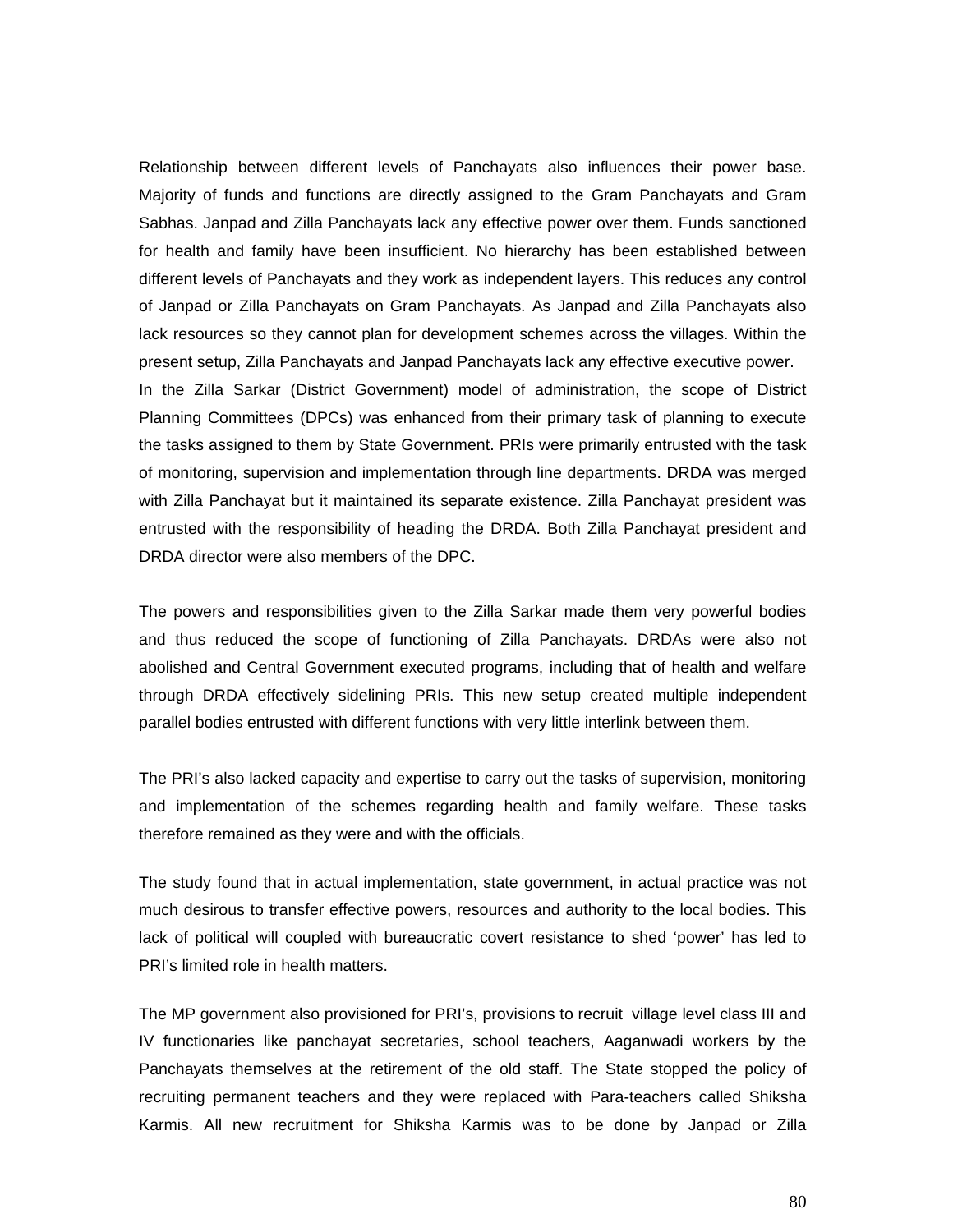Relationship between different levels of Panchayats also influences their power base. Majority of funds and functions are directly assigned to the Gram Panchayats and Gram Sabhas. Janpad and Zilla Panchayats lack any effective power over them. Funds sanctioned for health and family have been insufficient. No hierarchy has been established between different levels of Panchayats and they work as independent layers. This reduces any control of Janpad or Zilla Panchayats on Gram Panchayats. As Janpad and Zilla Panchayats also lack resources so they cannot plan for development schemes across the villages. Within the present setup, Zilla Panchayats and Janpad Panchayats lack any effective executive power.
In the Zilla Sarkar (District Government) model of administration, the scope of District Planning Committees (DPCs) was enhanced from their primary task of planning to execute the tasks assigned to them by State Government. PRIs were primarily entrusted with the task of monitoring, supervision and implementation through line departments. DRDA was merged with Zilla Panchayat but it maintained its separate existence. Zilla Panchayat president was entrusted with the responsibility of heading the DRDA. Both Zilla Panchayat president and DRDA director were also members of the DPC.

The powers and responsibilities given to the Zilla Sarkar made them very powerful bodies and thus reduced the scope of functioning of Zilla Panchayats. DRDAs were also not abolished and Central Government executed programs, including that of health and welfare through DRDA effectively sidelining PRIs. This new setup created multiple independent parallel bodies entrusted with different functions with very little interlink between them.

The PRI's also lacked capacity and expertise to carry out the tasks of supervision, monitoring and implementation of the schemes regarding health and family welfare. These tasks therefore remained as they were and with the officials.

The study found that in actual implementation, state government, in actual practice was not much desirous to transfer effective powers, resources and authority to the local bodies. This lack of political will coupled with bureaucratic covert resistance to shed 'power' has led to PRI's limited role in health matters.

The MP government also provisioned for PRI's, provisions to recruit village level class III and IV functionaries like panchayat secretaries, school teachers, Aaganwadi workers by the Panchayats themselves at the retirement of the old staff. The State stopped the policy of recruiting permanent teachers and they were replaced with Para-teachers called Shiksha Karmis. All new recruitment for Shiksha Karmis was to be done by Janpad or Zilla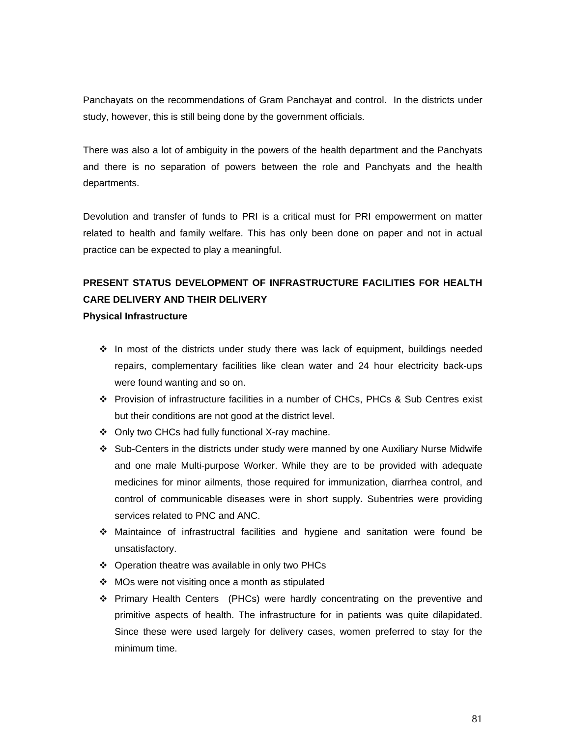Panchayats on the recommendations of Gram Panchayat and control. In the districts under study, however, this is still being done by the government officials.

There was also a lot of ambiguity in the powers of the health department and the Panchyats and there is no separation of powers between the role and Panchyats and the health departments.

Devolution and transfer of funds to PRI is a critical must for PRI empowerment on matter related to health and family welfare. This has only been done on paper and not in actual practice can be expected to play a meaningful.

## PRESENT STATUS DEVELOPMENT OF INFRASTRUCTURE FACILITIES FOR HEALTH CARE DELIVERY AND THEIR DELIVERY

### Physical Infrastructure

- In most of the districts under study there was lack of equipment, buildings needed repairs, complementary facilities like clean water and 24 hour electricity back-ups were found wanting and so on.
- Provision of infrastructure facilities in a number of CHCs, PHCs & Sub Centres exist but their conditions are not good at the district level.
- Only two CHCs had fully functional X-ray machine.
- Sub-Centers in the districts under study were manned by one Auxiliary Nurse Midwife and one male Multi-purpose Worker. While they are to be provided with adequate medicines for minor ailments, those required for immunization, diarrhea control, and control of communicable diseases were in short supply**.** Subentries were providing services related to PNC and ANC.
- Maintaince of infrastructral facilities and hygiene and sanitation were found be unsatisfactory.
- Operation theatre was available in only two PHCs
- MOs were not visiting once a month as stipulated
- Primary Health Centers (PHCs) were hardly concentrating on the preventive and primitive aspects of health. The infrastructure for in patients was quite dilapidated. Since these were used largely for delivery cases, women preferred to stay for the minimum time.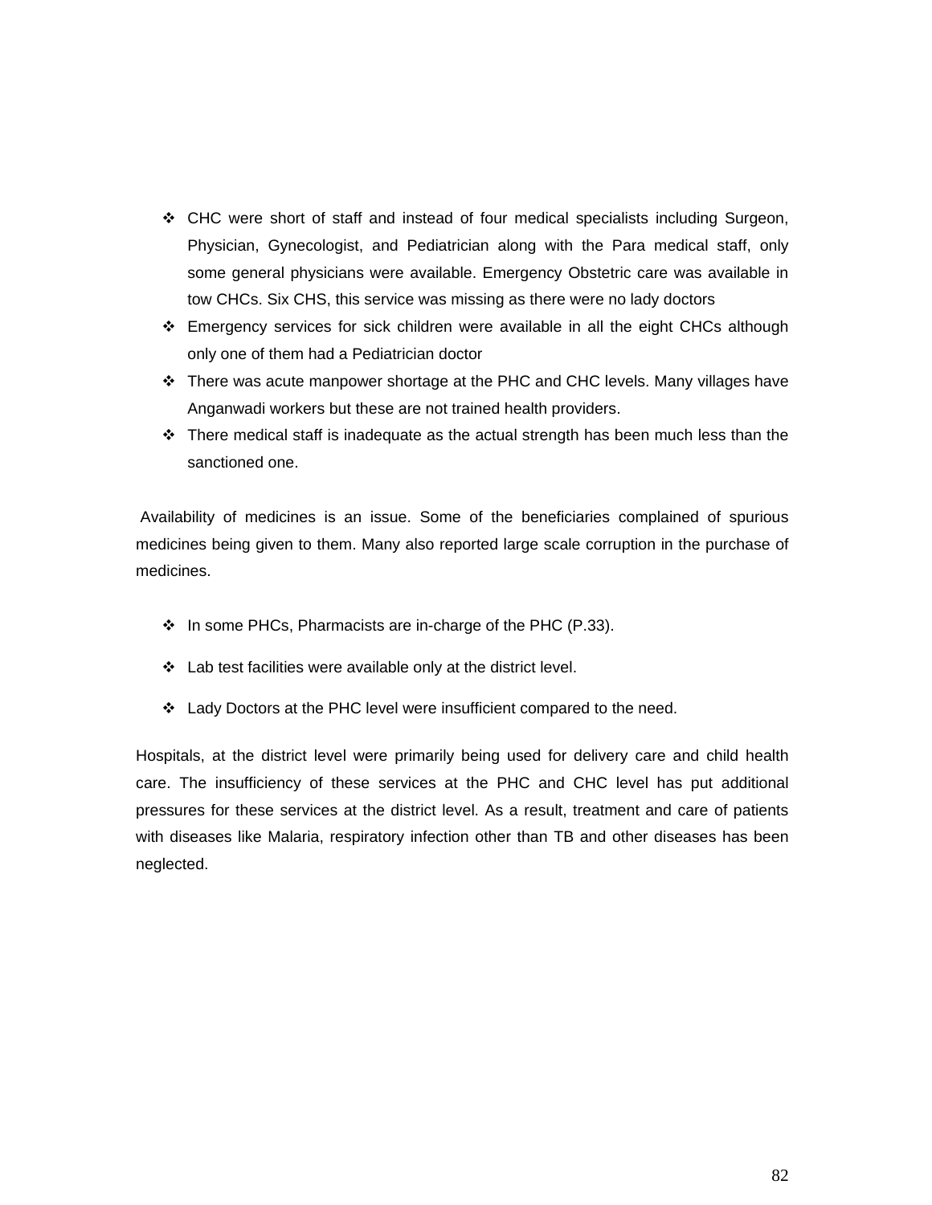- CHC were short of staff and instead of four medical specialists including Surgeon, Physician, Gynecologist, and Pediatrician along with the Para medical staff, only some general physicians were available. Emergency Obstetric care was available in tow CHCs. Six CHS, this service was missing as there were no lady doctors
- Emergency services for sick children were available in all the eight CHCs although only one of them had a Pediatrician doctor
- There was acute manpower shortage at the PHC and CHC levels. Many villages have Anganwadi workers but these are not trained health providers.
- There medical staff is inadequate as the actual strength has been much less than the sanctioned one.

Availability of medicines is an issue. Some of the beneficiaries complained of spurious medicines being given to them. Many also reported large scale corruption in the purchase of medicines.

- In some PHCs, Pharmacists are in-charge of the PHC (P.33).
- Lab test facilities were available only at the district level.
- Lady Doctors at the PHC level were insufficient compared to the need.

Hospitals, at the district level were primarily being used for delivery care and child health care. The insufficiency of these services at the PHC and CHC level has put additional pressures for these services at the district level. As a result, treatment and care of patients with diseases like Malaria, respiratory infection other than TB and other diseases has been neglected.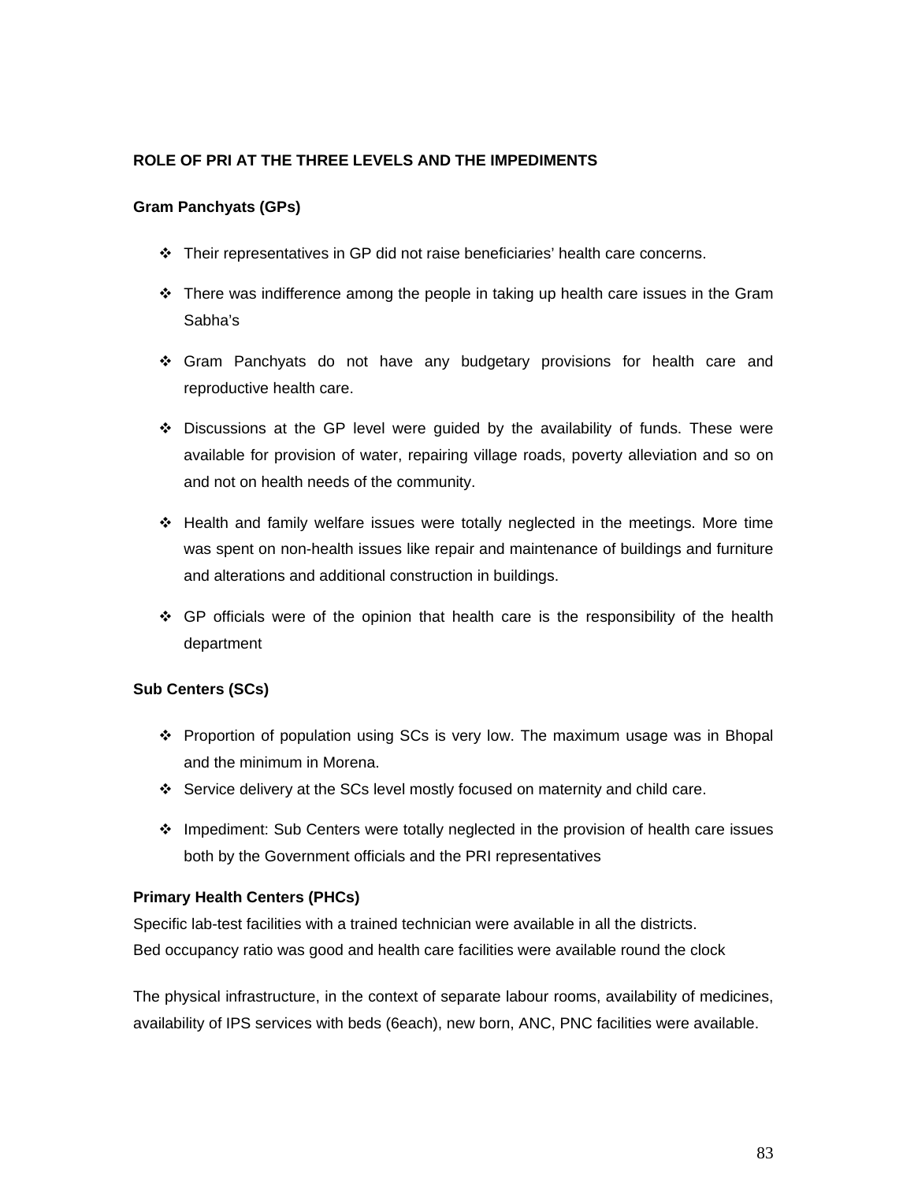**ROLE OF PRI AT THE THREE LEVELS AND THE IMPEDIMENTS**

**Gram Panchyats (GPs)**

- Their representatives in GP did not raise beneficiaries' health care concerns.
- There was indifference among the people in taking up health care issues in the Gram Sabha's
- Gram Panchyats do not have any budgetary provisions for health care and reproductive health care.
- Discussions at the GP level were guided by the availability of funds. These were available for provision of water, repairing village roads, poverty alleviation and so on and not on health needs of the community.
- Health and family welfare issues were totally neglected in the meetings. More time was spent on non-health issues like repair and maintenance of buildings and furniture and alterations and additional construction in buildings.
- GP officials were of the opinion that health care is the responsibility of the health department

**Sub Centers (SCs)**

- Proportion of population using SCs is very low. The maximum usage was in Bhopal and the minimum in Morena.
- Service delivery at the SCs level mostly focused on maternity and child care.
- Impediment: Sub Centers were totally neglected in the provision of health care issues both by the Government officials and the PRI representatives

**Primary Health Centers (PHCs)**

Specific lab-test facilities with a trained technician were available in all the districts.
Bed occupancy ratio was good and health care facilities were available round the clock

The physical infrastructure, in the context of separate labour rooms, availability of medicines, availability of IPS services with beds (6each), new born, ANC, PNC facilities were available.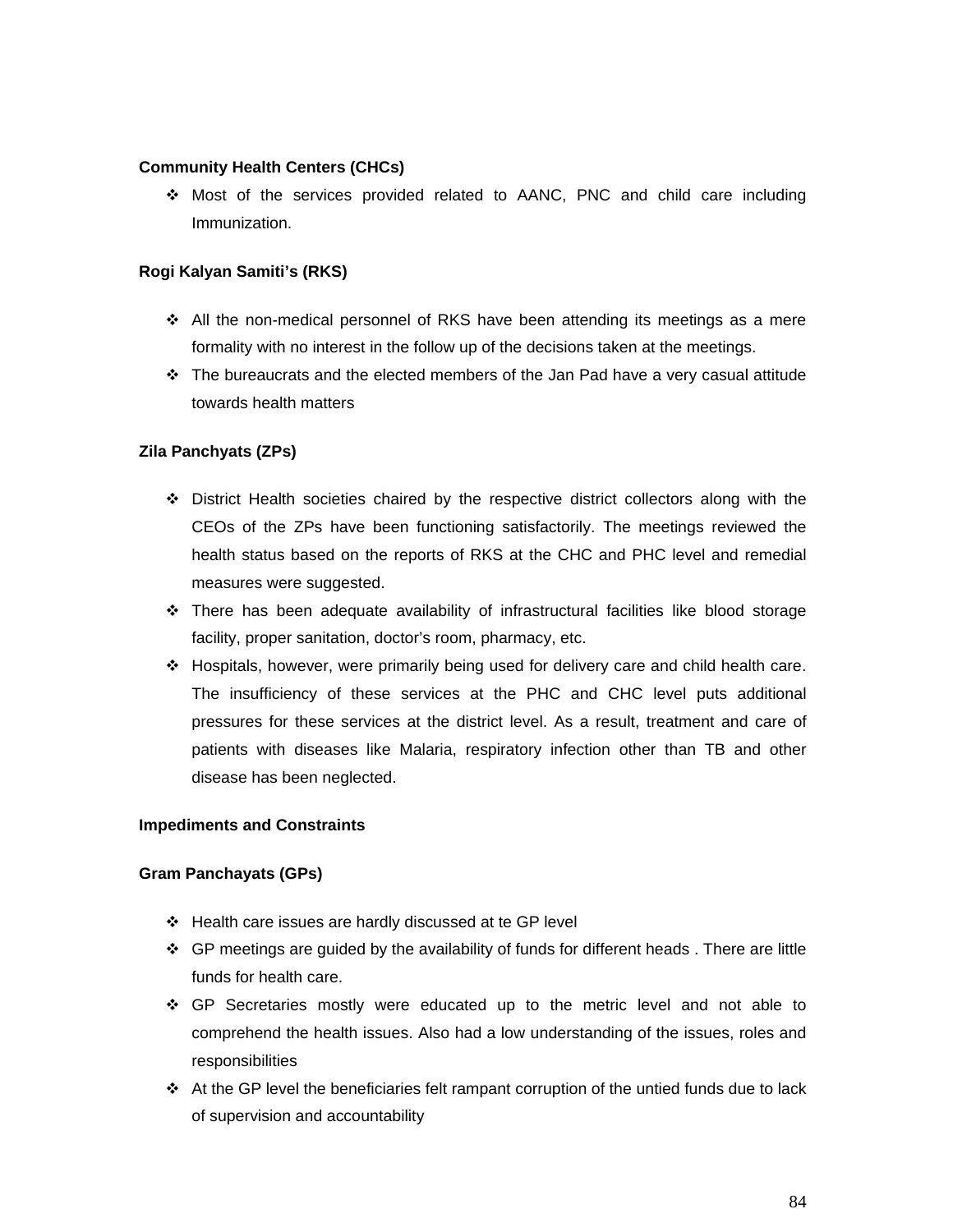**Community Health Centers (CHCs)**

- Most of the services provided related to AANC, PNC and child care including Immunization.

**Rogi Kalyan Samiti's (RKS)**

- All the non-medical personnel of RKS have been attending its meetings as a mere formality with no interest in the follow up of the decisions taken at the meetings.
- The bureaucrats and the elected members of the Jan Pad have a very casual attitude towards health matters

**Zila Panchyats (ZPs)**

- District Health societies chaired by the respective district collectors along with the CEOs of the ZPs have been functioning satisfactorily. The meetings reviewed the health status based on the reports of RKS at the CHC and PHC level and remedial measures were suggested.
- There has been adequate availability of infrastructural facilities like blood storage facility, proper sanitation, doctor's room, pharmacy, etc.
- Hospitals, however, were primarily being used for delivery care and child health care. The insufficiency of these services at the PHC and CHC level puts additional pressures for these services at the district level. As a result, treatment and care of patients with diseases like Malaria, respiratory infection other than TB and other disease has been neglected.

**Impediments and Constraints**

**Gram Panchayats (GPs)**

- Health care issues are hardly discussed at te GP level
- GP meetings are guided by the availability of funds for different heads . There are little funds for health care.
- GP Secretaries mostly were educated up to the metric level and not able to comprehend the health issues. Also had a low understanding of the issues, roles and responsibilities
- At the GP level the beneficiaries felt rampant corruption of the untied funds due to lack of supervision and accountability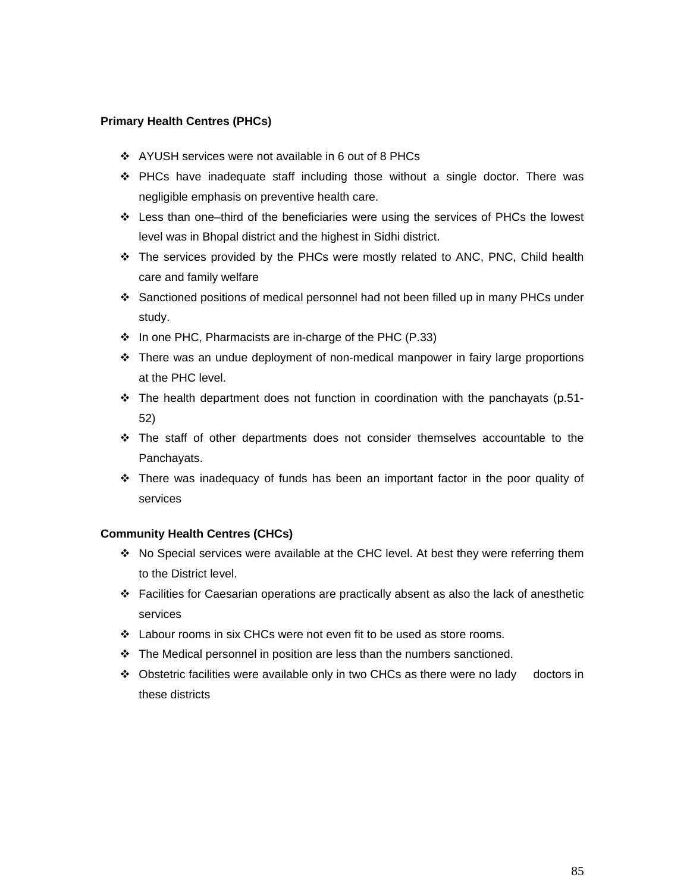**Primary Health Centres (PHCs)**

- AYUSH services were not available in 6 out of 8 PHCs
- PHCs have inadequate staff including those without a single doctor. There was negligible emphasis on preventive health care.
- Less than one–third of the beneficiaries were using the services of PHCs the lowest level was in Bhopal district and the highest in Sidhi district.
- The services provided by the PHCs were mostly related to ANC, PNC, Child health care and family welfare
- Sanctioned positions of medical personnel had not been filled up in many PHCs under study.
- In one PHC, Pharmacists are in-charge of the PHC (P.33)
- There was an undue deployment of non-medical manpower in fairy large proportions at the PHC level.
- The health department does not function in coordination with the panchayats (p.51-52)
- The staff of other departments does not consider themselves accountable to the Panchayats.
- There was inadequacy of funds has been an important factor in the poor quality of services

**Community Health Centres (CHCs)**

- No Special services were available at the CHC level. At best they were referring them to the District level.
- Facilities for Caesarian operations are practically absent as also the lack of anesthetic services
- Labour rooms in six CHCs were not even fit to be used as store rooms.
- The Medical personnel in position are less than the numbers sanctioned.
- Obstetric facilities were available only in two CHCs as there were no lady doctors in these districts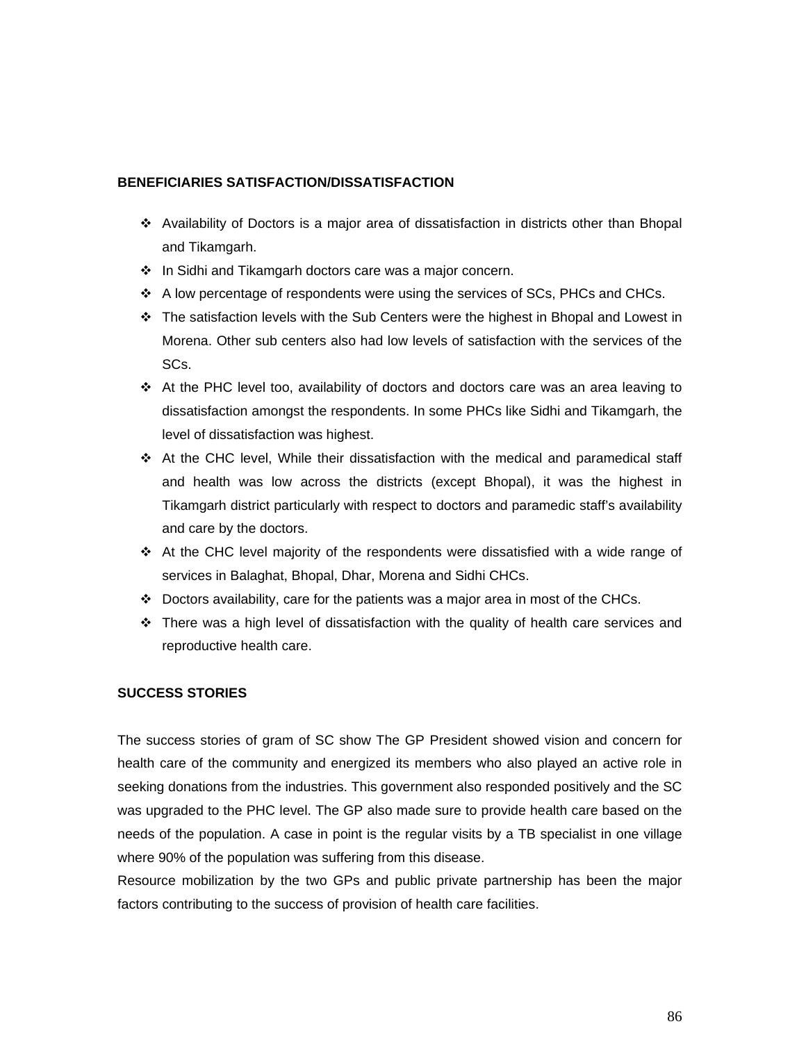## BENEFICIARIES SATISFACTION/DISSATISFACTION

- Availability of Doctors is a major area of dissatisfaction in districts other than Bhopal and Tikamgarh.
- In Sidhi and Tikamgarh doctors care was a major concern.
- A low percentage of respondents were using the services of SCs, PHCs and CHCs.
- The satisfaction levels with the Sub Centers were the highest in Bhopal and Lowest in Morena. Other sub centers also had low levels of satisfaction with the services of the SCs.
- At the PHC level too, availability of doctors and doctors care was an area leaving to dissatisfaction amongst the respondents. In some PHCs like Sidhi and Tikamgarh, the level of dissatisfaction was highest.
- At the CHC level, While their dissatisfaction with the medical and paramedical staff and health was low across the districts (except Bhopal), it was the highest in Tikamgarh district particularly with respect to doctors and paramedic staff's availability and care by the doctors.
- At the CHC level majority of the respondents were dissatisfied with a wide range of services in Balaghat, Bhopal, Dhar, Morena and Sidhi CHCs.
- Doctors availability, care for the patients was a major area in most of the CHCs.
- There was a high level of dissatisfaction with the quality of health care services and reproductive health care.

## SUCCESS STORIES

The success stories of gram of SC show The GP President showed vision and concern for health care of the community and energized its members who also played an active role in seeking donations from the industries. This government also responded positively and the SC was upgraded to the PHC level. The GP also made sure to provide health care based on the needs of the population. A case in point is the regular visits by a TB specialist in one village where 90% of the population was suffering from this disease.

Resource mobilization by the two GPs and public private partnership has been the major factors contributing to the success of provision of health care facilities.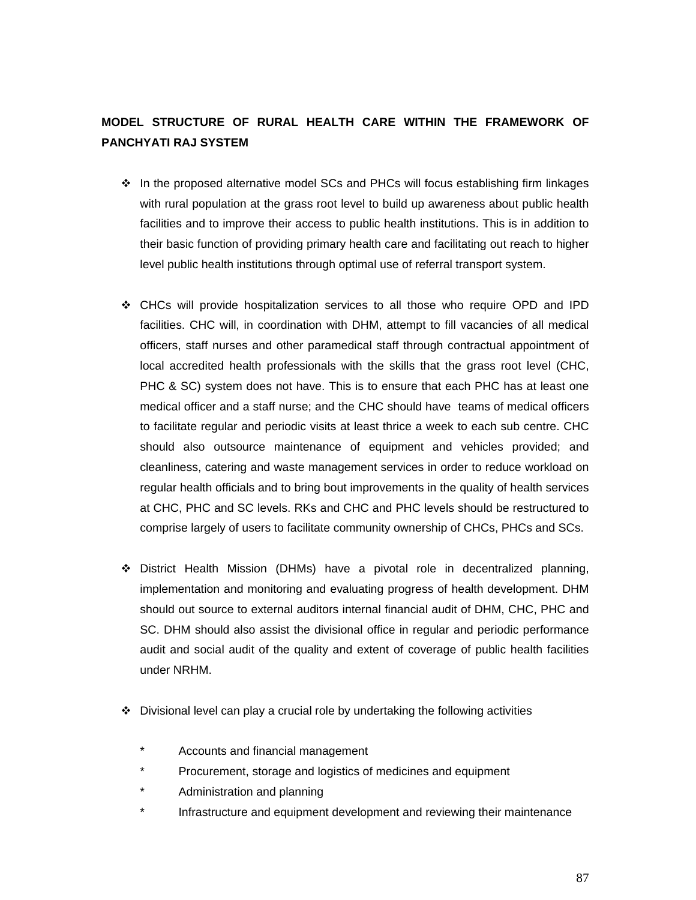**MODEL STRUCTURE OF RURAL HEALTH CARE WITHIN THE FRAMEWORK OF PANCHYATI RAJ SYSTEM**

- In the proposed alternative model SCs and PHCs will focus establishing firm linkages with rural population at the grass root level to build up awareness about public health facilities and to improve their access to public health institutions. This is in addition to their basic function of providing primary health care and facilitating out reach to higher level public health institutions through optimal use of referral transport system.

- CHCs will provide hospitalization services to all those who require OPD and IPD facilities. CHC will, in coordination with DHM, attempt to fill vacancies of all medical officers, staff nurses and other paramedical staff through contractual appointment of local accredited health professionals with the skills that the grass root level (CHC, PHC & SC) system does not have. This is to ensure that each PHC has at least one medical officer and a staff nurse; and the CHC should have teams of medical officers to facilitate regular and periodic visits at least thrice a week to each sub centre. CHC should also outsource maintenance of equipment and vehicles provided; and cleanliness, catering and waste management services in order to reduce workload on regular health officials and to bring bout improvements in the quality of health services at CHC, PHC and SC levels. RKs and CHC and PHC levels should be restructured to comprise largely of users to facilitate community ownership of CHCs, PHCs and SCs.

- District Health Mission (DHMs) have a pivotal role in decentralized planning, implementation and monitoring and evaluating progress of health development. DHM should out source to external auditors internal financial audit of DHM, CHC, PHC and SC. DHM should also assist the divisional office in regular and periodic performance audit and social audit of the quality and extent of coverage of public health facilities under NRHM.

- Divisional level can play a crucial role by undertaking the following activities

  * Accounts and financial management
  * Procurement, storage and logistics of medicines and equipment
  * Administration and planning
  * Infrastructure and equipment development and reviewing their maintenance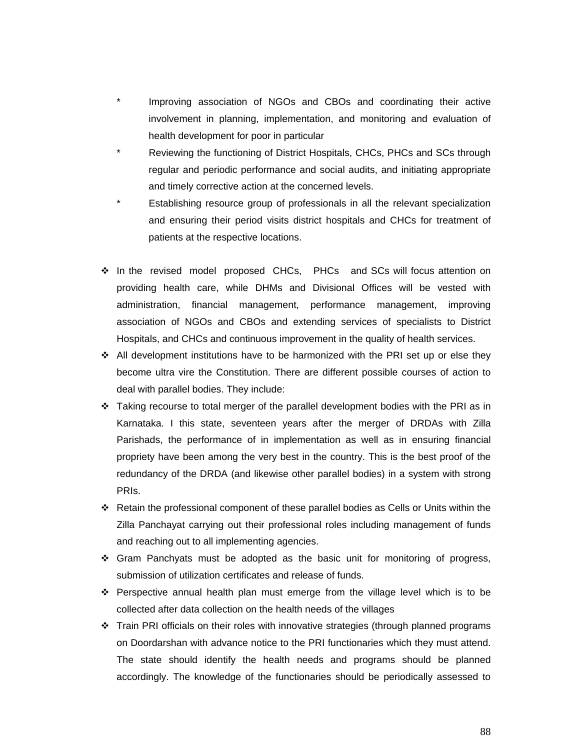* Improving association of NGOs and CBOs and coordinating their active involvement in planning, implementation, and monitoring and evaluation of health development for poor in particular
  * Reviewing the functioning of District Hospitals, CHCs, PHCs and SCs through regular and periodic performance and social audits, and initiating appropriate and timely corrective action at the concerned levels.
  * Establishing resource group of professionals in all the relevant specialization and ensuring their period visits district hospitals and CHCs for treatment of patients at the respective locations.

- In the revised model proposed CHCs, PHCs and SCs will focus attention on providing health care, while DHMs and Divisional Offices will be vested with administration, financial management, performance management, improving association of NGOs and CBOs and extending services of specialists to District Hospitals, and CHCs and continuous improvement in the quality of health services.
- All development institutions have to be harmonized with the PRI set up or else they become ultra vire the Constitution. There are different possible courses of action to deal with parallel bodies. They include:
- Taking recourse to total merger of the parallel development bodies with the PRI as in Karnataka. I this state, seventeen years after the merger of DRDAs with Zilla Parishads, the performance of in implementation as well as in ensuring financial propriety have been among the very best in the country. This is the best proof of the redundancy of the DRDA (and likewise other parallel bodies) in a system with strong PRIs.
- Retain the professional component of these parallel bodies as Cells or Units within the Zilla Panchayat carrying out their professional roles including management of funds and reaching out to all implementing agencies.
- Gram Panchyats must be adopted as the basic unit for monitoring of progress, submission of utilization certificates and release of funds.
- Perspective annual health plan must emerge from the village level which is to be collected after data collection on the health needs of the villages
- Train PRI officials on their roles with innovative strategies (through planned programs on Doordarshan with advance notice to the PRI functionaries which they must attend. The state should identify the health needs and programs should be planned accordingly. The knowledge of the functionaries should be periodically assessed to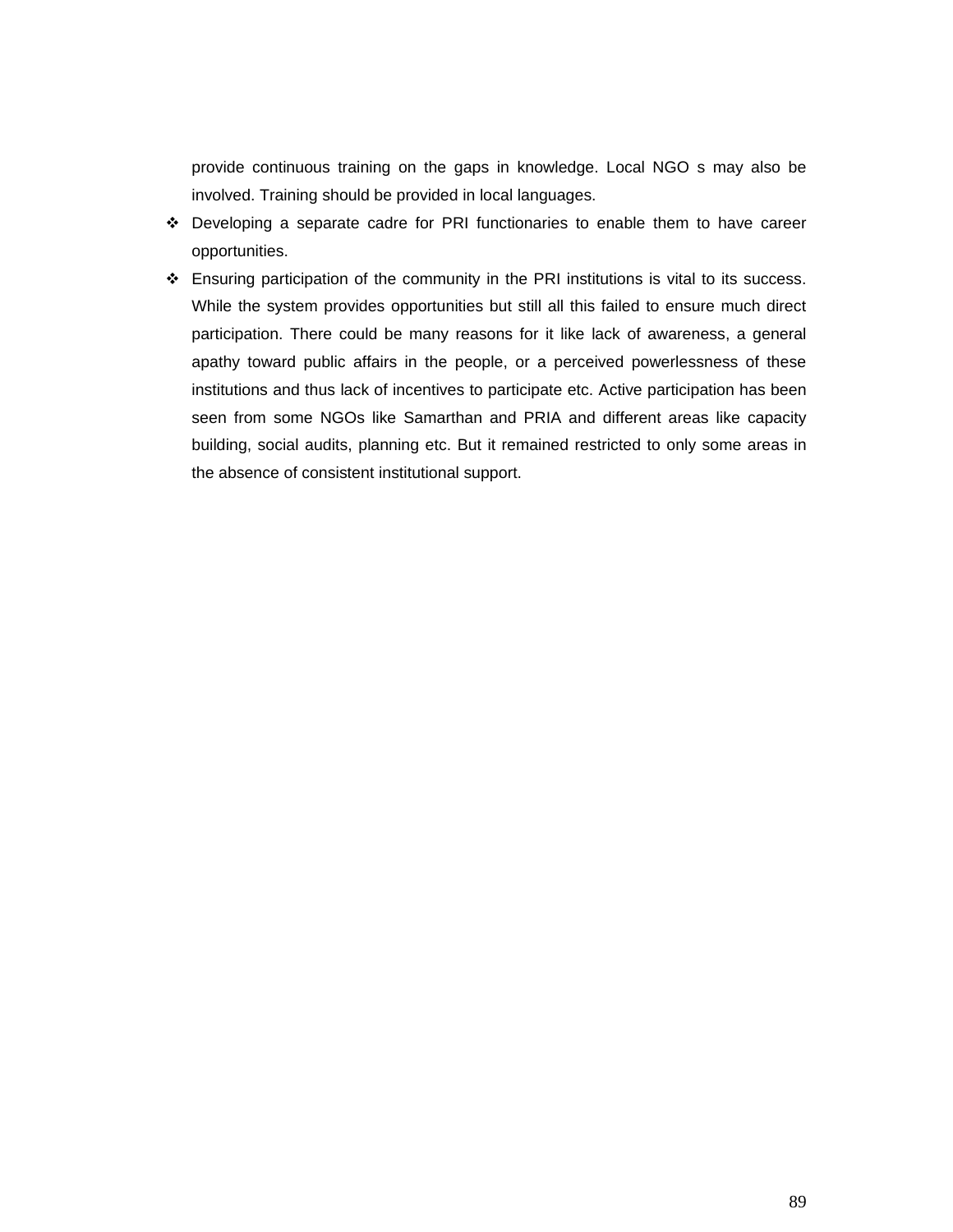provide continuous training on the gaps in knowledge. Local NGO s may also be involved. Training should be provided in local languages.

- Developing a separate cadre for PRI functionaries to enable them to have career opportunities.
- Ensuring participation of the community in the PRI institutions is vital to its success. While the system provides opportunities but still all this failed to ensure much direct participation. There could be many reasons for it like lack of awareness, a general apathy toward public affairs in the people, or a perceived powerlessness of these institutions and thus lack of incentives to participate etc. Active participation has been seen from some NGOs like Samarthan and PRIA and different areas like capacity building, social audits, planning etc. But it remained restricted to only some areas in the absence of consistent institutional support.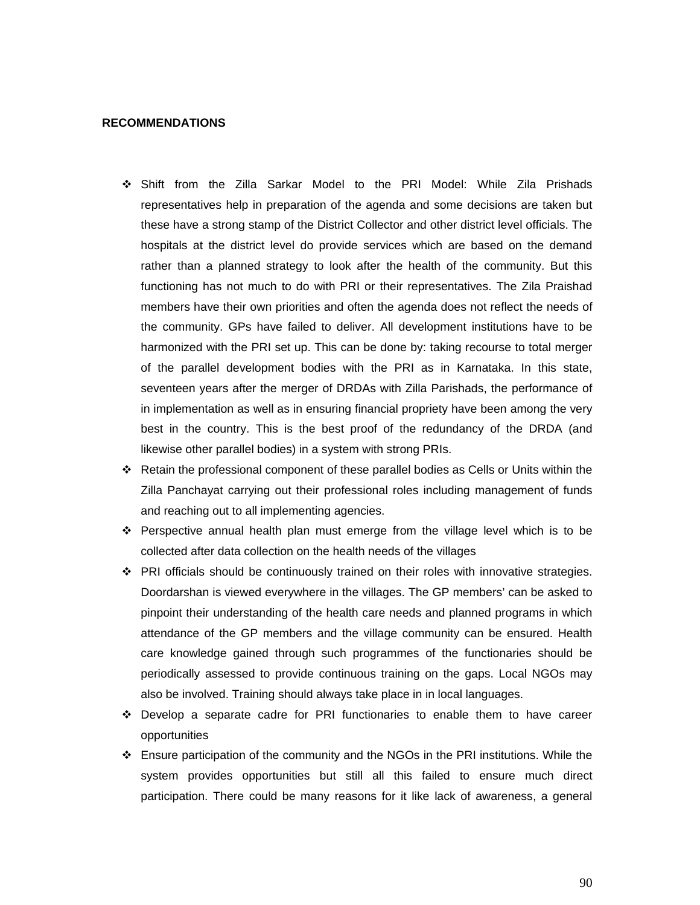**RECOMMENDATIONS**

- Shift from the Zilla Sarkar Model to the PRI Model: While Zila Prishads representatives help in preparation of the agenda and some decisions are taken but these have a strong stamp of the District Collector and other district level officials. The hospitals at the district level do provide services which are based on the demand rather than a planned strategy to look after the health of the community. But this functioning has not much to do with PRI or their representatives. The Zila Praishad members have their own priorities and often the agenda does not reflect the needs of the community. GPs have failed to deliver. All development institutions have to be harmonized with the PRI set up. This can be done by: taking recourse to total merger of the parallel development bodies with the PRI as in Karnataka. In this state, seventeen years after the merger of DRDAs with Zilla Parishads, the performance of in implementation as well as in ensuring financial propriety have been among the very best in the country. This is the best proof of the redundancy of the DRDA (and likewise other parallel bodies) in a system with strong PRIs.
- Retain the professional component of these parallel bodies as Cells or Units within the Zilla Panchayat carrying out their professional roles including management of funds and reaching out to all implementing agencies.
- Perspective annual health plan must emerge from the village level which is to be collected after data collection on the health needs of the villages
- PRI officials should be continuously trained on their roles with innovative strategies. Doordarshan is viewed everywhere in the villages. The GP members' can be asked to pinpoint their understanding of the health care needs and planned programs in which attendance of the GP members and the village community can be ensured. Health care knowledge gained through such programmes of the functionaries should be periodically assessed to provide continuous training on the gaps. Local NGOs may also be involved. Training should always take place in in local languages.
- Develop a separate cadre for PRI functionaries to enable them to have career opportunities
- Ensure participation of the community and the NGOs in the PRI institutions. While the system provides opportunities but still all this failed to ensure much direct participation. There could be many reasons for it like lack of awareness, a general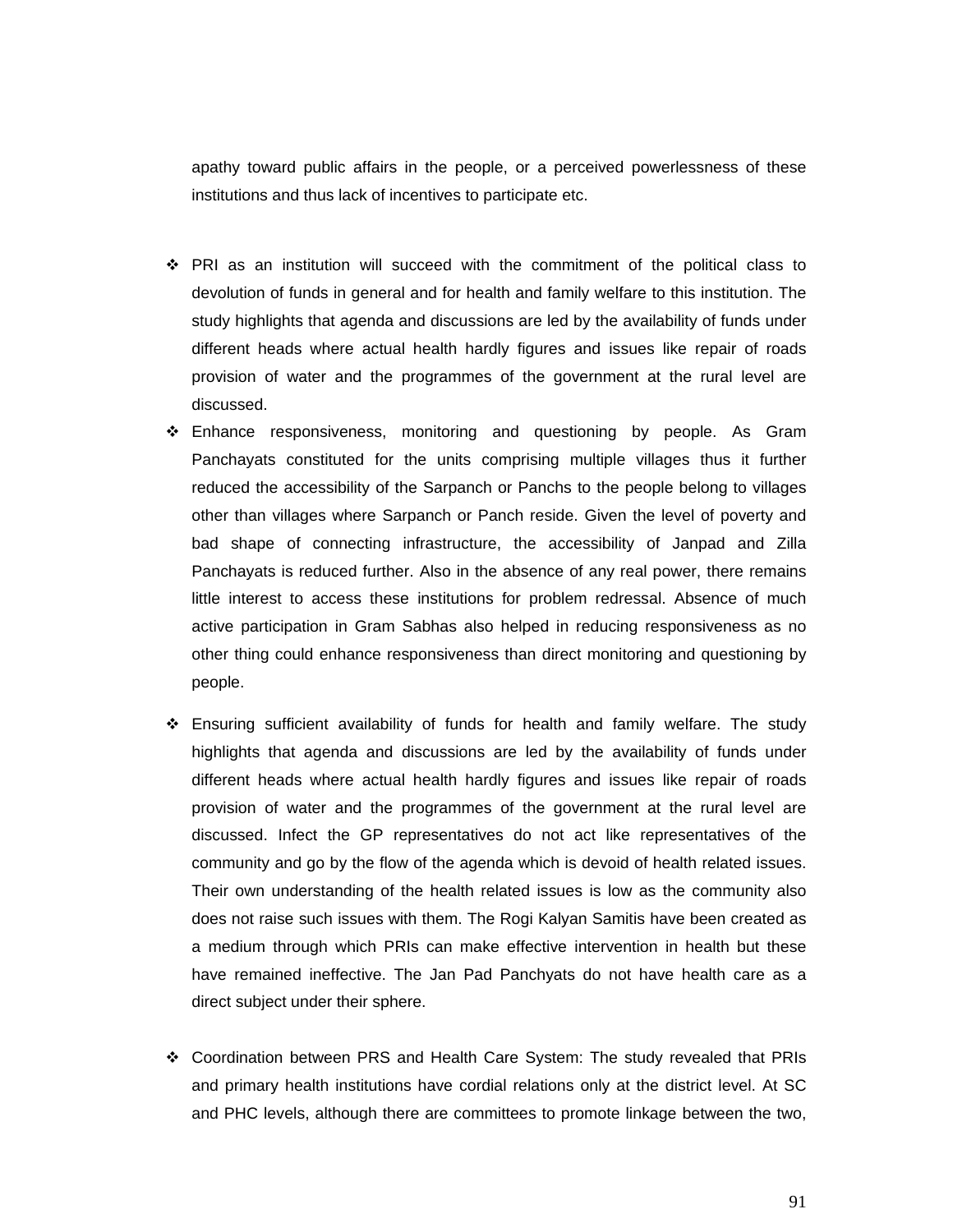apathy toward public affairs in the people, or a perceived powerlessness of these institutions and thus lack of incentives to participate etc.

- PRI as an institution will succeed with the commitment of the political class to devolution of funds in general and for health and family welfare to this institution. The study highlights that agenda and discussions are led by the availability of funds under different heads where actual health hardly figures and issues like repair of roads provision of water and the programmes of the government at the rural level are discussed.
- Enhance responsiveness, monitoring and questioning by people. As Gram Panchayats constituted for the units comprising multiple villages thus it further reduced the accessibility of the Sarpanch or Panchs to the people belong to villages other than villages where Sarpanch or Panch reside. Given the level of poverty and bad shape of connecting infrastructure, the accessibility of Janpad and Zilla Panchayats is reduced further. Also in the absence of any real power, there remains little interest to access these institutions for problem redressal. Absence of much active participation in Gram Sabhas also helped in reducing responsiveness as no other thing could enhance responsiveness than direct monitoring and questioning by people.
- Ensuring sufficient availability of funds for health and family welfare. The study highlights that agenda and discussions are led by the availability of funds under different heads where actual health hardly figures and issues like repair of roads provision of water and the programmes of the government at the rural level are discussed. Infect the GP representatives do not act like representatives of the community and go by the flow of the agenda which is devoid of health related issues. Their own understanding of the health related issues is low as the community also does not raise such issues with them. The Rogi Kalyan Samitis have been created as a medium through which PRIs can make effective intervention in health but these have remained ineffective. The Jan Pad Panchyats do not have health care as a direct subject under their sphere.

- Coordination between PRS and Health Care System: The study revealed that PRIs and primary health institutions have cordial relations only at the district level. At SC and PHC levels, although there are committees to promote linkage between the two,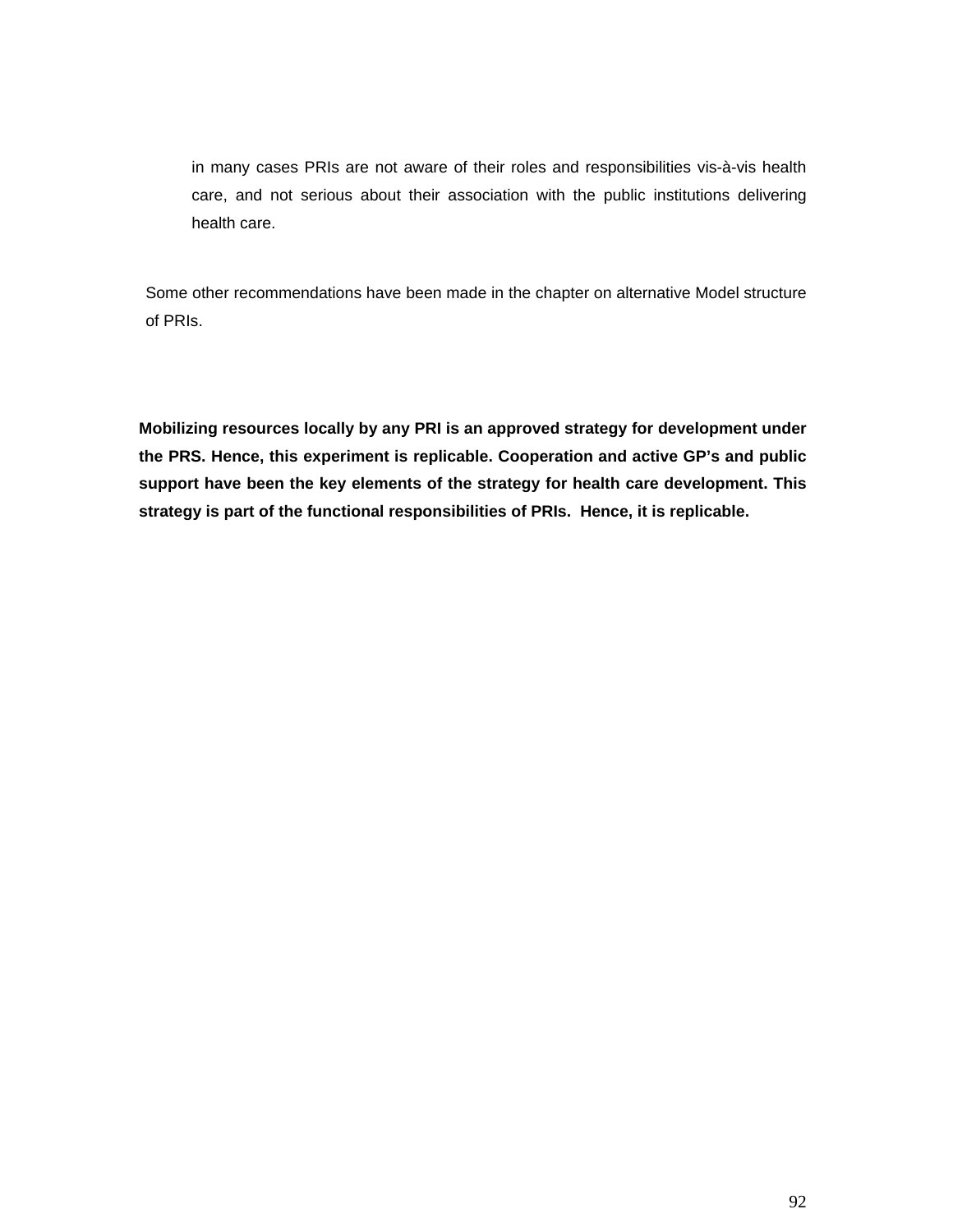in many cases PRIs are not aware of their roles and responsibilities vis-à-vis health care, and not serious about their association with the public institutions delivering health care.

Some other recommendations have been made in the chapter on alternative Model structure of PRIs.

**Mobilizing resources locally by any PRI is an approved strategy for development under the PRS. Hence, this experiment is replicable. Cooperation and active GP's and public support have been the key elements of the strategy for health care development. This strategy is part of the functional responsibilities of PRIs. Hence, it is replicable.**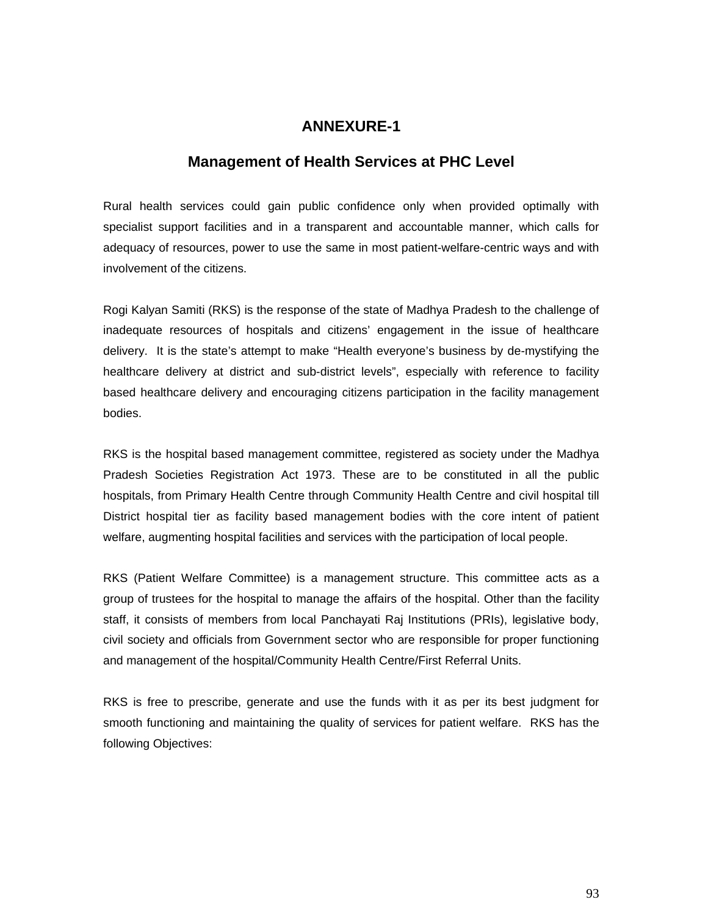# ANNEXURE-1

## Management of Health Services at PHC Level

Rural health services could gain public confidence only when provided optimally with specialist support facilities and in a transparent and accountable manner, which calls for adequacy of resources, power to use the same in most patient-welfare-centric ways and with involvement of the citizens.

Rogi Kalyan Samiti (RKS) is the response of the state of Madhya Pradesh to the challenge of inadequate resources of hospitals and citizens' engagement in the issue of healthcare delivery. It is the state's attempt to make "Health everyone's business by de-mystifying the healthcare delivery at district and sub-district levels", especially with reference to facility based healthcare delivery and encouraging citizens participation in the facility management bodies.

RKS is the hospital based management committee, registered as society under the Madhya Pradesh Societies Registration Act 1973. These are to be constituted in all the public hospitals, from Primary Health Centre through Community Health Centre and civil hospital till District hospital tier as facility based management bodies with the core intent of patient welfare, augmenting hospital facilities and services with the participation of local people.

RKS (Patient Welfare Committee) is a management structure. This committee acts as a group of trustees for the hospital to manage the affairs of the hospital. Other than the facility staff, it consists of members from local Panchayati Raj Institutions (PRIs), legislative body, civil society and officials from Government sector who are responsible for proper functioning and management of the hospital/Community Health Centre/First Referral Units.

RKS is free to prescribe, generate and use the funds with it as per its best judgment for smooth functioning and maintaining the quality of services for patient welfare. RKS has the following Objectives: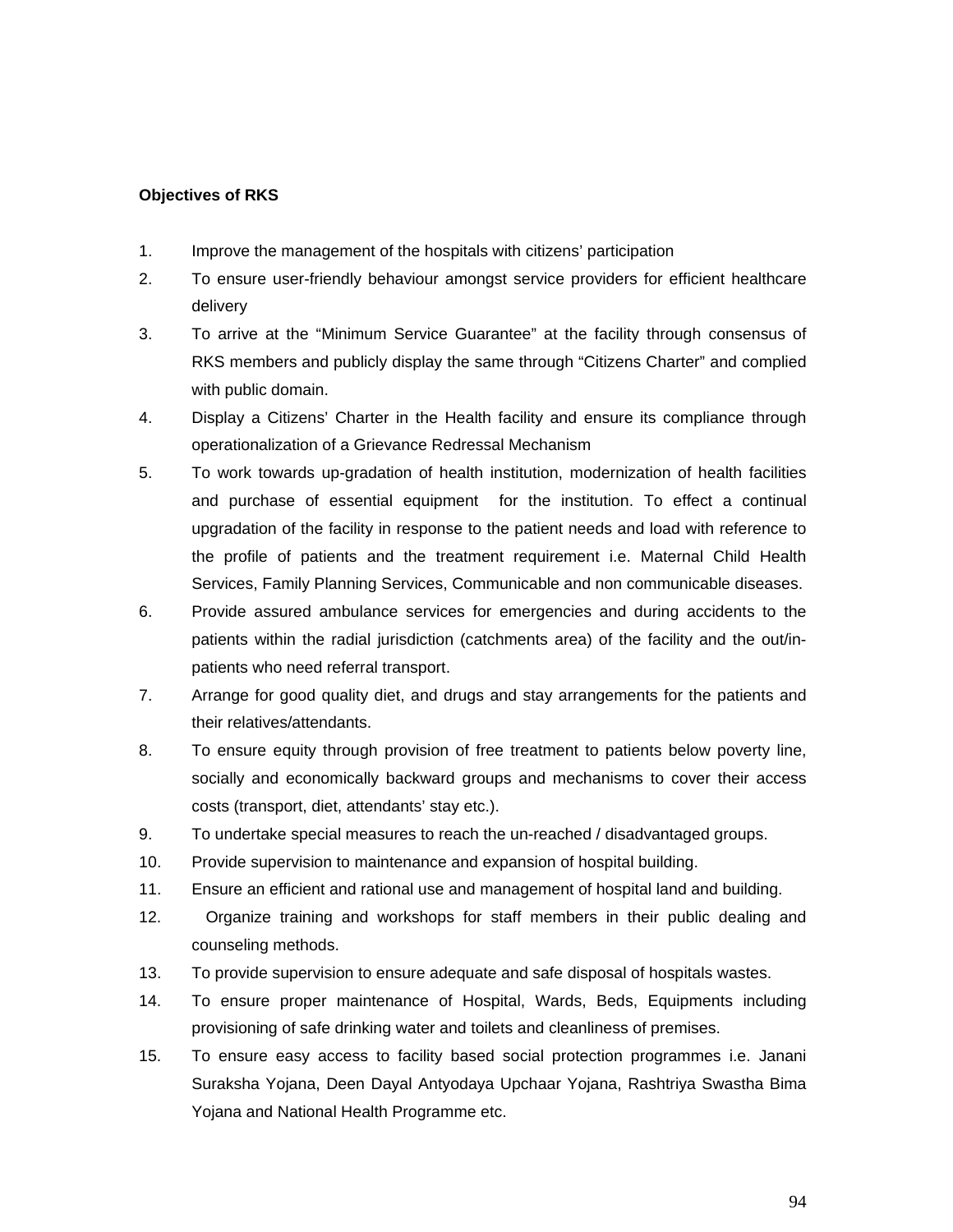**Objectives of RKS**

1. Improve the management of the hospitals with citizens' participation
2. To ensure user-friendly behaviour amongst service providers for efficient healthcare delivery
3. To arrive at the "Minimum Service Guarantee" at the facility through consensus of RKS members and publicly display the same through "Citizens Charter" and complied with public domain.
4. Display a Citizens' Charter in the Health facility and ensure its compliance through operationalization of a Grievance Redressal Mechanism
5. To work towards up-gradation of health institution, modernization of health facilities and purchase of essential equipment for the institution. To effect a continual upgradation of the facility in response to the patient needs and load with reference to the profile of patients and the treatment requirement i.e. Maternal Child Health Services, Family Planning Services, Communicable and non communicable diseases.
6. Provide assured ambulance services for emergencies and during accidents to the patients within the radial jurisdiction (catchments area) of the facility and the out/in-patients who need referral transport.
7. Arrange for good quality diet, and drugs and stay arrangements for the patients and their relatives/attendants.
8. To ensure equity through provision of free treatment to patients below poverty line, socially and economically backward groups and mechanisms to cover their access costs (transport, diet, attendants' stay etc.).
9. To undertake special measures to reach the un-reached / disadvantaged groups.
10. Provide supervision to maintenance and expansion of hospital building.
11. Ensure an efficient and rational use and management of hospital land and building.
12. Organize training and workshops for staff members in their public dealing and counseling methods.
13. To provide supervision to ensure adequate and safe disposal of hospitals wastes.
14. To ensure proper maintenance of Hospital, Wards, Beds, Equipments including provisioning of safe drinking water and toilets and cleanliness of premises.
15. To ensure easy access to facility based social protection programmes i.e. Janani Suraksha Yojana, Deen Dayal Antyodaya Upchaar Yojana, Rashtriya Swastha Bima Yojana and National Health Programme etc.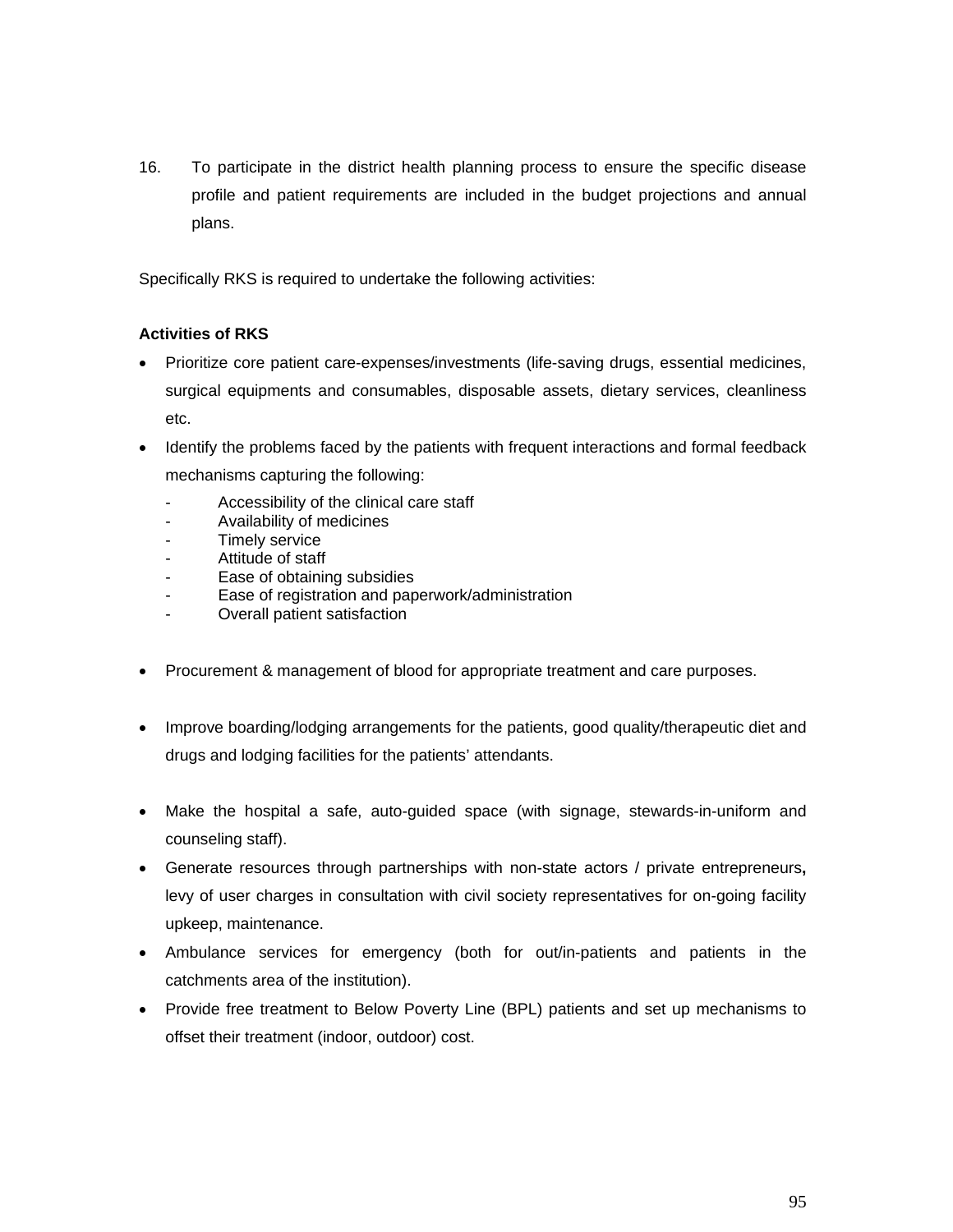16. To participate in the district health planning process to ensure the specific disease profile and patient requirements are included in the budget projections and annual plans.

Specifically RKS is required to undertake the following activities:

**Activities of RKS**

- Prioritize core patient care-expenses/investments (life-saving drugs, essential medicines, surgical equipments and consumables, disposable assets, dietary services, cleanliness etc.
- Identify the problems faced by the patients with frequent interactions and formal feedback mechanisms capturing the following:
  - Accessibility of the clinical care staff
  - Availability of medicines
  - Timely service
  - Attitude of staff
  - Ease of obtaining subsidies
  - Ease of registration and paperwork/administration
  - Overall patient satisfaction
- Procurement & management of blood for appropriate treatment and care purposes.
- Improve boarding/lodging arrangements for the patients, good quality/therapeutic diet and drugs and lodging facilities for the patients' attendants.
- Make the hospital a safe, auto-guided space (with signage, stewards-in-uniform and counseling staff).
- Generate resources through partnerships with non-state actors / private entrepreneurs**,** levy of user charges in consultation with civil society representatives for on-going facility upkeep, maintenance.
- Ambulance services for emergency (both for out/in-patients and patients in the catchments area of the institution).
- Provide free treatment to Below Poverty Line (BPL) patients and set up mechanisms to offset their treatment (indoor, outdoor) cost.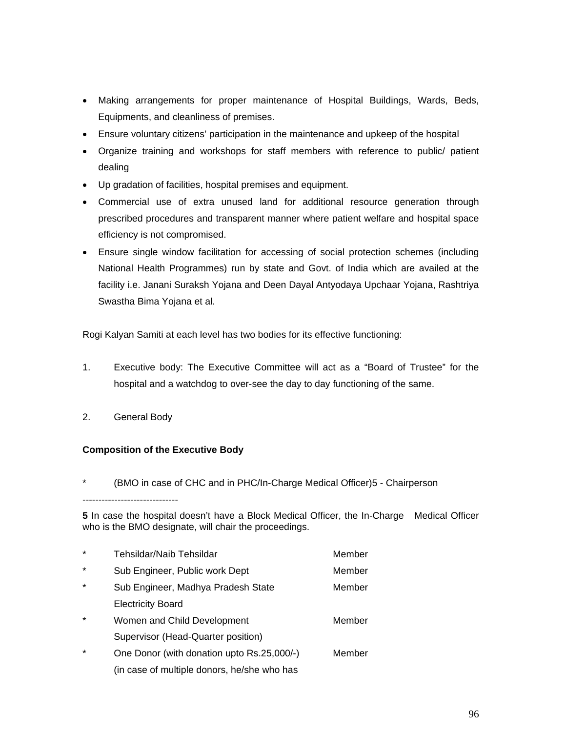- Making arrangements for proper maintenance of Hospital Buildings, Wards, Beds, Equipments, and cleanliness of premises.
- Ensure voluntary citizens' participation in the maintenance and upkeep of the hospital
- Organize training and workshops for staff members with reference to public/ patient dealing
- Up gradation of facilities, hospital premises and equipment.
- Commercial use of extra unused land for additional resource generation through prescribed procedures and transparent manner where patient welfare and hospital space efficiency is not compromised.
- Ensure single window facilitation for accessing of social protection schemes (including National Health Programmes) run by state and Govt. of India which are availed at the facility i.e. Janani Suraksh Yojana and Deen Dayal Antyodaya Upchaar Yojana, Rashtriya Swastha Bima Yojana et al.

Rogi Kalyan Samiti at each level has two bodies for its effective functioning:

1. Executive body: The Executive Committee will act as a "Board of Trustee" for the hospital and a watchdog to over-see the day to day functioning of the same.

2. General Body

**Composition of the Executive Body**

* (BMO in case of CHC and in PHC/In-Charge Medical Officer)[5] - Chairperson

------------------------------

**5** In case the hospital doesn't have a Block Medical Officer, the In-Charge Medical Officer who is the BMO designate, will chair the proceedings.

| | | |
|---|---|---|
| * | Tehsildar/Naib Tehsildar | Member |
| * | Sub Engineer, Public work Dept | Member |
| * | Sub Engineer, Madhya Pradesh State Electricity Board | Member |
| * | Women and Child Development Supervisor (Head-Quarter position) | Member |
| * | One Donor (with donation upto Rs.25,000/-) (in case of multiple donors, he/she who has | Member |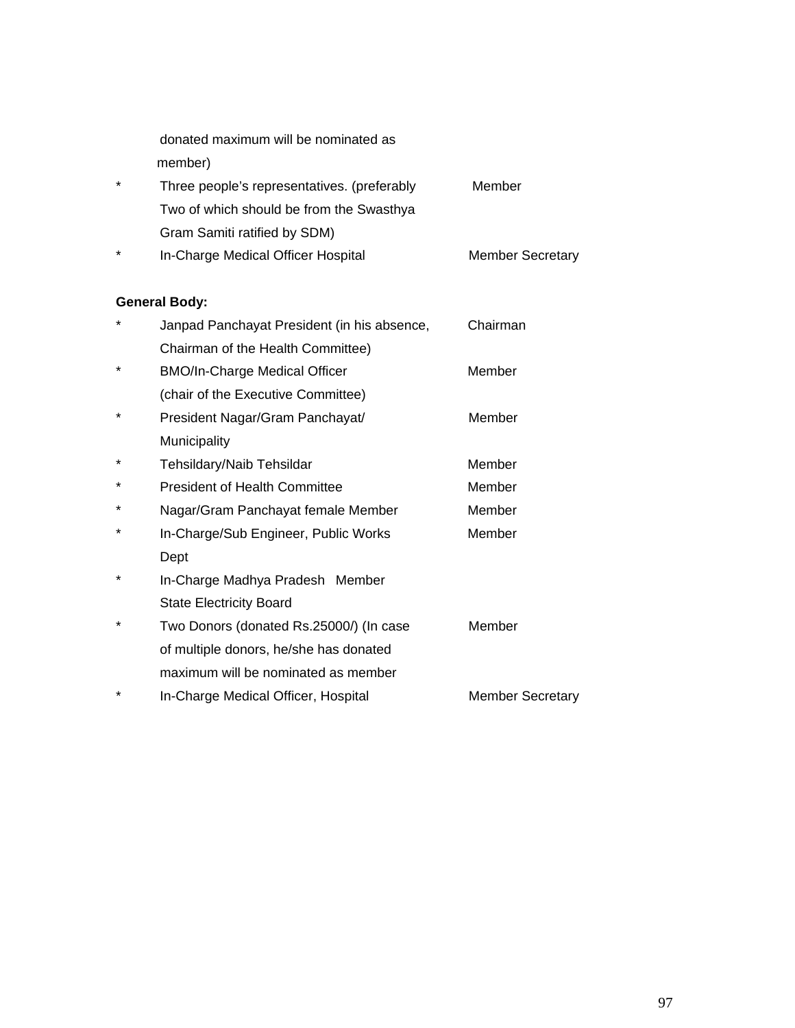donated maximum will be nominated as member)

| | | |
|---|---|---|
| * | Three people's representatives. (preferably Two of which should be from the Swasthya Gram Samiti ratified by SDM) | Member |
| * | In-Charge Medical Officer Hospital | Member Secretary |

**General Body:**

| | | |
|---|---|---|
| * | Janpad Panchayat President (in his absence, Chairman of the Health Committee) | Chairman |
| * | BMO/In-Charge Medical Officer (chair of the Executive Committee) | Member |
| * | President Nagar/Gram Panchayat/ Municipality | Member |
| * | Tehsildary/Naib Tehsildar | Member |
| * | President of Health Committee | Member |
| * | Nagar/Gram Panchayat female Member | Member |
| * | In-Charge/Sub Engineer, Public Works Dept | Member |
| * | In-Charge Madhya Pradesh Member State Electricity Board | |
| * | Two Donors (donated Rs.25000/) (In case of multiple donors, he/she has donated maximum will be nominated as member | Member |
| * | In-Charge Medical Officer, Hospital | Member Secretary |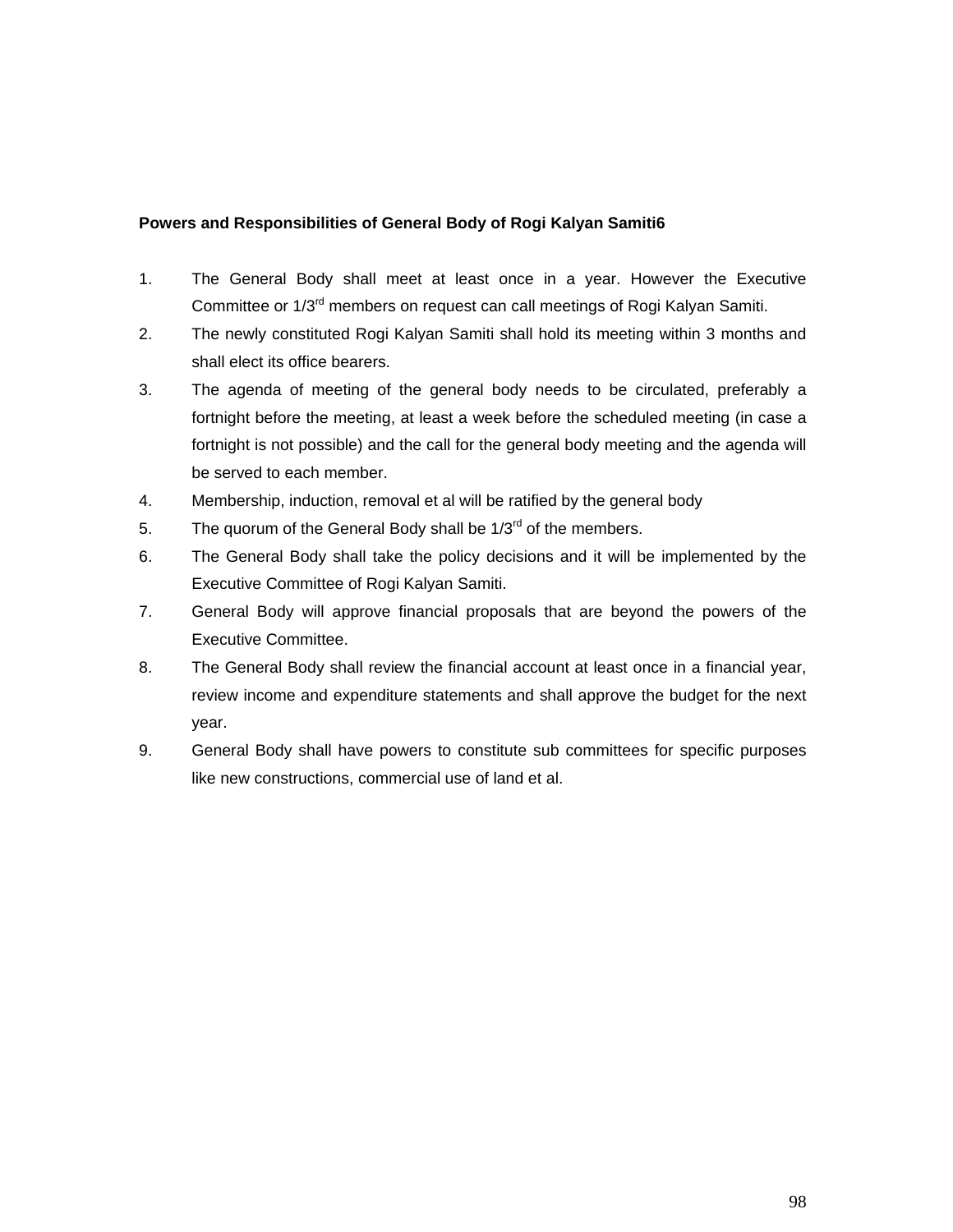**Powers and Responsibilities of General Body of Rogi Kalyan Samiti6**

1. The General Body shall meet at least once in a year. However the Executive Committee or 1/3rd members on request can call meetings of Rogi Kalyan Samiti.
2. The newly constituted Rogi Kalyan Samiti shall hold its meeting within 3 months and shall elect its office bearers.
3. The agenda of meeting of the general body needs to be circulated, preferably a fortnight before the meeting, at least a week before the scheduled meeting (in case a fortnight is not possible) and the call for the general body meeting and the agenda will be served to each member.
4. Membership, induction, removal et al will be ratified by the general body
5. The quorum of the General Body shall be 1/3rd of the members.
6. The General Body shall take the policy decisions and it will be implemented by the Executive Committee of Rogi Kalyan Samiti.
7. General Body will approve financial proposals that are beyond the powers of the Executive Committee.
8. The General Body shall review the financial account at least once in a financial year, review income and expenditure statements and shall approve the budget for the next year.
9. General Body shall have powers to constitute sub committees for specific purposes like new constructions, commercial use of land et al.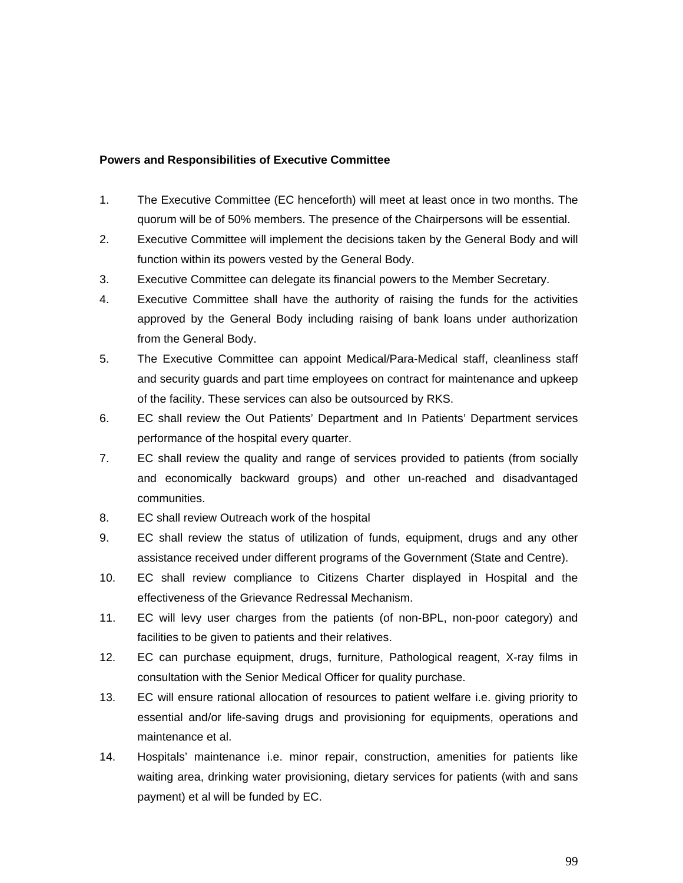**Powers and Responsibilities of Executive Committee**

1. The Executive Committee (EC henceforth) will meet at least once in two months. The quorum will be of 50% members. The presence of the Chairpersons will be essential.
2. Executive Committee will implement the decisions taken by the General Body and will function within its powers vested by the General Body.
3. Executive Committee can delegate its financial powers to the Member Secretary.
4. Executive Committee shall have the authority of raising the funds for the activities approved by the General Body including raising of bank loans under authorization from the General Body.
5. The Executive Committee can appoint Medical/Para-Medical staff, cleanliness staff and security guards and part time employees on contract for maintenance and upkeep of the facility. These services can also be outsourced by RKS.
6. EC shall review the Out Patients' Department and In Patients' Department services performance of the hospital every quarter.
7. EC shall review the quality and range of services provided to patients (from socially and economically backward groups) and other un-reached and disadvantaged communities.
8. EC shall review Outreach work of the hospital
9. EC shall review the status of utilization of funds, equipment, drugs and any other assistance received under different programs of the Government (State and Centre).
10. EC shall review compliance to Citizens Charter displayed in Hospital and the effectiveness of the Grievance Redressal Mechanism.
11. EC will levy user charges from the patients (of non-BPL, non-poor category) and facilities to be given to patients and their relatives.
12. EC can purchase equipment, drugs, furniture, Pathological reagent, X-ray films in consultation with the Senior Medical Officer for quality purchase.
13. EC will ensure rational allocation of resources to patient welfare i.e. giving priority to essential and/or life-saving drugs and provisioning for equipments, operations and maintenance et al.
14. Hospitals' maintenance i.e. minor repair, construction, amenities for patients like waiting area, drinking water provisioning, dietary services for patients (with and sans payment) et al will be funded by EC.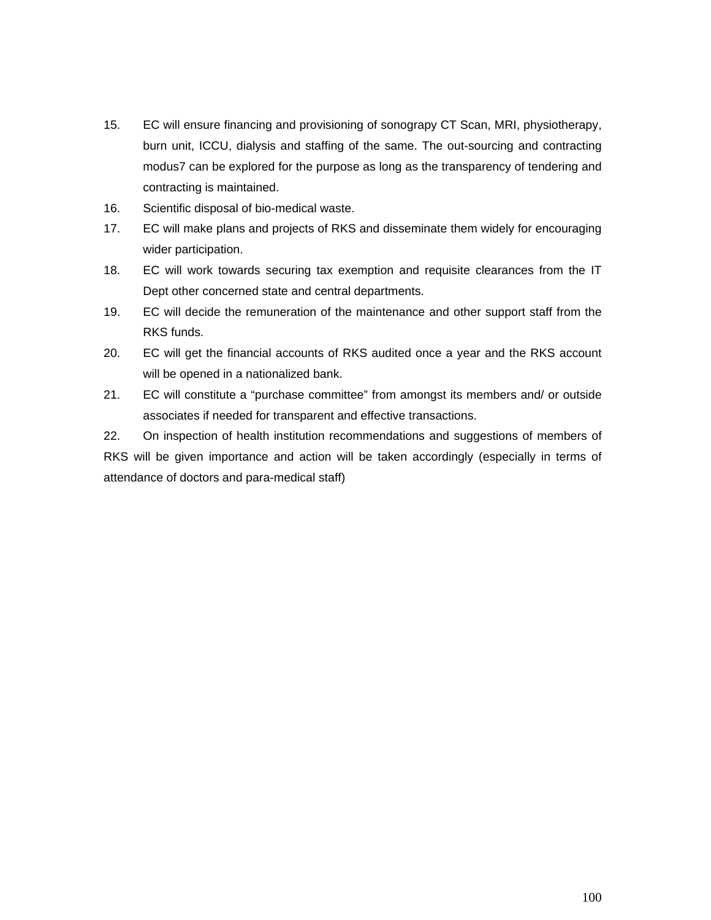15. EC will ensure financing and provisioning of sonograpy CT Scan, MRI, physiotherapy, burn unit, ICCU, dialysis and staffing of the same. The out-sourcing and contracting modus7 can be explored for the purpose as long as the transparency of tendering and contracting is maintained.
16. Scientific disposal of bio-medical waste.
17. EC will make plans and projects of RKS and disseminate them widely for encouraging wider participation.
18. EC will work towards securing tax exemption and requisite clearances from the IT Dept other concerned state and central departments.
19. EC will decide the remuneration of the maintenance and other support staff from the RKS funds.
20. EC will get the financial accounts of RKS audited once a year and the RKS account will be opened in a nationalized bank.
21. EC will constitute a "purchase committee" from amongst its members and/ or outside associates if needed for transparent and effective transactions.
22. On inspection of health institution recommendations and suggestions of members of RKS will be given importance and action will be taken accordingly (especially in terms of attendance of doctors and para-medical staff)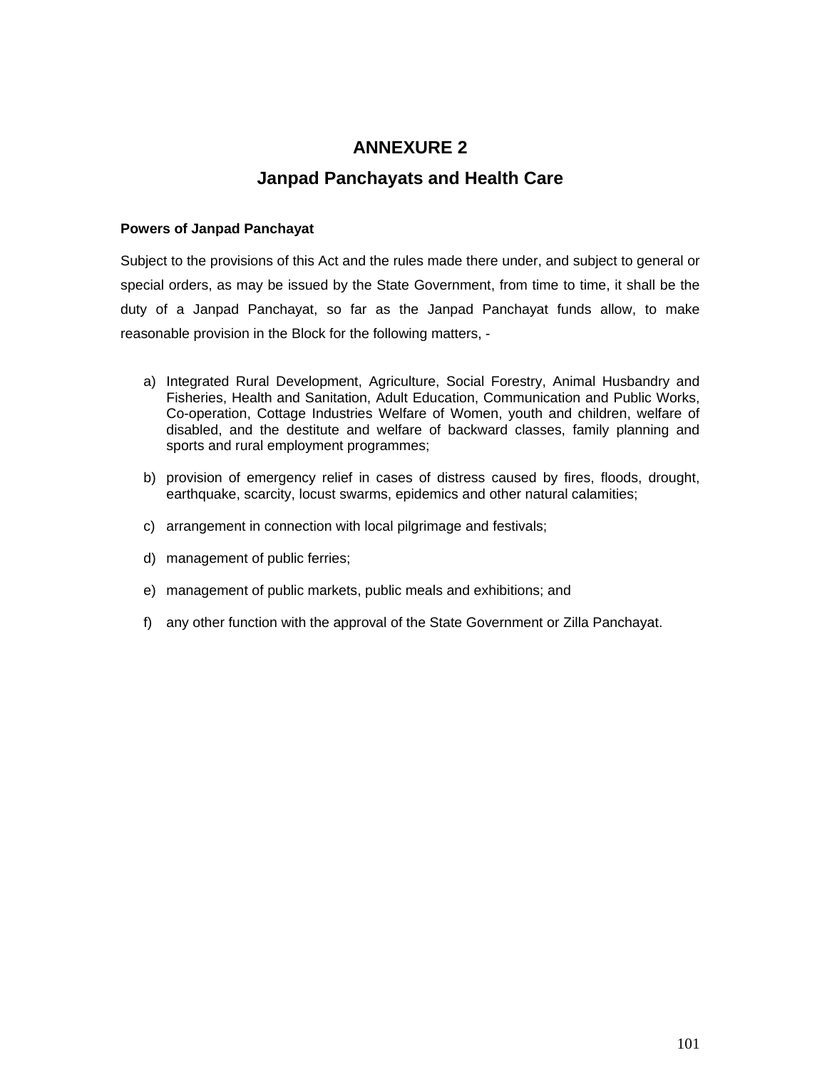# ANNEXURE 2

## Janpad Panchayats and Health Care

**Powers of Janpad Panchayat**

Subject to the provisions of this Act and the rules made there under, and subject to general or special orders, as may be issued by the State Government, from time to time, it shall be the duty of a Janpad Panchayat, so far as the Janpad Panchayat funds allow, to make reasonable provision in the Block for the following matters, -

a) Integrated Rural Development, Agriculture, Social Forestry, Animal Husbandry and Fisheries, Health and Sanitation, Adult Education, Communication and Public Works, Co-operation, Cottage Industries Welfare of Women, youth and children, welfare of disabled, and the destitute and welfare of backward classes, family planning and sports and rural employment programmes;

b) provision of emergency relief in cases of distress caused by fires, floods, drought, earthquake, scarcity, locust swarms, epidemics and other natural calamities;

c) arrangement in connection with local pilgrimage and festivals;

d) management of public ferries;

e) management of public markets, public meals and exhibitions; and

f) any other function with the approval of the State Government or Zilla Panchayat.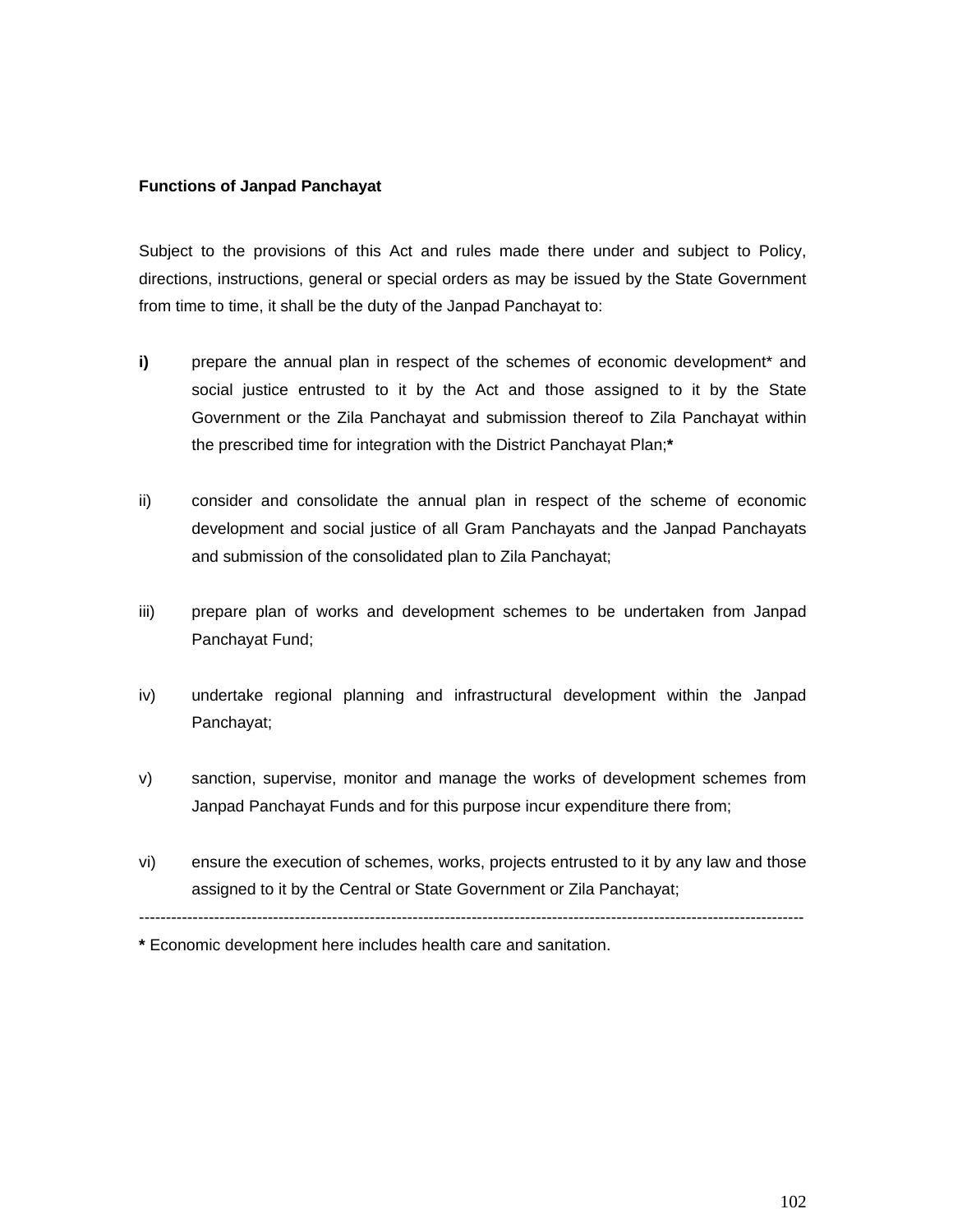**Functions of Janpad Panchayat**

Subject to the provisions of this Act and rules made there under and subject to Policy, directions, instructions, general or special orders as may be issued by the State Government from time to time, it shall be the duty of the Janpad Panchayat to:

**i)** prepare the annual plan in respect of the schemes of economic development* and social justice entrusted to it by the Act and those assigned to it by the State Government or the Zila Panchayat and submission thereof to Zila Panchayat within the prescribed time for integration with the District Panchayat Plan;**\***

ii) consider and consolidate the annual plan in respect of the scheme of economic development and social justice of all Gram Panchayats and the Janpad Panchayats and submission of the consolidated plan to Zila Panchayat;

iii) prepare plan of works and development schemes to be undertaken from Janpad Panchayat Fund;

iv) undertake regional planning and infrastructural development within the Janpad Panchayat;

v) sanction, supervise, monitor and manage the works of development schemes from Janpad Panchayat Funds and for this purpose incur expenditure there from;

vi) ensure the execution of schemes, works, projects entrusted to it by any law and those assigned to it by the Central or State Government or Zila Panchayat;

---

**\*** Economic development here includes health care and sanitation.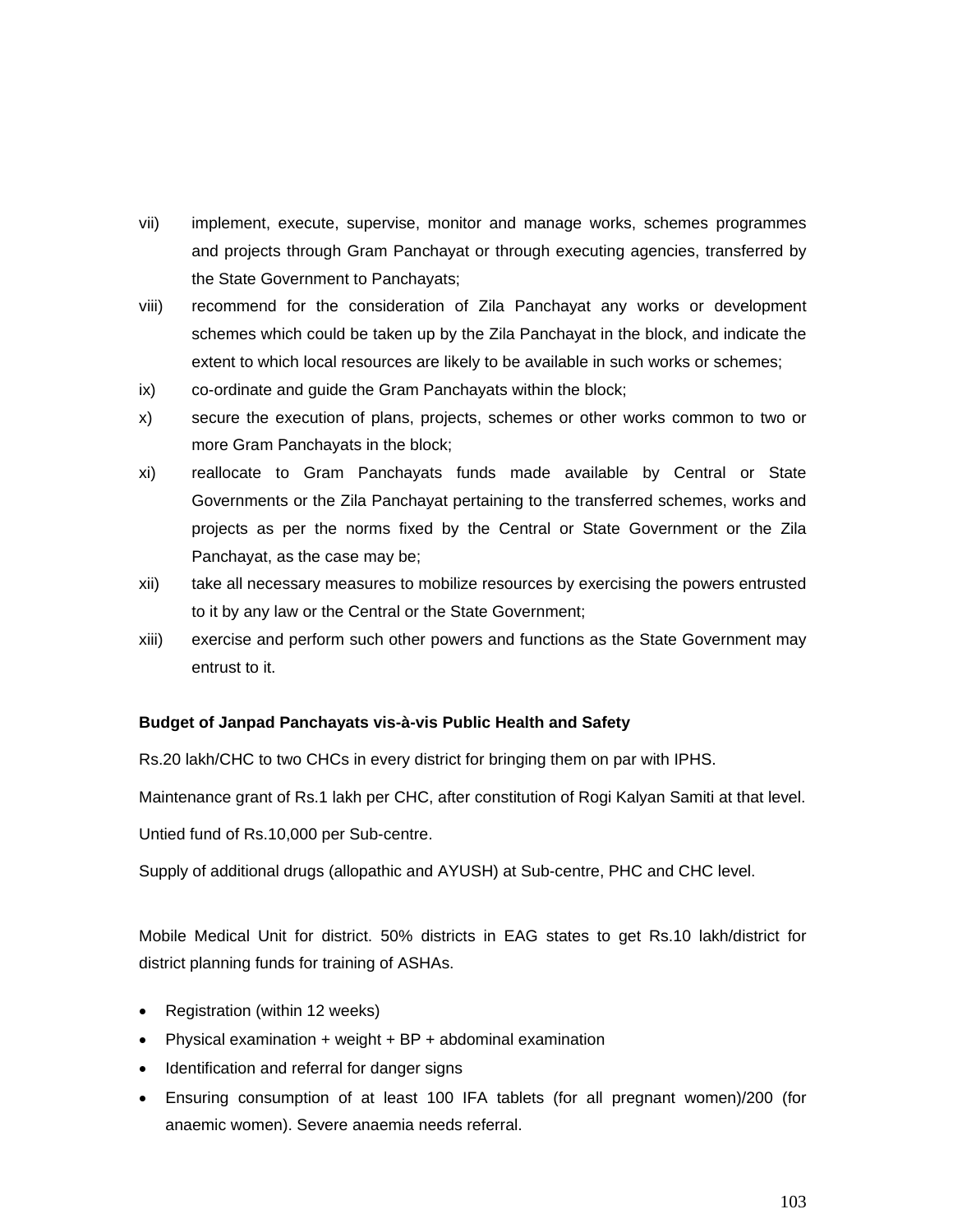vii) implement, execute, supervise, monitor and manage works, schemes programmes and projects through Gram Panchayat or through executing agencies, transferred by the State Government to Panchayats;

viii) recommend for the consideration of Zila Panchayat any works or development schemes which could be taken up by the Zila Panchayat in the block, and indicate the extent to which local resources are likely to be available in such works or schemes;

ix) co-ordinate and guide the Gram Panchayats within the block;

x) secure the execution of plans, projects, schemes or other works common to two or more Gram Panchayats in the block;

xi) reallocate to Gram Panchayats funds made available by Central or State Governments or the Zila Panchayat pertaining to the transferred schemes, works and projects as per the norms fixed by the Central or State Government or the Zila Panchayat, as the case may be;

xii) take all necessary measures to mobilize resources by exercising the powers entrusted to it by any law or the Central or the State Government;

xiii) exercise and perform such other powers and functions as the State Government may entrust to it.

**Budget of Janpad Panchayats vis-à-vis Public Health and Safety**

Rs.20 lakh/CHC to two CHCs in every district for bringing them on par with IPHS.

Maintenance grant of Rs.1 lakh per CHC, after constitution of Rogi Kalyan Samiti at that level.

Untied fund of Rs.10,000 per Sub-centre.

Supply of additional drugs (allopathic and AYUSH) at Sub-centre, PHC and CHC level.

Mobile Medical Unit for district. 50% districts in EAG states to get Rs.10 lakh/district for district planning funds for training of ASHAs.

- Registration (within 12 weeks)
- Physical examination + weight + BP + abdominal examination
- Identification and referral for danger signs
- Ensuring consumption of at least 100 IFA tablets (for all pregnant women)/200 (for anaemic women). Severe anaemia needs referral.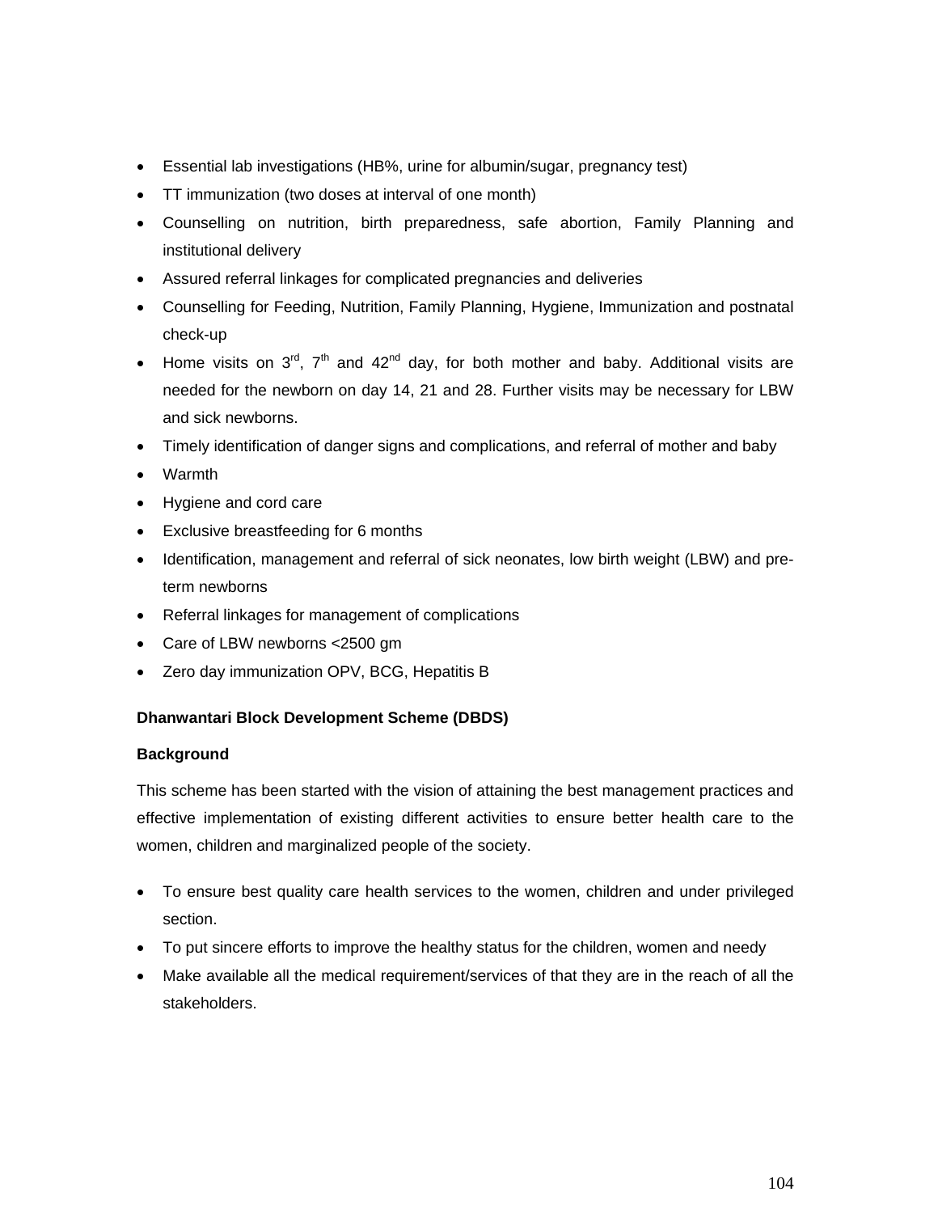- Essential lab investigations (HB%, urine for albumin/sugar, pregnancy test)
- TT immunization (two doses at interval of one month)
- Counselling on nutrition, birth preparedness, safe abortion, Family Planning and institutional delivery
- Assured referral linkages for complicated pregnancies and deliveries
- Counselling for Feeding, Nutrition, Family Planning, Hygiene, Immunization and postnatal check-up
- Home visits on 3rd, 7th and 42nd day, for both mother and baby. Additional visits are needed for the newborn on day 14, 21 and 28. Further visits may be necessary for LBW and sick newborns.
- Timely identification of danger signs and complications, and referral of mother and baby
- Warmth
- Hygiene and cord care
- Exclusive breastfeeding for 6 months
- Identification, management and referral of sick neonates, low birth weight (LBW) and pre-term newborns
- Referral linkages for management of complications
- Care of LBW newborns <2500 gm
- Zero day immunization OPV, BCG, Hepatitis B

**Dhanwantari Block Development Scheme (DBDS)**

**Background**

This scheme has been started with the vision of attaining the best management practices and effective implementation of existing different activities to ensure better health care to the women, children and marginalized people of the society.

- To ensure best quality care health services to the women, children and under privileged section.
- To put sincere efforts to improve the healthy status for the children, women and needy
- Make available all the medical requirement/services of that they are in the reach of all the stakeholders.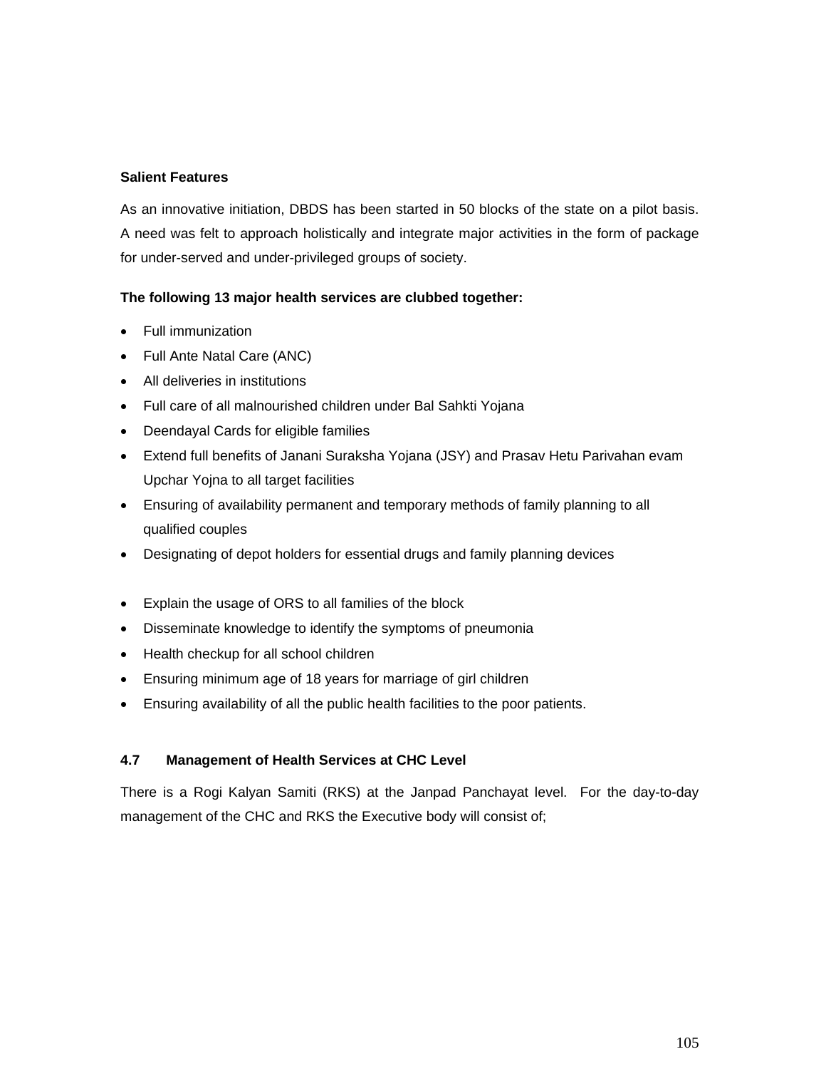**Salient Features**

As an innovative initiation, DBDS has been started in 50 blocks of the state on a pilot basis. A need was felt to approach holistically and integrate major activities in the form of package for under-served and under-privileged groups of society.

**The following 13 major health services are clubbed together:**

- Full immunization
- Full Ante Natal Care (ANC)
- All deliveries in institutions
- Full care of all malnourished children under Bal Sahkti Yojana
- Deendayal Cards for eligible families
- Extend full benefits of Janani Suraksha Yojana (JSY) and Prasav Hetu Parivahan evam Upchar Yojna to all target facilities
- Ensuring of availability permanent and temporary methods of family planning to all qualified couples
- Designating of depot holders for essential drugs and family planning devices
- Explain the usage of ORS to all families of the block
- Disseminate knowledge to identify the symptoms of pneumonia
- Health checkup for all school children
- Ensuring minimum age of 18 years for marriage of girl children
- Ensuring availability of all the public health facilities to the poor patients.

### 4.7 Management of Health Services at CHC Level

There is a Rogi Kalyan Samiti (RKS) at the Janpad Panchayat level. For the day-to-day management of the CHC and RKS the Executive body will consist of;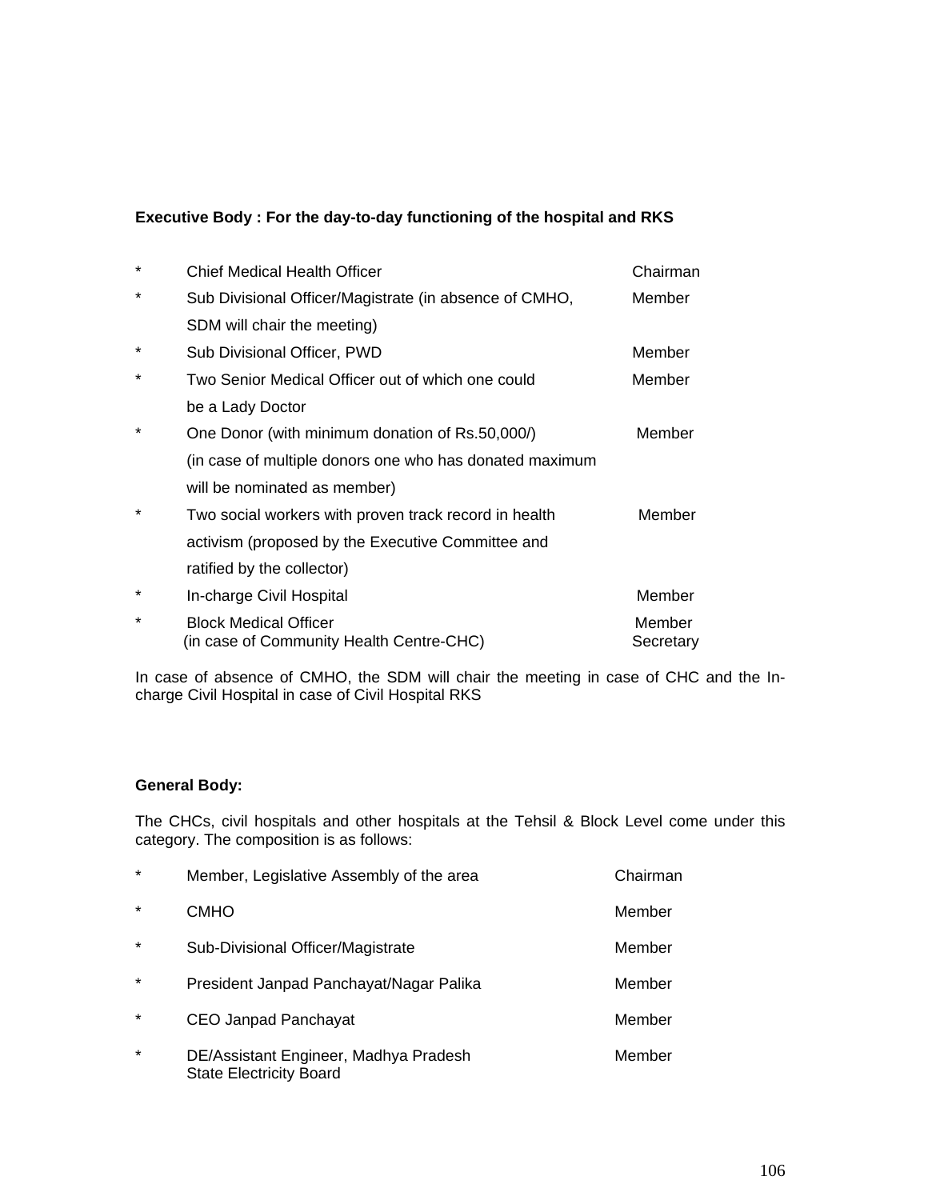**Executive Body : For the day-to-day functioning of the hospital and RKS**

| | | |
|---|---|---|
| * | Chief Medical Health Officer | Chairman |
| * | Sub Divisional Officer/Magistrate (in absence of CMHO, SDM will chair the meeting) | Member |
| * | Sub Divisional Officer, PWD | Member |
| * | Two Senior Medical Officer out of which one could be a Lady Doctor | Member |
| * | One Donor (with minimum donation of Rs.50,000/) (in case of multiple donors one who has donated maximum will be nominated as member) | Member |
| * | Two social workers with proven track record in health activism (proposed by the Executive Committee and ratified by the collector) | Member |
| * | In-charge Civil Hospital | Member |
| * | Block Medical Officer (in case of Community Health Centre-CHC) | Member Secretary |

In case of absence of CMHO, the SDM will chair the meeting in case of CHC and the In-charge Civil Hospital in case of Civil Hospital RKS

**General Body:**

The CHCs, civil hospitals and other hospitals at the Tehsil & Block Level come under this category. The composition is as follows:

| | | |
|---|---|---|
| * | Member, Legislative Assembly of the area | Chairman |
| * | CMHO | Member |
| * | Sub-Divisional Officer/Magistrate | Member |
| * | President Janpad Panchayat/Nagar Palika | Member |
| * | CEO Janpad Panchayat | Member |
| * | DE/Assistant Engineer, Madhya Pradesh State Electricity Board | Member |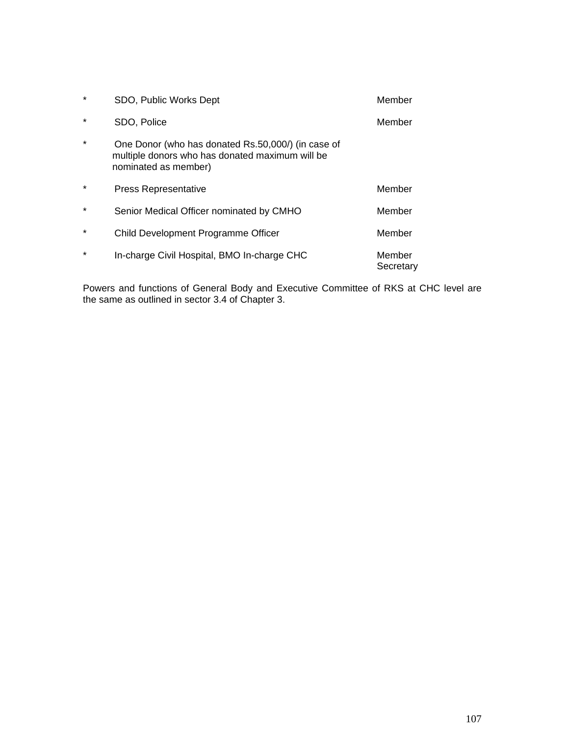| | | |
|---|---|---|
| * | SDO, Public Works Dept | Member |
| * | SDO, Police | Member |
| * | One Donor (who has donated Rs.50,000/) (in case of multiple donors who has donated maximum will be nominated as member) | |
| * | Press Representative | Member |
| * | Senior Medical Officer nominated by CMHO | Member |
| * | Child Development Programme Officer | Member |
| * | In-charge Civil Hospital, BMO In-charge CHC | Member Secretary |

Powers and functions of General Body and Executive Committee of RKS at CHC level are the same as outlined in sector 3.4 of Chapter 3.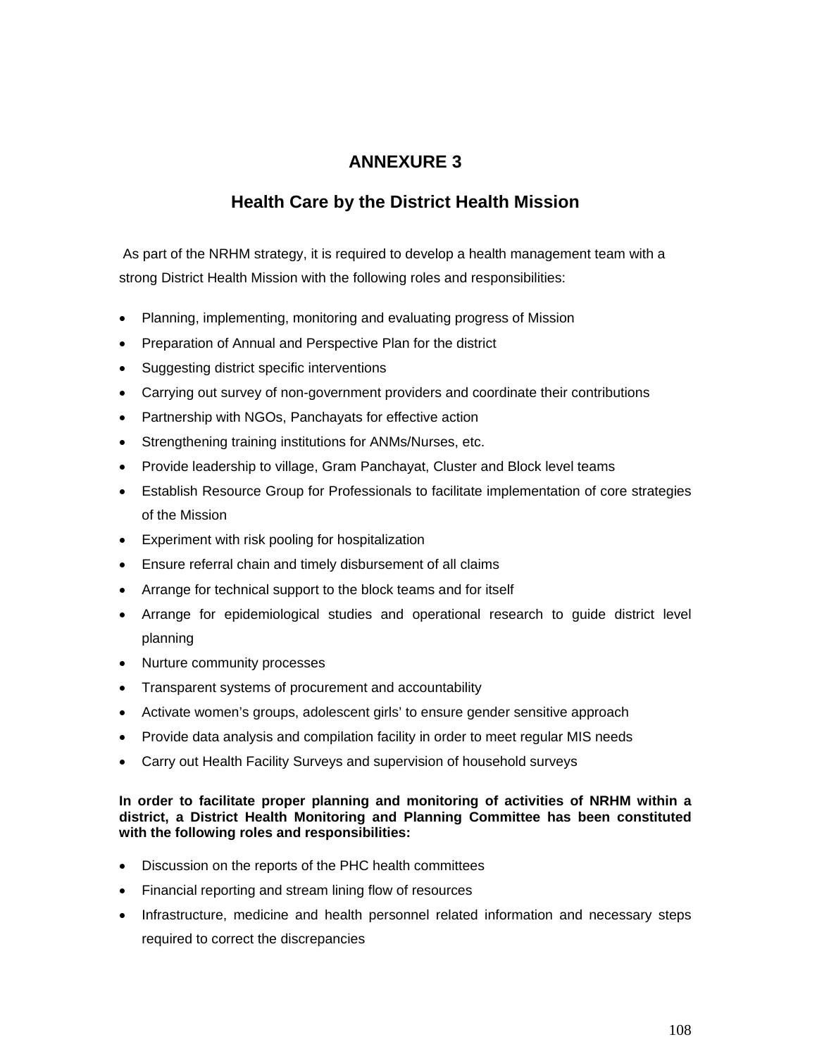# ANNEXURE 3

## Health Care by the District Health Mission

As part of the NRHM strategy, it is required to develop a health management team with a strong District Health Mission with the following roles and responsibilities:

- Planning, implementing, monitoring and evaluating progress of Mission
- Preparation of Annual and Perspective Plan for the district
- Suggesting district specific interventions
- Carrying out survey of non-government providers and coordinate their contributions
- Partnership with NGOs, Panchayats for effective action
- Strengthening training institutions for ANMs/Nurses, etc.
- Provide leadership to village, Gram Panchayat, Cluster and Block level teams
- Establish Resource Group for Professionals to facilitate implementation of core strategies of the Mission
- Experiment with risk pooling for hospitalization
- Ensure referral chain and timely disbursement of all claims
- Arrange for technical support to the block teams and for itself
- Arrange for epidemiological studies and operational research to guide district level planning
- Nurture community processes
- Transparent systems of procurement and accountability
- Activate women's groups, adolescent girls' to ensure gender sensitive approach
- Provide data analysis and compilation facility in order to meet regular MIS needs
- Carry out Health Facility Surveys and supervision of household surveys

**In order to facilitate proper planning and monitoring of activities of NRHM within a district, a District Health Monitoring and Planning Committee has been constituted with the following roles and responsibilities:**

- Discussion on the reports of the PHC health committees
- Financial reporting and stream lining flow of resources
- Infrastructure, medicine and health personnel related information and necessary steps required to correct the discrepancies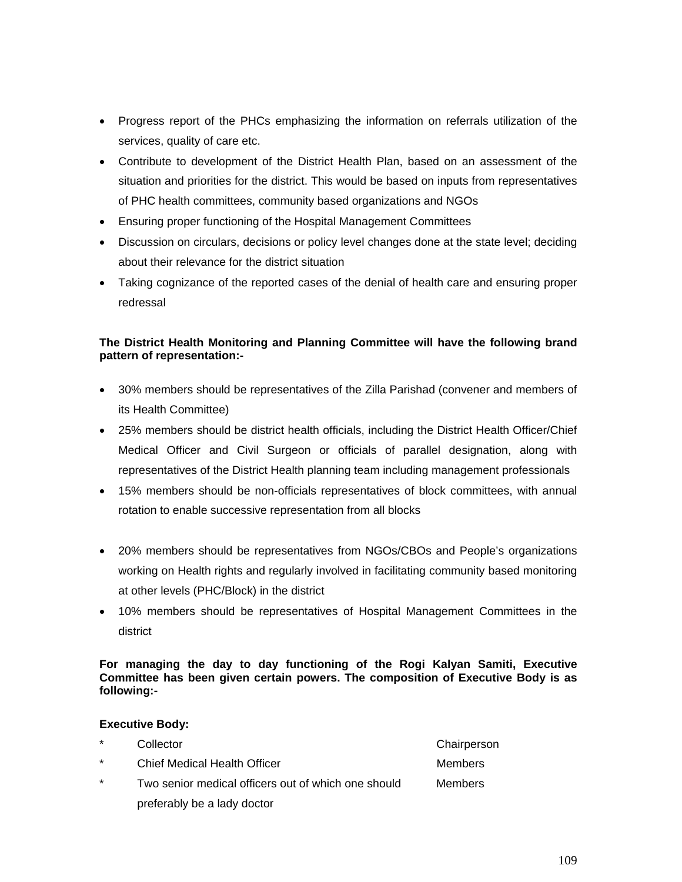- Progress report of the PHCs emphasizing the information on referrals utilization of the services, quality of care etc.
- Contribute to development of the District Health Plan, based on an assessment of the situation and priorities for the district. This would be based on inputs from representatives of PHC health committees, community based organizations and NGOs
- Ensuring proper functioning of the Hospital Management Committees
- Discussion on circulars, decisions or policy level changes done at the state level; deciding about their relevance for the district situation
- Taking cognizance of the reported cases of the denial of health care and ensuring proper redressal

**The District Health Monitoring and Planning Committee will have the following brand pattern of representation:-**

- 30% members should be representatives of the Zilla Parishad (convener and members of its Health Committee)
- 25% members should be district health officials, including the District Health Officer/Chief Medical Officer and Civil Surgeon or officials of parallel designation, along with representatives of the District Health planning team including management professionals
- 15% members should be non-officials representatives of block committees, with annual rotation to enable successive representation from all blocks
- 20% members should be representatives from NGOs/CBOs and People's organizations working on Health rights and regularly involved in facilitating community based monitoring at other levels (PHC/Block) in the district
- 10% members should be representatives of Hospital Management Committees in the district

**For managing the day to day functioning of the Rogi Kalyan Samiti, Executive Committee has been given certain powers. The composition of Executive Body is as following:-**

**Executive Body:**

| | | |
|---|---|---|
| * | Collector | Chairperson |
| * | Chief Medical Health Officer | Members |
| * | Two senior medical officers out of which one should preferably be a lady doctor | Members |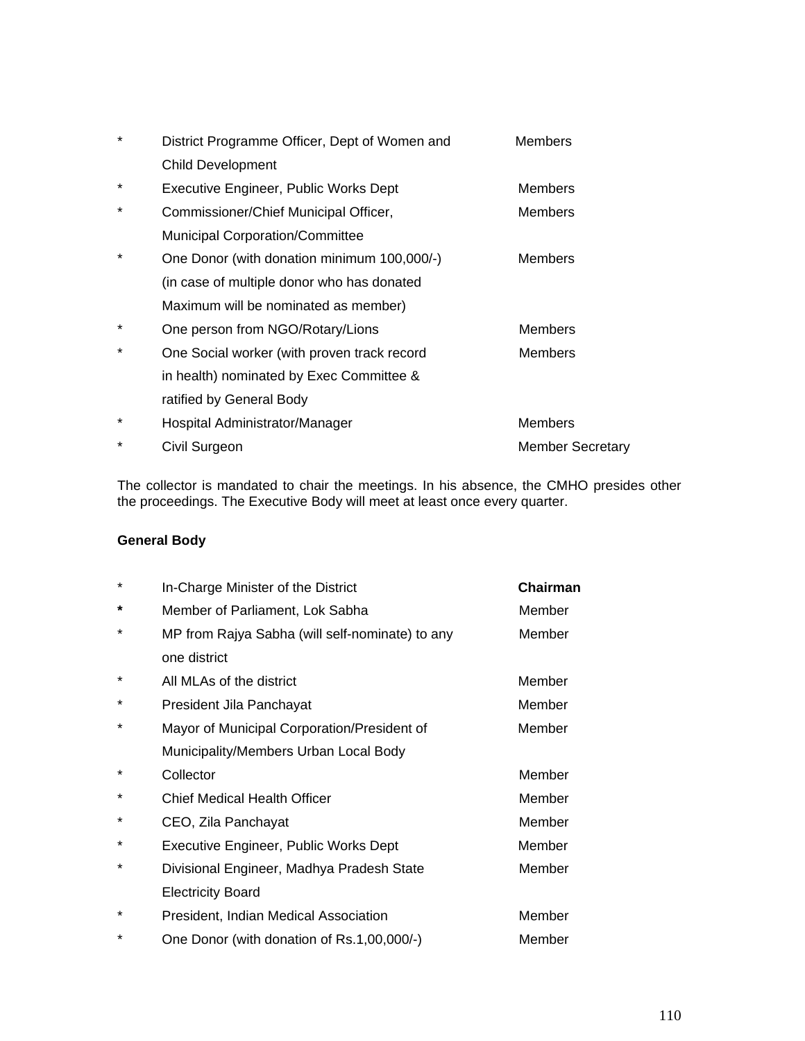| | | |
|---|---|---|
| * | District Programme Officer, Dept of Women and Child Development | Members |
| * | Executive Engineer, Public Works Dept | Members |
| * | Commissioner/Chief Municipal Officer, Municipal Corporation/Committee | Members |
| * | One Donor (with donation minimum 100,000/-) (in case of multiple donor who has donated Maximum will be nominated as member) | Members |
| * | One person from NGO/Rotary/Lions | Members |
| * | One Social worker (with proven track record in health) nominated by Exec Committee & ratified by General Body | Members |
| * | Hospital Administrator/Manager | Members |
| * | Civil Surgeon | Member Secretary |

The collector is mandated to chair the meetings. In his absence, the CMHO presides other the proceedings. The Executive Body will meet at least once every quarter.

**General Body**

| | | |
|---|---|---|
| * | In-Charge Minister of the District | **Chairman** |
| * | Member of Parliament, Lok Sabha | Member |
| * | MP from Rajya Sabha (will self-nominate) to any one district | Member |
| * | All MLAs of the district | Member |
| * | President Jila Panchayat | Member |
| * | Mayor of Municipal Corporation/President of Municipality/Members Urban Local Body | Member |
| * | Collector | Member |
| * | Chief Medical Health Officer | Member |
| * | CEO, Zila Panchayat | Member |
| * | Executive Engineer, Public Works Dept | Member |
| * | Divisional Engineer, Madhya Pradesh State Electricity Board | Member |
| * | President, Indian Medical Association | Member |
| * | One Donor (with donation of Rs.1,00,000/-) | Member |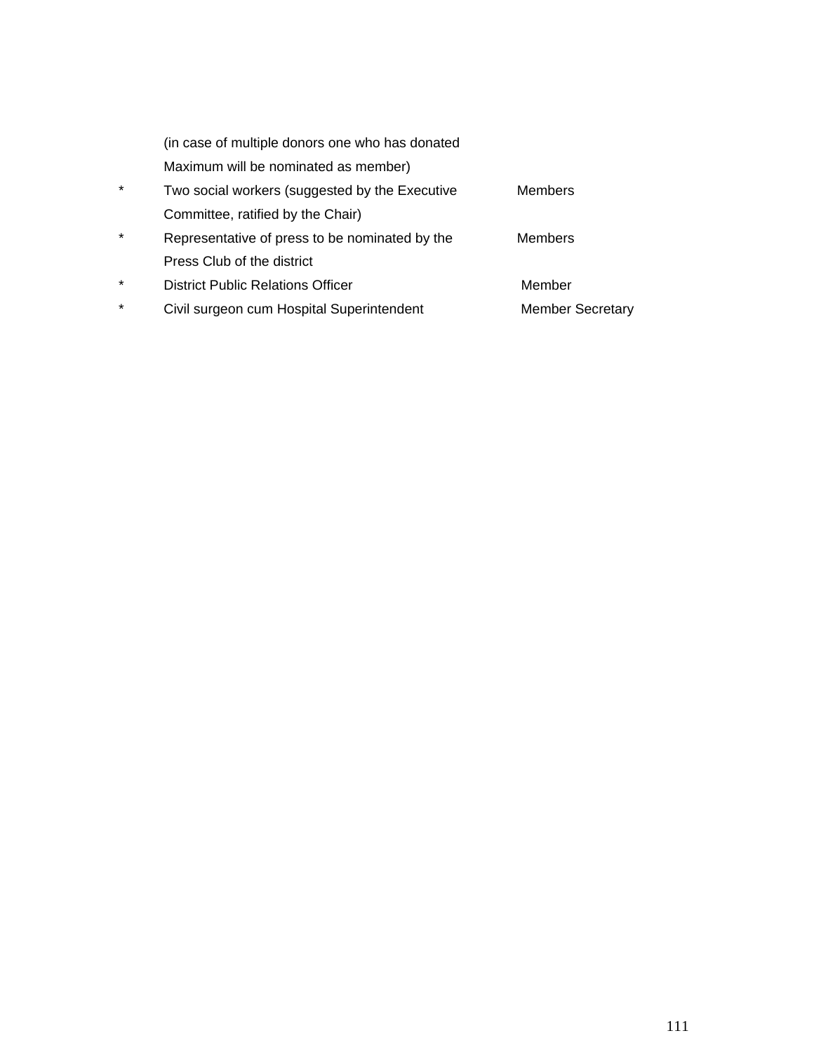| | | |
|---|---|---|
| | (in case of multiple donors one who has donated Maximum will be nominated as member) | |
| * | Two social workers (suggested by the Executive Committee, ratified by the Chair) | Members |
| * | Representative of press to be nominated by the Press Club of the district | Members |
| * | District Public Relations Officer | Member |
| * | Civil surgeon cum Hospital Superintendent | Member Secretary |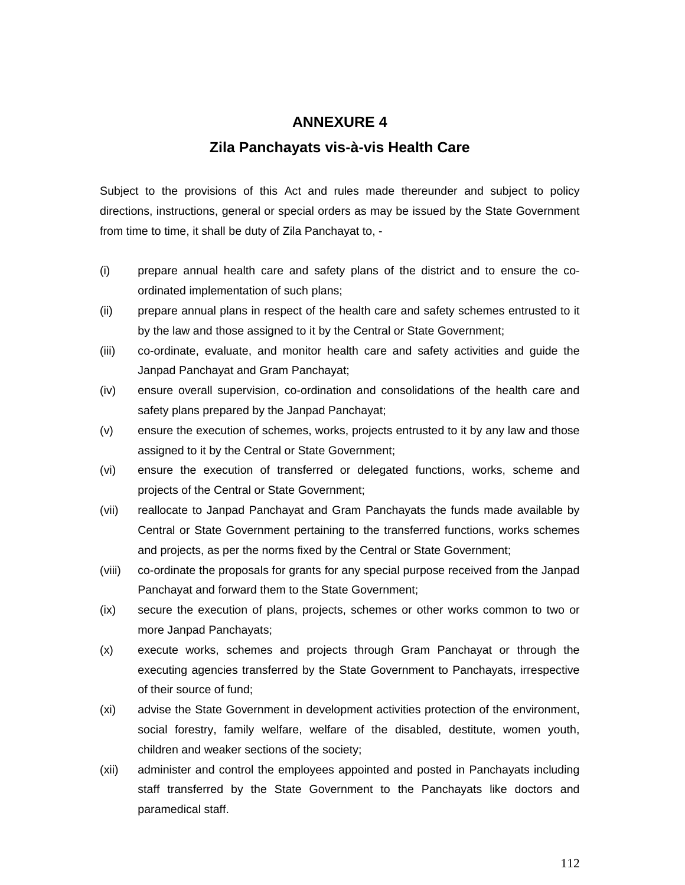# ANNEXURE 4

## Zila Panchayats vis-à-vis Health Care

Subject to the provisions of this Act and rules made thereunder and subject to policy directions, instructions, general or special orders as may be issued by the State Government from time to time, it shall be duty of Zila Panchayat to, -

(i) prepare annual health care and safety plans of the district and to ensure the co-ordinated implementation of such plans;

(ii) prepare annual plans in respect of the health care and safety schemes entrusted to it by the law and those assigned to it by the Central or State Government;

(iii) co-ordinate, evaluate, and monitor health care and safety activities and guide the Janpad Panchayat and Gram Panchayat;

(iv) ensure overall supervision, co-ordination and consolidations of the health care and safety plans prepared by the Janpad Panchayat;

(v) ensure the execution of schemes, works, projects entrusted to it by any law and those assigned to it by the Central or State Government;

(vi) ensure the execution of transferred or delegated functions, works, scheme and projects of the Central or State Government;

(vii) reallocate to Janpad Panchayat and Gram Panchayats the funds made available by Central or State Government pertaining to the transferred functions, works schemes and projects, as per the norms fixed by the Central or State Government;

(viii) co-ordinate the proposals for grants for any special purpose received from the Janpad Panchayat and forward them to the State Government;

(ix) secure the execution of plans, projects, schemes or other works common to two or more Janpad Panchayats;

(x) execute works, schemes and projects through Gram Panchayat or through the executing agencies transferred by the State Government to Panchayats, irrespective of their source of fund;

(xi) advise the State Government in development activities protection of the environment, social forestry, family welfare, welfare of the disabled, destitute, women youth, children and weaker sections of the society;

(xii) administer and control the employees appointed and posted in Panchayats including staff transferred by the State Government to the Panchayats like doctors and paramedical staff.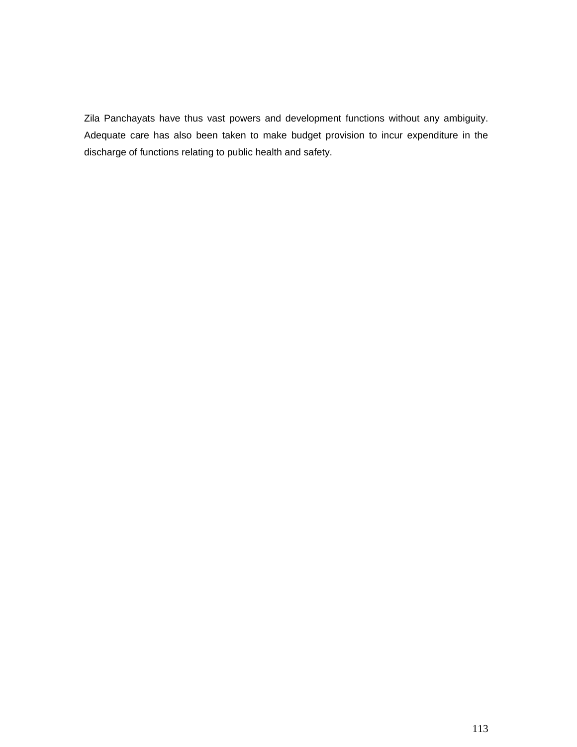Zila Panchayats have thus vast powers and development functions without any ambiguity. Adequate care has also been taken to make budget provision to incur expenditure in the discharge of functions relating to public health and safety.